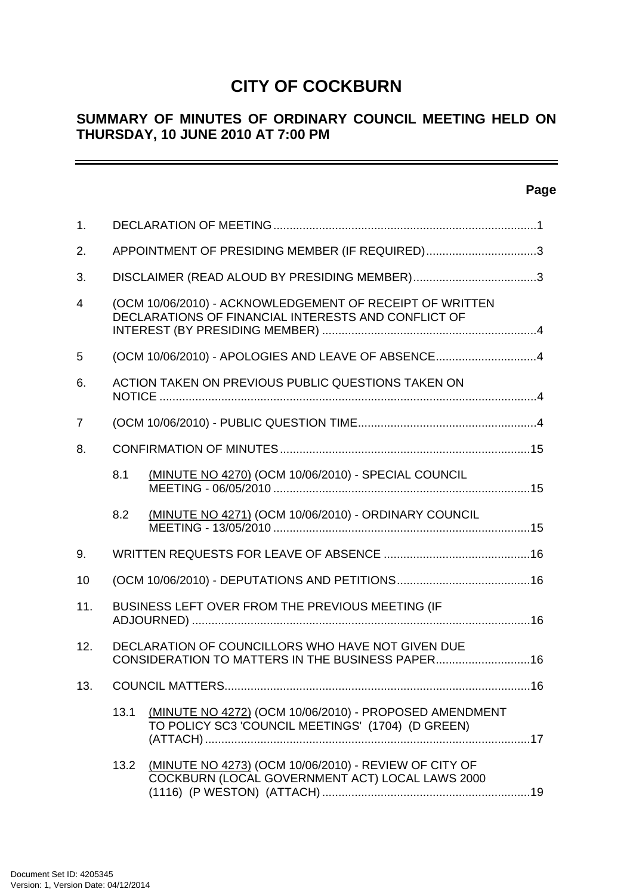# CITY OF COCKBURN

## SUMMARY OF MINUTES OF ORDINARY COUNCIL MEETING HELD ON THURSDAY, 10 JUNE 2010 AT 7:00 PM

---

**Page**

1. DECLARATION OF MEETING ....................................................................................1

2. APPOINTMENT OF PRESIDING MEMBER (IF REQUIRED)..................................3

3. DISCLAIMER (READ ALOUD BY PRESIDING MEMBER)......................................3

4 (OCM 10/06/2010) - ACKNOWLEDGEMENT OF RECEIPT OF WRITTEN DECLARATIONS OF FINANCIAL INTERESTS AND CONFLICT OF INTEREST (BY PRESIDING MEMBER) ..................................................................4

5 (OCM 10/06/2010) - APOLOGIES AND LEAVE OF ABSENCE...............................4

6. ACTION TAKEN ON PREVIOUS PUBLIC QUESTIONS TAKEN ON NOTICE ....................................................................................................................4

7 (OCM 10/06/2010) - PUBLIC QUESTION TIME.......................................................4

8. CONFIRMATION OF MINUTES.............................................................................15

   8.1 (MINUTE NO 4270) (OCM 10/06/2010) - SPECIAL COUNCIL MEETING - 06/05/2010 ...............................................................................15

   8.2 (MINUTE NO 4271) (OCM 10/06/2010) - ORDINARY COUNCIL MEETING - 13/05/2010 ...............................................................................15

9. WRITTEN REQUESTS FOR LEAVE OF ABSENCE .............................................16

10 (OCM 10/06/2010) - DEPUTATIONS AND PETITIONS.........................................16

11. BUSINESS LEFT OVER FROM THE PREVIOUS MEETING (IF ADJOURNED) ........................................................................................................16

12. DECLARATION OF COUNCILLORS WHO HAVE NOT GIVEN DUE CONSIDERATION TO MATTERS IN THE BUSINESS PAPER.............................16

13. COUNCIL MATTERS..............................................................................................16

   13.1 (MINUTE NO 4272) (OCM 10/06/2010) - PROPOSED AMENDMENT TO POLICY SC3 'COUNCIL MEETINGS' (1704) (D GREEN) (ATTACH) ....................................................................................................17

   13.2 (MINUTE NO 4273) (OCM 10/06/2010) - REVIEW OF CITY OF COCKBURN (LOCAL GOVERNMENT ACT) LOCAL LAWS 2000 (1116) (P WESTON) (ATTACH) ................................................................19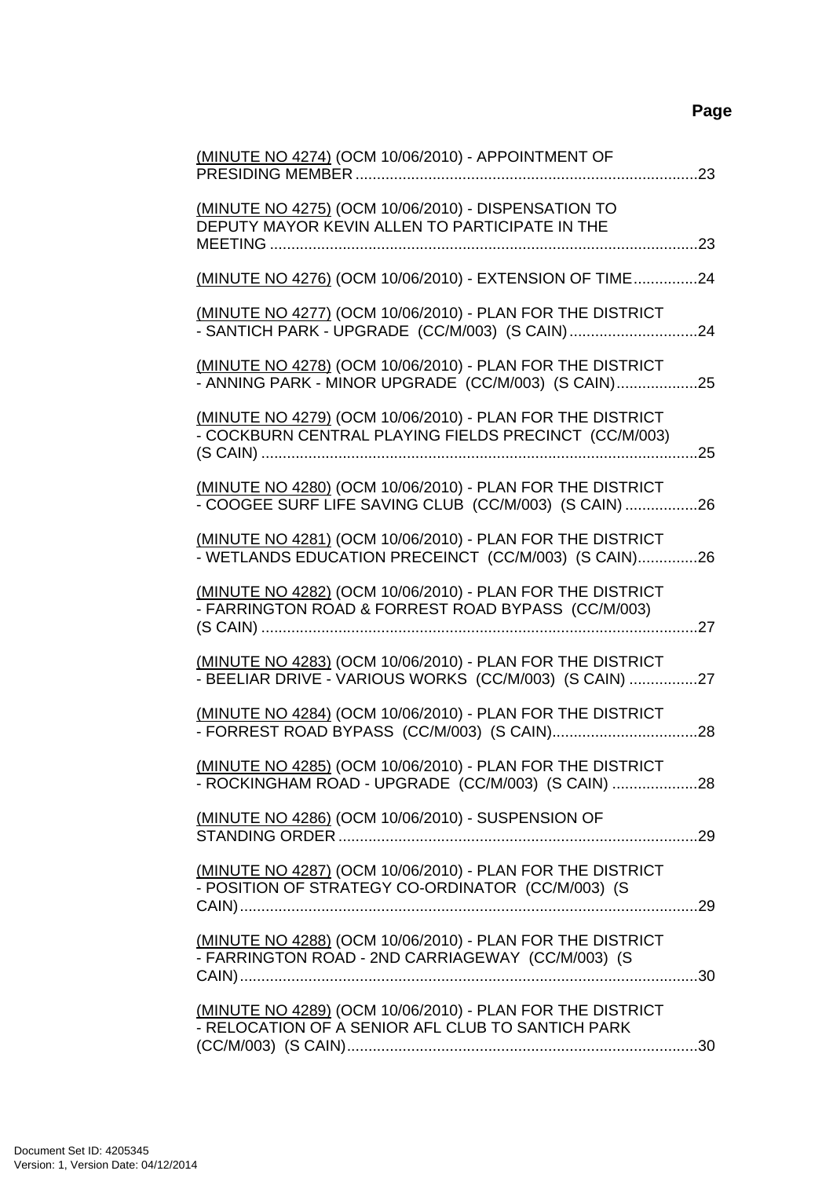**Page**

(MINUTE NO 4274) (OCM 10/06/2010) - APPOINTMENT OF PRESIDING MEMBER ....................................................................................23

(MINUTE NO 4275) (OCM 10/06/2010) - DISPENSATION TO DEPUTY MAYOR KEVIN ALLEN TO PARTICIPATE IN THE MEETING ....................................................................................................23

(MINUTE NO 4276) (OCM 10/06/2010) - EXTENSION OF TIME...............24

(MINUTE NO 4277) (OCM 10/06/2010) - PLAN FOR THE DISTRICT - SANTICH PARK - UPGRADE (CC/M/003) (S CAIN) ..............................24

(MINUTE NO 4278) (OCM 10/06/2010) - PLAN FOR THE DISTRICT - ANNING PARK - MINOR UPGRADE (CC/M/003) (S CAIN)...................25

(MINUTE NO 4279) (OCM 10/06/2010) - PLAN FOR THE DISTRICT - COCKBURN CENTRAL PLAYING FIELDS PRECINCT (CC/M/003) (S CAIN) .....................................................................................................25

(MINUTE NO 4280) (OCM 10/06/2010) - PLAN FOR THE DISTRICT - COOGEE SURF LIFE SAVING CLUB (CC/M/003) (S CAIN) .................26

(MINUTE NO 4281) (OCM 10/06/2010) - PLAN FOR THE DISTRICT - WETLANDS EDUCATION PRECEINCT (CC/M/003) (S CAIN)..............26

(MINUTE NO 4282) (OCM 10/06/2010) - PLAN FOR THE DISTRICT - FARRINGTON ROAD & FORREST ROAD BYPASS (CC/M/003) (S CAIN) .....................................................................................................27

(MINUTE NO 4283) (OCM 10/06/2010) - PLAN FOR THE DISTRICT - BEELIAR DRIVE - VARIOUS WORKS (CC/M/003) (S CAIN) ................27

(MINUTE NO 4284) (OCM 10/06/2010) - PLAN FOR THE DISTRICT - FORREST ROAD BYPASS (CC/M/003) (S CAIN)..................................28

(MINUTE NO 4285) (OCM 10/06/2010) - PLAN FOR THE DISTRICT - ROCKINGHAM ROAD - UPGRADE (CC/M/003) (S CAIN) ....................28

(MINUTE NO 4286) (OCM 10/06/2010) - SUSPENSION OF STANDING ORDER ....................................................................................29

(MINUTE NO 4287) (OCM 10/06/2010) - PLAN FOR THE DISTRICT - POSITION OF STRATEGY CO-ORDINATOR (CC/M/003) (S CAIN)..........................................................................................................29

(MINUTE NO 4288) (OCM 10/06/2010) - PLAN FOR THE DISTRICT - FARRINGTON ROAD - 2ND CARRIAGEWAY (CC/M/003) (S CAIN)..........................................................................................................30

(MINUTE NO 4289) (OCM 10/06/2010) - PLAN FOR THE DISTRICT - RELOCATION OF A SENIOR AFL CLUB TO SANTICH PARK (CC/M/003) (S CAIN)..................................................................................30

Document Set ID: 4205345
Version: 1, Version Date: 04/12/2014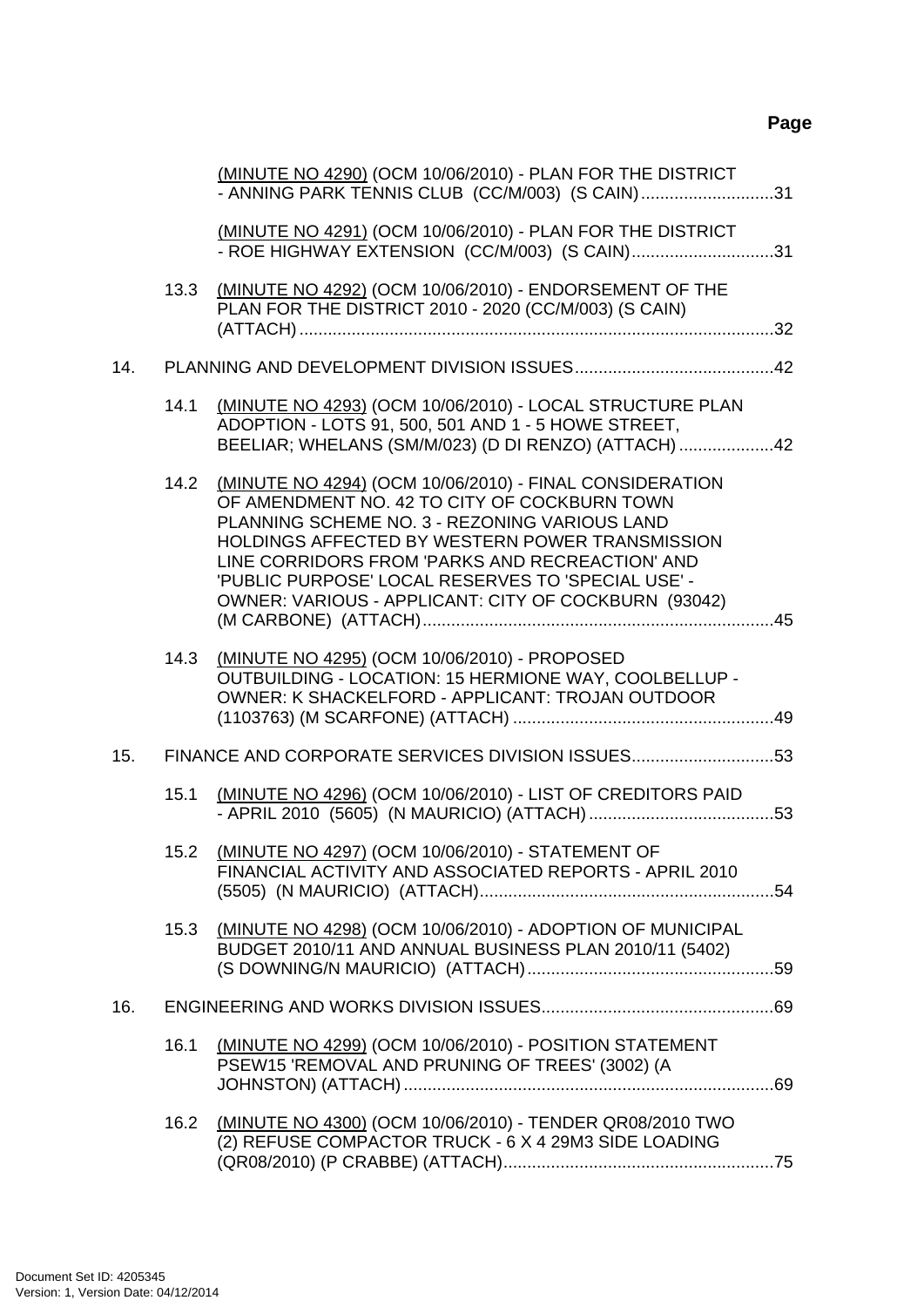**Page**

(MINUTE NO 4290) (OCM 10/06/2010) - PLAN FOR THE DISTRICT - ANNING PARK TENNIS CLUB (CC/M/003) (S CAIN)............................31

(MINUTE NO 4291) (OCM 10/06/2010) - PLAN FOR THE DISTRICT - ROE HIGHWAY EXTENSION (CC/M/003) (S CAIN)..............................31

13.3 (MINUTE NO 4292) (OCM 10/06/2010) - ENDORSEMENT OF THE PLAN FOR THE DISTRICT 2010 - 2020 (CC/M/003) (S CAIN) (ATTACH)....................................................................................................32

14. PLANNING AND DEVELOPMENT DIVISION ISSUES..........................................42

14.1 (MINUTE NO 4293) (OCM 10/06/2010) - LOCAL STRUCTURE PLAN ADOPTION - LOTS 91, 500, 501 AND 1 - 5 HOWE STREET, BEELIAR; WHELANS (SM/M/023) (D DI RENZO) (ATTACH)....................42

14.2 (MINUTE NO 4294) (OCM 10/06/2010) - FINAL CONSIDERATION OF AMENDMENT NO. 42 TO CITY OF COCKBURN TOWN PLANNING SCHEME NO. 3 - REZONING VARIOUS LAND HOLDINGS AFFECTED BY WESTERN POWER TRANSMISSION LINE CORRIDORS FROM 'PARKS AND RECREACTION' AND 'PUBLIC PURPOSE' LOCAL RESERVES TO 'SPECIAL USE' - OWNER: VARIOUS - APPLICANT: CITY OF COCKBURN (93042) (M CARBONE) (ATTACH)..........................................................................45

14.3 (MINUTE NO 4295) (OCM 10/06/2010) - PROPOSED OUTBUILDING - LOCATION: 15 HERMIONE WAY, COOLBELLUP - OWNER: K SHACKELFORD - APPLICANT: TROJAN OUTDOOR (1103763) (M SCARFONE) (ATTACH).......................................................49

15. FINANCE AND CORPORATE SERVICES DIVISION ISSUES..............................53

15.1 (MINUTE NO 4296) (OCM 10/06/2010) - LIST OF CREDITORS PAID - APRIL 2010 (5605) (N MAURICIO) (ATTACH).......................................53

15.2 (MINUTE NO 4297) (OCM 10/06/2010) - STATEMENT OF FINANCIAL ACTIVITY AND ASSOCIATED REPORTS - APRIL 2010 (5505) (N MAURICIO) (ATTACH)..............................................................54

15.3 (MINUTE NO 4298) (OCM 10/06/2010) - ADOPTION OF MUNICIPAL BUDGET 2010/11 AND ANNUAL BUSINESS PLAN 2010/11 (5402) (S DOWNING/N MAURICIO) (ATTACH)....................................................59

16. ENGINEERING AND WORKS DIVISION ISSUES.................................................69

16.1 (MINUTE NO 4299) (OCM 10/06/2010) - POSITION STATEMENT PSEW15 'REMOVAL AND PRUNING OF TREES' (3002) (A JOHNSTON) (ATTACH)..............................................................................69

16.2 (MINUTE NO 4300) (OCM 10/06/2010) - TENDER QR08/2010 TWO (2) REFUSE COMPACTOR TRUCK - 6 X 4 29M3 SIDE LOADING (QR08/2010) (P CRABBE) (ATTACH).........................................................75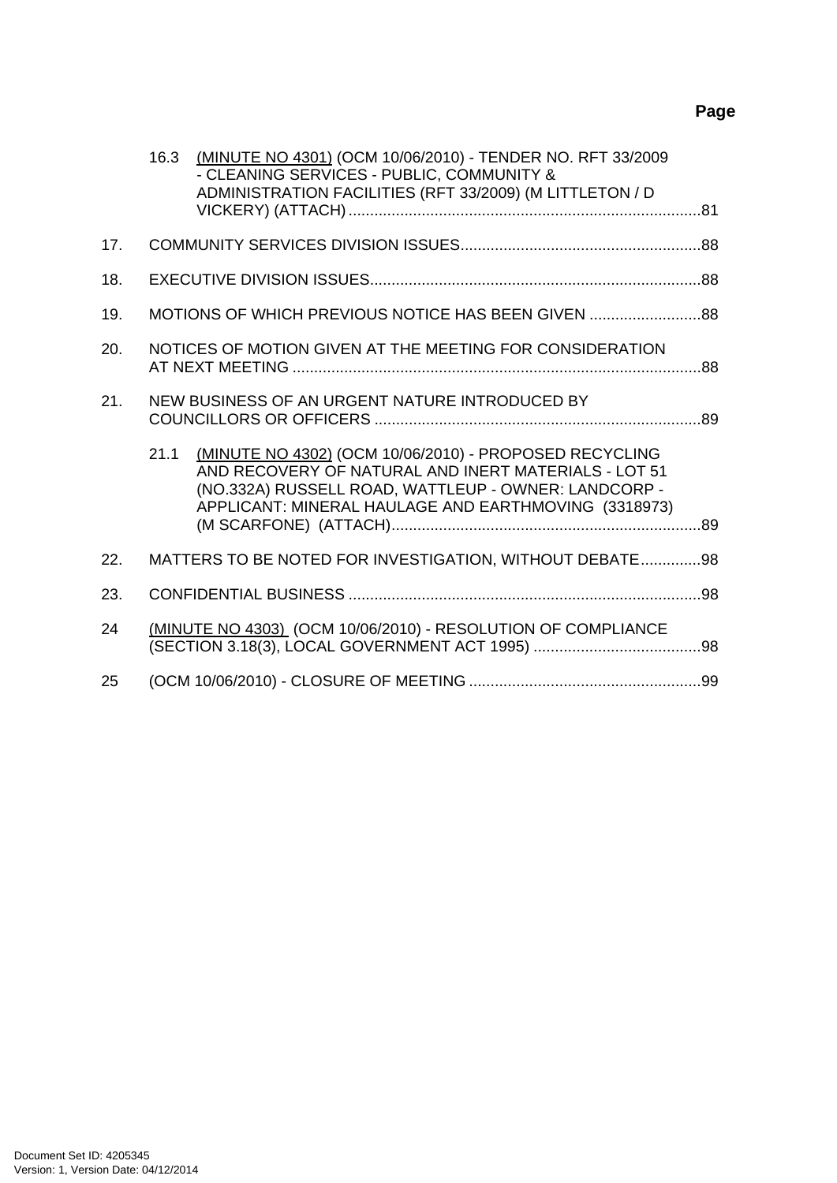**Page**

16.3 (MINUTE NO 4301) (OCM 10/06/2010) - TENDER NO. RFT 33/2009 - CLEANING SERVICES - PUBLIC, COMMUNITY & ADMINISTRATION FACILITIES (RFT 33/2009) (M LITTLETON / D VICKERY) (ATTACH) ..................................................................................81

17. COMMUNITY SERVICES DIVISION ISSUES........................................................88

18. EXECUTIVE DIVISION ISSUES.............................................................................88

19. MOTIONS OF WHICH PREVIOUS NOTICE HAS BEEN GIVEN ..........................88

20. NOTICES OF MOTION GIVEN AT THE MEETING FOR CONSIDERATION AT NEXT MEETING ...............................................................................................88

21. NEW BUSINESS OF AN URGENT NATURE INTRODUCED BY COUNCILLORS OR OFFICERS ............................................................................89

21.1 (MINUTE NO 4302) (OCM 10/06/2010) - PROPOSED RECYCLING AND RECOVERY OF NATURAL AND INERT MATERIALS - LOT 51 (NO.332A) RUSSELL ROAD, WATTLEUP - OWNER: LANDCORP - APPLICANT: MINERAL HAULAGE AND EARTHMOVING (3318973) (M SCARFONE) (ATTACH).........................................................................89

22. MATTERS TO BE NOTED FOR INVESTIGATION, WITHOUT DEBATE..............98

23. CONFIDENTIAL BUSINESS ..................................................................................98

24 (MINUTE NO 4303) (OCM 10/06/2010) - RESOLUTION OF COMPLIANCE (SECTION 3.18(3), LOCAL GOVERNMENT ACT 1995) .......................................98

25 (OCM 10/06/2010) - CLOSURE OF MEETING ......................................................99

Document Set ID: 4205345
Version: 1, Version Date: 04/12/2014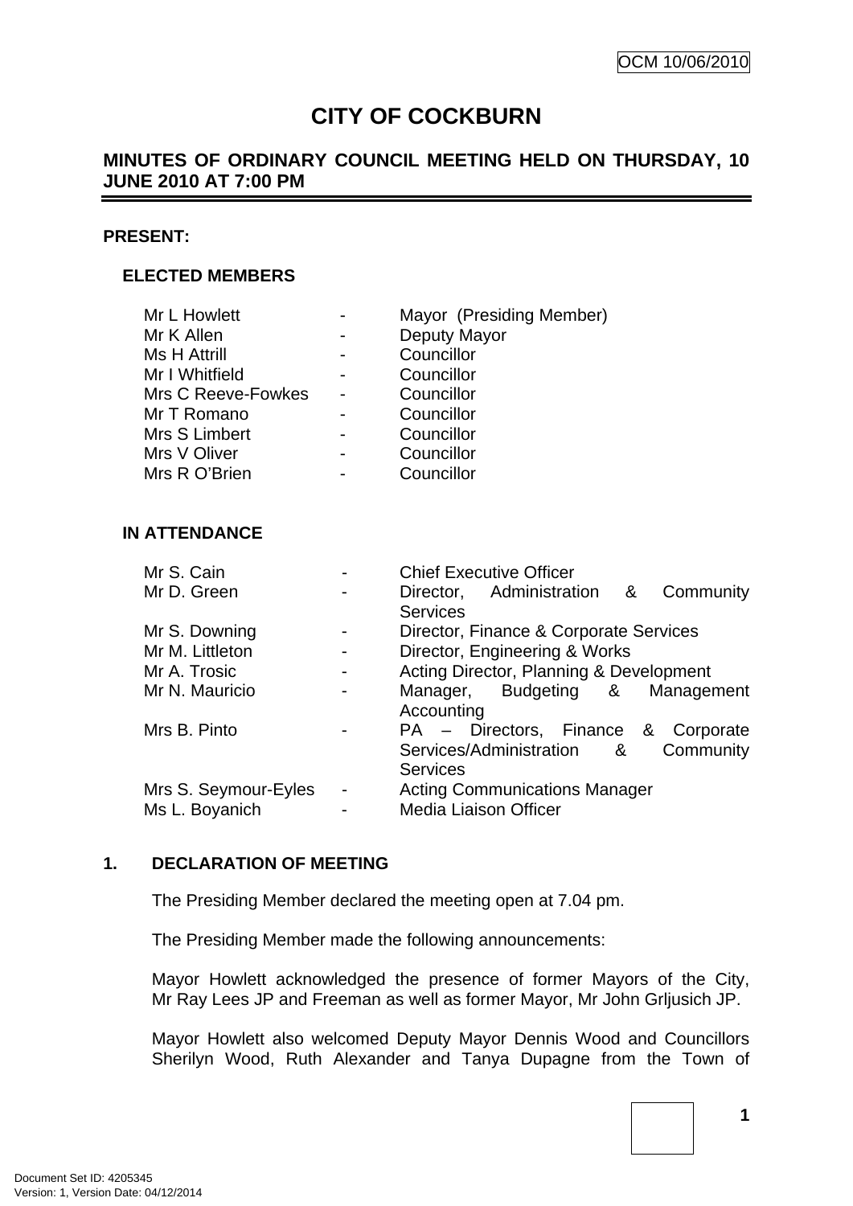OCM 10/06/2010

# CITY OF COCKBURN

## MINUTES OF ORDINARY COUNCIL MEETING HELD ON THURSDAY, 10 JUNE 2010 AT 7:00 PM

**PRESENT:**

### ELECTED MEMBERS

| | | |
|---|---|---|
| Mr L Howlett | - | Mayor (Presiding Member) |
| Mr K Allen | - | Deputy Mayor |
| Ms H Attrill | - | Councillor |
| Mr I Whitfield | - | Councillor |
| Mrs C Reeve-Fowkes | - | Councillor |
| Mr T Romano | - | Councillor |
| Mrs S Limbert | - | Councillor |
| Mrs V Oliver | - | Councillor |
| Mrs R O'Brien | - | Councillor |

### IN ATTENDANCE

| | | |
|---|---|---|
| Mr S. Cain | - | Chief Executive Officer |
| Mr D. Green | - | Director, Administration & Community Services |
| Mr S. Downing | - | Director, Finance & Corporate Services |
| Mr M. Littleton | - | Director, Engineering & Works |
| Mr A. Trosic | - | Acting Director, Planning & Development |
| Mr N. Mauricio | - | Manager, Budgeting & Management Accounting |
| Mrs B. Pinto | - | PA – Directors, Finance & Corporate Services/Administration & Community Services |
| Mrs S. Seymour-Eyles | - | Acting Communications Manager |
| Ms L. Boyanich | - | Media Liaison Officer |

## 1. DECLARATION OF MEETING

The Presiding Member declared the meeting open at 7.04 pm.

The Presiding Member made the following announcements:

Mayor Howlett acknowledged the presence of former Mayors of the City, Mr Ray Lees JP and Freeman as well as former Mayor, Mr John Grljusich JP.

Mayor Howlett also welcomed Deputy Mayor Dennis Wood and Councillors Sherilyn Wood, Ruth Alexander and Tanya Dupagne from the Town of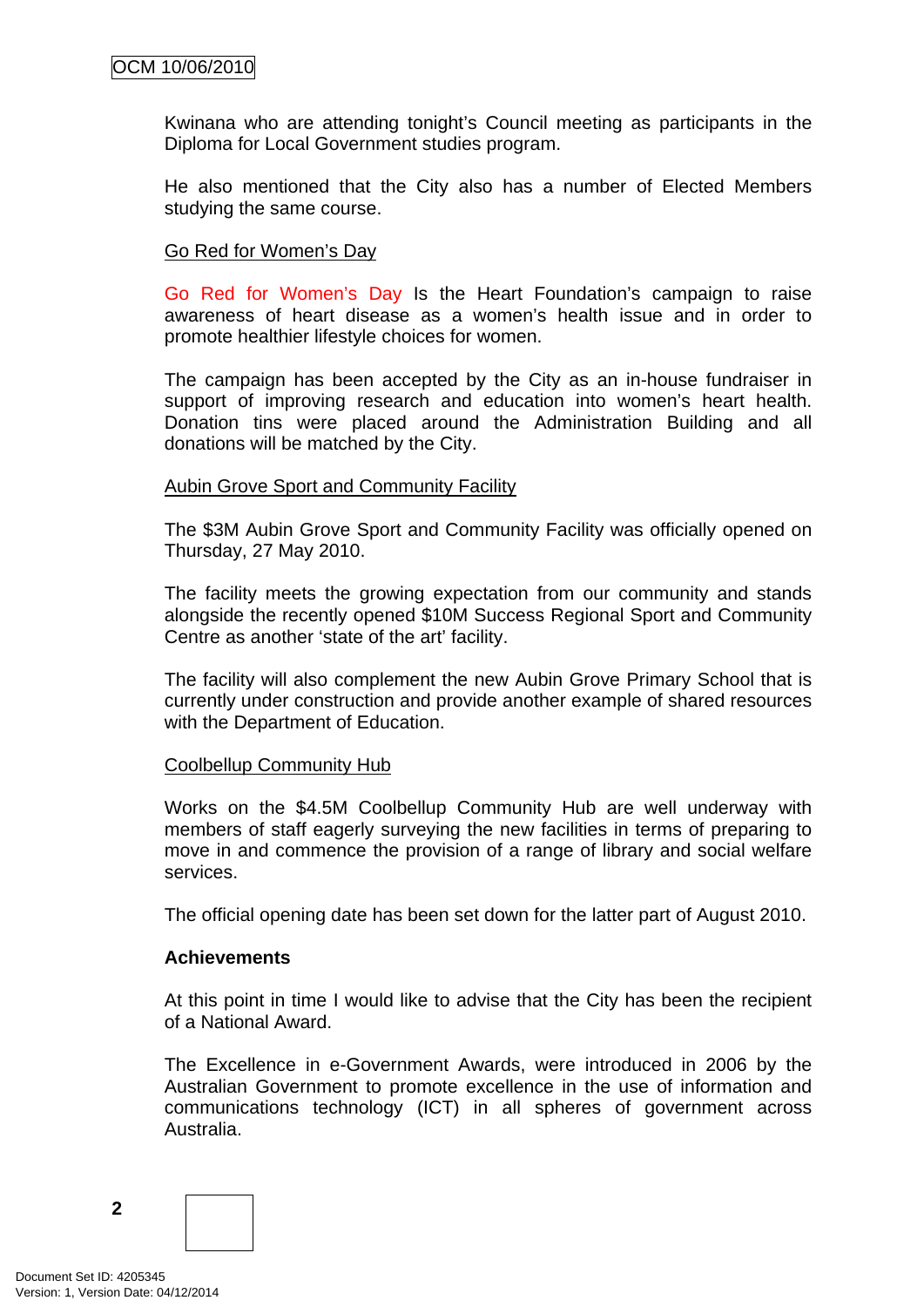Kwinana who are attending tonight's Council meeting as participants in the Diploma for Local Government studies program.

He also mentioned that the City also has a number of Elected Members studying the same course.

Go Red for Women's Day

Go Red for Women's Day Is the Heart Foundation's campaign to raise awareness of heart disease as a women's health issue and in order to promote healthier lifestyle choices for women.

The campaign has been accepted by the City as an in-house fundraiser in support of improving research and education into women's heart health. Donation tins were placed around the Administration Building and all donations will be matched by the City.

Aubin Grove Sport and Community Facility

The $3M Aubin Grove Sport and Community Facility was officially opened on Thursday, 27 May 2010.

The facility meets the growing expectation from our community and stands alongside the recently opened $10M Success Regional Sport and Community Centre as another 'state of the art' facility.

The facility will also complement the new Aubin Grove Primary School that is currently under construction and provide another example of shared resources with the Department of Education.

Coolbellup Community Hub

Works on the $4.5M Coolbellup Community Hub are well underway with members of staff eagerly surveying the new facilities in terms of preparing to move in and commence the provision of a range of library and social welfare services.

The official opening date has been set down for the latter part of August 2010.

**Achievements**

At this point in time I would like to advise that the City has been the recipient of a National Award.

The Excellence in e-Government Awards, were introduced in 2006 by the Australian Government to promote excellence in the use of information and communications technology (ICT) in all spheres of government across Australia.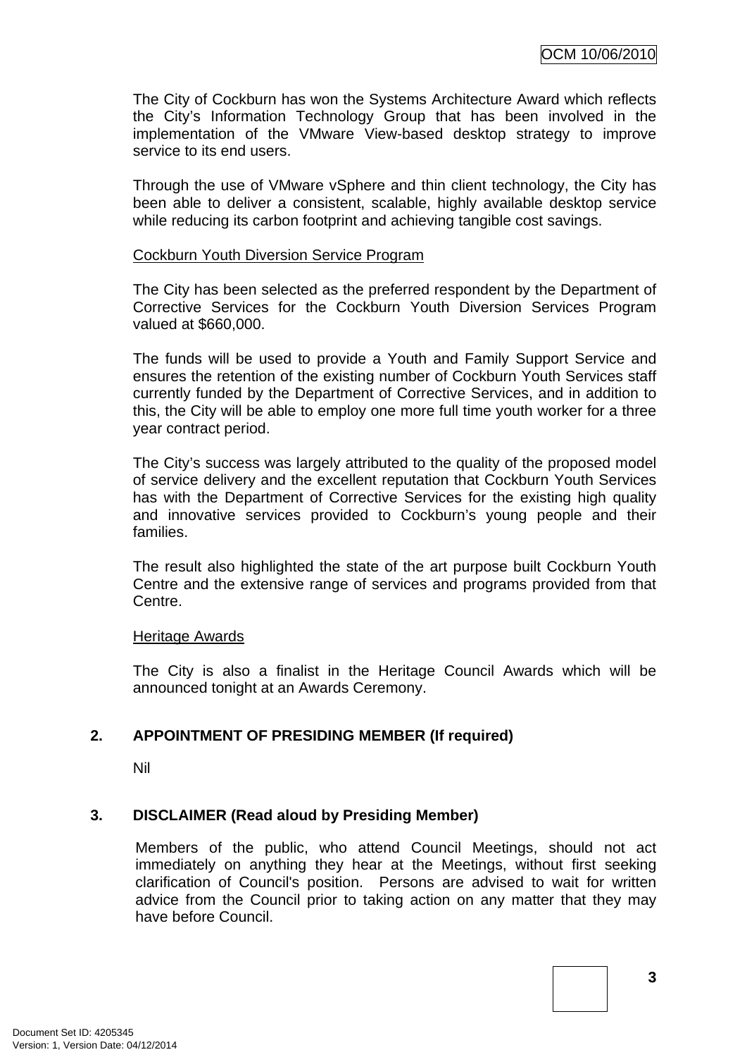The City of Cockburn has won the Systems Architecture Award which reflects the City's Information Technology Group that has been involved in the implementation of the VMware View-based desktop strategy to improve service to its end users.

Through the use of VMware vSphere and thin client technology, the City has been able to deliver a consistent, scalable, highly available desktop service while reducing its carbon footprint and achieving tangible cost savings.

Cockburn Youth Diversion Service Program

The City has been selected as the preferred respondent by the Department of Corrective Services for the Cockburn Youth Diversion Services Program valued at $660,000.

The funds will be used to provide a Youth and Family Support Service and ensures the retention of the existing number of Cockburn Youth Services staff currently funded by the Department of Corrective Services, and in addition to this, the City will be able to employ one more full time youth worker for a three year contract period.

The City's success was largely attributed to the quality of the proposed model of service delivery and the excellent reputation that Cockburn Youth Services has with the Department of Corrective Services for the existing high quality and innovative services provided to Cockburn's young people and their families.

The result also highlighted the state of the art purpose built Cockburn Youth Centre and the extensive range of services and programs provided from that Centre.

Heritage Awards

The City is also a finalist in the Heritage Council Awards which will be announced tonight at an Awards Ceremony.

## 2. APPOINTMENT OF PRESIDING MEMBER (If required)

Nil

## 3. DISCLAIMER (Read aloud by Presiding Member)

Members of the public, who attend Council Meetings, should not act immediately on anything they hear at the Meetings, without first seeking clarification of Council's position. Persons are advised to wait for written advice from the Council prior to taking action on any matter that they may have before Council.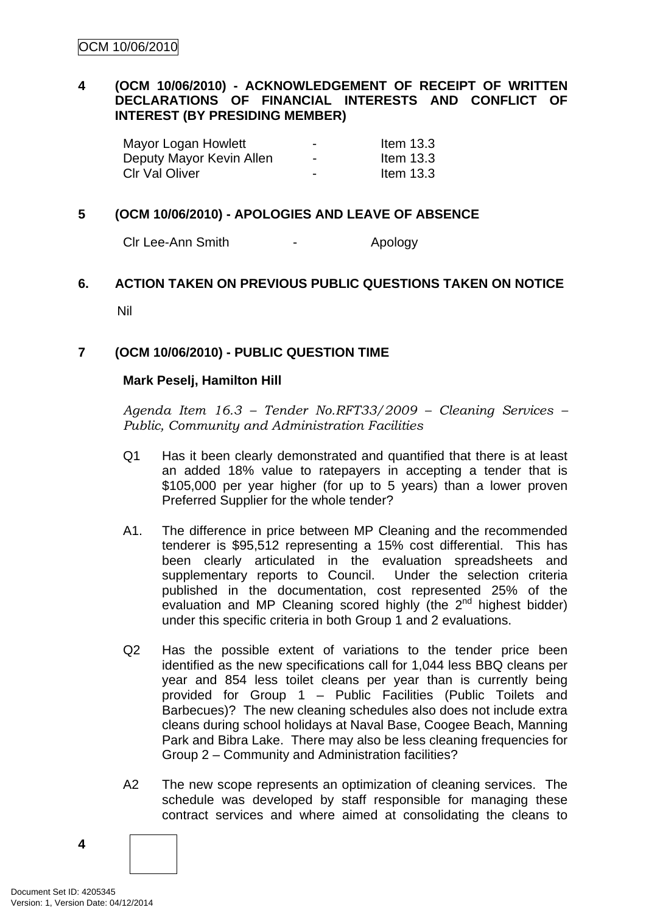## 4 (OCM 10/06/2010) - ACKNOWLEDGEMENT OF RECEIPT OF WRITTEN DECLARATIONS OF FINANCIAL INTERESTS AND CONFLICT OF INTEREST (BY PRESIDING MEMBER)

| | | |
|---|---|---|
| Mayor Logan Howlett | - | Item 13.3 |
| Deputy Mayor Kevin Allen | - | Item 13.3 |
| Clr Val Oliver | - | Item 13.3 |

## 5 (OCM 10/06/2010) - APOLOGIES AND LEAVE OF ABSENCE

| | | |
|---|---|---|
| Clr Lee-Ann Smith | - | Apology |

## 6. ACTION TAKEN ON PREVIOUS PUBLIC QUESTIONS TAKEN ON NOTICE

Nil

## 7 (OCM 10/06/2010) - PUBLIC QUESTION TIME

**Mark Peselj, Hamilton Hill**

*Agenda Item 16.3 – Tender No.RFT33/2009 – Cleaning Services – Public, Community and Administration Facilities*

Q1 Has it been clearly demonstrated and quantified that there is at least an added 18% value to ratepayers in accepting a tender that is $105,000 per year higher (for up to 5 years) than a lower proven Preferred Supplier for the whole tender?

A1. The difference in price between MP Cleaning and the recommended tenderer is $95,512 representing a 15% cost differential. This has been clearly articulated in the evaluation spreadsheets and supplementary reports to Council. Under the selection criteria published in the documentation, cost represented 25% of the evaluation and MP Cleaning scored highly (the 2nd highest bidder) under this specific criteria in both Group 1 and 2 evaluations.

Q2 Has the possible extent of variations to the tender price been identified as the new specifications call for 1,044 less BBQ cleans per year and 854 less toilet cleans per year than is currently being provided for Group 1 – Public Facilities (Public Toilets and Barbecues)? The new cleaning schedules also does not include extra cleans during school holidays at Naval Base, Coogee Beach, Manning Park and Bibra Lake. There may also be less cleaning frequencies for Group 2 – Community and Administration facilities?

A2 The new scope represents an optimization of cleaning services. The schedule was developed by staff responsible for managing these contract services and where aimed at consolidating the cleans to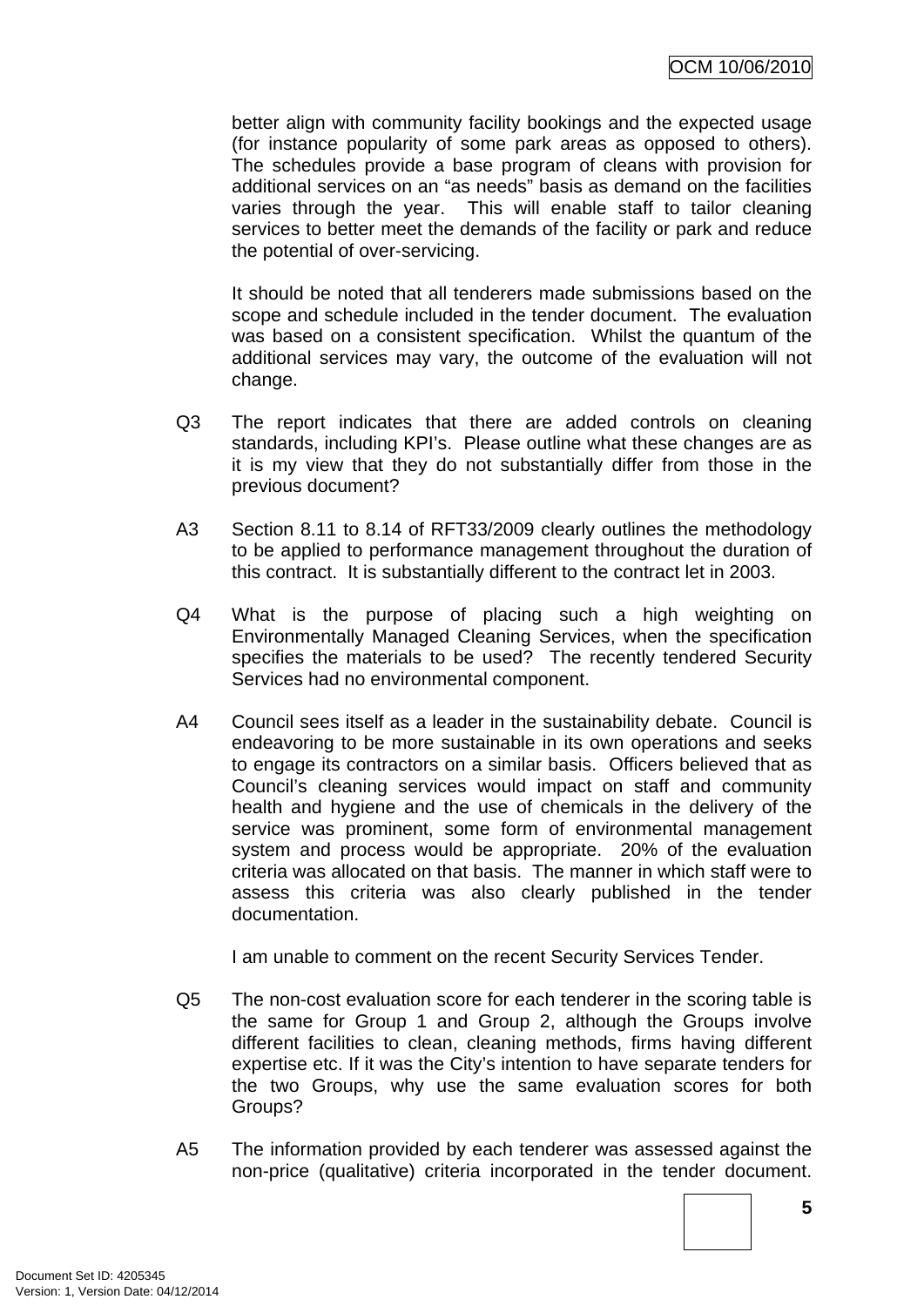better align with community facility bookings and the expected usage (for instance popularity of some park areas as opposed to others). The schedules provide a base program of cleans with provision for additional services on an "as needs" basis as demand on the facilities varies through the year. This will enable staff to tailor cleaning services to better meet the demands of the facility or park and reduce the potential of over-servicing.

It should be noted that all tenderers made submissions based on the scope and schedule included in the tender document. The evaluation was based on a consistent specification. Whilst the quantum of the additional services may vary, the outcome of the evaluation will not change.

Q3 The report indicates that there are added controls on cleaning standards, including KPI's. Please outline what these changes are as it is my view that they do not substantially differ from those in the previous document?

A3 Section 8.11 to 8.14 of RFT33/2009 clearly outlines the methodology to be applied to performance management throughout the duration of this contract. It is substantially different to the contract let in 2003.

Q4 What is the purpose of placing such a high weighting on Environmentally Managed Cleaning Services, when the specification specifies the materials to be used? The recently tendered Security Services had no environmental component.

A4 Council sees itself as a leader in the sustainability debate. Council is endeavoring to be more sustainable in its own operations and seeks to engage its contractors on a similar basis. Officers believed that as Council's cleaning services would impact on staff and community health and hygiene and the use of chemicals in the delivery of the service was prominent, some form of environmental management system and process would be appropriate. 20% of the evaluation criteria was allocated on that basis. The manner in which staff were to assess this criteria was also clearly published in the tender documentation.

I am unable to comment on the recent Security Services Tender.

Q5 The non-cost evaluation score for each tenderer in the scoring table is the same for Group 1 and Group 2, although the Groups involve different facilities to clean, cleaning methods, firms having different expertise etc. If it was the City's intention to have separate tenders for the two Groups, why use the same evaluation scores for both Groups?

A5 The information provided by each tenderer was assessed against the non-price (qualitative) criteria incorporated in the tender document.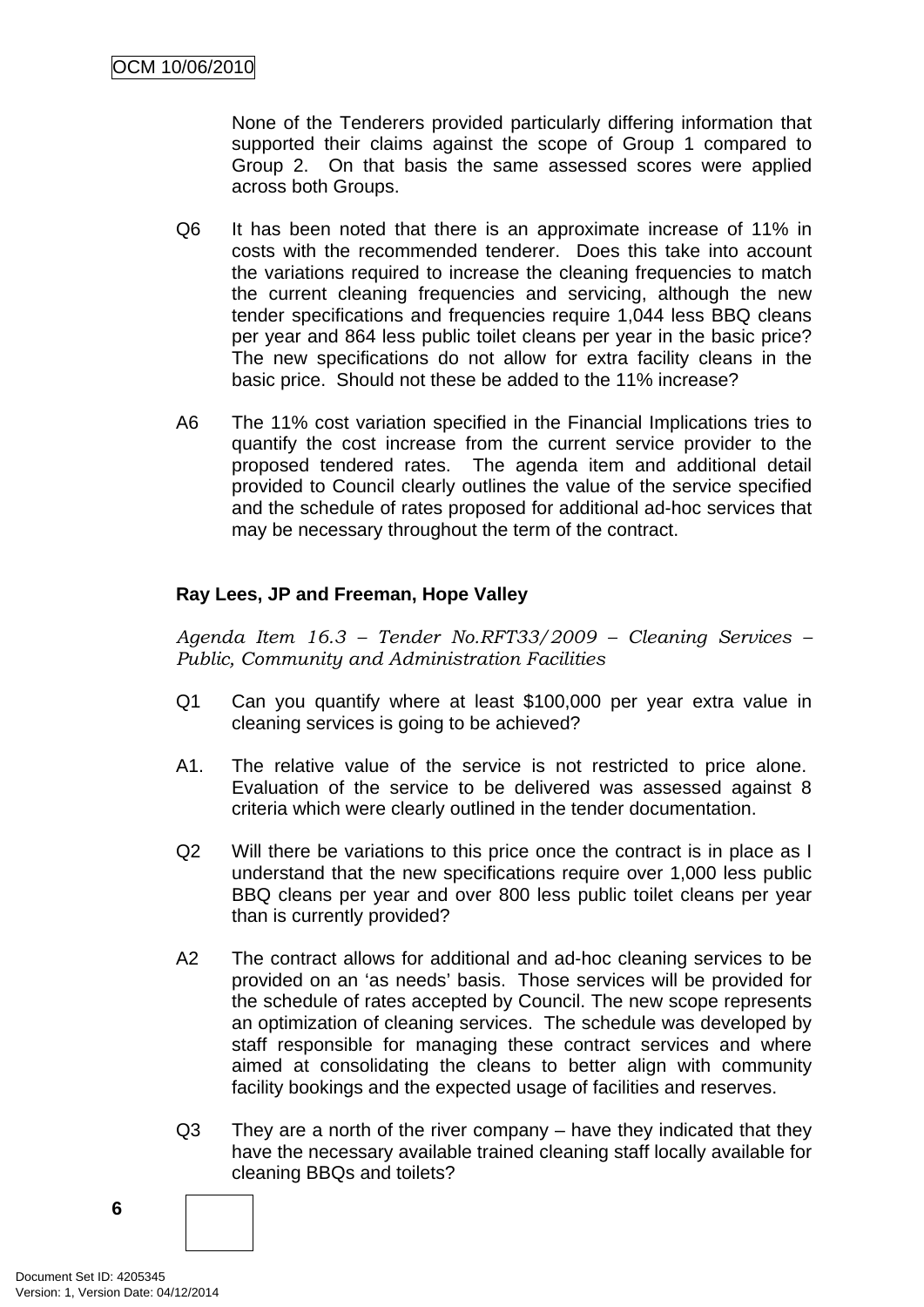None of the Tenderers provided particularly differing information that supported their claims against the scope of Group 1 compared to Group 2. On that basis the same assessed scores were applied across both Groups.

Q6 It has been noted that there is an approximate increase of 11% in costs with the recommended tenderer. Does this take into account the variations required to increase the cleaning frequencies to match the current cleaning frequencies and servicing, although the new tender specifications and frequencies require 1,044 less BBQ cleans per year and 864 less public toilet cleans per year in the basic price? The new specifications do not allow for extra facility cleans in the basic price. Should not these be added to the 11% increase?

A6 The 11% cost variation specified in the Financial Implications tries to quantify the cost increase from the current service provider to the proposed tendered rates. The agenda item and additional detail provided to Council clearly outlines the value of the service specified and the schedule of rates proposed for additional ad-hoc services that may be necessary throughout the term of the contract.

**Ray Lees, JP and Freeman, Hope Valley**

*Agenda Item 16.3 – Tender No.RFT33/2009 – Cleaning Services – Public, Community and Administration Facilities*

Q1 Can you quantify where at least $100,000 per year extra value in cleaning services is going to be achieved?

A1. The relative value of the service is not restricted to price alone. Evaluation of the service to be delivered was assessed against 8 criteria which were clearly outlined in the tender documentation.

Q2 Will there be variations to this price once the contract is in place as I understand that the new specifications require over 1,000 less public BBQ cleans per year and over 800 less public toilet cleans per year than is currently provided?

A2 The contract allows for additional and ad-hoc cleaning services to be provided on an 'as needs' basis. Those services will be provided for the schedule of rates accepted by Council. The new scope represents an optimization of cleaning services. The schedule was developed by staff responsible for managing these contract services and where aimed at consolidating the cleans to better align with community facility bookings and the expected usage of facilities and reserves.

Q3 They are a north of the river company – have they indicated that they have the necessary available trained cleaning staff locally available for cleaning BBQs and toilets?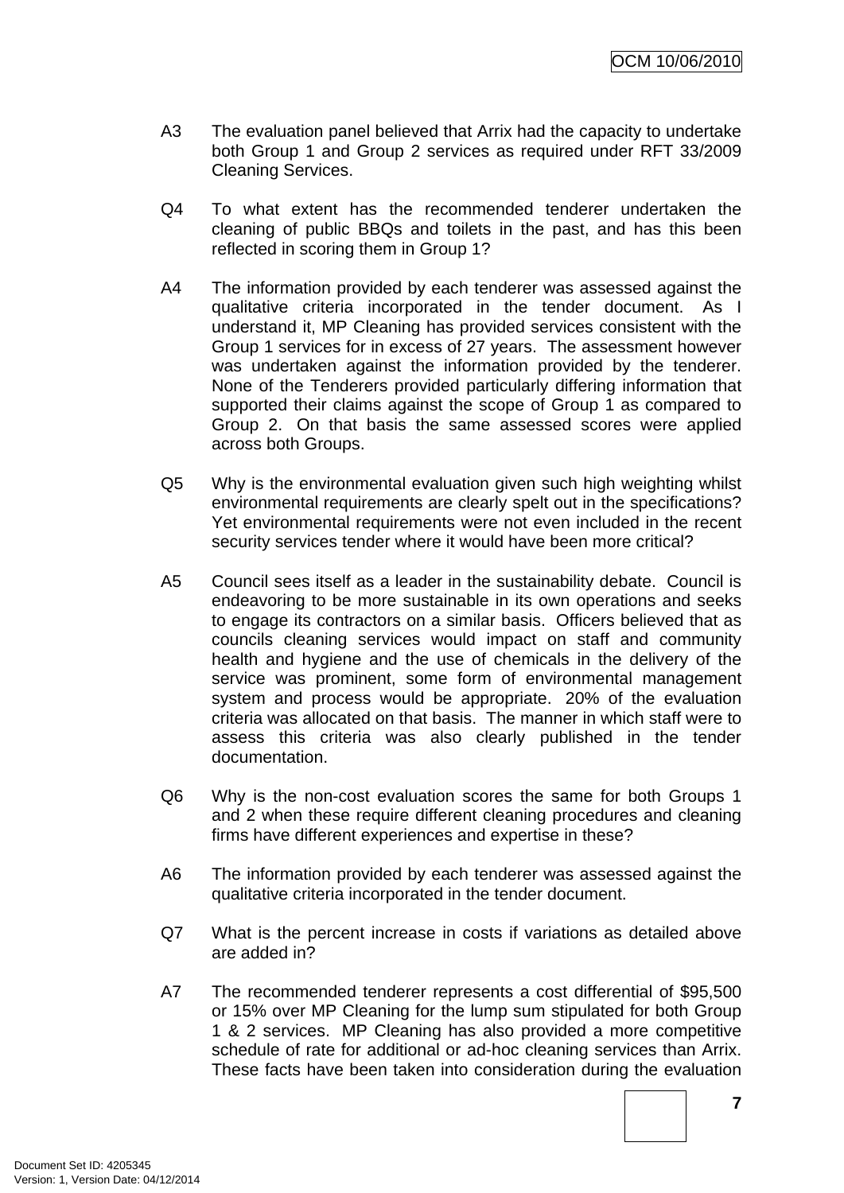A3 The evaluation panel believed that Arrix had the capacity to undertake both Group 1 and Group 2 services as required under RFT 33/2009 Cleaning Services.

Q4 To what extent has the recommended tenderer undertaken the cleaning of public BBQs and toilets in the past, and has this been reflected in scoring them in Group 1?

A4 The information provided by each tenderer was assessed against the qualitative criteria incorporated in the tender document. As I understand it, MP Cleaning has provided services consistent with the Group 1 services for in excess of 27 years. The assessment however was undertaken against the information provided by the tenderer. None of the Tenderers provided particularly differing information that supported their claims against the scope of Group 1 as compared to Group 2. On that basis the same assessed scores were applied across both Groups.

Q5 Why is the environmental evaluation given such high weighting whilst environmental requirements are clearly spelt out in the specifications? Yet environmental requirements were not even included in the recent security services tender where it would have been more critical?

A5 Council sees itself as a leader in the sustainability debate. Council is endeavoring to be more sustainable in its own operations and seeks to engage its contractors on a similar basis. Officers believed that as councils cleaning services would impact on staff and community health and hygiene and the use of chemicals in the delivery of the service was prominent, some form of environmental management system and process would be appropriate. 20% of the evaluation criteria was allocated on that basis. The manner in which staff were to assess this criteria was also clearly published in the tender documentation.

Q6 Why is the non-cost evaluation scores the same for both Groups 1 and 2 when these require different cleaning procedures and cleaning firms have different experiences and expertise in these?

A6 The information provided by each tenderer was assessed against the qualitative criteria incorporated in the tender document.

Q7 What is the percent increase in costs if variations as detailed above are added in?

A7 The recommended tenderer represents a cost differential of $95,500 or 15% over MP Cleaning for the lump sum stipulated for both Group 1 & 2 services. MP Cleaning has also provided a more competitive schedule of rate for additional or ad-hoc cleaning services than Arrix. These facts have been taken into consideration during the evaluation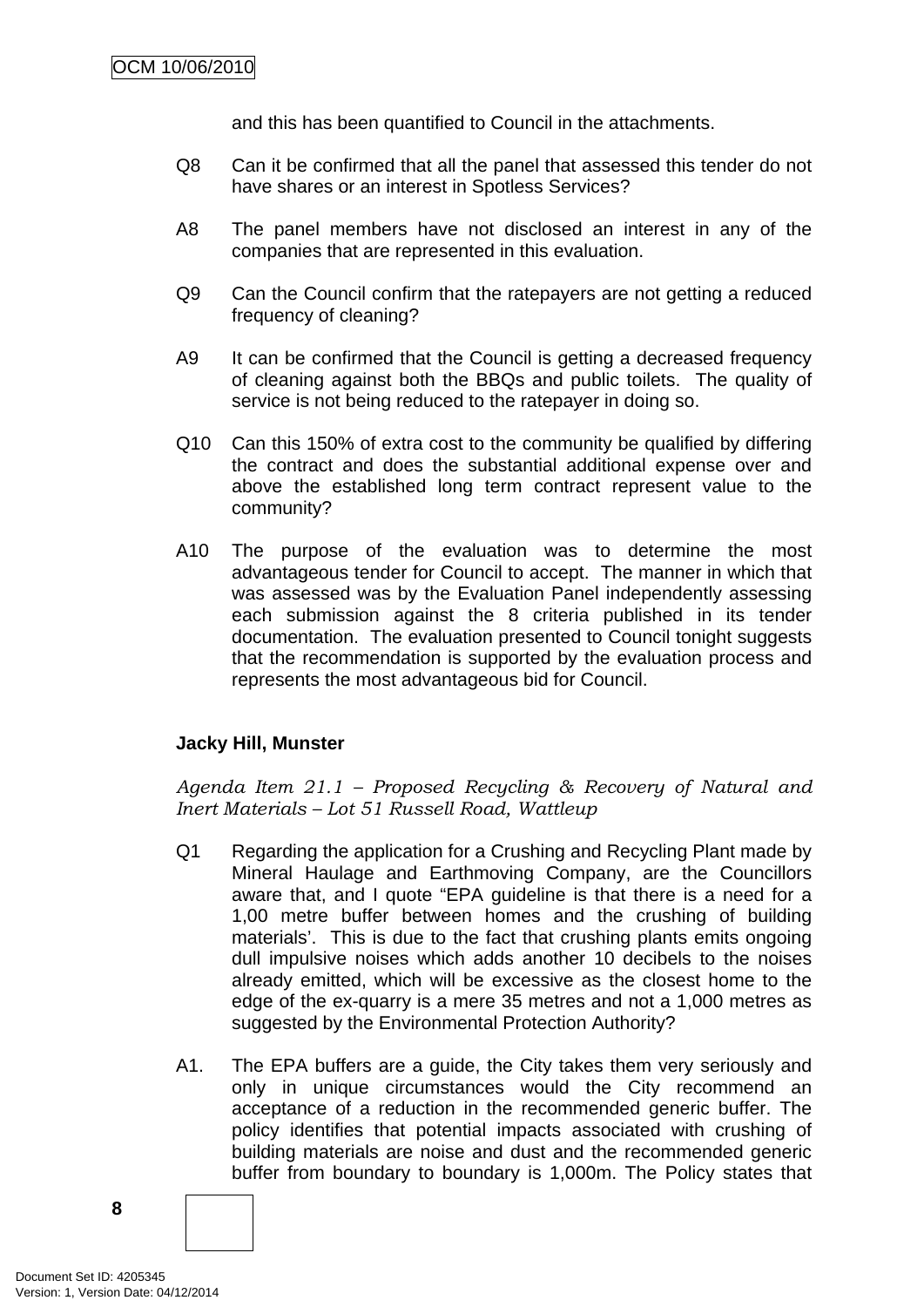and this has been quantified to Council in the attachments.

Q8 Can it be confirmed that all the panel that assessed this tender do not have shares or an interest in Spotless Services?

A8 The panel members have not disclosed an interest in any of the companies that are represented in this evaluation.

Q9 Can the Council confirm that the ratepayers are not getting a reduced frequency of cleaning?

A9 It can be confirmed that the Council is getting a decreased frequency of cleaning against both the BBQs and public toilets. The quality of service is not being reduced to the ratepayer in doing so.

Q10 Can this 150% of extra cost to the community be qualified by differing the contract and does the substantial additional expense over and above the established long term contract represent value to the community?

A10 The purpose of the evaluation was to determine the most advantageous tender for Council to accept. The manner in which that was assessed was by the Evaluation Panel independently assessing each submission against the 8 criteria published in its tender documentation. The evaluation presented to Council tonight suggests that the recommendation is supported by the evaluation process and represents the most advantageous bid for Council.

**Jacky Hill, Munster**

*Agenda Item 21.1 – Proposed Recycling & Recovery of Natural and Inert Materials – Lot 51 Russell Road, Wattleup*

Q1 Regarding the application for a Crushing and Recycling Plant made by Mineral Haulage and Earthmoving Company, are the Councillors aware that, and I quote "EPA guideline is that there is a need for a 1,00 metre buffer between homes and the crushing of building materials'. This is due to the fact that crushing plants emits ongoing dull impulsive noises which adds another 10 decibels to the noises already emitted, which will be excessive as the closest home to the edge of the ex-quarry is a mere 35 metres and not a 1,000 metres as suggested by the Environmental Protection Authority?

A1. The EPA buffers are a guide, the City takes them very seriously and only in unique circumstances would the City recommend an acceptance of a reduction in the recommended generic buffer. The policy identifies that potential impacts associated with crushing of building materials are noise and dust and the recommended generic buffer from boundary to boundary is 1,000m. The Policy states that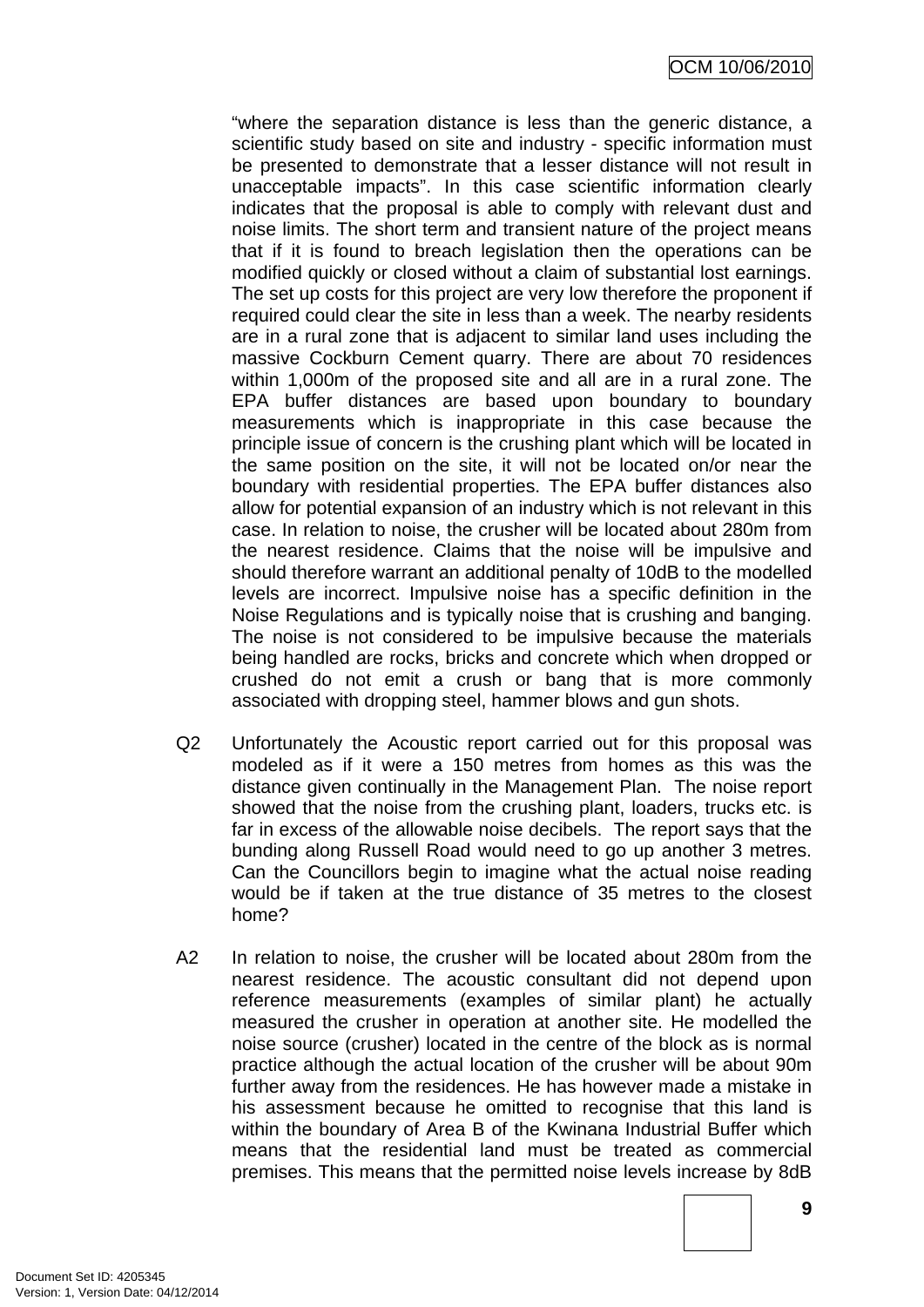"where the separation distance is less than the generic distance, a scientific study based on site and industry - specific information must be presented to demonstrate that a lesser distance will not result in unacceptable impacts". In this case scientific information clearly indicates that the proposal is able to comply with relevant dust and noise limits. The short term and transient nature of the project means that if it is found to breach legislation then the operations can be modified quickly or closed without a claim of substantial lost earnings. The set up costs for this project are very low therefore the proponent if required could clear the site in less than a week. The nearby residents are in a rural zone that is adjacent to similar land uses including the massive Cockburn Cement quarry. There are about 70 residences within 1,000m of the proposed site and all are in a rural zone. The EPA buffer distances are based upon boundary to boundary measurements which is inappropriate in this case because the principle issue of concern is the crushing plant which will be located in the same position on the site, it will not be located on/or near the boundary with residential properties. The EPA buffer distances also allow for potential expansion of an industry which is not relevant in this case. In relation to noise, the crusher will be located about 280m from the nearest residence. Claims that the noise will be impulsive and should therefore warrant an additional penalty of 10dB to the modelled levels are incorrect. Impulsive noise has a specific definition in the Noise Regulations and is typically noise that is crushing and banging. The noise is not considered to be impulsive because the materials being handled are rocks, bricks and concrete which when dropped or crushed do not emit a crush or bang that is more commonly associated with dropping steel, hammer blows and gun shots.

Q2 Unfortunately the Acoustic report carried out for this proposal was modeled as if it were a 150 metres from homes as this was the distance given continually in the Management Plan. The noise report showed that the noise from the crushing plant, loaders, trucks etc. is far in excess of the allowable noise decibels. The report says that the bunding along Russell Road would need to go up another 3 metres. Can the Councillors begin to imagine what the actual noise reading would be if taken at the true distance of 35 metres to the closest home?

A2 In relation to noise, the crusher will be located about 280m from the nearest residence. The acoustic consultant did not depend upon reference measurements (examples of similar plant) he actually measured the crusher in operation at another site. He modelled the noise source (crusher) located in the centre of the block as is normal practice although the actual location of the crusher will be about 90m further away from the residences. He has however made a mistake in his assessment because he omitted to recognise that this land is within the boundary of Area B of the Kwinana Industrial Buffer which means that the residential land must be treated as commercial premises. This means that the permitted noise levels increase by 8dB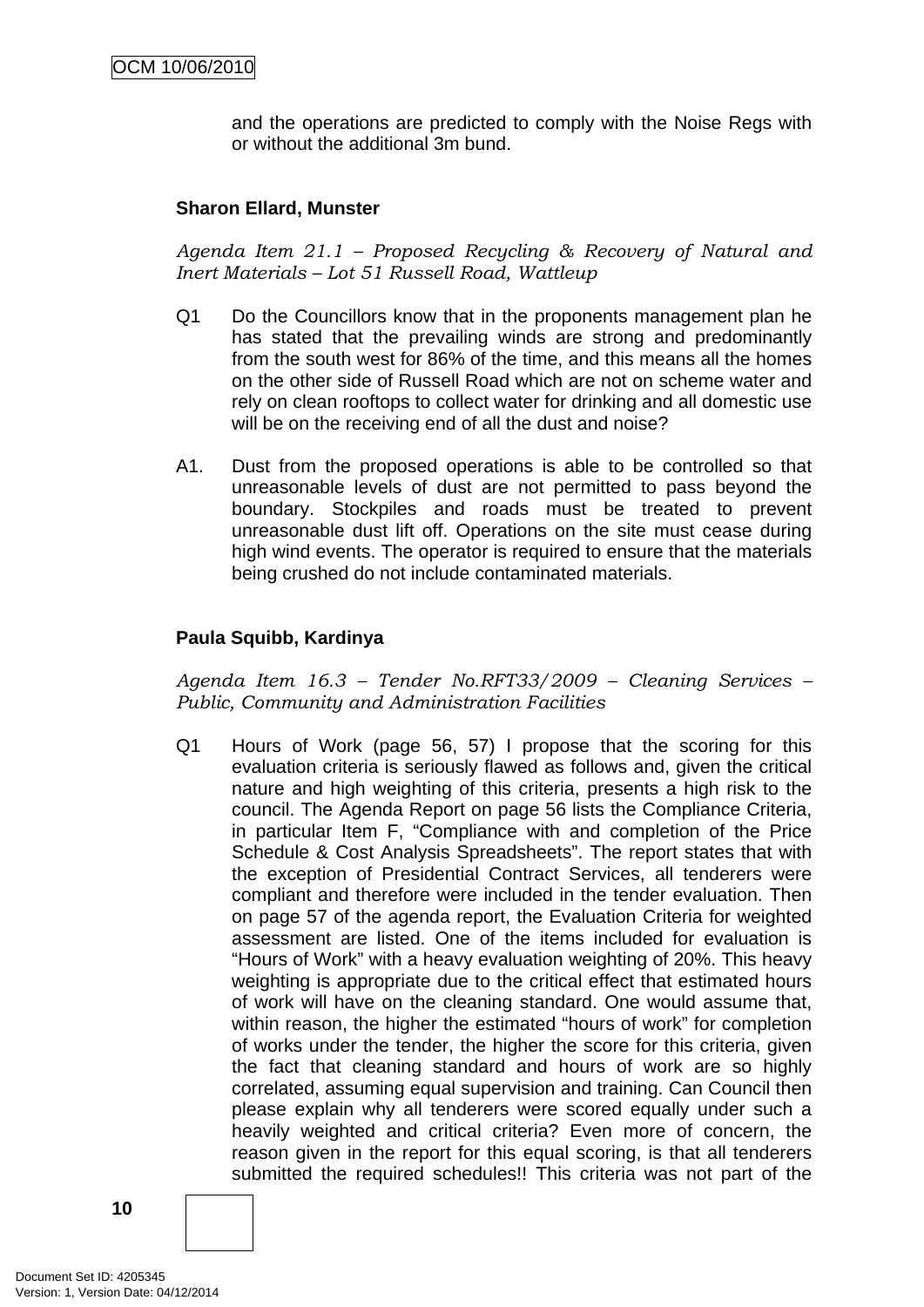and the operations are predicted to comply with the Noise Regs with or without the additional 3m bund.

**Sharon Ellard, Munster**

*Agenda Item 21.1 – Proposed Recycling & Recovery of Natural and Inert Materials – Lot 51 Russell Road, Wattleup*

Q1 Do the Councillors know that in the proponents management plan he has stated that the prevailing winds are strong and predominantly from the south west for 86% of the time, and this means all the homes on the other side of Russell Road which are not on scheme water and rely on clean rooftops to collect water for drinking and all domestic use will be on the receiving end of all the dust and noise?

A1. Dust from the proposed operations is able to be controlled so that unreasonable levels of dust are not permitted to pass beyond the boundary. Stockpiles and roads must be treated to prevent unreasonable dust lift off. Operations on the site must cease during high wind events. The operator is required to ensure that the materials being crushed do not include contaminated materials.

**Paula Squibb, Kardinya**

*Agenda Item 16.3 – Tender No.RFT33/2009 – Cleaning Services – Public, Community and Administration Facilities*

Q1 Hours of Work (page 56, 57) I propose that the scoring for this evaluation criteria is seriously flawed as follows and, given the critical nature and high weighting of this criteria, presents a high risk to the council. The Agenda Report on page 56 lists the Compliance Criteria, in particular Item F, "Compliance with and completion of the Price Schedule & Cost Analysis Spreadsheets". The report states that with the exception of Presidential Contract Services, all tenderers were compliant and therefore were included in the tender evaluation. Then on page 57 of the agenda report, the Evaluation Criteria for weighted assessment are listed. One of the items included for evaluation is "Hours of Work" with a heavy evaluation weighting of 20%. This heavy weighting is appropriate due to the critical effect that estimated hours of work will have on the cleaning standard. One would assume that, within reason, the higher the estimated "hours of work" for completion of works under the tender, the higher the score for this criteria, given the fact that cleaning standard and hours of work are so highly correlated, assuming equal supervision and training. Can Council then please explain why all tenderers were scored equally under such a heavily weighted and critical criteria? Even more of concern, the reason given in the report for this equal scoring, is that all tenderers submitted the required schedules!! This criteria was not part of the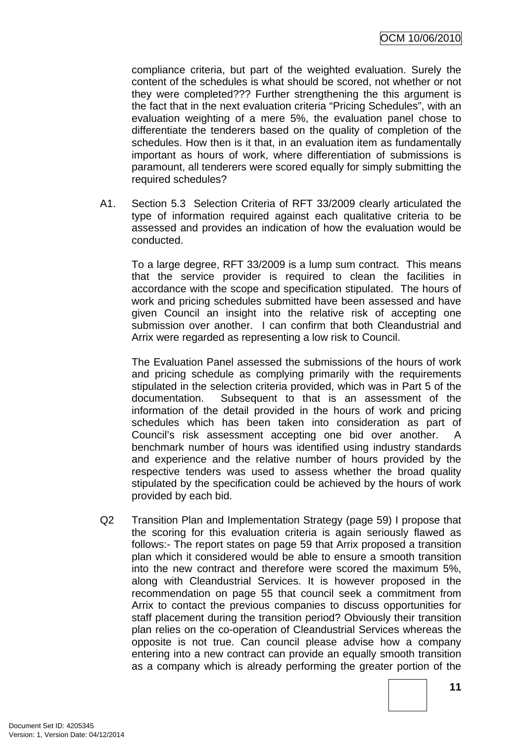compliance criteria, but part of the weighted evaluation. Surely the content of the schedules is what should be scored, not whether or not they were completed??? Further strengthening the this argument is the fact that in the next evaluation criteria "Pricing Schedules", with an evaluation weighting of a mere 5%, the evaluation panel chose to differentiate the tenderers based on the quality of completion of the schedules. How then is it that, in an evaluation item as fundamentally important as hours of work, where differentiation of submissions is paramount, all tenderers were scored equally for simply submitting the required schedules?

A1. Section 5.3 Selection Criteria of RFT 33/2009 clearly articulated the type of information required against each qualitative criteria to be assessed and provides an indication of how the evaluation would be conducted.

To a large degree, RFT 33/2009 is a lump sum contract. This means that the service provider is required to clean the facilities in accordance with the scope and specification stipulated. The hours of work and pricing schedules submitted have been assessed and have given Council an insight into the relative risk of accepting one submission over another. I can confirm that both Cleandustrial and Arrix were regarded as representing a low risk to Council.

The Evaluation Panel assessed the submissions of the hours of work and pricing schedule as complying primarily with the requirements stipulated in the selection criteria provided, which was in Part 5 of the documentation. Subsequent to that is an assessment of the information of the detail provided in the hours of work and pricing schedules which has been taken into consideration as part of Council's risk assessment accepting one bid over another. A benchmark number of hours was identified using industry standards and experience and the relative number of hours provided by the respective tenders was used to assess whether the broad quality stipulated by the specification could be achieved by the hours of work provided by each bid.

Q2 Transition Plan and Implementation Strategy (page 59) I propose that the scoring for this evaluation criteria is again seriously flawed as follows:- The report states on page 59 that Arrix proposed a transition plan which it considered would be able to ensure a smooth transition into the new contract and therefore were scored the maximum 5%, along with Cleandustrial Services. It is however proposed in the recommendation on page 55 that council seek a commitment from Arrix to contact the previous companies to discuss opportunities for staff placement during the transition period? Obviously their transition plan relies on the co-operation of Cleandustrial Services whereas the opposite is not true. Can council please advise how a company entering into a new contract can provide an equally smooth transition as a company which is already performing the greater portion of the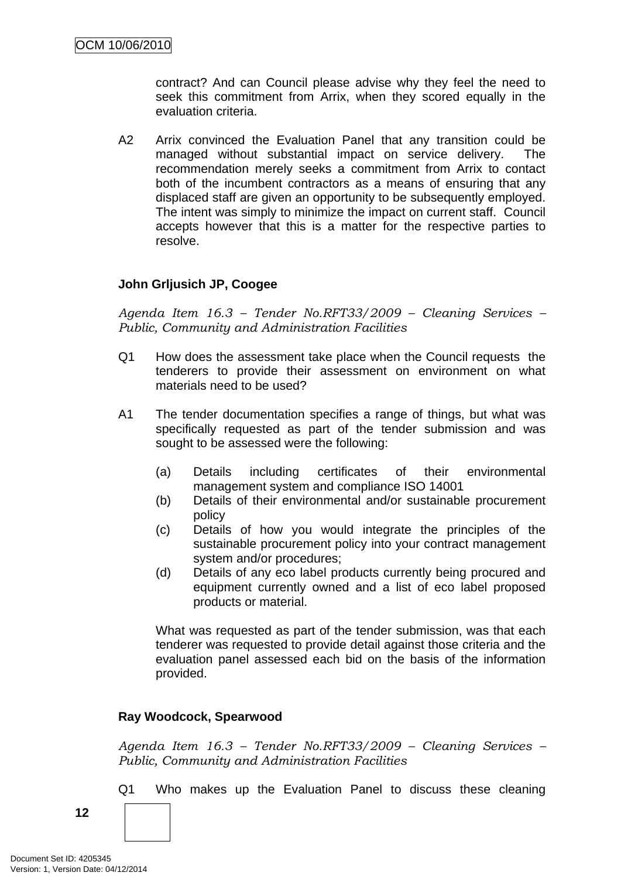contract? And can Council please advise why they feel the need to seek this commitment from Arrix, when they scored equally in the evaluation criteria.

A2 Arrix convinced the Evaluation Panel that any transition could be managed without substantial impact on service delivery. The recommendation merely seeks a commitment from Arrix to contact both of the incumbent contractors as a means of ensuring that any displaced staff are given an opportunity to be subsequently employed. The intent was simply to minimize the impact on current staff. Council accepts however that this is a matter for the respective parties to resolve.

**John Grljusich JP, Coogee**

*Agenda Item 16.3 – Tender No.RFT33/2009 – Cleaning Services – Public, Community and Administration Facilities*

Q1 How does the assessment take place when the Council requests the tenderers to provide their assessment on environment on what materials need to be used?

A1 The tender documentation specifies a range of things, but what was specifically requested as part of the tender submission and was sought to be assessed were the following:

(a) Details including certificates of their environmental management system and compliance ISO 14001
(b) Details of their environmental and/or sustainable procurement policy
(c) Details of how you would integrate the principles of the sustainable procurement policy into your contract management system and/or procedures;
(d) Details of any eco label products currently being procured and equipment currently owned and a list of eco label proposed products or material.

What was requested as part of the tender submission, was that each tenderer was requested to provide detail against those criteria and the evaluation panel assessed each bid on the basis of the information provided.

**Ray Woodcock, Spearwood**

*Agenda Item 16.3 – Tender No.RFT33/2009 – Cleaning Services – Public, Community and Administration Facilities*

Q1 Who makes up the Evaluation Panel to discuss these cleaning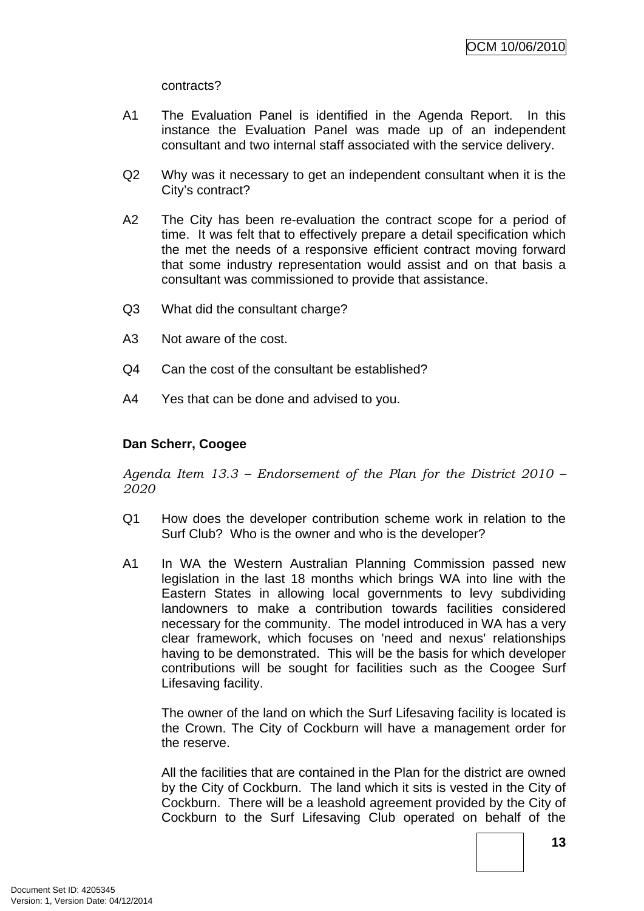contracts?

A1 The Evaluation Panel is identified in the Agenda Report. In this instance the Evaluation Panel was made up of an independent consultant and two internal staff associated with the service delivery.

Q2 Why was it necessary to get an independent consultant when it is the City's contract?

A2 The City has been re-evaluation the contract scope for a period of time. It was felt that to effectively prepare a detail specification which the met the needs of a responsive efficient contract moving forward that some industry representation would assist and on that basis a consultant was commissioned to provide that assistance.

Q3 What did the consultant charge?

A3 Not aware of the cost.

Q4 Can the cost of the consultant be established?

A4 Yes that can be done and advised to you.

**Dan Scherr, Coogee**

*Agenda Item 13.3 – Endorsement of the Plan for the District 2010 – 2020*

Q1 How does the developer contribution scheme work in relation to the Surf Club? Who is the owner and who is the developer?

A1 In WA the Western Australian Planning Commission passed new legislation in the last 18 months which brings WA into line with the Eastern States in allowing local governments to levy subdividing landowners to make a contribution towards facilities considered necessary for the community. The model introduced in WA has a very clear framework, which focuses on 'need and nexus' relationships having to be demonstrated. This will be the basis for which developer contributions will be sought for facilities such as the Coogee Surf Lifesaving facility.

The owner of the land on which the Surf Lifesaving facility is located is the Crown. The City of Cockburn will have a management order for the reserve.

All the facilities that are contained in the Plan for the district are owned by the City of Cockburn. The land which it sits is vested in the City of Cockburn. There will be a leashold agreement provided by the City of Cockburn to the Surf Lifesaving Club operated on behalf of the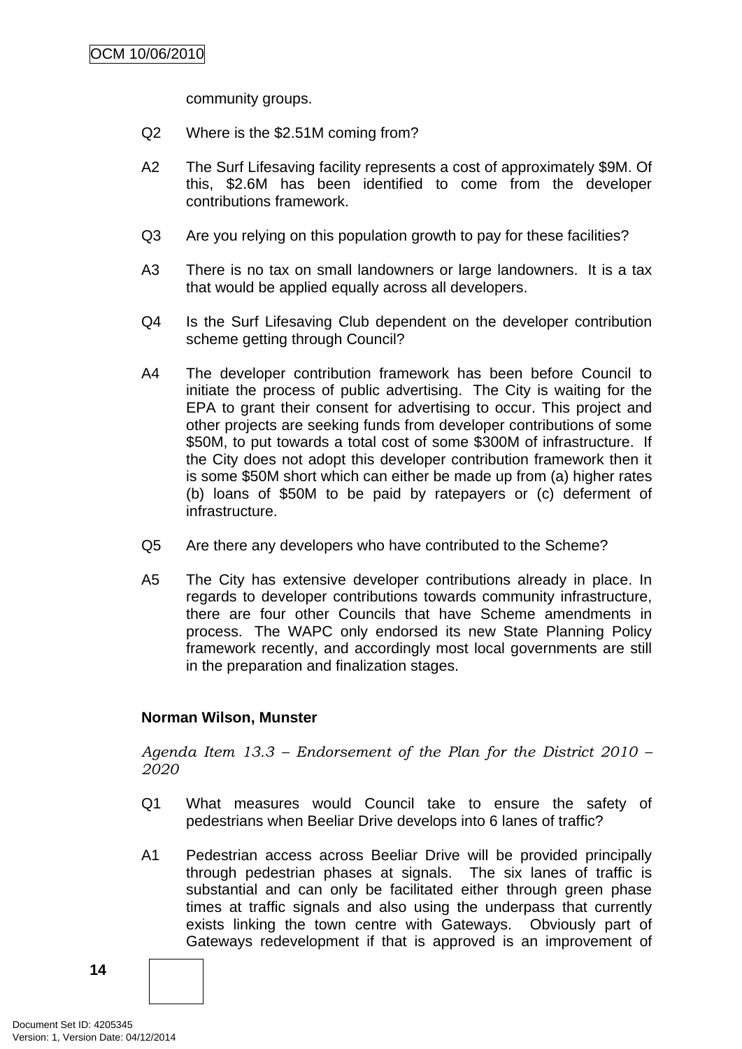community groups.

Q2 Where is the $2.51M coming from?

A2 The Surf Lifesaving facility represents a cost of approximately $9M. Of this, $2.6M has been identified to come from the developer contributions framework.

Q3 Are you relying on this population growth to pay for these facilities?

A3 There is no tax on small landowners or large landowners. It is a tax that would be applied equally across all developers.

Q4 Is the Surf Lifesaving Club dependent on the developer contribution scheme getting through Council?

A4 The developer contribution framework has been before Council to initiate the process of public advertising. The City is waiting for the EPA to grant their consent for advertising to occur. This project and other projects are seeking funds from developer contributions of some $50M, to put towards a total cost of some $300M of infrastructure. If the City does not adopt this developer contribution framework then it is some $50M short which can either be made up from (a) higher rates (b) loans of $50M to be paid by ratepayers or (c) deferment of infrastructure.

Q5 Are there any developers who have contributed to the Scheme?

A5 The City has extensive developer contributions already in place. In regards to developer contributions towards community infrastructure, there are four other Councils that have Scheme amendments in process. The WAPC only endorsed its new State Planning Policy framework recently, and accordingly most local governments are still in the preparation and finalization stages.

**Norman Wilson, Munster**

*Agenda Item 13.3 – Endorsement of the Plan for the District 2010 – 2020*

Q1 What measures would Council take to ensure the safety of pedestrians when Beeliar Drive develops into 6 lanes of traffic?

A1 Pedestrian access across Beeliar Drive will be provided principally through pedestrian phases at signals. The six lanes of traffic is substantial and can only be facilitated either through green phase times at traffic signals and also using the underpass that currently exists linking the town centre with Gateways. Obviously part of Gateways redevelopment if that is approved is an improvement of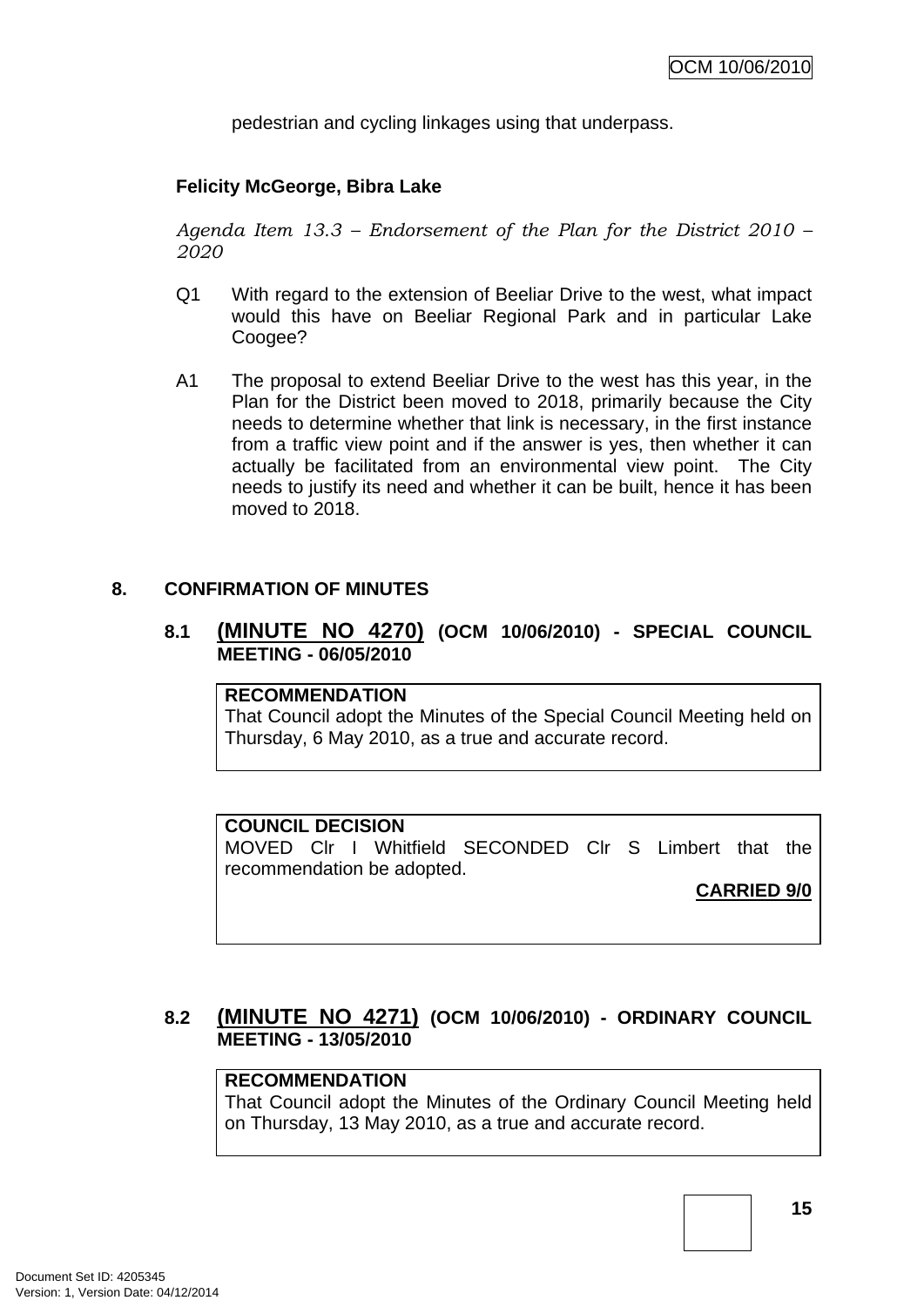pedestrian and cycling linkages using that underpass.

**Felicity McGeorge, Bibra Lake**

*Agenda Item 13.3 – Endorsement of the Plan for the District 2010 – 2020*

Q1 With regard to the extension of Beeliar Drive to the west, what impact would this have on Beeliar Regional Park and in particular Lake Coogee?

A1 The proposal to extend Beeliar Drive to the west has this year, in the Plan for the District been moved to 2018, primarily because the City needs to determine whether that link is necessary, in the first instance from a traffic view point and if the answer is yes, then whether it can actually be facilitated from an environmental view point. The City needs to justify its need and whether it can be built, hence it has been moved to 2018.

## 8. CONFIRMATION OF MINUTES

### 8.1 (MINUTE NO 4270) (OCM 10/06/2010) - SPECIAL COUNCIL MEETING - 06/05/2010

**RECOMMENDATION**
That Council adopt the Minutes of the Special Council Meeting held on Thursday, 6 May 2010, as a true and accurate record.

**COUNCIL DECISION**
MOVED Clr I Whitfield SECONDED Clr S Limbert that the recommendation be adopted.

**CARRIED 9/0**

### 8.2 (MINUTE NO 4271) (OCM 10/06/2010) - ORDINARY COUNCIL MEETING - 13/05/2010

**RECOMMENDATION**
That Council adopt the Minutes of the Ordinary Council Meeting held on Thursday, 13 May 2010, as a true and accurate record.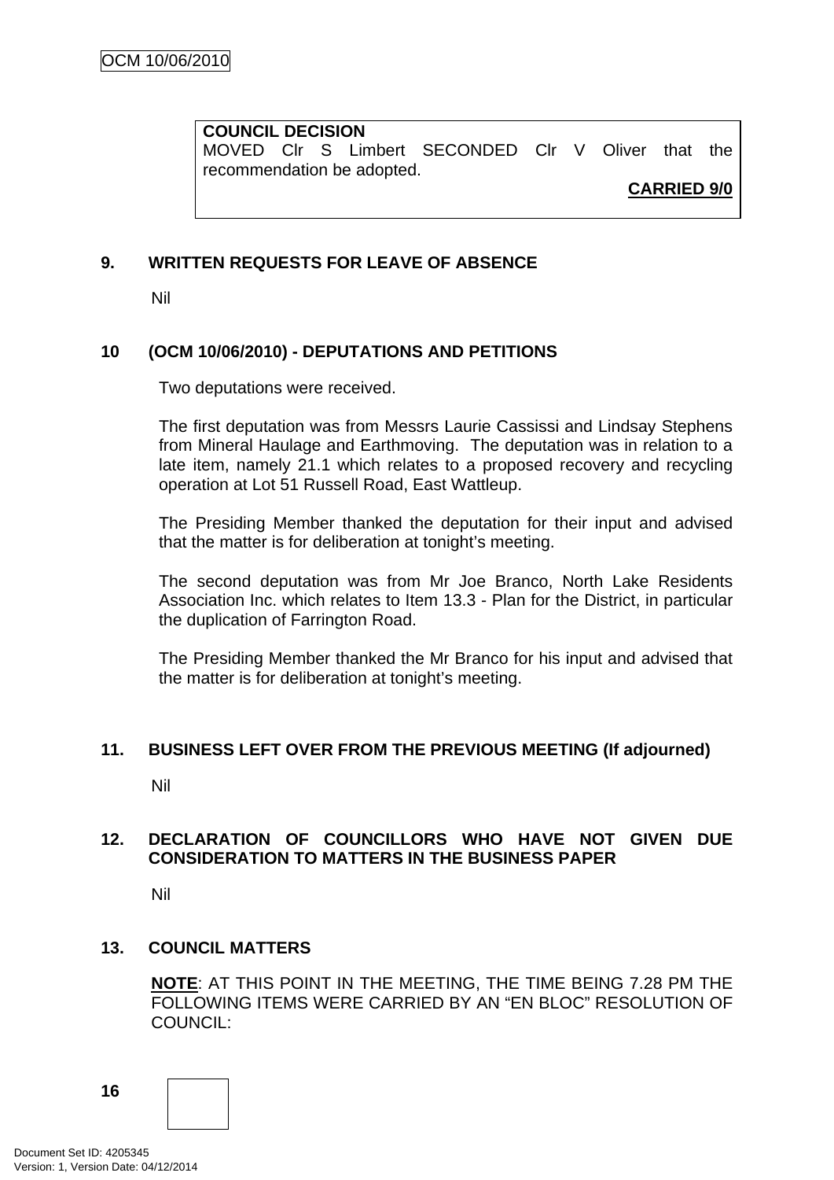**COUNCIL DECISION**
MOVED Clr S Limbert SECONDED Clr V Oliver that the recommendation be adopted.

**CARRIED 9/0**

## 9. WRITTEN REQUESTS FOR LEAVE OF ABSENCE

Nil

## 10 (OCM 10/06/2010) - DEPUTATIONS AND PETITIONS

Two deputations were received.

The first deputation was from Messrs Laurie Cassissi and Lindsay Stephens from Mineral Haulage and Earthmoving. The deputation was in relation to a late item, namely 21.1 which relates to a proposed recovery and recycling operation at Lot 51 Russell Road, East Wattleup.

The Presiding Member thanked the deputation for their input and advised that the matter is for deliberation at tonight's meeting.

The second deputation was from Mr Joe Branco, North Lake Residents Association Inc. which relates to Item 13.3 - Plan for the District, in particular the duplication of Farrington Road.

The Presiding Member thanked the Mr Branco for his input and advised that the matter is for deliberation at tonight's meeting.

## 11. BUSINESS LEFT OVER FROM THE PREVIOUS MEETING (If adjourned)

Nil

## 12. DECLARATION OF COUNCILLORS WHO HAVE NOT GIVEN DUE CONSIDERATION TO MATTERS IN THE BUSINESS PAPER

Nil

## 13. COUNCIL MATTERS

**NOTE**: AT THIS POINT IN THE MEETING, THE TIME BEING 7.28 PM THE FOLLOWING ITEMS WERE CARRIED BY AN "EN BLOC" RESOLUTION OF COUNCIL: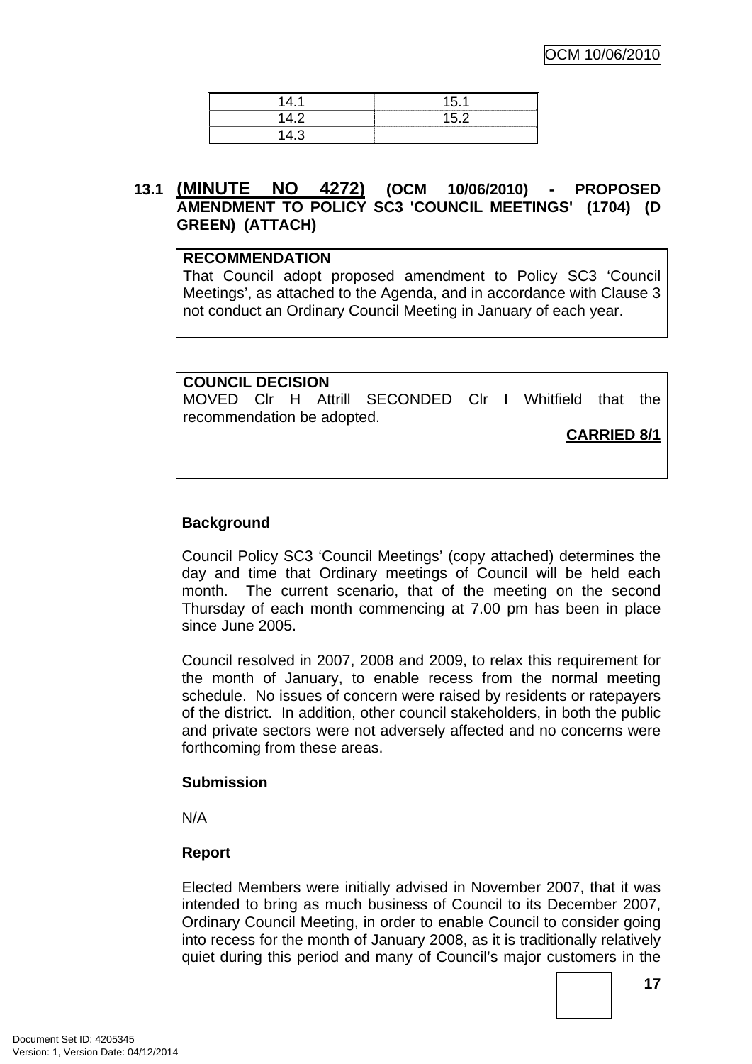| 14.1 | 15.1 |
| --- | --- |
| 14.2 | 15.2 |
| 14.3 | |

### 13.1 (MINUTE NO 4272) (OCM 10/06/2010) - PROPOSED AMENDMENT TO POLICY SC3 'COUNCIL MEETINGS' (1704) (D GREEN) (ATTACH)

**RECOMMENDATION**
That Council adopt proposed amendment to Policy SC3 'Council Meetings', as attached to the Agenda, and in accordance with Clause 3 not conduct an Ordinary Council Meeting in January of each year.

**COUNCIL DECISION**
MOVED Clr H Attrill SECONDED Clr I Whitfield that the recommendation be adopted.

**CARRIED 8/1**

**Background**

Council Policy SC3 'Council Meetings' (copy attached) determines the day and time that Ordinary meetings of Council will be held each month. The current scenario, that of the meeting on the second Thursday of each month commencing at 7.00 pm has been in place since June 2005.

Council resolved in 2007, 2008 and 2009, to relax this requirement for the month of January, to enable recess from the normal meeting schedule. No issues of concern were raised by residents or ratepayers of the district. In addition, other council stakeholders, in both the public and private sectors were not adversely affected and no concerns were forthcoming from these areas.

**Submission**

N/A

**Report**

Elected Members were initially advised in November 2007, that it was intended to bring as much business of Council to its December 2007, Ordinary Council Meeting, in order to enable Council to consider going into recess for the month of January 2008, as it is traditionally relatively quiet during this period and many of Council's major customers in the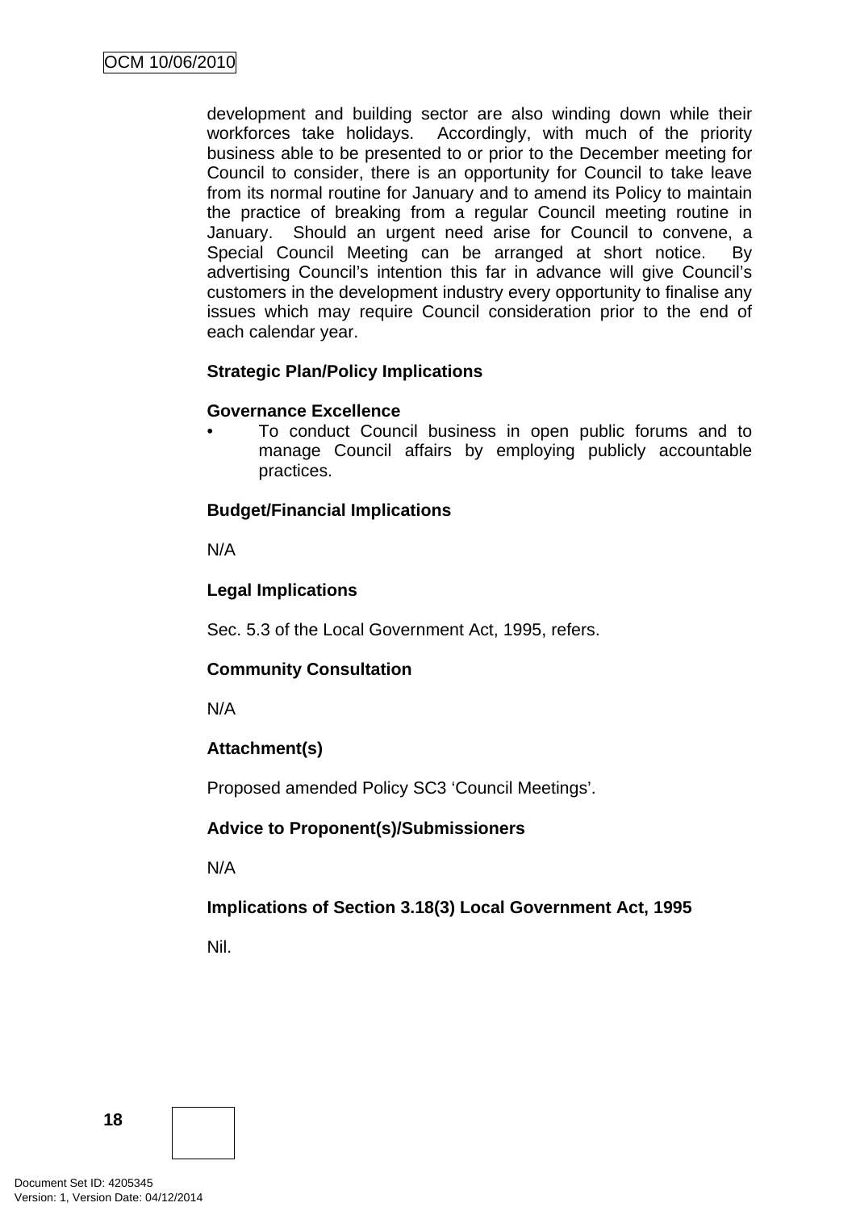development and building sector are also winding down while their workforces take holidays. Accordingly, with much of the priority business able to be presented to or prior to the December meeting for Council to consider, there is an opportunity for Council to take leave from its normal routine for January and to amend its Policy to maintain the practice of breaking from a regular Council meeting routine in January. Should an urgent need arise for Council to convene, a Special Council Meeting can be arranged at short notice. By advertising Council's intention this far in advance will give Council's customers in the development industry every opportunity to finalise any issues which may require Council consideration prior to the end of each calendar year.

**Strategic Plan/Policy Implications**

**Governance Excellence**

- To conduct Council business in open public forums and to manage Council affairs by employing publicly accountable practices.

**Budget/Financial Implications**

N/A

**Legal Implications**

Sec. 5.3 of the Local Government Act, 1995, refers.

**Community Consultation**

N/A

**Attachment(s)**

Proposed amended Policy SC3 'Council Meetings'.

**Advice to Proponent(s)/Submissioners**

N/A

**Implications of Section 3.18(3) Local Government Act, 1995**

Nil.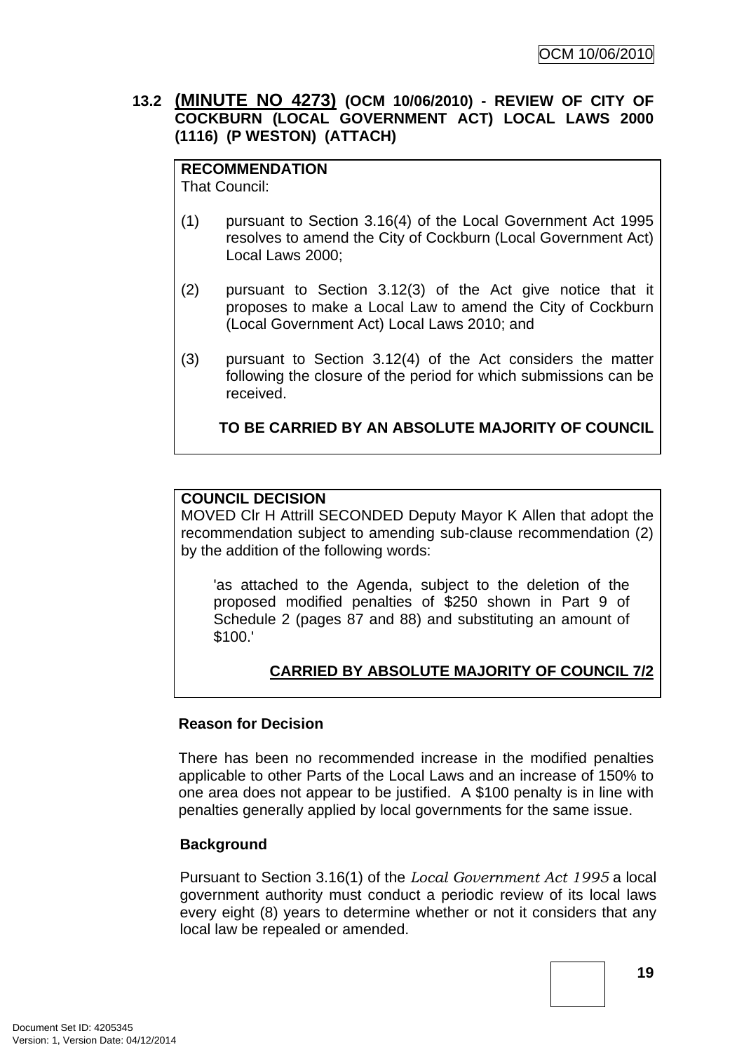## 13.2 (MINUTE NO 4273) (OCM 10/06/2010) - REVIEW OF CITY OF COCKBURN (LOCAL GOVERNMENT ACT) LOCAL LAWS 2000 (1116) (P WESTON) (ATTACH)

**RECOMMENDATION**
That Council:

(1) pursuant to Section 3.16(4) of the Local Government Act 1995 resolves to amend the City of Cockburn (Local Government Act) Local Laws 2000;

(2) pursuant to Section 3.12(3) of the Act give notice that it proposes to make a Local Law to amend the City of Cockburn (Local Government Act) Local Laws 2010; and

(3) pursuant to Section 3.12(4) of the Act considers the matter following the closure of the period for which submissions can be received.

**TO BE CARRIED BY AN ABSOLUTE MAJORITY OF COUNCIL**

**COUNCIL DECISION**
MOVED Clr H Attrill SECONDED Deputy Mayor K Allen that adopt the recommendation subject to amending sub-clause recommendation (2) by the addition of the following words:

> 'as attached to the Agenda, subject to the deletion of the proposed modified penalties of $250 shown in Part 9 of Schedule 2 (pages 87 and 88) and substituting an amount of $100.'

**CARRIED BY ABSOLUTE MAJORITY OF COUNCIL 7/2**

**Reason for Decision**

There has been no recommended increase in the modified penalties applicable to other Parts of the Local Laws and an increase of 150% to one area does not appear to be justified. A $100 penalty is in line with penalties generally applied by local governments for the same issue.

**Background**

Pursuant to Section 3.16(1) of the *Local Government Act 1995* a local government authority must conduct a periodic review of its local laws every eight (8) years to determine whether or not it considers that any local law be repealed or amended.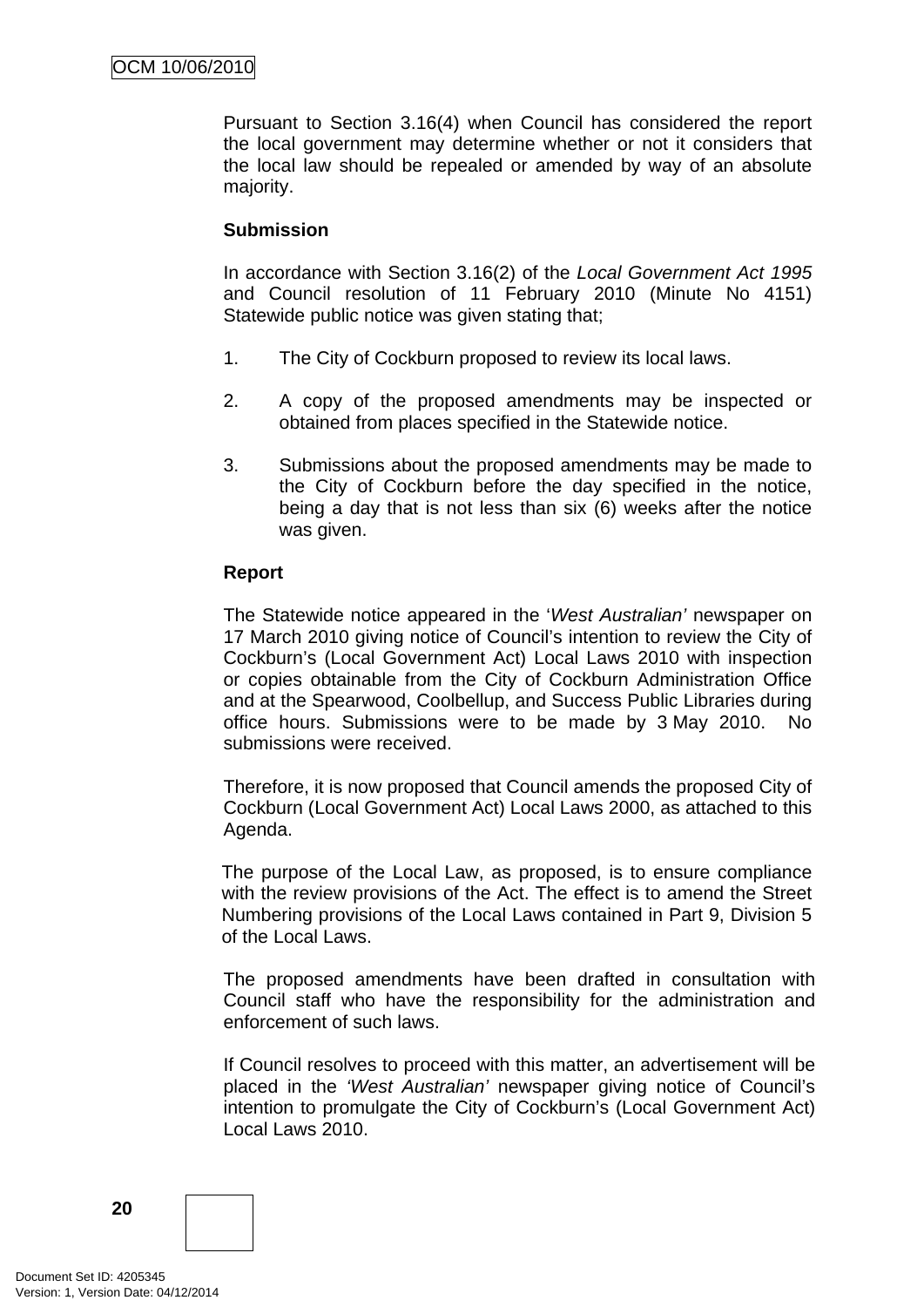Pursuant to Section 3.16(4) when Council has considered the report the local government may determine whether or not it considers that the local law should be repealed or amended by way of an absolute majority.

**Submission**

In accordance with Section 3.16(2) of the *Local Government Act 1995* and Council resolution of 11 February 2010 (Minute No 4151) Statewide public notice was given stating that;

1. The City of Cockburn proposed to review its local laws.

2. A copy of the proposed amendments may be inspected or obtained from places specified in the Statewide notice.

3. Submissions about the proposed amendments may be made to the City of Cockburn before the day specified in the notice, being a day that is not less than six (6) weeks after the notice was given.

**Report**

The Statewide notice appeared in the '*West Australian'* newspaper on 17 March 2010 giving notice of Council's intention to review the City of Cockburn's (Local Government Act) Local Laws 2010 with inspection or copies obtainable from the City of Cockburn Administration Office and at the Spearwood, Coolbellup, and Success Public Libraries during office hours. Submissions were to be made by 3 May 2010. No submissions were received.

Therefore, it is now proposed that Council amends the proposed City of Cockburn (Local Government Act) Local Laws 2000, as attached to this Agenda.

The purpose of the Local Law, as proposed, is to ensure compliance with the review provisions of the Act. The effect is to amend the Street Numbering provisions of the Local Laws contained in Part 9, Division 5 of the Local Laws.

The proposed amendments have been drafted in consultation with Council staff who have the responsibility for the administration and enforcement of such laws.

If Council resolves to proceed with this matter, an advertisement will be placed in the *'West Australian'* newspaper giving notice of Council's intention to promulgate the City of Cockburn's (Local Government Act) Local Laws 2010.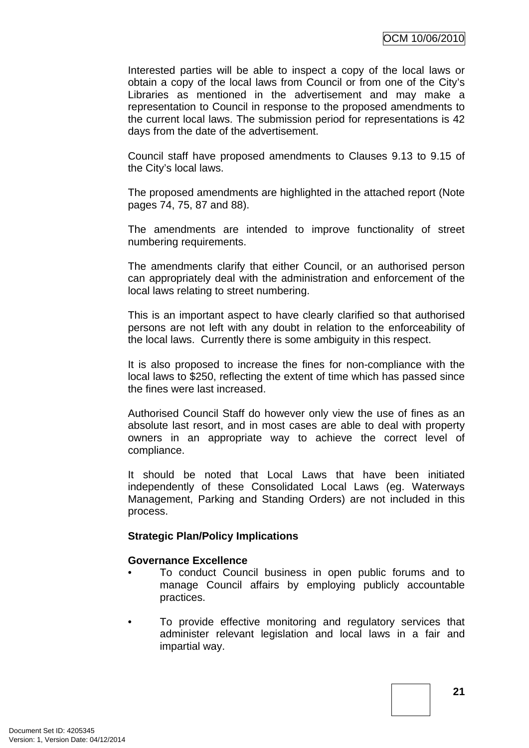Interested parties will be able to inspect a copy of the local laws or obtain a copy of the local laws from Council or from one of the City's Libraries as mentioned in the advertisement and may make a representation to Council in response to the proposed amendments to the current local laws. The submission period for representations is 42 days from the date of the advertisement.

Council staff have proposed amendments to Clauses 9.13 to 9.15 of the City's local laws.

The proposed amendments are highlighted in the attached report (Note pages 74, 75, 87 and 88).

The amendments are intended to improve functionality of street numbering requirements.

The amendments clarify that either Council, or an authorised person can appropriately deal with the administration and enforcement of the local laws relating to street numbering.

This is an important aspect to have clearly clarified so that authorised persons are not left with any doubt in relation to the enforceability of the local laws. Currently there is some ambiguity in this respect.

It is also proposed to increase the fines for non-compliance with the local laws to $250, reflecting the extent of time which has passed since the fines were last increased.

Authorised Council Staff do however only view the use of fines as an absolute last resort, and in most cases are able to deal with property owners in an appropriate way to achieve the correct level of compliance.

It should be noted that Local Laws that have been initiated independently of these Consolidated Local Laws (eg. Waterways Management, Parking and Standing Orders) are not included in this process.

**Strategic Plan/Policy Implications**

**Governance Excellence**

- To conduct Council business in open public forums and to manage Council affairs by employing publicly accountable practices.

- To provide effective monitoring and regulatory services that administer relevant legislation and local laws in a fair and impartial way.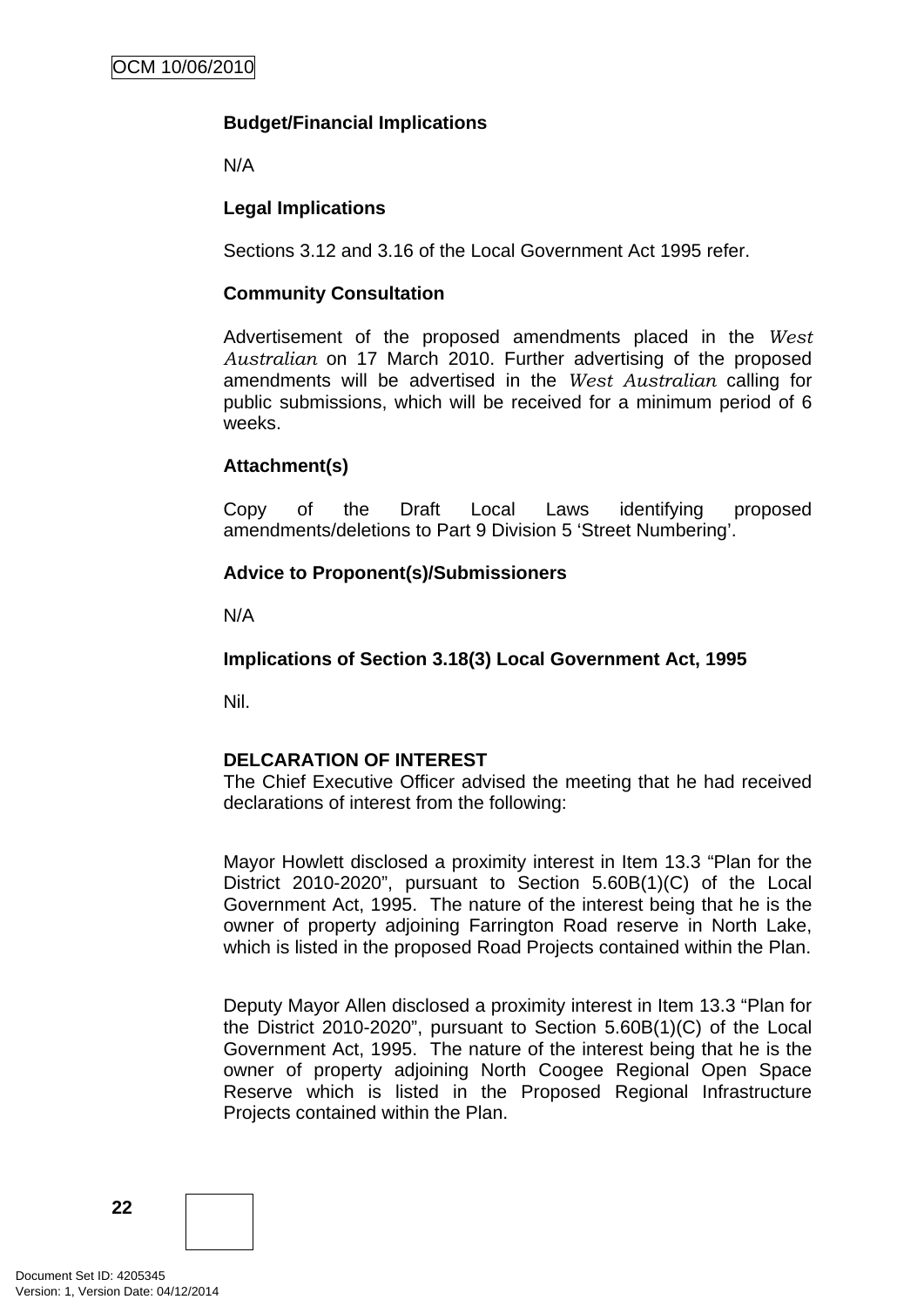**Budget/Financial Implications**

N/A

**Legal Implications**

Sections 3.12 and 3.16 of the Local Government Act 1995 refer.

**Community Consultation**

Advertisement of the proposed amendments placed in the *West Australian* on 17 March 2010. Further advertising of the proposed amendments will be advertised in the *West Australian* calling for public submissions, which will be received for a minimum period of 6 weeks.

**Attachment(s)**

Copy of the Draft Local Laws identifying proposed amendments/deletions to Part 9 Division 5 'Street Numbering'.

**Advice to Proponent(s)/Submissioners**

N/A

**Implications of Section 3.18(3) Local Government Act, 1995**

Nil.

**DELCARATION OF INTEREST**

The Chief Executive Officer advised the meeting that he had received declarations of interest from the following:

Mayor Howlett disclosed a proximity interest in Item 13.3 "Plan for the District 2010-2020", pursuant to Section 5.60B(1)(C) of the Local Government Act, 1995. The nature of the interest being that he is the owner of property adjoining Farrington Road reserve in North Lake, which is listed in the proposed Road Projects contained within the Plan.

Deputy Mayor Allen disclosed a proximity interest in Item 13.3 "Plan for the District 2010-2020", pursuant to Section 5.60B(1)(C) of the Local Government Act, 1995. The nature of the interest being that he is the owner of property adjoining North Coogee Regional Open Space Reserve which is listed in the Proposed Regional Infrastructure Projects contained within the Plan.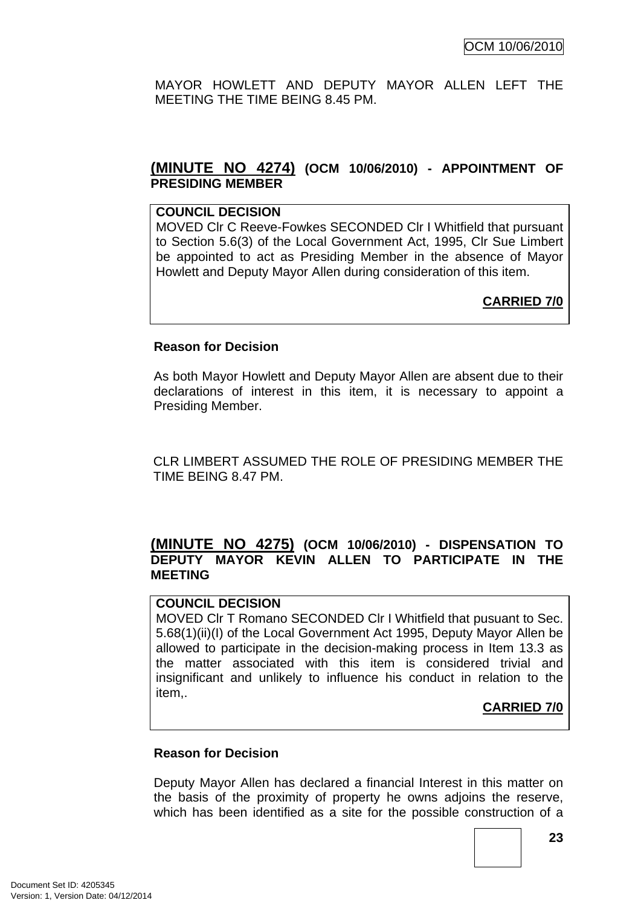MAYOR HOWLETT AND DEPUTY MAYOR ALLEN LEFT THE MEETING THE TIME BEING 8.45 PM.

## (MINUTE NO 4274) (OCM 10/06/2010) - APPOINTMENT OF PRESIDING MEMBER

**COUNCIL DECISION**

MOVED Clr C Reeve-Fowkes SECONDED Clr I Whitfield that pursuant to Section 5.6(3) of the Local Government Act, 1995, Clr Sue Limbert be appointed to act as Presiding Member in the absence of Mayor Howlett and Deputy Mayor Allen during consideration of this item.

**CARRIED 7/0**

**Reason for Decision**

As both Mayor Howlett and Deputy Mayor Allen are absent due to their declarations of interest in this item, it is necessary to appoint a Presiding Member.

CLR LIMBERT ASSUMED THE ROLE OF PRESIDING MEMBER THE TIME BEING 8.47 PM.

## (MINUTE NO 4275) (OCM 10/06/2010) - DISPENSATION TO DEPUTY MAYOR KEVIN ALLEN TO PARTICIPATE IN THE MEETING

**COUNCIL DECISION**

MOVED Clr T Romano SECONDED Clr I Whitfield that pusuant to Sec. 5.68(1)(ii)(I) of the Local Government Act 1995, Deputy Mayor Allen be allowed to participate in the decision-making process in Item 13.3 as the matter associated with this item is considered trivial and insignificant and unlikely to influence his conduct in relation to the item,.

**CARRIED 7/0**

**Reason for Decision**

Deputy Mayor Allen has declared a financial Interest in this matter on the basis of the proximity of property he owns adjoins the reserve, which has been identified as a site for the possible construction of a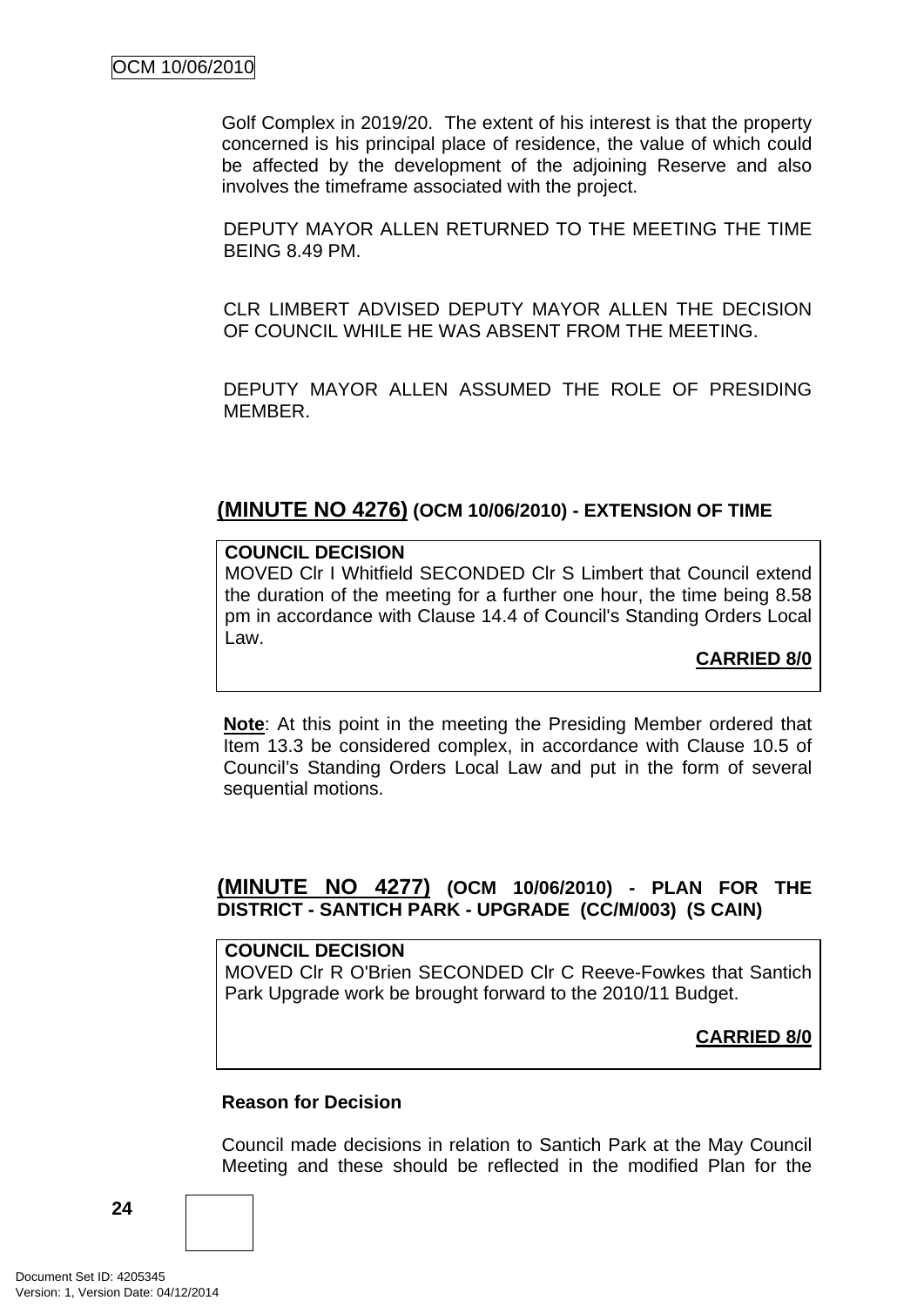Golf Complex in 2019/20. The extent of his interest is that the property concerned is his principal place of residence, the value of which could be affected by the development of the adjoining Reserve and also involves the timeframe associated with the project.

DEPUTY MAYOR ALLEN RETURNED TO THE MEETING THE TIME BEING 8.49 PM.

CLR LIMBERT ADVISED DEPUTY MAYOR ALLEN THE DECISION OF COUNCIL WHILE HE WAS ABSENT FROM THE MEETING.

DEPUTY MAYOR ALLEN ASSUMED THE ROLE OF PRESIDING MEMBER.

## (MINUTE NO 4276) (OCM 10/06/2010) - EXTENSION OF TIME

**COUNCIL DECISION**
MOVED Clr I Whitfield SECONDED Clr S Limbert that Council extend the duration of the meeting for a further one hour, the time being 8.58 pm in accordance with Clause 14.4 of Council's Standing Orders Local Law.

**CARRIED 8/0**

**Note**: At this point in the meeting the Presiding Member ordered that Item 13.3 be considered complex, in accordance with Clause 10.5 of Council's Standing Orders Local Law and put in the form of several sequential motions.

## (MINUTE NO 4277) (OCM 10/06/2010) - PLAN FOR THE DISTRICT - SANTICH PARK - UPGRADE (CC/M/003) (S CAIN)

**COUNCIL DECISION**
MOVED Clr R O'Brien SECONDED Clr C Reeve-Fowkes that Santich Park Upgrade work be brought forward to the 2010/11 Budget.

**CARRIED 8/0**

**Reason for Decision**

Council made decisions in relation to Santich Park at the May Council Meeting and these should be reflected in the modified Plan for the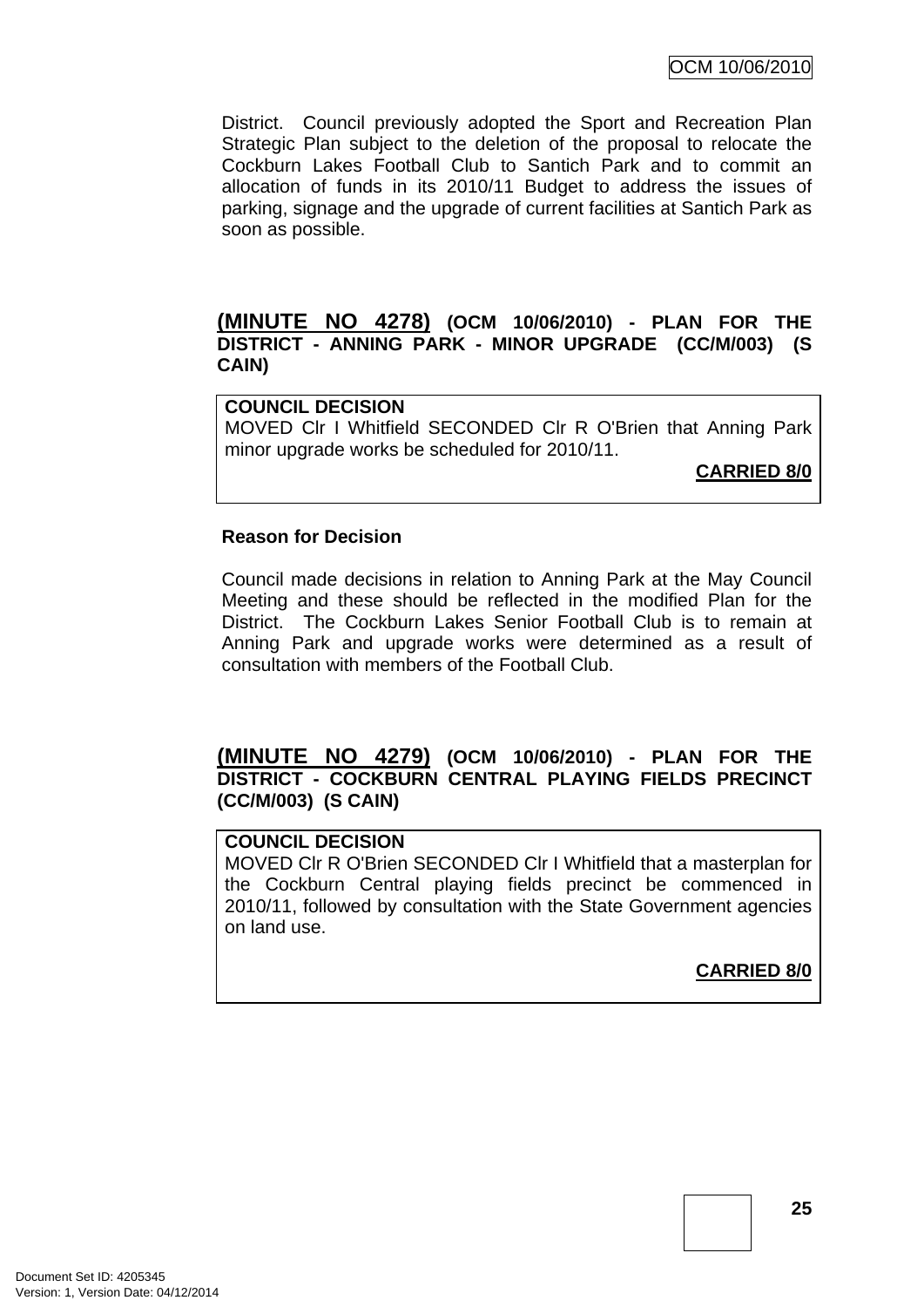District. Council previously adopted the Sport and Recreation Plan Strategic Plan subject to the deletion of the proposal to relocate the Cockburn Lakes Football Club to Santich Park and to commit an allocation of funds in its 2010/11 Budget to address the issues of parking, signage and the upgrade of current facilities at Santich Park as soon as possible.

## (MINUTE NO 4278) (OCM 10/06/2010) - PLAN FOR THE DISTRICT - ANNING PARK - MINOR UPGRADE (CC/M/003) (S CAIN)

**COUNCIL DECISION**

MOVED Clr I Whitfield SECONDED Clr R O'Brien that Anning Park minor upgrade works be scheduled for 2010/11.

**CARRIED 8/0**

**Reason for Decision**

Council made decisions in relation to Anning Park at the May Council Meeting and these should be reflected in the modified Plan for the District. The Cockburn Lakes Senior Football Club is to remain at Anning Park and upgrade works were determined as a result of consultation with members of the Football Club.

## (MINUTE NO 4279) (OCM 10/06/2010) - PLAN FOR THE DISTRICT - COCKBURN CENTRAL PLAYING FIELDS PRECINCT (CC/M/003) (S CAIN)

**COUNCIL DECISION**

MOVED Clr R O'Brien SECONDED Clr I Whitfield that a masterplan for the Cockburn Central playing fields precinct be commenced in 2010/11, followed by consultation with the State Government agencies on land use.

**CARRIED 8/0**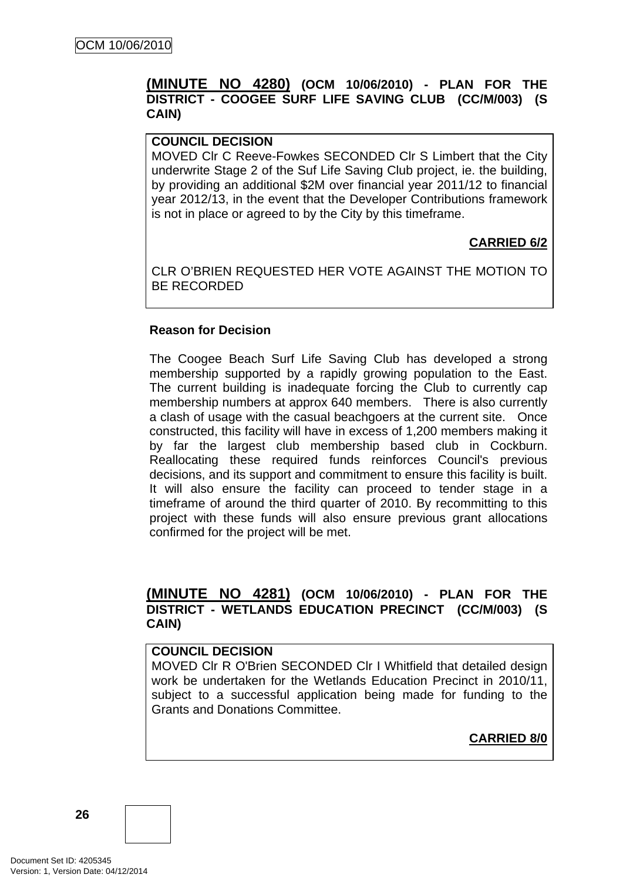**(MINUTE NO 4280) (OCM 10/06/2010) - PLAN FOR THE DISTRICT - COOGEE SURF LIFE SAVING CLUB (CC/M/003) (S CAIN)**

**COUNCIL DECISION**

MOVED Clr C Reeve-Fowkes SECONDED Clr S Limbert that the City underwrite Stage 2 of the Suf Life Saving Club project, ie. the building, by providing an additional $2M over financial year 2011/12 to financial year 2012/13, in the event that the Developer Contributions framework is not in place or agreed to by the City by this timeframe.

**CARRIED 6/2**

CLR O'BRIEN REQUESTED HER VOTE AGAINST THE MOTION TO BE RECORDED

**Reason for Decision**

The Coogee Beach Surf Life Saving Club has developed a strong membership supported by a rapidly growing population to the East. The current building is inadequate forcing the Club to currently cap membership numbers at approx 640 members. There is also currently a clash of usage with the casual beachgoers at the current site. Once constructed, this facility will have in excess of 1,200 members making it by far the largest club membership based club in Cockburn. Reallocating these required funds reinforces Council's previous decisions, and its support and commitment to ensure this facility is built. It will also ensure the facility can proceed to tender stage in a timeframe of around the third quarter of 2010. By recommitting to this project with these funds will also ensure previous grant allocations confirmed for the project will be met.

**(MINUTE NO 4281) (OCM 10/06/2010) - PLAN FOR THE DISTRICT - WETLANDS EDUCATION PRECINCT (CC/M/003) (S CAIN)**

**COUNCIL DECISION**

MOVED Clr R O'Brien SECONDED Clr I Whitfield that detailed design work be undertaken for the Wetlands Education Precinct in 2010/11, subject to a successful application being made for funding to the Grants and Donations Committee.

**CARRIED 8/0**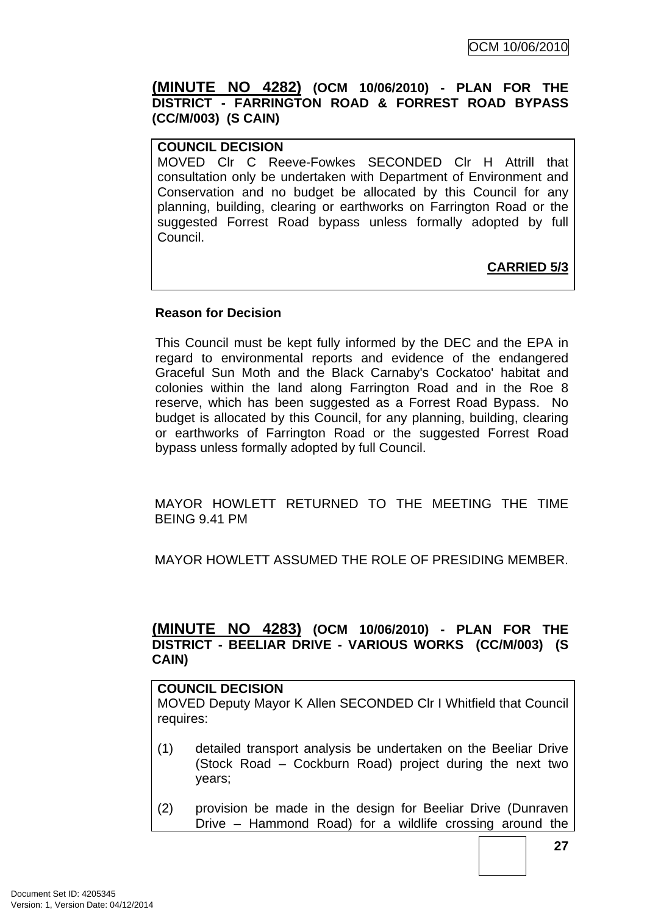**(MINUTE NO 4282) (OCM 10/06/2010) - PLAN FOR THE DISTRICT - FARRINGTON ROAD & FORREST ROAD BYPASS (CC/M/003) (S CAIN)**

**COUNCIL DECISION**
MOVED Clr C Reeve-Fowkes SECONDED Clr H Attrill that consultation only be undertaken with Department of Environment and Conservation and no budget be allocated by this Council for any planning, building, clearing or earthworks on Farrington Road or the suggested Forrest Road bypass unless formally adopted by full Council.

**CARRIED 5/3**

**Reason for Decision**

This Council must be kept fully informed by the DEC and the EPA in regard to environmental reports and evidence of the endangered Graceful Sun Moth and the Black Carnaby's Cockatoo' habitat and colonies within the land along Farrington Road and in the Roe 8 reserve, which has been suggested as a Forrest Road Bypass. No budget is allocated by this Council, for any planning, building, clearing or earthworks of Farrington Road or the suggested Forrest Road bypass unless formally adopted by full Council.

MAYOR HOWLETT RETURNED TO THE MEETING THE TIME BEING 9.41 PM

MAYOR HOWLETT ASSUMED THE ROLE OF PRESIDING MEMBER.

**(MINUTE NO 4283) (OCM 10/06/2010) - PLAN FOR THE DISTRICT - BEELIAR DRIVE - VARIOUS WORKS (CC/M/003) (S CAIN)**

**COUNCIL DECISION**
MOVED Deputy Mayor K Allen SECONDED Clr I Whitfield that Council requires:

(1) detailed transport analysis be undertaken on the Beeliar Drive (Stock Road – Cockburn Road) project during the next two years;

(2) provision be made in the design for Beeliar Drive (Dunraven Drive – Hammond Road) for a wildlife crossing around the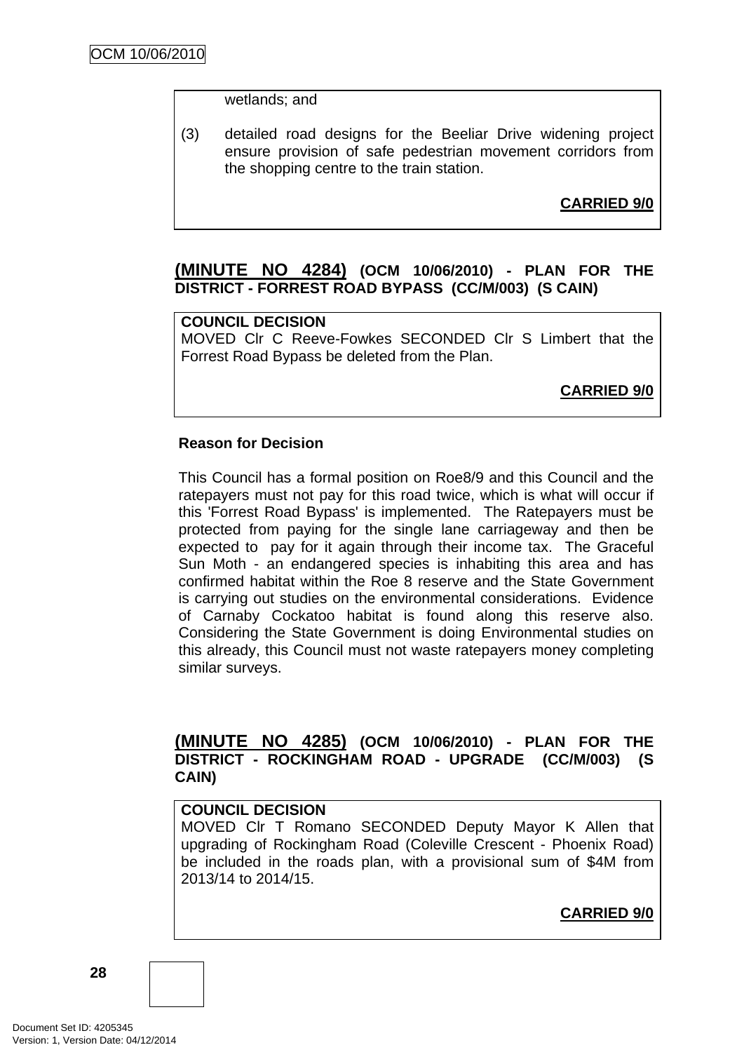wetlands; and

(3) detailed road designs for the Beeliar Drive widening project ensure provision of safe pedestrian movement corridors from the shopping centre to the train station.

**CARRIED 9/0**

## (MINUTE NO 4284) (OCM 10/06/2010) - PLAN FOR THE DISTRICT - FORREST ROAD BYPASS (CC/M/003) (S CAIN)

**COUNCIL DECISION**
MOVED Clr C Reeve-Fowkes SECONDED Clr S Limbert that the Forrest Road Bypass be deleted from the Plan.

**CARRIED 9/0**

**Reason for Decision**

This Council has a formal position on Roe8/9 and this Council and the ratepayers must not pay for this road twice, which is what will occur if this 'Forrest Road Bypass' is implemented. The Ratepayers must be protected from paying for the single lane carriageway and then be expected to pay for it again through their income tax. The Graceful Sun Moth - an endangered species is inhabiting this area and has confirmed habitat within the Roe 8 reserve and the State Government is carrying out studies on the environmental considerations. Evidence of Carnaby Cockatoo habitat is found along this reserve also. Considering the State Government is doing Environmental studies on this already, this Council must not waste ratepayers money completing similar surveys.

## (MINUTE NO 4285) (OCM 10/06/2010) - PLAN FOR THE DISTRICT - ROCKINGHAM ROAD - UPGRADE (CC/M/003) (S CAIN)

**COUNCIL DECISION**
MOVED Clr T Romano SECONDED Deputy Mayor K Allen that upgrading of Rockingham Road (Coleville Crescent - Phoenix Road) be included in the roads plan, with a provisional sum of $4M from 2013/14 to 2014/15.

**CARRIED 9/0**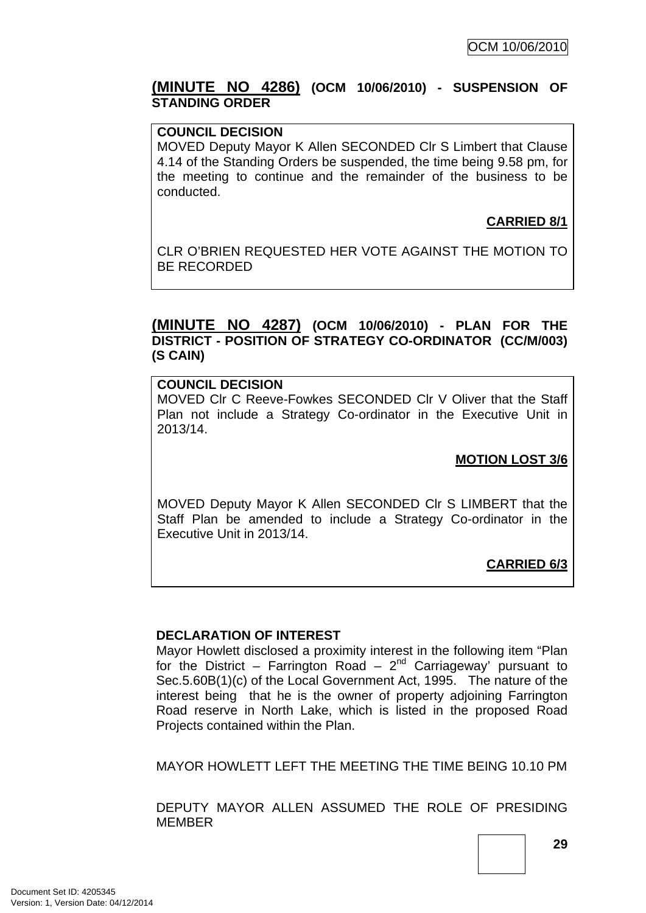## **(MINUTE NO 4286)** (OCM 10/06/2010) - SUSPENSION OF STANDING ORDER

**COUNCIL DECISION**
MOVED Deputy Mayor K Allen SECONDED Clr S Limbert that Clause 4.14 of the Standing Orders be suspended, the time being 9.58 pm, for the meeting to continue and the remainder of the business to be conducted.

**CARRIED 8/1**

CLR O'BRIEN REQUESTED HER VOTE AGAINST THE MOTION TO BE RECORDED

## **(MINUTE NO 4287)** (OCM 10/06/2010) - PLAN FOR THE DISTRICT - POSITION OF STRATEGY CO-ORDINATOR (CC/M/003) (S CAIN)

**COUNCIL DECISION**
MOVED Clr C Reeve-Fowkes SECONDED Clr V Oliver that the Staff Plan not include a Strategy Co-ordinator in the Executive Unit in 2013/14.

**MOTION LOST 3/6**

MOVED Deputy Mayor K Allen SECONDED Clr S LIMBERT that the Staff Plan be amended to include a Strategy Co-ordinator in the Executive Unit in 2013/14.

**CARRIED 6/3**

**DECLARATION OF INTEREST**
Mayor Howlett disclosed a proximity interest in the following item "Plan for the District – Farrington Road – 2nd Carriageway' pursuant to Sec.5.60B(1)(c) of the Local Government Act, 1995. The nature of the interest being that he is the owner of property adjoining Farrington Road reserve in North Lake, which is listed in the proposed Road Projects contained within the Plan.

MAYOR HOWLETT LEFT THE MEETING THE TIME BEING 10.10 PM

DEPUTY MAYOR ALLEN ASSUMED THE ROLE OF PRESIDING MEMBER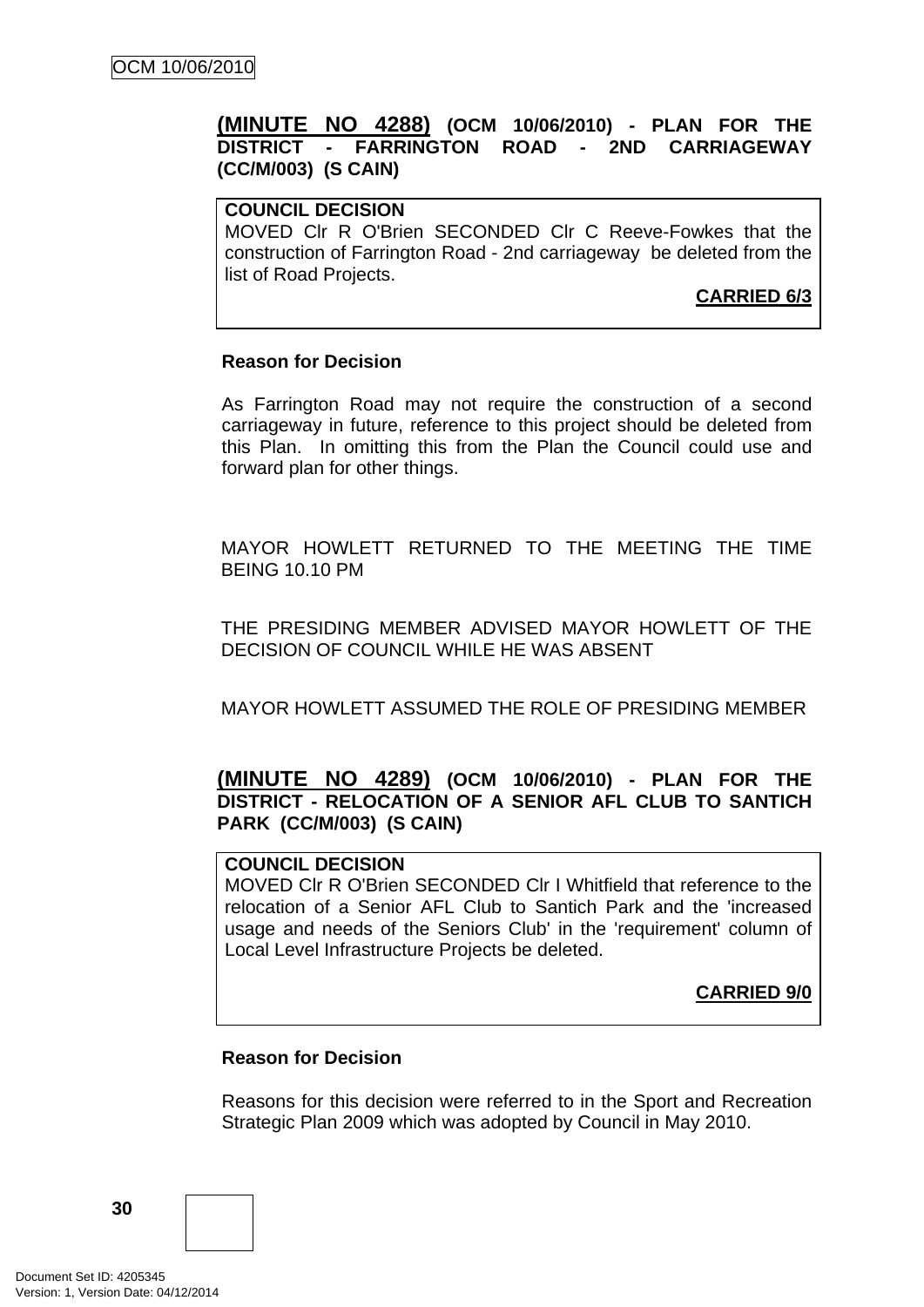### **(MINUTE NO 4288) (OCM 10/06/2010) - PLAN FOR THE DISTRICT - FARRINGTON ROAD - 2ND CARRIAGEWAY (CC/M/003) (S CAIN)**

> **COUNCIL DECISION**
> MOVED Clr R O'Brien SECONDED Clr C Reeve-Fowkes that the construction of Farrington Road - 2nd carriageway be deleted from the list of Road Projects.
>
> **CARRIED 6/3**

**Reason for Decision**

As Farrington Road may not require the construction of a second carriageway in future, reference to this project should be deleted from this Plan. In omitting this from the Plan the Council could use and forward plan for other things.

MAYOR HOWLETT RETURNED TO THE MEETING THE TIME BEING 10.10 PM

THE PRESIDING MEMBER ADVISED MAYOR HOWLETT OF THE DECISION OF COUNCIL WHILE HE WAS ABSENT

MAYOR HOWLETT ASSUMED THE ROLE OF PRESIDING MEMBER

### **(MINUTE NO 4289) (OCM 10/06/2010) - PLAN FOR THE DISTRICT - RELOCATION OF A SENIOR AFL CLUB TO SANTICH PARK (CC/M/003) (S CAIN)**

> **COUNCIL DECISION**
> MOVED Clr R O'Brien SECONDED Clr I Whitfield that reference to the relocation of a Senior AFL Club to Santich Park and the 'increased usage and needs of the Seniors Club' in the 'requirement' column of Local Level Infrastructure Projects be deleted.
>
> **CARRIED 9/0**

**Reason for Decision**

Reasons for this decision were referred to in the Sport and Recreation Strategic Plan 2009 which was adopted by Council in May 2010.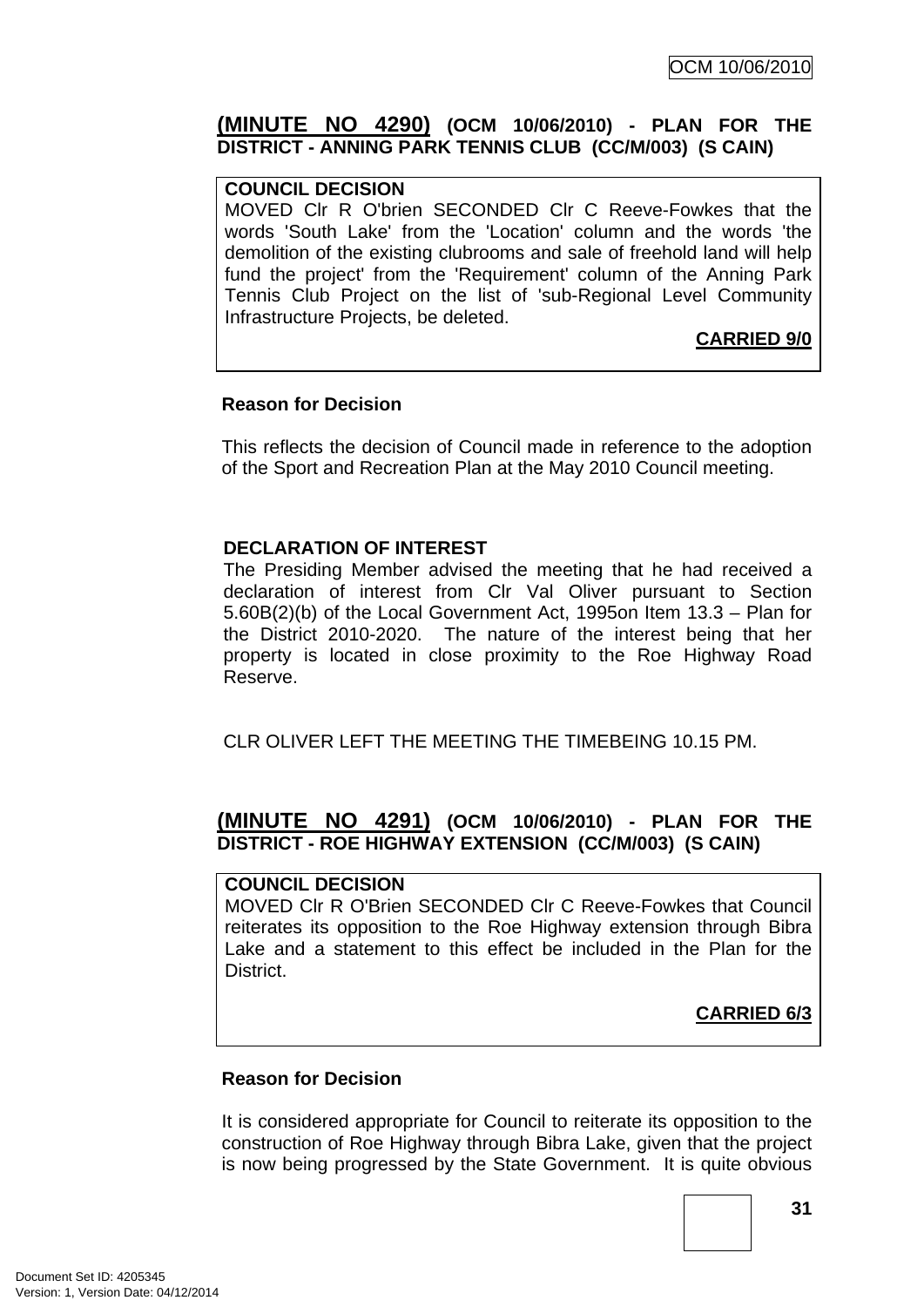**(MINUTE NO 4290) (OCM 10/06/2010) - PLAN FOR THE DISTRICT - ANNING PARK TENNIS CLUB (CC/M/003) (S CAIN)**

**COUNCIL DECISION**

MOVED Clr R O'brien SECONDED Clr C Reeve-Fowkes that the words 'South Lake' from the 'Location' column and the words 'the demolition of the existing clubrooms and sale of freehold land will help fund the project' from the 'Requirement' column of the Anning Park Tennis Club Project on the list of 'sub-Regional Level Community Infrastructure Projects, be deleted.

**CARRIED 9/0**

**Reason for Decision**

This reflects the decision of Council made in reference to the adoption of the Sport and Recreation Plan at the May 2010 Council meeting.

**DECLARATION OF INTEREST**

The Presiding Member advised the meeting that he had received a declaration of interest from Clr Val Oliver pursuant to Section 5.60B(2)(b) of the Local Government Act, 1995on Item 13.3 – Plan for the District 2010-2020. The nature of the interest being that her property is located in close proximity to the Roe Highway Road Reserve.

CLR OLIVER LEFT THE MEETING THE TIMEBEING 10.15 PM.

**(MINUTE NO 4291) (OCM 10/06/2010) - PLAN FOR THE DISTRICT - ROE HIGHWAY EXTENSION (CC/M/003) (S CAIN)**

**COUNCIL DECISION**

MOVED Clr R O'Brien SECONDED Clr C Reeve-Fowkes that Council reiterates its opposition to the Roe Highway extension through Bibra Lake and a statement to this effect be included in the Plan for the District.

**CARRIED 6/3**

**Reason for Decision**

It is considered appropriate for Council to reiterate its opposition to the construction of Roe Highway through Bibra Lake, given that the project is now being progressed by the State Government. It is quite obvious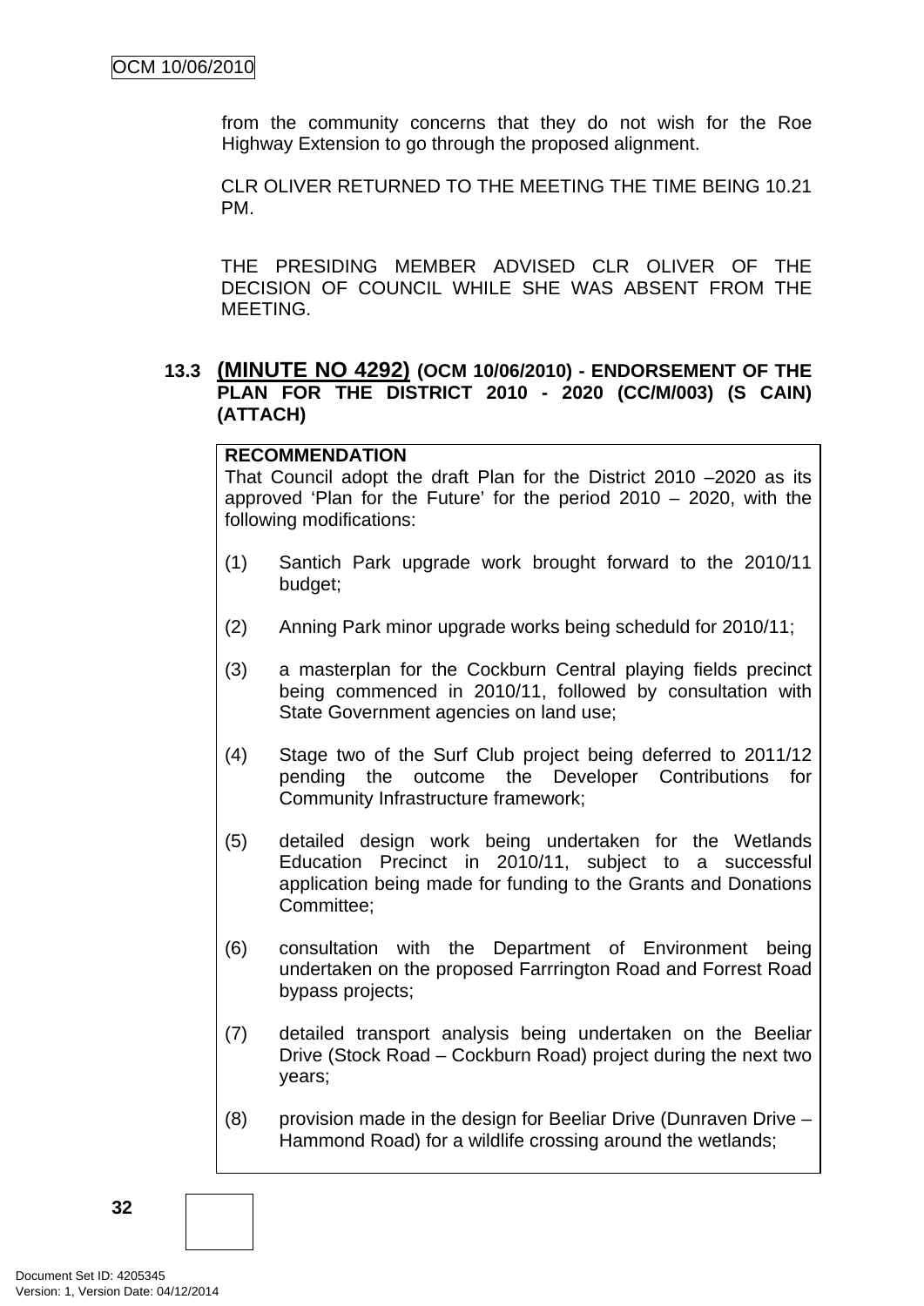from the community concerns that they do not wish for the Roe Highway Extension to go through the proposed alignment.

CLR OLIVER RETURNED TO THE MEETING THE TIME BEING 10.21 PM.

THE PRESIDING MEMBER ADVISED CLR OLIVER OF THE DECISION OF COUNCIL WHILE SHE WAS ABSENT FROM THE MEETING.

### 13.3 (MINUTE NO 4292) (OCM 10/06/2010) - ENDORSEMENT OF THE PLAN FOR THE DISTRICT 2010 - 2020 (CC/M/003) (S CAIN) (ATTACH)

**RECOMMENDATION**

That Council adopt the draft Plan for the District 2010 –2020 as its approved 'Plan for the Future' for the period 2010 – 2020, with the following modifications:

(1) Santich Park upgrade work brought forward to the 2010/11 budget;

(2) Anning Park minor upgrade works being scheduld for 2010/11;

(3) a masterplan for the Cockburn Central playing fields precinct being commenced in 2010/11, followed by consultation with State Government agencies on land use;

(4) Stage two of the Surf Club project being deferred to 2011/12 pending the outcome the Developer Contributions for Community Infrastructure framework;

(5) detailed design work being undertaken for the Wetlands Education Precinct in 2010/11, subject to a successful application being made for funding to the Grants and Donations Committee;

(6) consultation with the Department of Environment being undertaken on the proposed Farrrington Road and Forrest Road bypass projects;

(7) detailed transport analysis being undertaken on the Beeliar Drive (Stock Road – Cockburn Road) project during the next two years;

(8) provision made in the design for Beeliar Drive (Dunraven Drive – Hammond Road) for a wildlife crossing around the wetlands;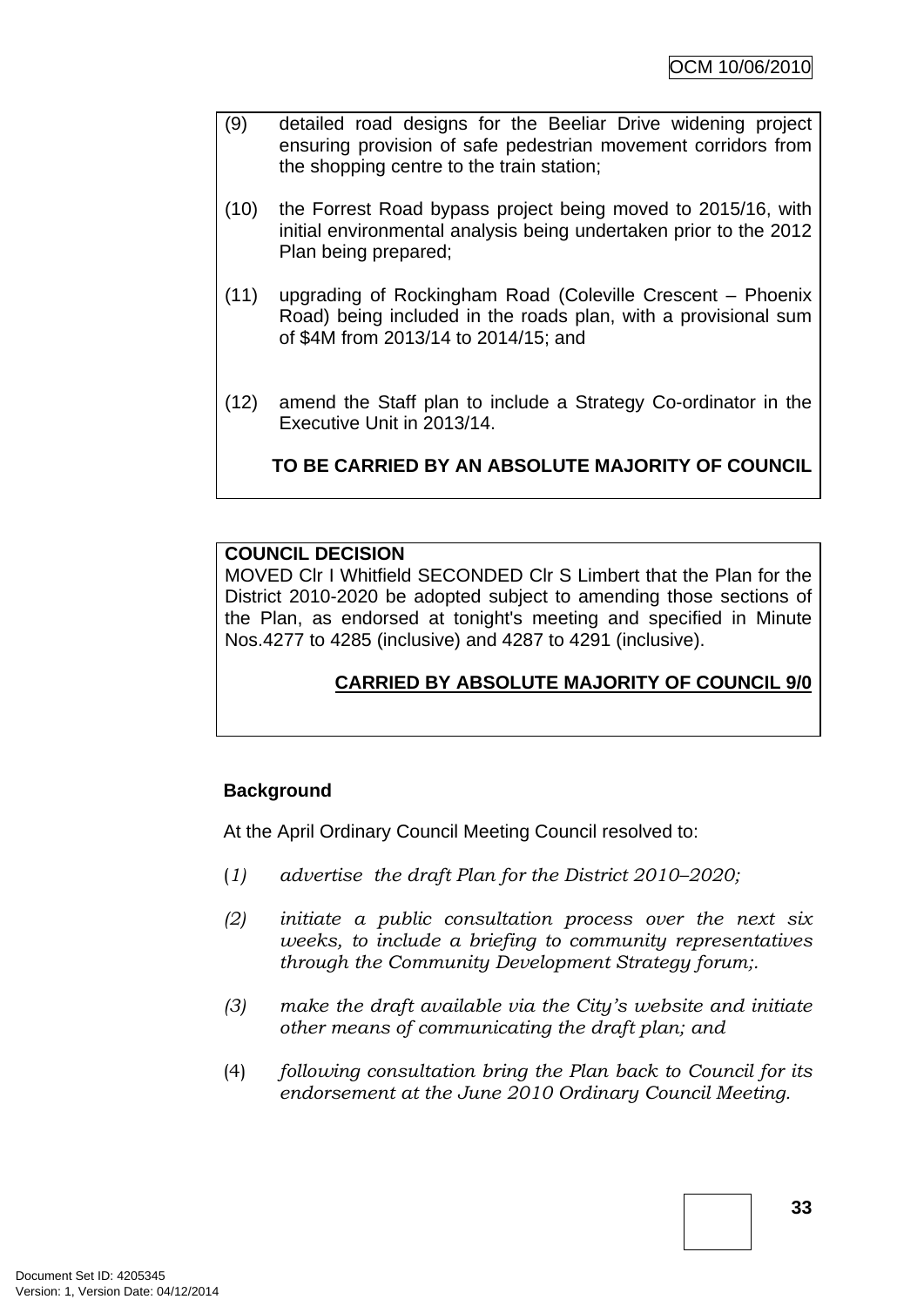(9) detailed road designs for the Beeliar Drive widening project ensuring provision of safe pedestrian movement corridors from the shopping centre to the train station;

(10) the Forrest Road bypass project being moved to 2015/16, with initial environmental analysis being undertaken prior to the 2012 Plan being prepared;

(11) upgrading of Rockingham Road (Coleville Crescent – Phoenix Road) being included in the roads plan, with a provisional sum of $4M from 2013/14 to 2014/15; and

(12) amend the Staff plan to include a Strategy Co-ordinator in the Executive Unit in 2013/14.

**TO BE CARRIED BY AN ABSOLUTE MAJORITY OF COUNCIL**

**COUNCIL DECISION**

MOVED Clr I Whitfield SECONDED Clr S Limbert that the Plan for the District 2010-2020 be adopted subject to amending those sections of the Plan, as endorsed at tonight's meeting and specified in Minute Nos.4277 to 4285 (inclusive) and 4287 to 4291 (inclusive).

**CARRIED BY ABSOLUTE MAJORITY OF COUNCIL 9/0**

**Background**

At the April Ordinary Council Meeting Council resolved to:

(*1) advertise the draft Plan for the District 2010–2020;*

*(2) initiate a public consultation process over the next six weeks, to include a briefing to community representatives through the Community Development Strategy forum;.*

*(3) make the draft available via the City's website and initiate other means of communicating the draft plan; and*

(4) *following consultation bring the Plan back to Council for its endorsement at the June 2010 Ordinary Council Meeting.*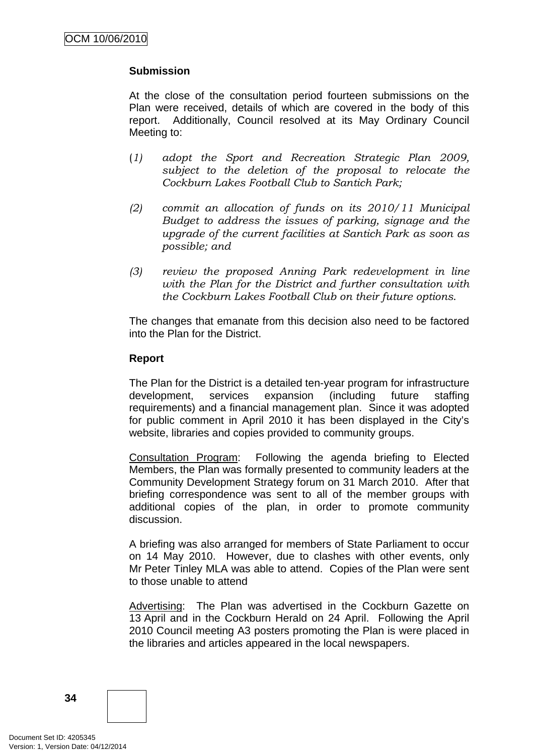**Submission**

At the close of the consultation period fourteen submissions on the Plan were received, details of which are covered in the body of this report. Additionally, Council resolved at its May Ordinary Council Meeting to:

(*1) adopt the Sport and Recreation Strategic Plan 2009, subject to the deletion of the proposal to relocate the Cockburn Lakes Football Club to Santich Park;*

*(2) commit an allocation of funds on its 2010/11 Municipal Budget to address the issues of parking, signage and the upgrade of the current facilities at Santich Park as soon as possible; and*

*(3) review the proposed Anning Park redevelopment in line with the Plan for the District and further consultation with the Cockburn Lakes Football Club on their future options.*

The changes that emanate from this decision also need to be factored into the Plan for the District.

**Report**

The Plan for the District is a detailed ten-year program for infrastructure development, services expansion (including future staffing requirements) and a financial management plan. Since it was adopted for public comment in April 2010 it has been displayed in the City's website, libraries and copies provided to community groups.

Consultation Program: Following the agenda briefing to Elected Members, the Plan was formally presented to community leaders at the Community Development Strategy forum on 31 March 2010. After that briefing correspondence was sent to all of the member groups with additional copies of the plan, in order to promote community discussion.

A briefing was also arranged for members of State Parliament to occur on 14 May 2010. However, due to clashes with other events, only Mr Peter Tinley MLA was able to attend. Copies of the Plan were sent to those unable to attend

Advertising: The Plan was advertised in the Cockburn Gazette on 13 April and in the Cockburn Herald on 24 April. Following the April 2010 Council meeting A3 posters promoting the Plan is were placed in the libraries and articles appeared in the local newspapers.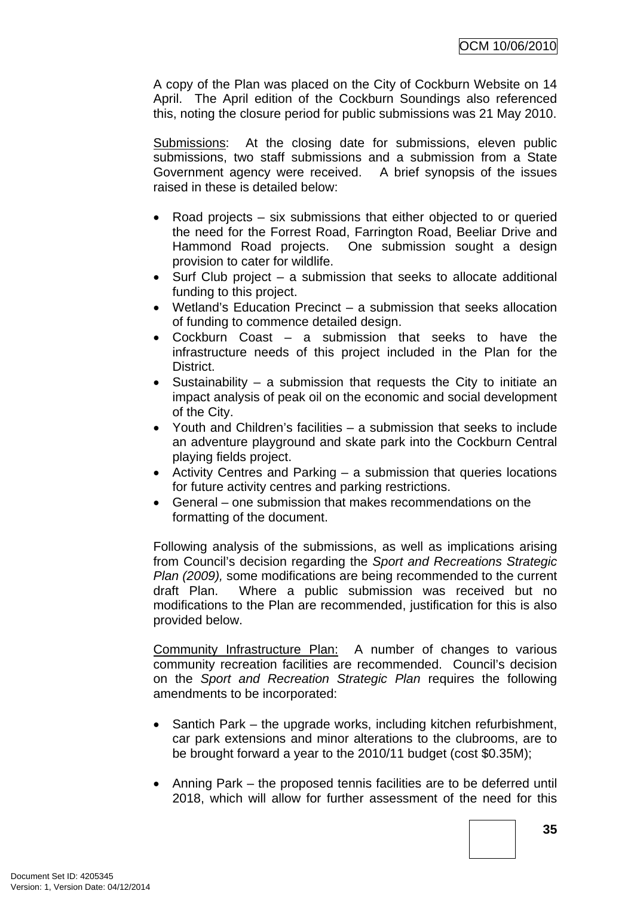A copy of the Plan was placed on the City of Cockburn Website on 14 April. The April edition of the Cockburn Soundings also referenced this, noting the closure period for public submissions was 21 May 2010.

Submissions: At the closing date for submissions, eleven public submissions, two staff submissions and a submission from a State Government agency were received. A brief synopsis of the issues raised in these is detailed below:

- Road projects – six submissions that either objected to or queried the need for the Forrest Road, Farrington Road, Beeliar Drive and Hammond Road projects. One submission sought a design provision to cater for wildlife.
- Surf Club project – a submission that seeks to allocate additional funding to this project.
- Wetland's Education Precinct – a submission that seeks allocation of funding to commence detailed design.
- Cockburn Coast – a submission that seeks to have the infrastructure needs of this project included in the Plan for the District.
- Sustainability – a submission that requests the City to initiate an impact analysis of peak oil on the economic and social development of the City.
- Youth and Children's facilities – a submission that seeks to include an adventure playground and skate park into the Cockburn Central playing fields project.
- Activity Centres and Parking – a submission that queries locations for future activity centres and parking restrictions.
- General – one submission that makes recommendations on the formatting of the document.

Following analysis of the submissions, as well as implications arising from Council's decision regarding the *Sport and Recreations Strategic Plan (2009),* some modifications are being recommended to the current draft Plan. Where a public submission was received but no modifications to the Plan are recommended, justification for this is also provided below.

Community Infrastructure Plan: A number of changes to various community recreation facilities are recommended. Council's decision on the *Sport and Recreation Strategic Plan* requires the following amendments to be incorporated:

- Santich Park – the upgrade works, including kitchen refurbishment, car park extensions and minor alterations to the clubrooms, are to be brought forward a year to the 2010/11 budget (cost $0.35M);

- Anning Park – the proposed tennis facilities are to be deferred until 2018, which will allow for further assessment of the need for this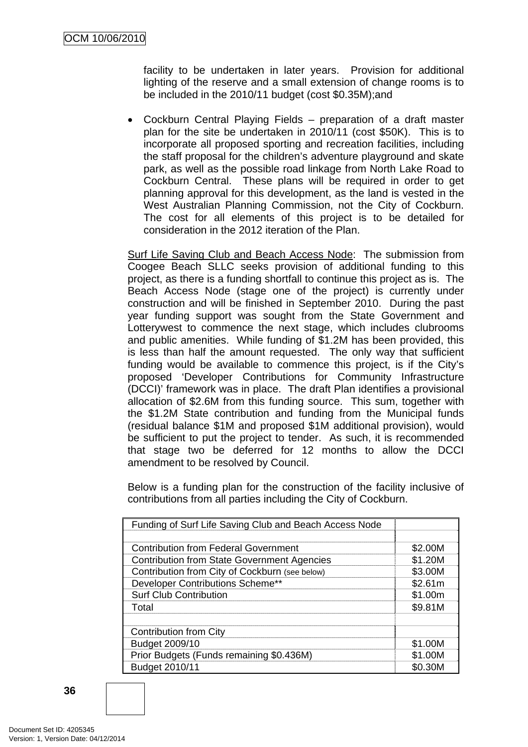facility to be undertaken in later years. Provision for additional lighting of the reserve and a small extension of change rooms is to be included in the 2010/11 budget (cost $0.35M);and

- Cockburn Central Playing Fields – preparation of a draft master plan for the site be undertaken in 2010/11 (cost $50K). This is to incorporate all proposed sporting and recreation facilities, including the staff proposal for the children's adventure playground and skate park, as well as the possible road linkage from North Lake Road to Cockburn Central. These plans will be required in order to get planning approval for this development, as the land is vested in the West Australian Planning Commission, not the City of Cockburn. The cost for all elements of this project is to be detailed for consideration in the 2012 iteration of the Plan.

Surf Life Saving Club and Beach Access Node: The submission from Coogee Beach SLLC seeks provision of additional funding to this project, as there is a funding shortfall to continue this project as is. The Beach Access Node (stage one of the project) is currently under construction and will be finished in September 2010. During the past year funding support was sought from the State Government and Lotterywest to commence the next stage, which includes clubrooms and public amenities. While funding of $1.2M has been provided, this is less than half the amount requested. The only way that sufficient funding would be available to commence this project, is if the City's proposed 'Developer Contributions for Community Infrastructure (DCCI)' framework was in place. The draft Plan identifies a provisional allocation of $2.6M from this funding source. This sum, together with the $1.2M State contribution and funding from the Municipal funds (residual balance $1M and proposed $1M additional provision), would be sufficient to put the project to tender. As such, it is recommended that stage two be deferred for 12 months to allow the DCCI amendment to be resolved by Council.

Below is a funding plan for the construction of the facility inclusive of contributions from all parties including the City of Cockburn.

| Funding of Surf Life Saving Club and Beach Access Node | |
|---|---|
| | |
| Contribution from Federal Government | $2.00M |
| Contribution from State Government Agencies | $1.20M |
| Contribution from City of Cockburn (see below) | $3.00M |
| Developer Contributions Scheme** | $2.61m |
| Surf Club Contribution | $1.00m |
| Total | $9.81M |
| | |
| Contribution from City | |
| Budget 2009/10 | $1.00M |
| Prior Budgets (Funds remaining $0.436M) | $1.00M |
| Budget 2010/11 | $0.30M |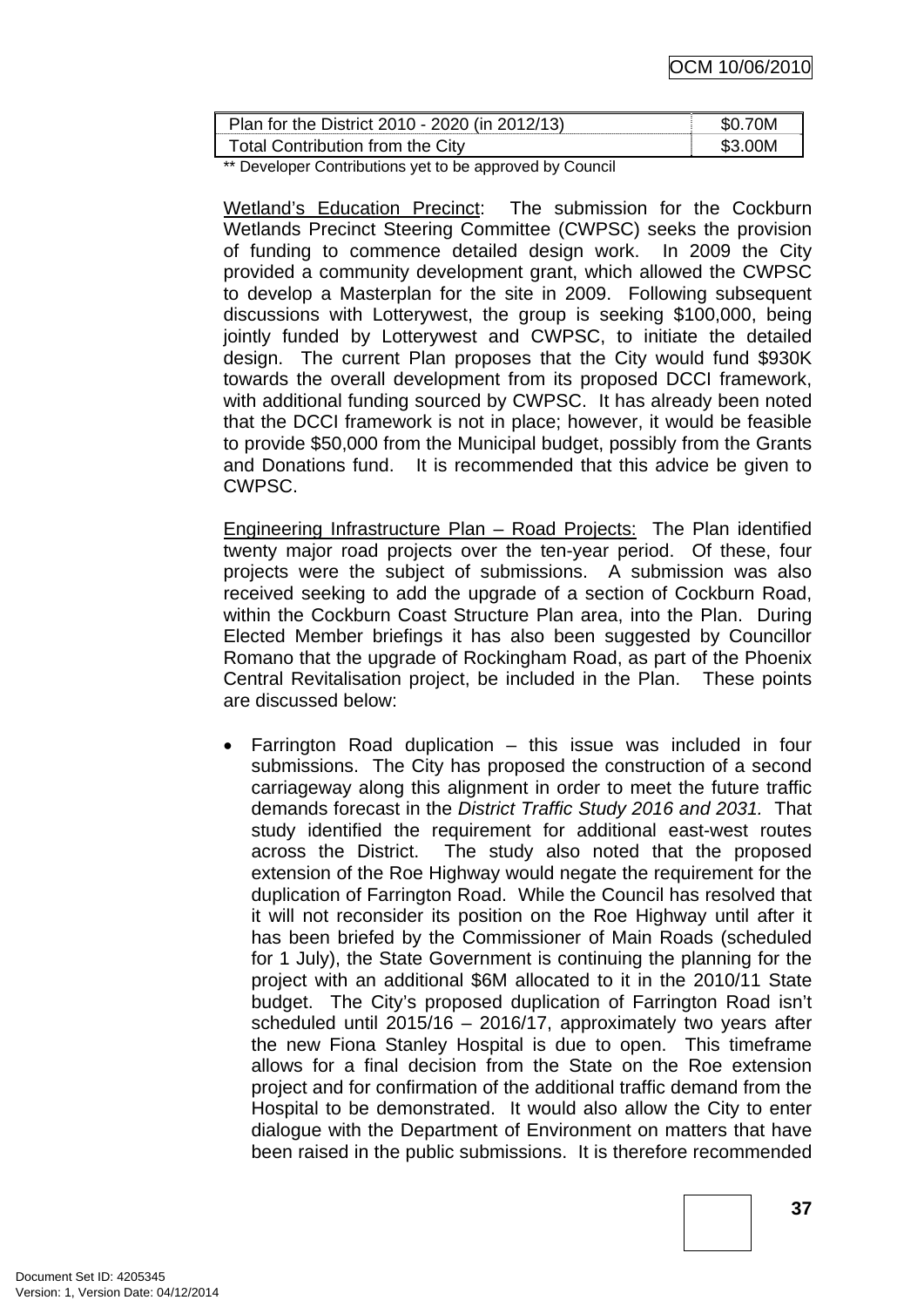| Plan for the District 2010 - 2020 (in 2012/13) | $0.70M |
|---|---|
| Total Contribution from the City | $3.00M |

** Developer Contributions yet to be approved by Council

Wetland's Education Precinct: The submission for the Cockburn Wetlands Precinct Steering Committee (CWPSC) seeks the provision of funding to commence detailed design work. In 2009 the City provided a community development grant, which allowed the CWPSC to develop a Masterplan for the site in 2009. Following subsequent discussions with Lotterywest, the group is seeking $100,000, being jointly funded by Lotterywest and CWPSC, to initiate the detailed design. The current Plan proposes that the City would fund $930K towards the overall development from its proposed DCCI framework, with additional funding sourced by CWPSC. It has already been noted that the DCCI framework is not in place; however, it would be feasible to provide $50,000 from the Municipal budget, possibly from the Grants and Donations fund. It is recommended that this advice be given to CWPSC.

Engineering Infrastructure Plan – Road Projects: The Plan identified twenty major road projects over the ten-year period. Of these, four projects were the subject of submissions. A submission was also received seeking to add the upgrade of a section of Cockburn Road, within the Cockburn Coast Structure Plan area, into the Plan. During Elected Member briefings it has also been suggested by Councillor Romano that the upgrade of Rockingham Road, as part of the Phoenix Central Revitalisation project, be included in the Plan. These points are discussed below:

- Farrington Road duplication – this issue was included in four submissions. The City has proposed the construction of a second carriageway along this alignment in order to meet the future traffic demands forecast in the *District Traffic Study 2016 and 2031.* That study identified the requirement for additional east-west routes across the District. The study also noted that the proposed extension of the Roe Highway would negate the requirement for the duplication of Farrington Road. While the Council has resolved that it will not reconsider its position on the Roe Highway until after it has been briefed by the Commissioner of Main Roads (scheduled for 1 July), the State Government is continuing the planning for the project with an additional $6M allocated to it in the 2010/11 State budget. The City's proposed duplication of Farrington Road isn't scheduled until 2015/16 – 2016/17, approximately two years after the new Fiona Stanley Hospital is due to open. This timeframe allows for a final decision from the State on the Roe extension project and for confirmation of the additional traffic demand from the Hospital to be demonstrated. It would also allow the City to enter dialogue with the Department of Environment on matters that have been raised in the public submissions. It is therefore recommended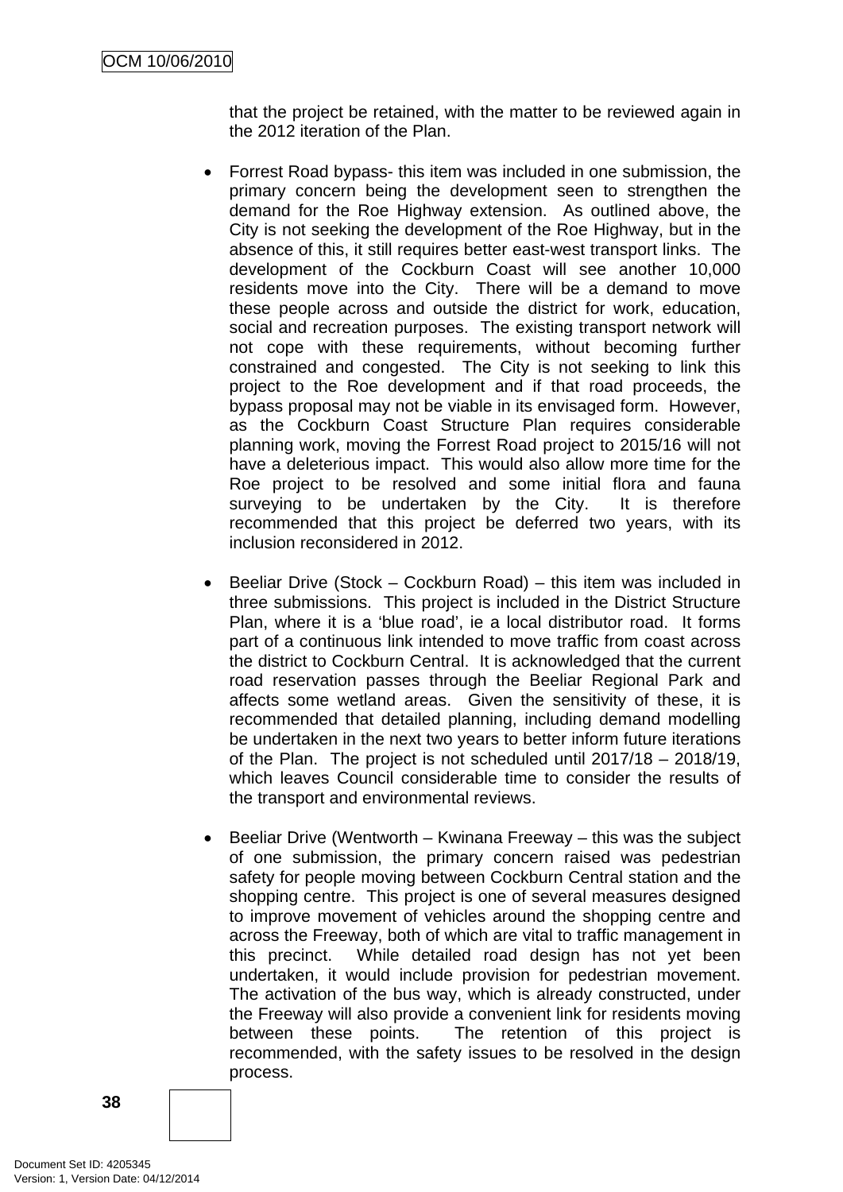that the project be retained, with the matter to be reviewed again in the 2012 iteration of the Plan.

- Forrest Road bypass- this item was included in one submission, the primary concern being the development seen to strengthen the demand for the Roe Highway extension. As outlined above, the City is not seeking the development of the Roe Highway, but in the absence of this, it still requires better east-west transport links. The development of the Cockburn Coast will see another 10,000 residents move into the City. There will be a demand to move these people across and outside the district for work, education, social and recreation purposes. The existing transport network will not cope with these requirements, without becoming further constrained and congested. The City is not seeking to link this project to the Roe development and if that road proceeds, the bypass proposal may not be viable in its envisaged form. However, as the Cockburn Coast Structure Plan requires considerable planning work, moving the Forrest Road project to 2015/16 will not have a deleterious impact. This would also allow more time for the Roe project to be resolved and some initial flora and fauna surveying to be undertaken by the City. It is therefore recommended that this project be deferred two years, with its inclusion reconsidered in 2012.

- Beeliar Drive (Stock – Cockburn Road) – this item was included in three submissions. This project is included in the District Structure Plan, where it is a 'blue road', ie a local distributor road. It forms part of a continuous link intended to move traffic from coast across the district to Cockburn Central. It is acknowledged that the current road reservation passes through the Beeliar Regional Park and affects some wetland areas. Given the sensitivity of these, it is recommended that detailed planning, including demand modelling be undertaken in the next two years to better inform future iterations of the Plan. The project is not scheduled until 2017/18 – 2018/19, which leaves Council considerable time to consider the results of the transport and environmental reviews.

- Beeliar Drive (Wentworth – Kwinana Freeway – this was the subject of one submission, the primary concern raised was pedestrian safety for people moving between Cockburn Central station and the shopping centre. This project is one of several measures designed to improve movement of vehicles around the shopping centre and across the Freeway, both of which are vital to traffic management in this precinct. While detailed road design has not yet been undertaken, it would include provision for pedestrian movement. The activation of the bus way, which is already constructed, under the Freeway will also provide a convenient link for residents moving between these points. The retention of this project is recommended, with the safety issues to be resolved in the design process.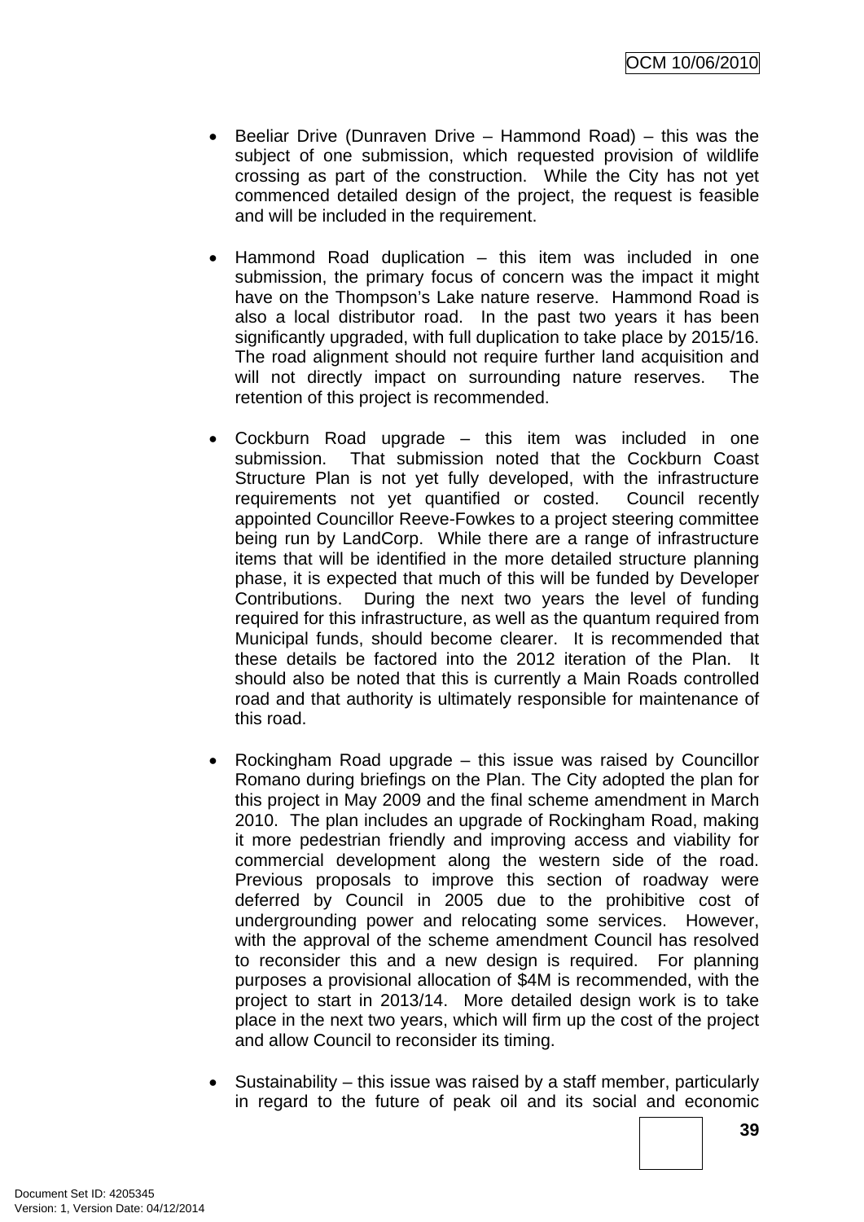- Beeliar Drive (Dunraven Drive – Hammond Road) – this was the subject of one submission, which requested provision of wildlife crossing as part of the construction. While the City has not yet commenced detailed design of the project, the request is feasible and will be included in the requirement.

- Hammond Road duplication – this item was included in one submission, the primary focus of concern was the impact it might have on the Thompson's Lake nature reserve. Hammond Road is also a local distributor road. In the past two years it has been significantly upgraded, with full duplication to take place by 2015/16. The road alignment should not require further land acquisition and will not directly impact on surrounding nature reserves. The retention of this project is recommended.

- Cockburn Road upgrade – this item was included in one submission. That submission noted that the Cockburn Coast Structure Plan is not yet fully developed, with the infrastructure requirements not yet quantified or costed. Council recently appointed Councillor Reeve-Fowkes to a project steering committee being run by LandCorp. While there are a range of infrastructure items that will be identified in the more detailed structure planning phase, it is expected that much of this will be funded by Developer Contributions. During the next two years the level of funding required for this infrastructure, as well as the quantum required from Municipal funds, should become clearer. It is recommended that these details be factored into the 2012 iteration of the Plan. It should also be noted that this is currently a Main Roads controlled road and that authority is ultimately responsible for maintenance of this road.

- Rockingham Road upgrade – this issue was raised by Councillor Romano during briefings on the Plan. The City adopted the plan for this project in May 2009 and the final scheme amendment in March 2010. The plan includes an upgrade of Rockingham Road, making it more pedestrian friendly and improving access and viability for commercial development along the western side of the road. Previous proposals to improve this section of roadway were deferred by Council in 2005 due to the prohibitive cost of undergrounding power and relocating some services. However, with the approval of the scheme amendment Council has resolved to reconsider this and a new design is required. For planning purposes a provisional allocation of $4M is recommended, with the project to start in 2013/14. More detailed design work is to take place in the next two years, which will firm up the cost of the project and allow Council to reconsider its timing.

- Sustainability – this issue was raised by a staff member, particularly in regard to the future of peak oil and its social and economic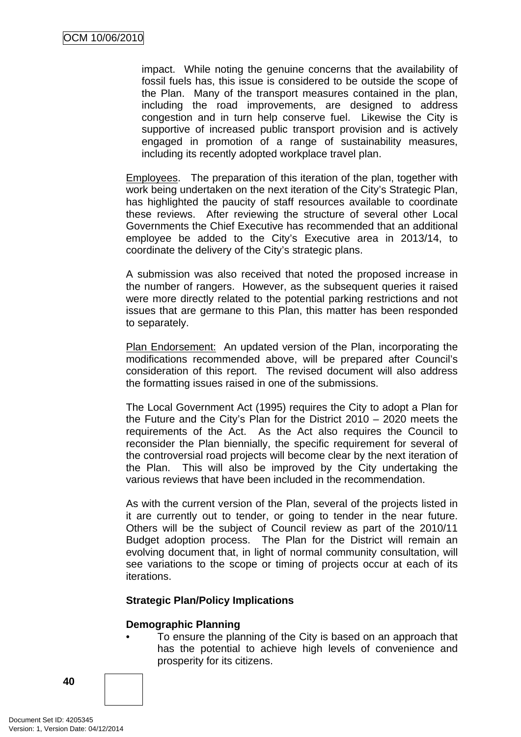impact. While noting the genuine concerns that the availability of fossil fuels has, this issue is considered to be outside the scope of the Plan. Many of the transport measures contained in the plan, including the road improvements, are designed to address congestion and in turn help conserve fuel. Likewise the City is supportive of increased public transport provision and is actively engaged in promotion of a range of sustainability measures, including its recently adopted workplace travel plan.

Employees. The preparation of this iteration of the plan, together with work being undertaken on the next iteration of the City's Strategic Plan, has highlighted the paucity of staff resources available to coordinate these reviews. After reviewing the structure of several other Local Governments the Chief Executive has recommended that an additional employee be added to the City's Executive area in 2013/14, to coordinate the delivery of the City's strategic plans.

A submission was also received that noted the proposed increase in the number of rangers. However, as the subsequent queries it raised were more directly related to the potential parking restrictions and not issues that are germane to this Plan, this matter has been responded to separately.

Plan Endorsement: An updated version of the Plan, incorporating the modifications recommended above, will be prepared after Council's consideration of this report. The revised document will also address the formatting issues raised in one of the submissions.

The Local Government Act (1995) requires the City to adopt a Plan for the Future and the City's Plan for the District 2010 – 2020 meets the requirements of the Act. As the Act also requires the Council to reconsider the Plan biennially, the specific requirement for several of the controversial road projects will become clear by the next iteration of the Plan. This will also be improved by the City undertaking the various reviews that have been included in the recommendation.

As with the current version of the Plan, several of the projects listed in it are currently out to tender, or going to tender in the near future. Others will be the subject of Council review as part of the 2010/11 Budget adoption process. The Plan for the District will remain an evolving document that, in light of normal community consultation, will see variations to the scope or timing of projects occur at each of its iterations.

**Strategic Plan/Policy Implications**

**Demographic Planning**

- To ensure the planning of the City is based on an approach that has the potential to achieve high levels of convenience and prosperity for its citizens.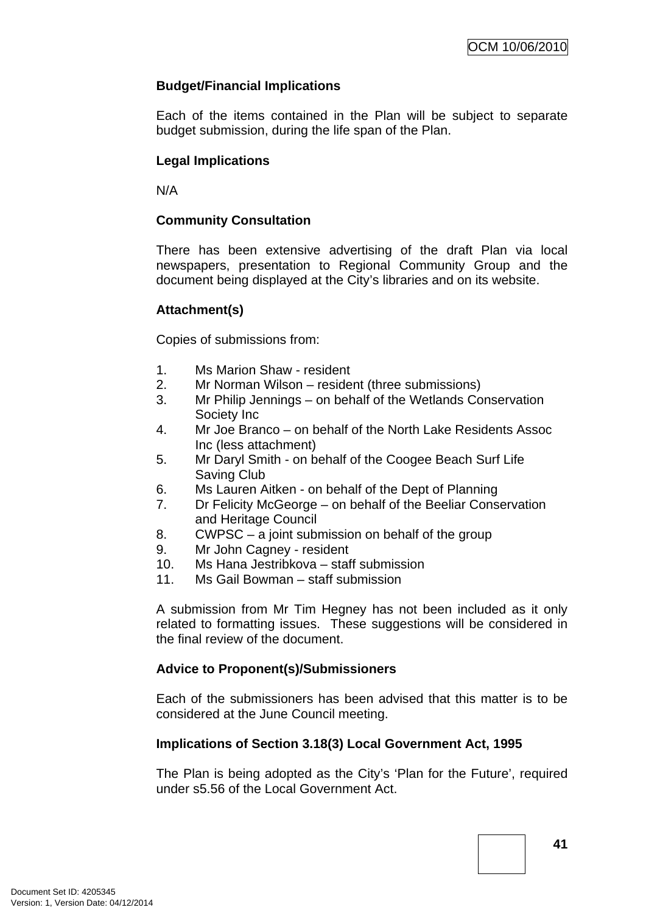**Budget/Financial Implications**

Each of the items contained in the Plan will be subject to separate budget submission, during the life span of the Plan.

**Legal Implications**

N/A

**Community Consultation**

There has been extensive advertising of the draft Plan via local newspapers, presentation to Regional Community Group and the document being displayed at the City's libraries and on its website.

**Attachment(s)**

Copies of submissions from:

1. Ms Marion Shaw - resident
2. Mr Norman Wilson – resident (three submissions)
3. Mr Philip Jennings – on behalf of the Wetlands Conservation Society Inc
4. Mr Joe Branco – on behalf of the North Lake Residents Assoc Inc (less attachment)
5. Mr Daryl Smith - on behalf of the Coogee Beach Surf Life Saving Club
6. Ms Lauren Aitken - on behalf of the Dept of Planning
7. Dr Felicity McGeorge – on behalf of the Beeliar Conservation and Heritage Council
8. CWPSC – a joint submission on behalf of the group
9. Mr John Cagney - resident
10. Ms Hana Jestribkova – staff submission
11. Ms Gail Bowman – staff submission

A submission from Mr Tim Hegney has not been included as it only related to formatting issues. These suggestions will be considered in the final review of the document.

**Advice to Proponent(s)/Submissioners**

Each of the submissioners has been advised that this matter is to be considered at the June Council meeting.

**Implications of Section 3.18(3) Local Government Act, 1995**

The Plan is being adopted as the City's 'Plan for the Future', required under s5.56 of the Local Government Act.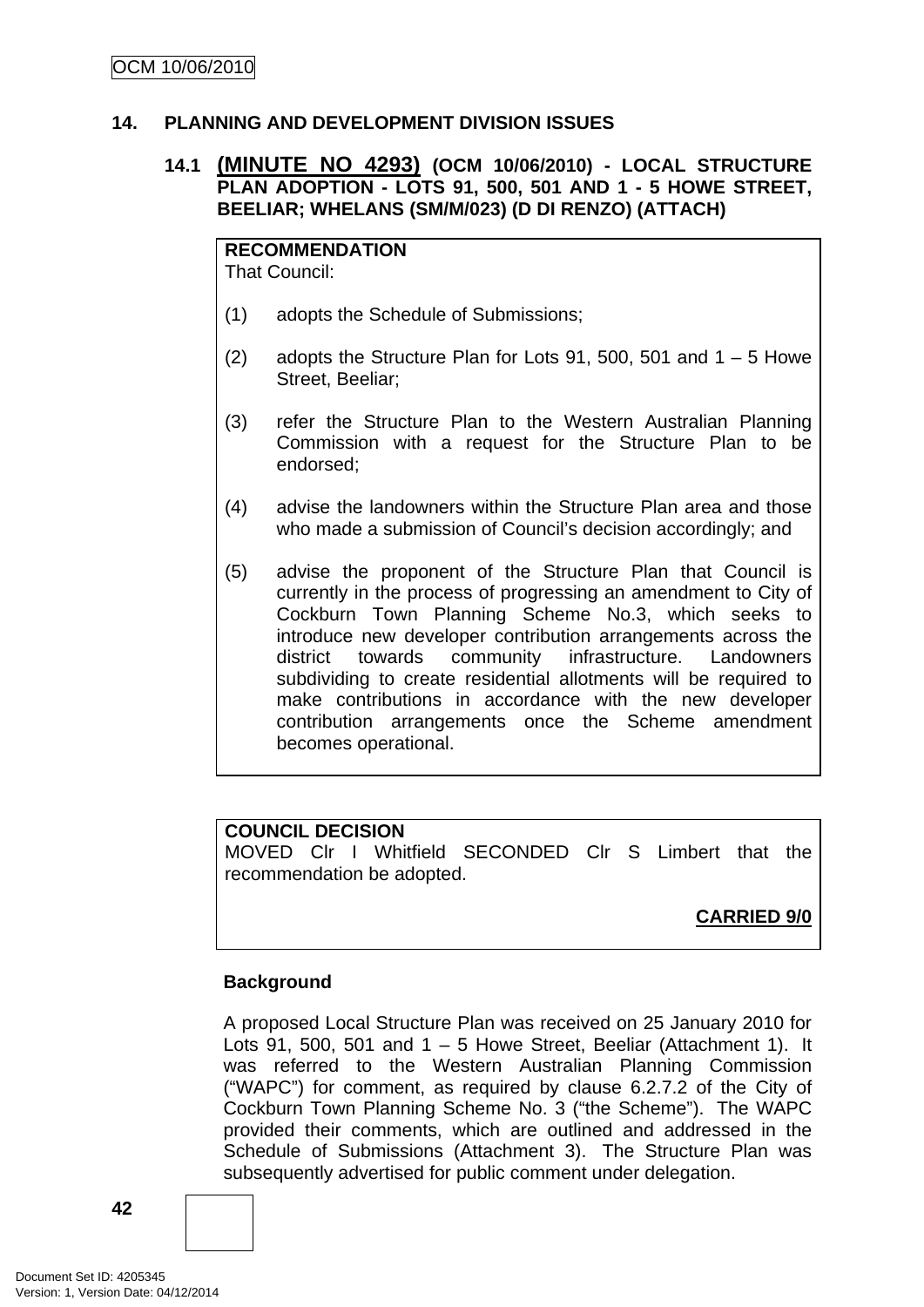## 14. PLANNING AND DEVELOPMENT DIVISION ISSUES

### 14.1 (MINUTE NO 4293) (OCM 10/06/2010) - LOCAL STRUCTURE PLAN ADOPTION - LOTS 91, 500, 501 AND 1 - 5 HOWE STREET, BEELIAR; WHELANS (SM/M/023) (D DI RENZO) (ATTACH)

**RECOMMENDATION**
That Council:

(1) adopts the Schedule of Submissions;

(2) adopts the Structure Plan for Lots 91, 500, 501 and 1 – 5 Howe Street, Beeliar;

(3) refer the Structure Plan to the Western Australian Planning Commission with a request for the Structure Plan to be endorsed;

(4) advise the landowners within the Structure Plan area and those who made a submission of Council's decision accordingly; and

(5) advise the proponent of the Structure Plan that Council is currently in the process of progressing an amendment to City of Cockburn Town Planning Scheme No.3, which seeks to introduce new developer contribution arrangements across the district towards community infrastructure. Landowners subdividing to create residential allotments will be required to make contributions in accordance with the new developer contribution arrangements once the Scheme amendment becomes operational.

**COUNCIL DECISION**
MOVED Clr I Whitfield SECONDED Clr S Limbert that the recommendation be adopted.

**CARRIED 9/0**

**Background**

A proposed Local Structure Plan was received on 25 January 2010 for Lots 91, 500, 501 and 1 – 5 Howe Street, Beeliar (Attachment 1). It was referred to the Western Australian Planning Commission ("WAPC") for comment, as required by clause 6.2.7.2 of the City of Cockburn Town Planning Scheme No. 3 ("the Scheme"). The WAPC provided their comments, which are outlined and addressed in the Schedule of Submissions (Attachment 3). The Structure Plan was subsequently advertised for public comment under delegation.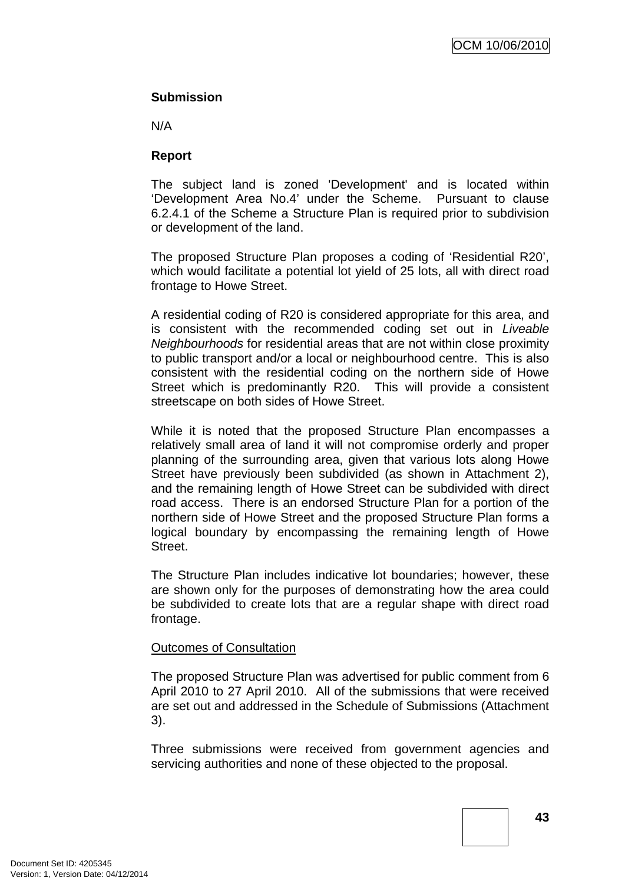**Submission**

N/A

**Report**

The subject land is zoned 'Development' and is located within 'Development Area No.4' under the Scheme. Pursuant to clause 6.2.4.1 of the Scheme a Structure Plan is required prior to subdivision or development of the land.

The proposed Structure Plan proposes a coding of 'Residential R20', which would facilitate a potential lot yield of 25 lots, all with direct road frontage to Howe Street.

A residential coding of R20 is considered appropriate for this area, and is consistent with the recommended coding set out in *Liveable Neighbourhoods* for residential areas that are not within close proximity to public transport and/or a local or neighbourhood centre. This is also consistent with the residential coding on the northern side of Howe Street which is predominantly R20. This will provide a consistent streetscape on both sides of Howe Street.

While it is noted that the proposed Structure Plan encompasses a relatively small area of land it will not compromise orderly and proper planning of the surrounding area, given that various lots along Howe Street have previously been subdivided (as shown in Attachment 2), and the remaining length of Howe Street can be subdivided with direct road access. There is an endorsed Structure Plan for a portion of the northern side of Howe Street and the proposed Structure Plan forms a logical boundary by encompassing the remaining length of Howe Street.

The Structure Plan includes indicative lot boundaries; however, these are shown only for the purposes of demonstrating how the area could be subdivided to create lots that are a regular shape with direct road frontage.

<u>Outcomes of Consultation</u>

The proposed Structure Plan was advertised for public comment from 6 April 2010 to 27 April 2010. All of the submissions that were received are set out and addressed in the Schedule of Submissions (Attachment 3).

Three submissions were received from government agencies and servicing authorities and none of these objected to the proposal.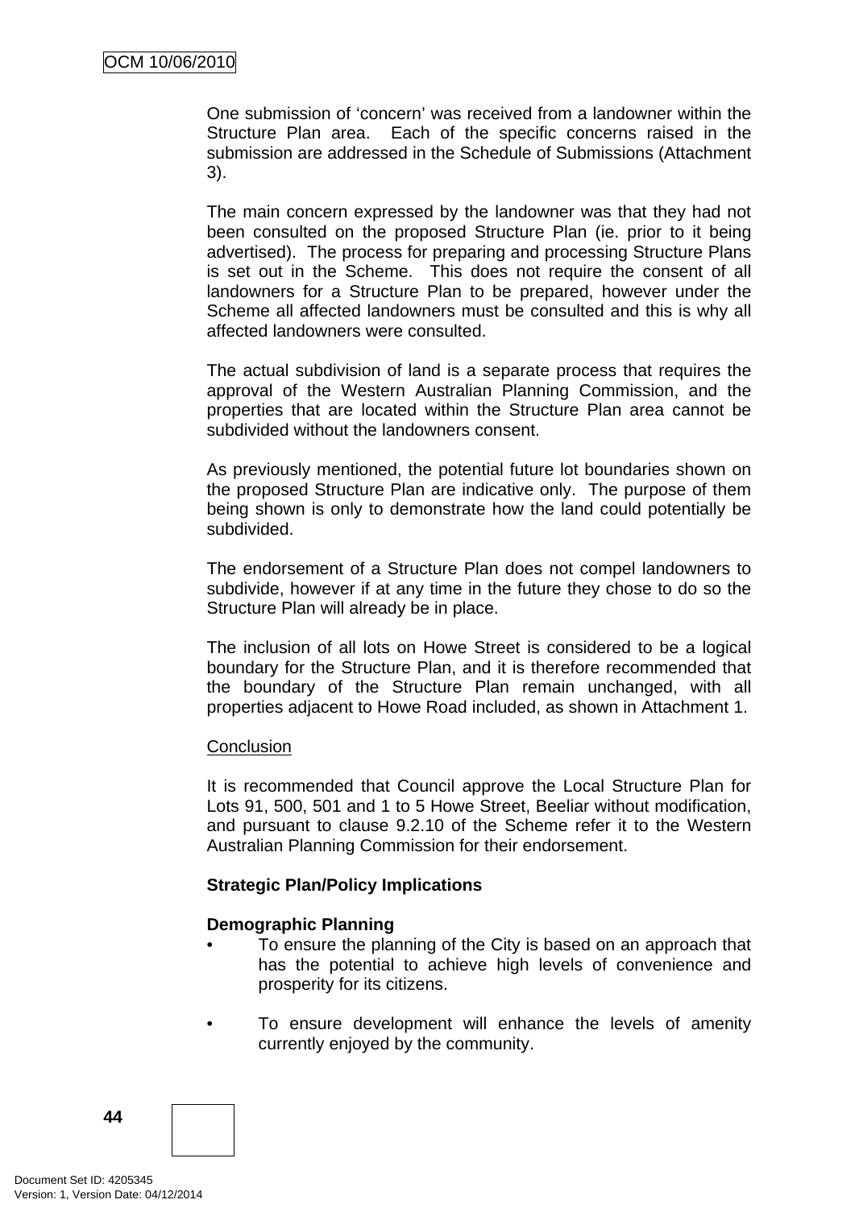One submission of 'concern' was received from a landowner within the Structure Plan area. Each of the specific concerns raised in the submission are addressed in the Schedule of Submissions (Attachment 3).

The main concern expressed by the landowner was that they had not been consulted on the proposed Structure Plan (ie. prior to it being advertised). The process for preparing and processing Structure Plans is set out in the Scheme. This does not require the consent of all landowners for a Structure Plan to be prepared, however under the Scheme all affected landowners must be consulted and this is why all affected landowners were consulted.

The actual subdivision of land is a separate process that requires the approval of the Western Australian Planning Commission, and the properties that are located within the Structure Plan area cannot be subdivided without the landowners consent.

As previously mentioned, the potential future lot boundaries shown on the proposed Structure Plan are indicative only. The purpose of them being shown is only to demonstrate how the land could potentially be subdivided.

The endorsement of a Structure Plan does not compel landowners to subdivide, however if at any time in the future they chose to do so the Structure Plan will already be in place.

The inclusion of all lots on Howe Street is considered to be a logical boundary for the Structure Plan, and it is therefore recommended that the boundary of the Structure Plan remain unchanged, with all properties adjacent to Howe Road included, as shown in Attachment 1.

Conclusion

It is recommended that Council approve the Local Structure Plan for Lots 91, 500, 501 and 1 to 5 Howe Street, Beeliar without modification, and pursuant to clause 9.2.10 of the Scheme refer it to the Western Australian Planning Commission for their endorsement.

**Strategic Plan/Policy Implications**

**Demographic Planning**

- To ensure the planning of the City is based on an approach that has the potential to achieve high levels of convenience and prosperity for its citizens.

- To ensure development will enhance the levels of amenity currently enjoyed by the community.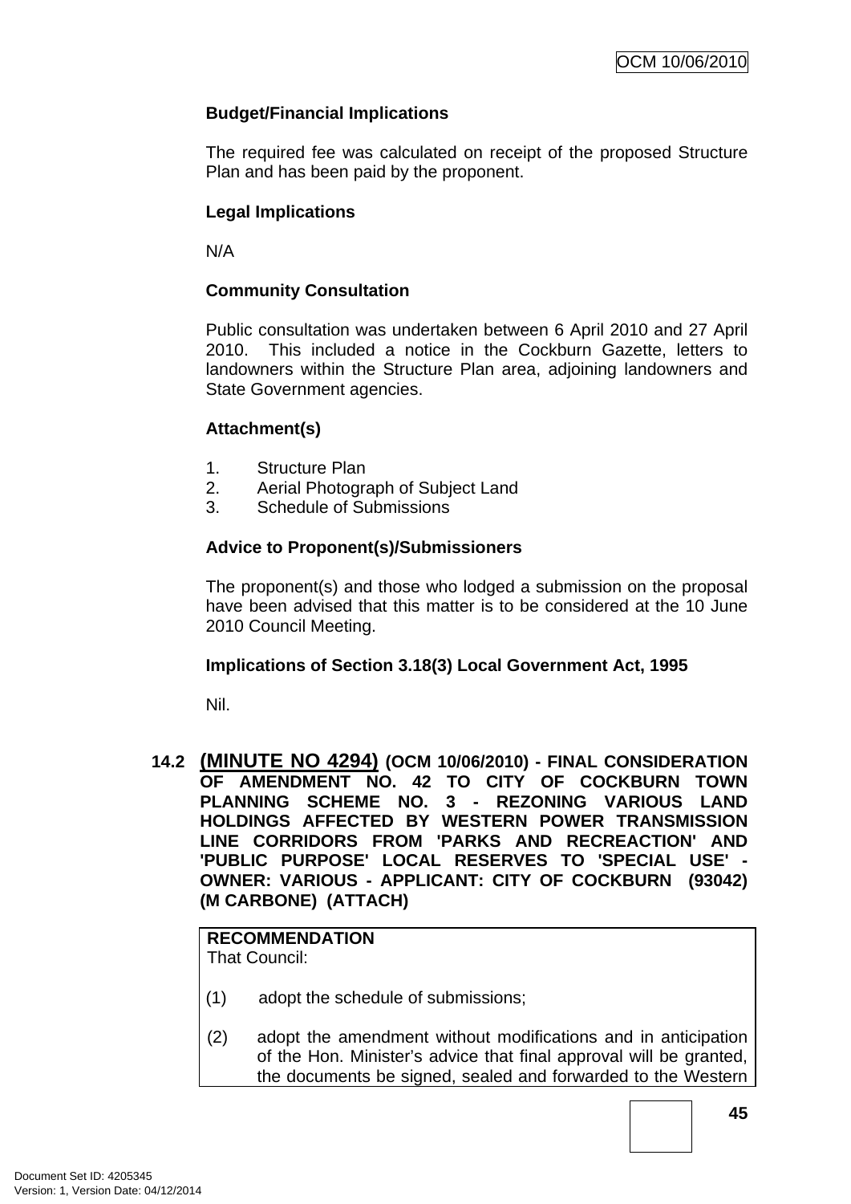**Budget/Financial Implications**

The required fee was calculated on receipt of the proposed Structure Plan and has been paid by the proponent.

**Legal Implications**

N/A

**Community Consultation**

Public consultation was undertaken between 6 April 2010 and 27 April 2010. This included a notice in the Cockburn Gazette, letters to landowners within the Structure Plan area, adjoining landowners and State Government agencies.

**Attachment(s)**

1. Structure Plan
2. Aerial Photograph of Subject Land
3. Schedule of Submissions

**Advice to Proponent(s)/Submissioners**

The proponent(s) and those who lodged a submission on the proposal have been advised that this matter is to be considered at the 10 June 2010 Council Meeting.

**Implications of Section 3.18(3) Local Government Act, 1995**

Nil.

## 14.2 (MINUTE NO 4294) (OCM 10/06/2010) - FINAL CONSIDERATION OF AMENDMENT NO. 42 TO CITY OF COCKBURN TOWN PLANNING SCHEME NO. 3 - REZONING VARIOUS LAND HOLDINGS AFFECTED BY WESTERN POWER TRANSMISSION LINE CORRIDORS FROM 'PARKS AND RECREACTION' AND 'PUBLIC PURPOSE' LOCAL RESERVES TO 'SPECIAL USE' - OWNER: VARIOUS - APPLICANT: CITY OF COCKBURN (93042) (M CARBONE) (ATTACH)

**RECOMMENDATION**
That Council:

(1) adopt the schedule of submissions;

(2) adopt the amendment without modifications and in anticipation of the Hon. Minister's advice that final approval will be granted, the documents be signed, sealed and forwarded to the Western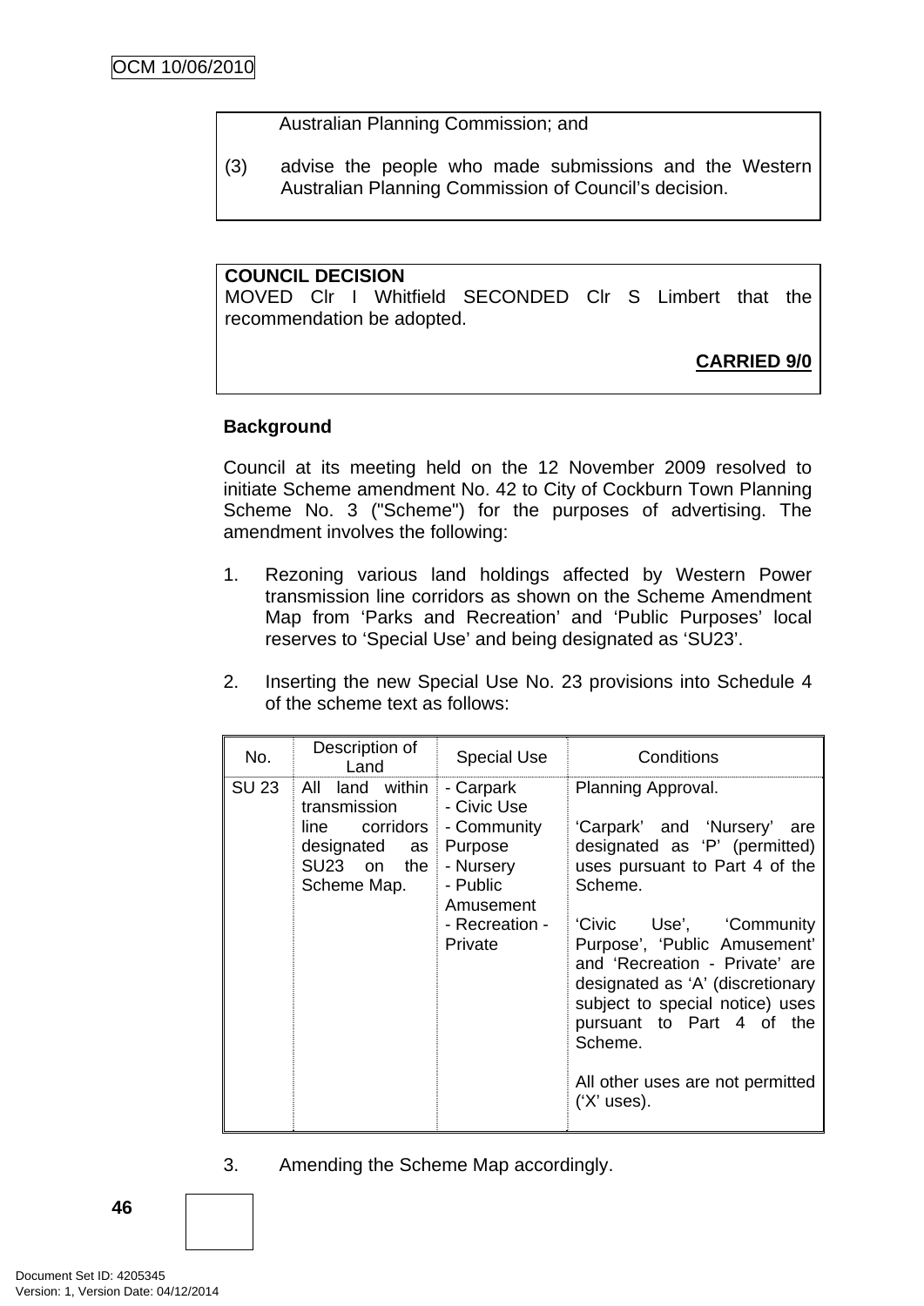Australian Planning Commission; and

(3) advise the people who made submissions and the Western Australian Planning Commission of Council's decision.

**COUNCIL DECISION**
MOVED Clr I Whitfield SECONDED Clr S Limbert that the recommendation be adopted.

**CARRIED 9/0**

**Background**

Council at its meeting held on the 12 November 2009 resolved to initiate Scheme amendment No. 42 to City of Cockburn Town Planning Scheme No. 3 ("Scheme") for the purposes of advertising. The amendment involves the following:

1. Rezoning various land holdings affected by Western Power transmission line corridors as shown on the Scheme Amendment Map from 'Parks and Recreation' and 'Public Purposes' local reserves to 'Special Use' and being designated as 'SU23'.

2. Inserting the new Special Use No. 23 provisions into Schedule 4 of the scheme text as follows:

| No. | Description of Land | Special Use | Conditions |
|---|---|---|---|
| SU 23 | All land within transmission line corridors designated as SU23 on the Scheme Map. | - Carpark<br>- Civic Use<br>- Community Purpose<br>- Nursery<br>- Public Amusement<br>- Recreation - Private | Planning Approval.<br><br>'Carpark' and 'Nursery' are designated as 'P' (permitted) uses pursuant to Part 4 of the Scheme.<br><br>'Civic Use', 'Community Purpose', 'Public Amusement' and 'Recreation - Private' are designated as 'A' (discretionary subject to special notice) uses pursuant to Part 4 of the Scheme.<br><br>All other uses are not permitted ('X' uses). |

3. Amending the Scheme Map accordingly.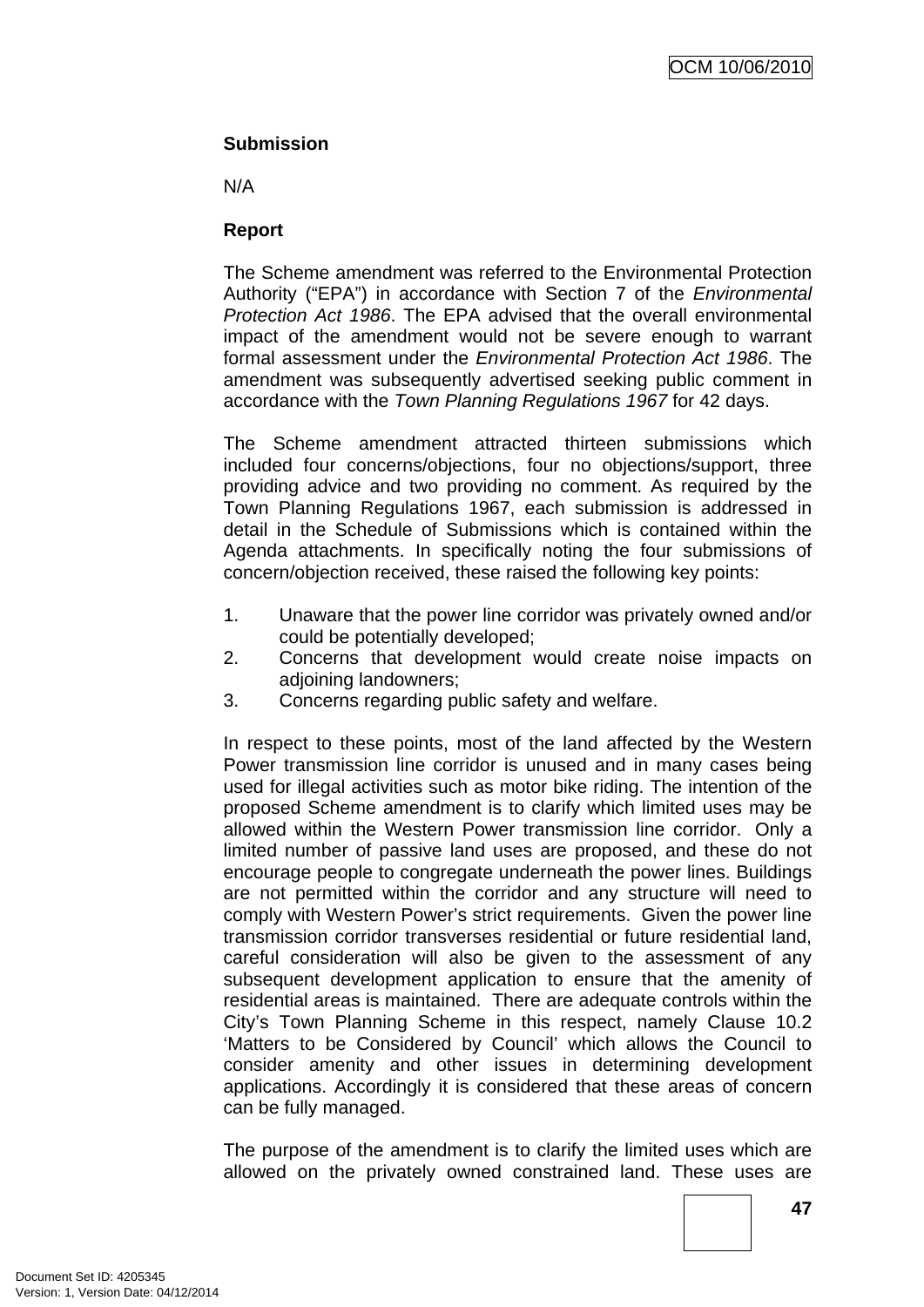**Submission**

N/A

**Report**

The Scheme amendment was referred to the Environmental Protection Authority ("EPA") in accordance with Section 7 of the *Environmental Protection Act 1986*. The EPA advised that the overall environmental impact of the amendment would not be severe enough to warrant formal assessment under the *Environmental Protection Act 1986*. The amendment was subsequently advertised seeking public comment in accordance with the *Town Planning Regulations 1967* for 42 days.

The Scheme amendment attracted thirteen submissions which included four concerns/objections, four no objections/support, three providing advice and two providing no comment. As required by the Town Planning Regulations 1967, each submission is addressed in detail in the Schedule of Submissions which is contained within the Agenda attachments. In specifically noting the four submissions of concern/objection received, these raised the following key points:

1. Unaware that the power line corridor was privately owned and/or could be potentially developed;
2. Concerns that development would create noise impacts on adjoining landowners;
3. Concerns regarding public safety and welfare.

In respect to these points, most of the land affected by the Western Power transmission line corridor is unused and in many cases being used for illegal activities such as motor bike riding. The intention of the proposed Scheme amendment is to clarify which limited uses may be allowed within the Western Power transmission line corridor. Only a limited number of passive land uses are proposed, and these do not encourage people to congregate underneath the power lines. Buildings are not permitted within the corridor and any structure will need to comply with Western Power's strict requirements. Given the power line transmission corridor transverses residential or future residential land, careful consideration will also be given to the assessment of any subsequent development application to ensure that the amenity of residential areas is maintained. There are adequate controls within the City's Town Planning Scheme in this respect, namely Clause 10.2 'Matters to be Considered by Council' which allows the Council to consider amenity and other issues in determining development applications. Accordingly it is considered that these areas of concern can be fully managed.

The purpose of the amendment is to clarify the limited uses which are allowed on the privately owned constrained land. These uses are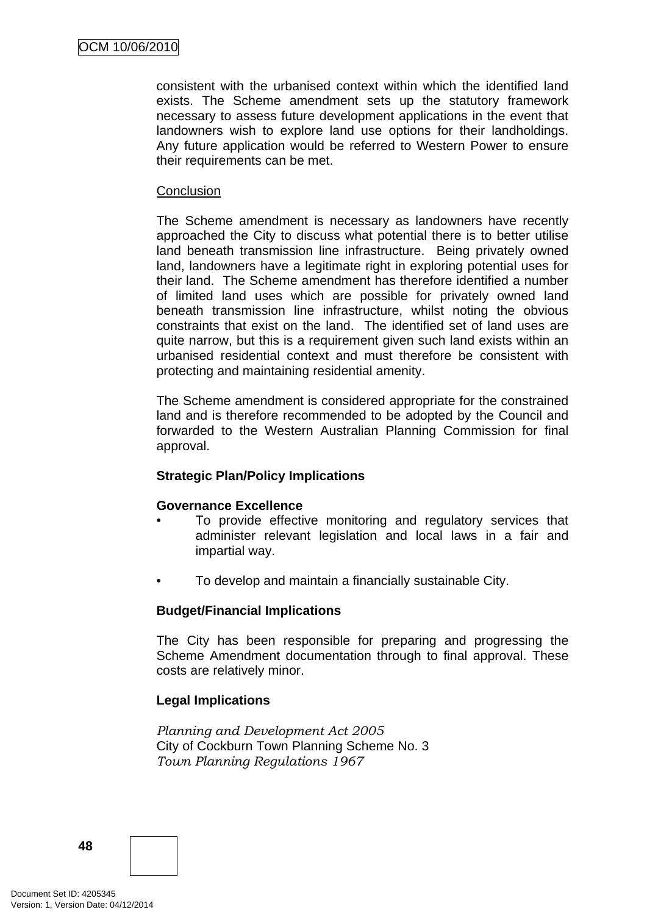consistent with the urbanised context within which the identified land exists. The Scheme amendment sets up the statutory framework necessary to assess future development applications in the event that landowners wish to explore land use options for their landholdings. Any future application would be referred to Western Power to ensure their requirements can be met.

Conclusion

The Scheme amendment is necessary as landowners have recently approached the City to discuss what potential there is to better utilise land beneath transmission line infrastructure. Being privately owned land, landowners have a legitimate right in exploring potential uses for their land. The Scheme amendment has therefore identified a number of limited land uses which are possible for privately owned land beneath transmission line infrastructure, whilst noting the obvious constraints that exist on the land. The identified set of land uses are quite narrow, but this is a requirement given such land exists within an urbanised residential context and must therefore be consistent with protecting and maintaining residential amenity.

The Scheme amendment is considered appropriate for the constrained land and is therefore recommended to be adopted by the Council and forwarded to the Western Australian Planning Commission for final approval.

**Strategic Plan/Policy Implications**

**Governance Excellence**

- To provide effective monitoring and regulatory services that administer relevant legislation and local laws in a fair and impartial way.
- To develop and maintain a financially sustainable City.

**Budget/Financial Implications**

The City has been responsible for preparing and progressing the Scheme Amendment documentation through to final approval. These costs are relatively minor.

**Legal Implications**

*Planning and Development Act 2005*
City of Cockburn Town Planning Scheme No. 3
*Town Planning Regulations 1967*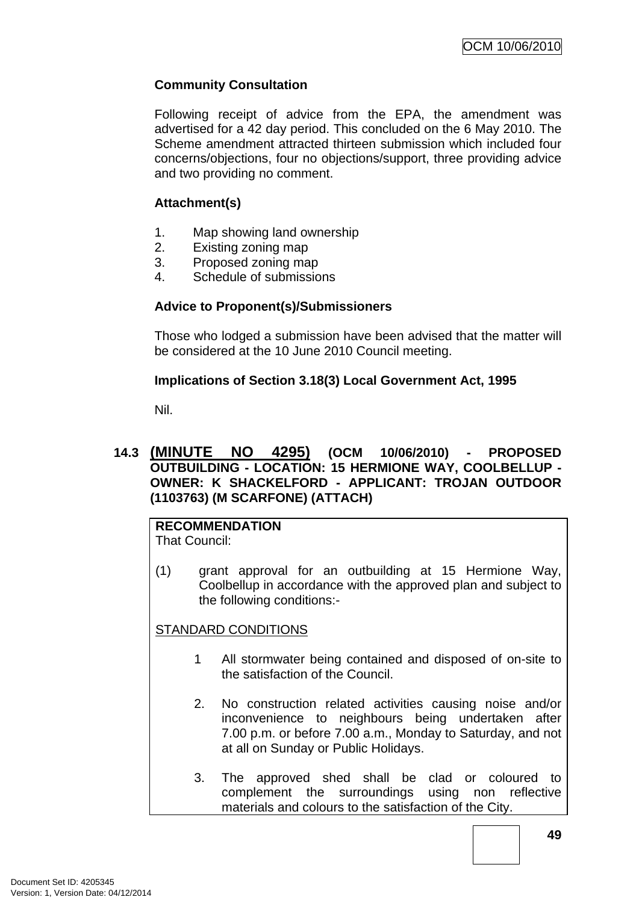**Community Consultation**

Following receipt of advice from the EPA, the amendment was advertised for a 42 day period. This concluded on the 6 May 2010. The Scheme amendment attracted thirteen submission which included four concerns/objections, four no objections/support, three providing advice and two providing no comment.

**Attachment(s)**

1. Map showing land ownership
2. Existing zoning map
3. Proposed zoning map
4. Schedule of submissions

**Advice to Proponent(s)/Submissioners**

Those who lodged a submission have been advised that the matter will be considered at the 10 June 2010 Council meeting.

**Implications of Section 3.18(3) Local Government Act, 1995**

Nil.

### 14.3 (MINUTE NO 4295) (OCM 10/06/2010) - PROPOSED OUTBUILDING - LOCATION: 15 HERMIONE WAY, COOLBELLUP - OWNER: K SHACKELFORD - APPLICANT: TROJAN OUTDOOR (1103763) (M SCARFONE) (ATTACH)

**RECOMMENDATION**
That Council:

(1) grant approval for an outbuilding at 15 Hermione Way, Coolbellup in accordance with the approved plan and subject to the following conditions:-

STANDARD CONDITIONS

1 All stormwater being contained and disposed of on-site to the satisfaction of the Council.

2. No construction related activities causing noise and/or inconvenience to neighbours being undertaken after 7.00 p.m. or before 7.00 a.m., Monday to Saturday, and not at all on Sunday or Public Holidays.

3. The approved shed shall be clad or coloured to complement the surroundings using non reflective materials and colours to the satisfaction of the City.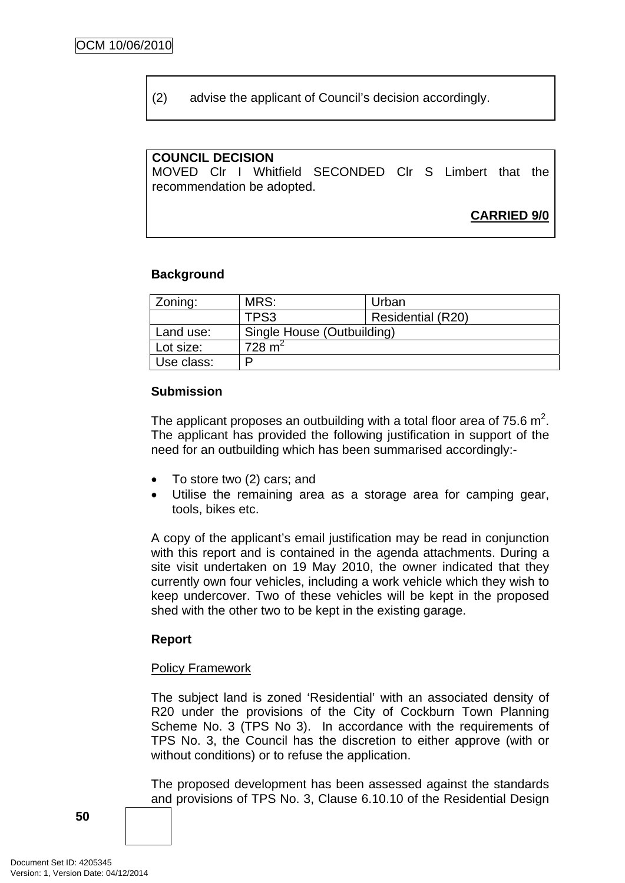(2) advise the applicant of Council's decision accordingly.

**COUNCIL DECISION**
MOVED Clr I Whitfield SECONDED Clr S Limbert that the recommendation be adopted.

**CARRIED 9/0**

**Background**

| Zoning: | MRS: | Urban |
|---|---|---|
| | TPS3 | Residential (R20) |
| Land use: | Single House (Outbuilding) | |
| Lot size: | 728 m$^2$ | |
| Use class: | P | |

**Submission**

The applicant proposes an outbuilding with a total floor area of 75.6 m$^2$. The applicant has provided the following justification in support of the need for an outbuilding which has been summarised accordingly:-

- To store two (2) cars; and
- Utilise the remaining area as a storage area for camping gear, tools, bikes etc.

A copy of the applicant's email justification may be read in conjunction with this report and is contained in the agenda attachments. During a site visit undertaken on 19 May 2010, the owner indicated that they currently own four vehicles, including a work vehicle which they wish to keep undercover. Two of these vehicles will be kept in the proposed shed with the other two to be kept in the existing garage.

**Report**

Policy Framework

The subject land is zoned 'Residential' with an associated density of R20 under the provisions of the City of Cockburn Town Planning Scheme No. 3 (TPS No 3). In accordance with the requirements of TPS No. 3, the Council has the discretion to either approve (with or without conditions) or to refuse the application.

The proposed development has been assessed against the standards and provisions of TPS No. 3, Clause 6.10.10 of the Residential Design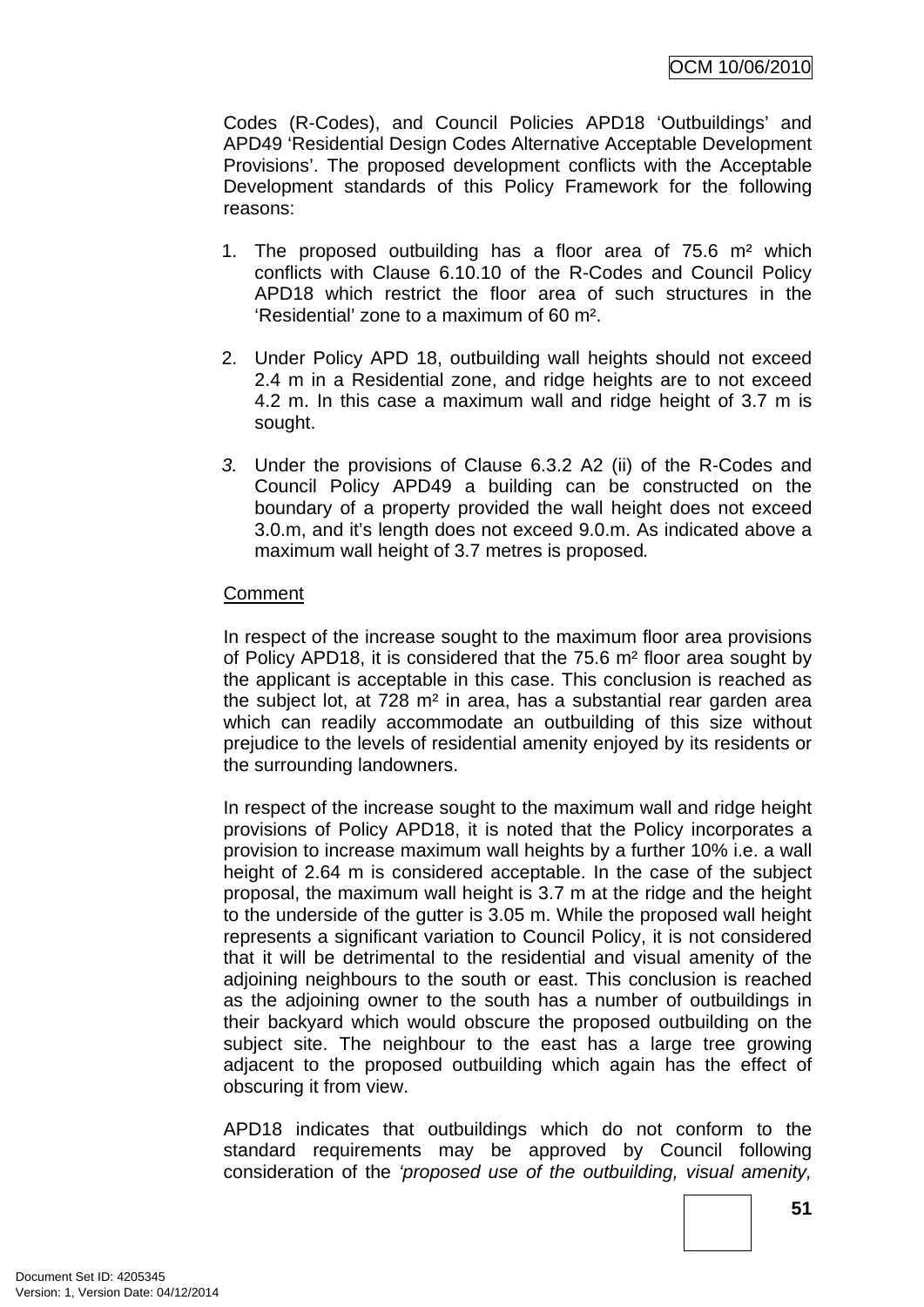Codes (R-Codes), and Council Policies APD18 'Outbuildings' and APD49 'Residential Design Codes Alternative Acceptable Development Provisions'. The proposed development conflicts with the Acceptable Development standards of this Policy Framework for the following reasons:

1. The proposed outbuilding has a floor area of 75.6 m² which conflicts with Clause 6.10.10 of the R-Codes and Council Policy APD18 which restrict the floor area of such structures in the 'Residential' zone to a maximum of 60 m².

2. Under Policy APD 18, outbuilding wall heights should not exceed 2.4 m in a Residential zone, and ridge heights are to not exceed 4.2 m. In this case a maximum wall and ridge height of 3.7 m is sought.

3. *Under the provisions of Clause 6.3.2 A2 (ii) of the R-Codes and Council Policy APD49 a building can be constructed on the boundary of a property provided the wall height does not exceed 3.0.m, and it's length does not exceed 9.0.m. As indicated above a maximum wall height of 3.7 metres is proposed.*

<u>Comment</u>

In respect of the increase sought to the maximum floor area provisions of Policy APD18, it is considered that the 75.6 m² floor area sought by the applicant is acceptable in this case. This conclusion is reached as the subject lot, at 728 m² in area, has a substantial rear garden area which can readily accommodate an outbuilding of this size without prejudice to the levels of residential amenity enjoyed by its residents or the surrounding landowners.

In respect of the increase sought to the maximum wall and ridge height provisions of Policy APD18, it is noted that the Policy incorporates a provision to increase maximum wall heights by a further 10% i.e. a wall height of 2.64 m is considered acceptable. In the case of the subject proposal, the maximum wall height is 3.7 m at the ridge and the height to the underside of the gutter is 3.05 m. While the proposed wall height represents a significant variation to Council Policy, it is not considered that it will be detrimental to the residential and visual amenity of the adjoining neighbours to the south or east. This conclusion is reached as the adjoining owner to the south has a number of outbuildings in their backyard which would obscure the proposed outbuilding on the subject site. The neighbour to the east has a large tree growing adjacent to the proposed outbuilding which again has the effect of obscuring it from view.

APD18 indicates that outbuildings which do not conform to the standard requirements may be approved by Council following consideration of the *'proposed use of the outbuilding, visual amenity,*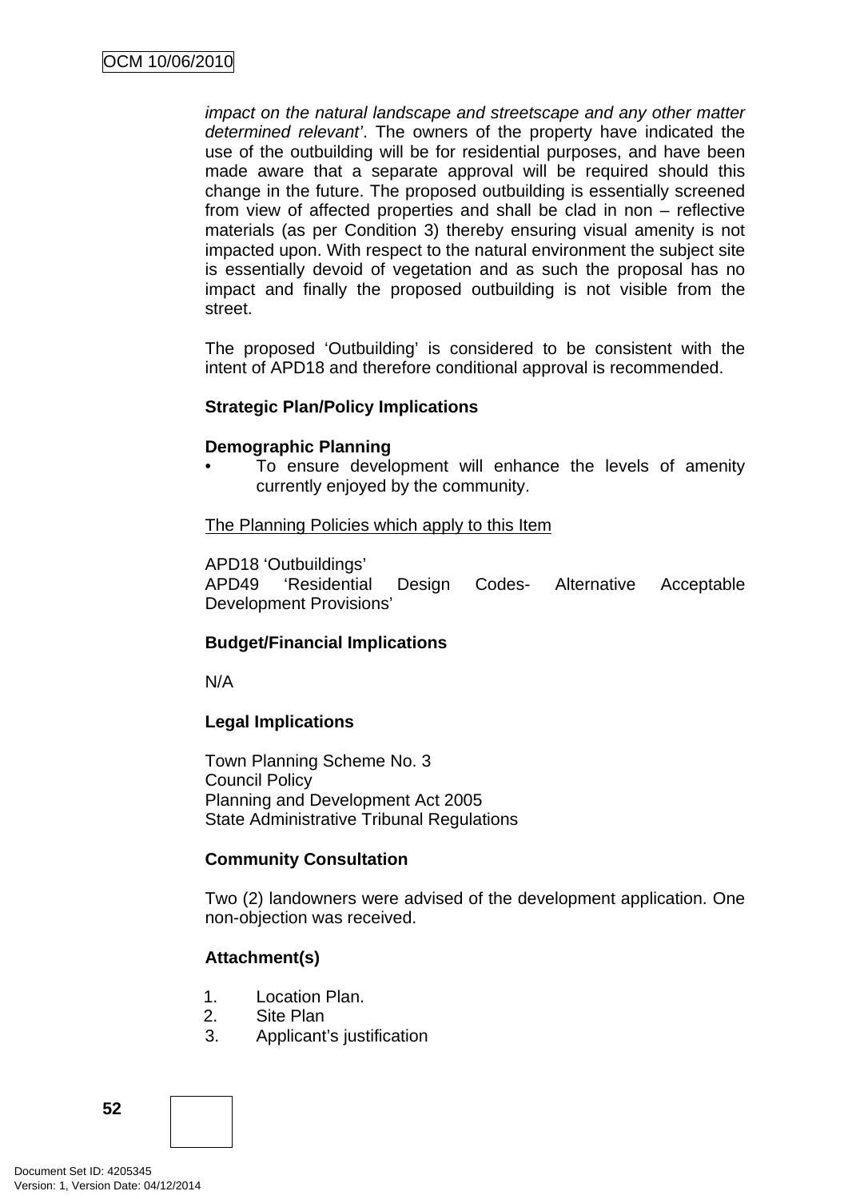*impact on the natural landscape and streetscape and any other matter determined relevant'*. The owners of the property have indicated the use of the outbuilding will be for residential purposes, and have been made aware that a separate approval will be required should this change in the future. The proposed outbuilding is essentially screened from view of affected properties and shall be clad in non – reflective materials (as per Condition 3) thereby ensuring visual amenity is not impacted upon. With respect to the natural environment the subject site is essentially devoid of vegetation and as such the proposal has no impact and finally the proposed outbuilding is not visible from the street.

The proposed 'Outbuilding' is considered to be consistent with the intent of APD18 and therefore conditional approval is recommended.

**Strategic Plan/Policy Implications**

**Demographic Planning**

- To ensure development will enhance the levels of amenity currently enjoyed by the community.

<u>The Planning Policies which apply to this Item</u>

APD18 'Outbuildings'
APD49 'Residential Design Codes- Alternative Acceptable Development Provisions'

**Budget/Financial Implications**

N/A

**Legal Implications**

Town Planning Scheme No. 3
Council Policy
Planning and Development Act 2005
State Administrative Tribunal Regulations

**Community Consultation**

Two (2) landowners were advised of the development application. One non-objection was received.

**Attachment(s)**

1. Location Plan.
2. Site Plan
3. Applicant's justification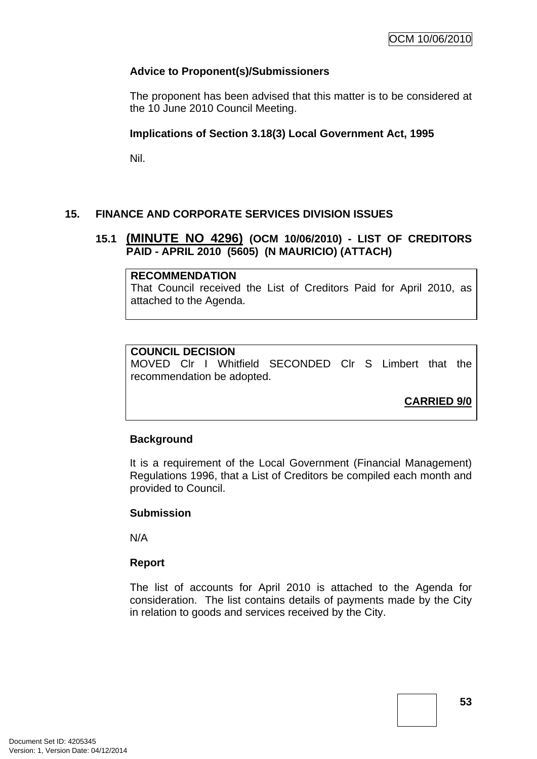**Advice to Proponent(s)/Submissioners**

The proponent has been advised that this matter is to be considered at the 10 June 2010 Council Meeting.

**Implications of Section 3.18(3) Local Government Act, 1995**

Nil.

## 15. FINANCE AND CORPORATE SERVICES DIVISION ISSUES

### 15.1 (MINUTE NO 4296) (OCM 10/06/2010) - LIST OF CREDITORS PAID - APRIL 2010 (5605) (N MAURICIO) (ATTACH)

**RECOMMENDATION**
That Council received the List of Creditors Paid for April 2010, as attached to the Agenda.

**COUNCIL DECISION**
MOVED Clr I Whitfield SECONDED Clr S Limbert that the recommendation be adopted.

**CARRIED 9/0**

**Background**

It is a requirement of the Local Government (Financial Management) Regulations 1996, that a List of Creditors be compiled each month and provided to Council.

**Submission**

N/A

**Report**

The list of accounts for April 2010 is attached to the Agenda for consideration. The list contains details of payments made by the City in relation to goods and services received by the City.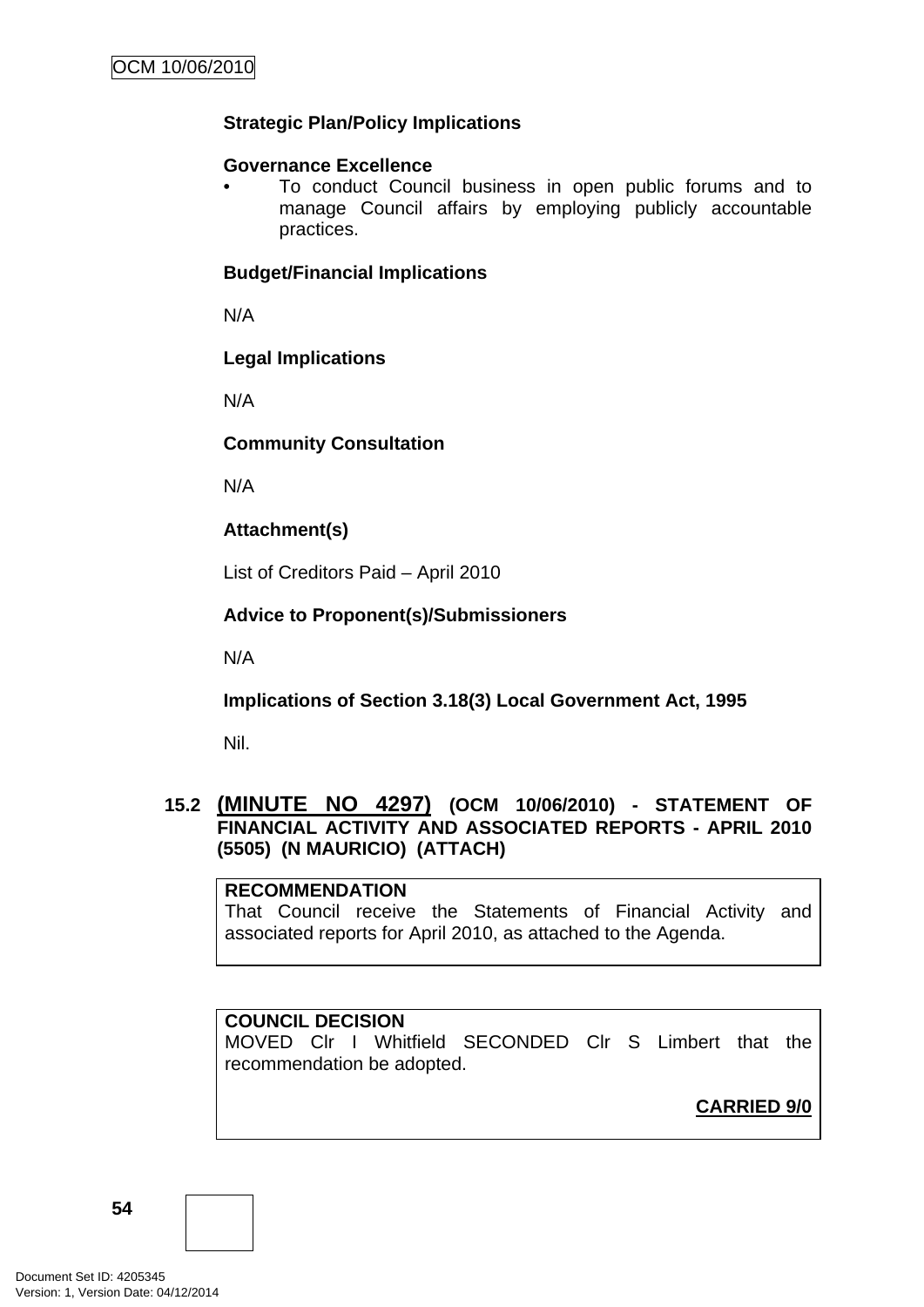**Strategic Plan/Policy Implications**

**Governance Excellence**

- To conduct Council business in open public forums and to manage Council affairs by employing publicly accountable practices.

**Budget/Financial Implications**

N/A

**Legal Implications**

N/A

**Community Consultation**

N/A

**Attachment(s)**

List of Creditors Paid – April 2010

**Advice to Proponent(s)/Submissioners**

N/A

**Implications of Section 3.18(3) Local Government Act, 1995**

Nil.

## 15.2 (MINUTE NO 4297) (OCM 10/06/2010) - STATEMENT OF FINANCIAL ACTIVITY AND ASSOCIATED REPORTS - APRIL 2010 (5505) (N MAURICIO) (ATTACH)

**RECOMMENDATION**
That Council receive the Statements of Financial Activity and associated reports for April 2010, as attached to the Agenda.

**COUNCIL DECISION**
MOVED Clr I Whitfield SECONDED Clr S Limbert that the recommendation be adopted.

**CARRIED 9/0**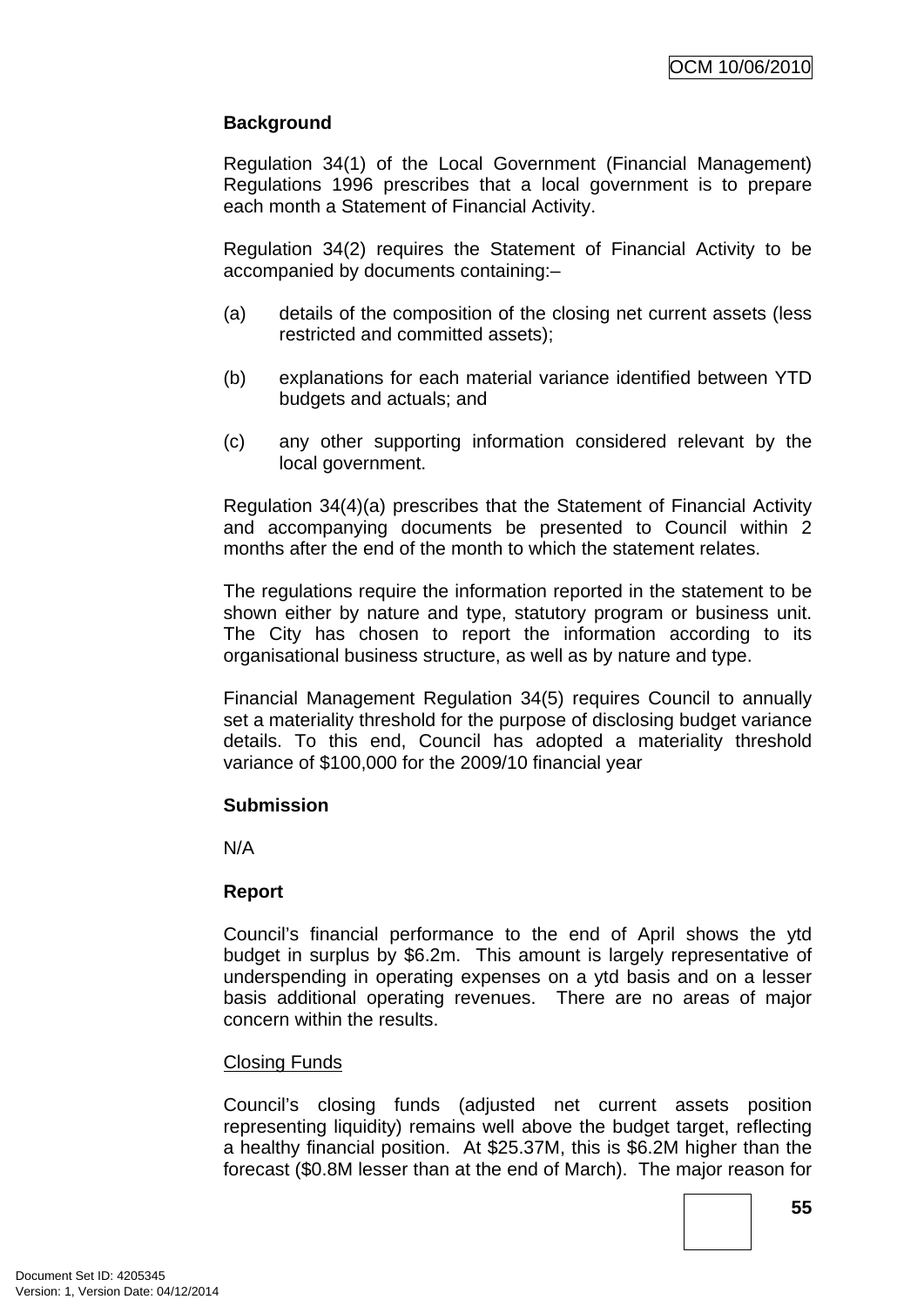**Background**

Regulation 34(1) of the Local Government (Financial Management) Regulations 1996 prescribes that a local government is to prepare each month a Statement of Financial Activity.

Regulation 34(2) requires the Statement of Financial Activity to be accompanied by documents containing:–

(a) details of the composition of the closing net current assets (less restricted and committed assets);

(b) explanations for each material variance identified between YTD budgets and actuals; and

(c) any other supporting information considered relevant by the local government.

Regulation 34(4)(a) prescribes that the Statement of Financial Activity and accompanying documents be presented to Council within 2 months after the end of the month to which the statement relates.

The regulations require the information reported in the statement to be shown either by nature and type, statutory program or business unit. The City has chosen to report the information according to its organisational business structure, as well as by nature and type.

Financial Management Regulation 34(5) requires Council to annually set a materiality threshold for the purpose of disclosing budget variance details. To this end, Council has adopted a materiality threshold variance of $100,000 for the 2009/10 financial year

**Submission**

N/A

**Report**

Council's financial performance to the end of April shows the ytd budget in surplus by $6.2m. This amount is largely representative of underspending in operating expenses on a ytd basis and on a lesser basis additional operating revenues. There are no areas of major concern within the results.

Closing Funds

Council's closing funds (adjusted net current assets position representing liquidity) remains well above the budget target, reflecting a healthy financial position. At $25.37M, this is $6.2M higher than the forecast ($0.8M lesser than at the end of March). The major reason for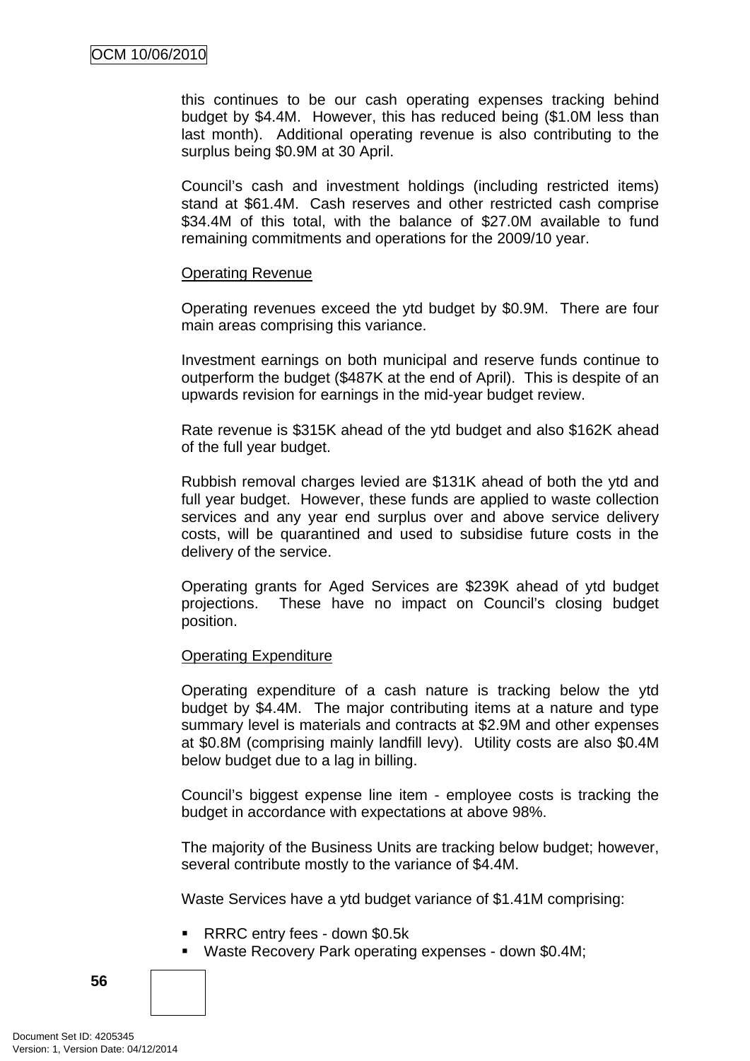this continues to be our cash operating expenses tracking behind budget by $4.4M. However, this has reduced being ($1.0M less than last month). Additional operating revenue is also contributing to the surplus being $0.9M at 30 April.

Council's cash and investment holdings (including restricted items) stand at $61.4M. Cash reserves and other restricted cash comprise $34.4M of this total, with the balance of $27.0M available to fund remaining commitments and operations for the 2009/10 year.

<u>Operating Revenue</u>

Operating revenues exceed the ytd budget by $0.9M. There are four main areas comprising this variance.

Investment earnings on both municipal and reserve funds continue to outperform the budget ($487K at the end of April). This is despite of an upwards revision for earnings in the mid-year budget review.

Rate revenue is $315K ahead of the ytd budget and also $162K ahead of the full year budget.

Rubbish removal charges levied are $131K ahead of both the ytd and full year budget. However, these funds are applied to waste collection services and any year end surplus over and above service delivery costs, will be quarantined and used to subsidise future costs in the delivery of the service.

Operating grants for Aged Services are $239K ahead of ytd budget projections. These have no impact on Council's closing budget position.

<u>Operating Expenditure</u>

Operating expenditure of a cash nature is tracking below the ytd budget by $4.4M. The major contributing items at a nature and type summary level is materials and contracts at $2.9M and other expenses at $0.8M (comprising mainly landfill levy). Utility costs are also $0.4M below budget due to a lag in billing.

Council's biggest expense line item - employee costs is tracking the budget in accordance with expectations at above 98%.

The majority of the Business Units are tracking below budget; however, several contribute mostly to the variance of $4.4M.

Waste Services have a ytd budget variance of $1.41M comprising:

- RRRC entry fees - down $0.5k
- Waste Recovery Park operating expenses - down $0.4M;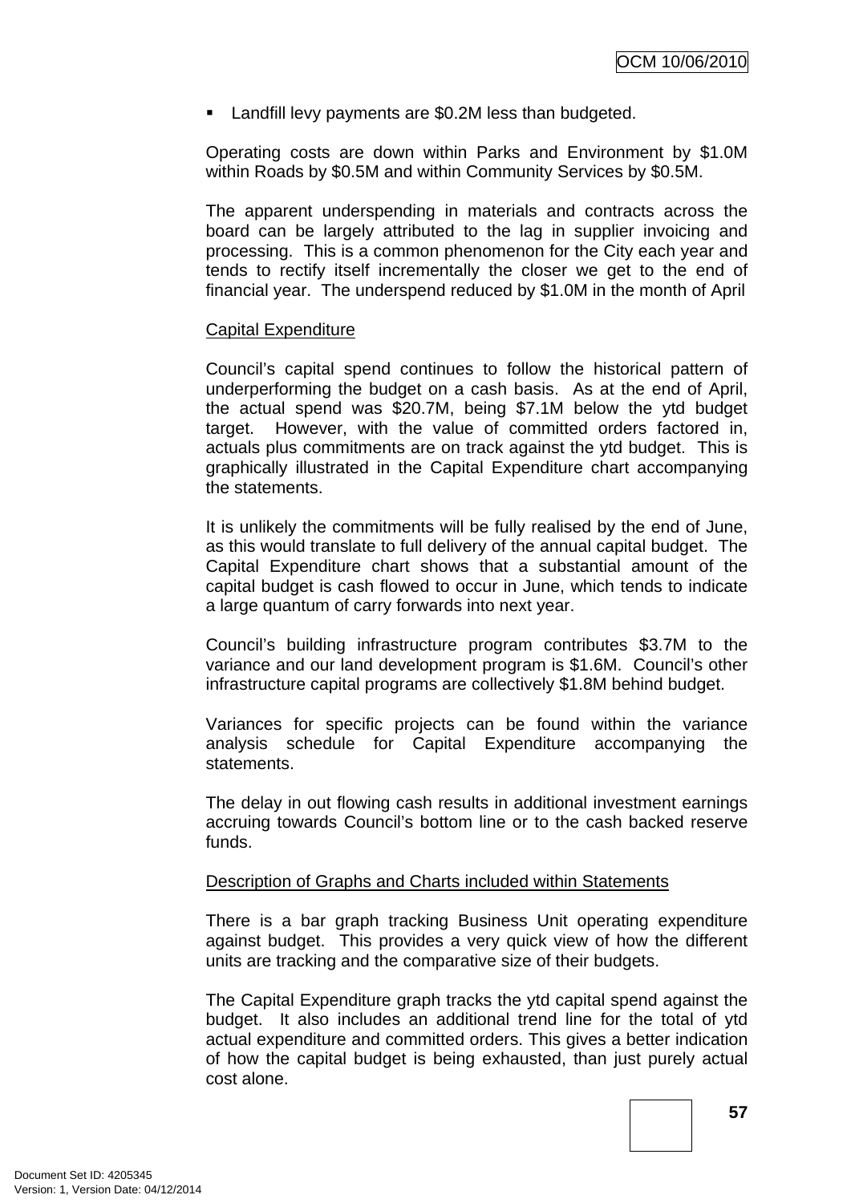- Landfill levy payments are $0.2M less than budgeted.

Operating costs are down within Parks and Environment by $1.0M within Roads by $0.5M and within Community Services by $0.5M.

The apparent underspending in materials and contracts across the board can be largely attributed to the lag in supplier invoicing and processing. This is a common phenomenon for the City each year and tends to rectify itself incrementally the closer we get to the end of financial year. The underspend reduced by $1.0M in the month of April

Capital Expenditure

Council's capital spend continues to follow the historical pattern of underperforming the budget on a cash basis. As at the end of April, the actual spend was $20.7M, being $7.1M below the ytd budget target. However, with the value of committed orders factored in, actuals plus commitments are on track against the ytd budget. This is graphically illustrated in the Capital Expenditure chart accompanying the statements.

It is unlikely the commitments will be fully realised by the end of June, as this would translate to full delivery of the annual capital budget. The Capital Expenditure chart shows that a substantial amount of the capital budget is cash flowed to occur in June, which tends to indicate a large quantum of carry forwards into next year.

Council's building infrastructure program contributes $3.7M to the variance and our land development program is $1.6M. Council's other infrastructure capital programs are collectively $1.8M behind budget.

Variances for specific projects can be found within the variance analysis schedule for Capital Expenditure accompanying the statements.

The delay in out flowing cash results in additional investment earnings accruing towards Council's bottom line or to the cash backed reserve funds.

Description of Graphs and Charts included within Statements

There is a bar graph tracking Business Unit operating expenditure against budget. This provides a very quick view of how the different units are tracking and the comparative size of their budgets.

The Capital Expenditure graph tracks the ytd capital spend against the budget. It also includes an additional trend line for the total of ytd actual expenditure and committed orders. This gives a better indication of how the capital budget is being exhausted, than just purely actual cost alone.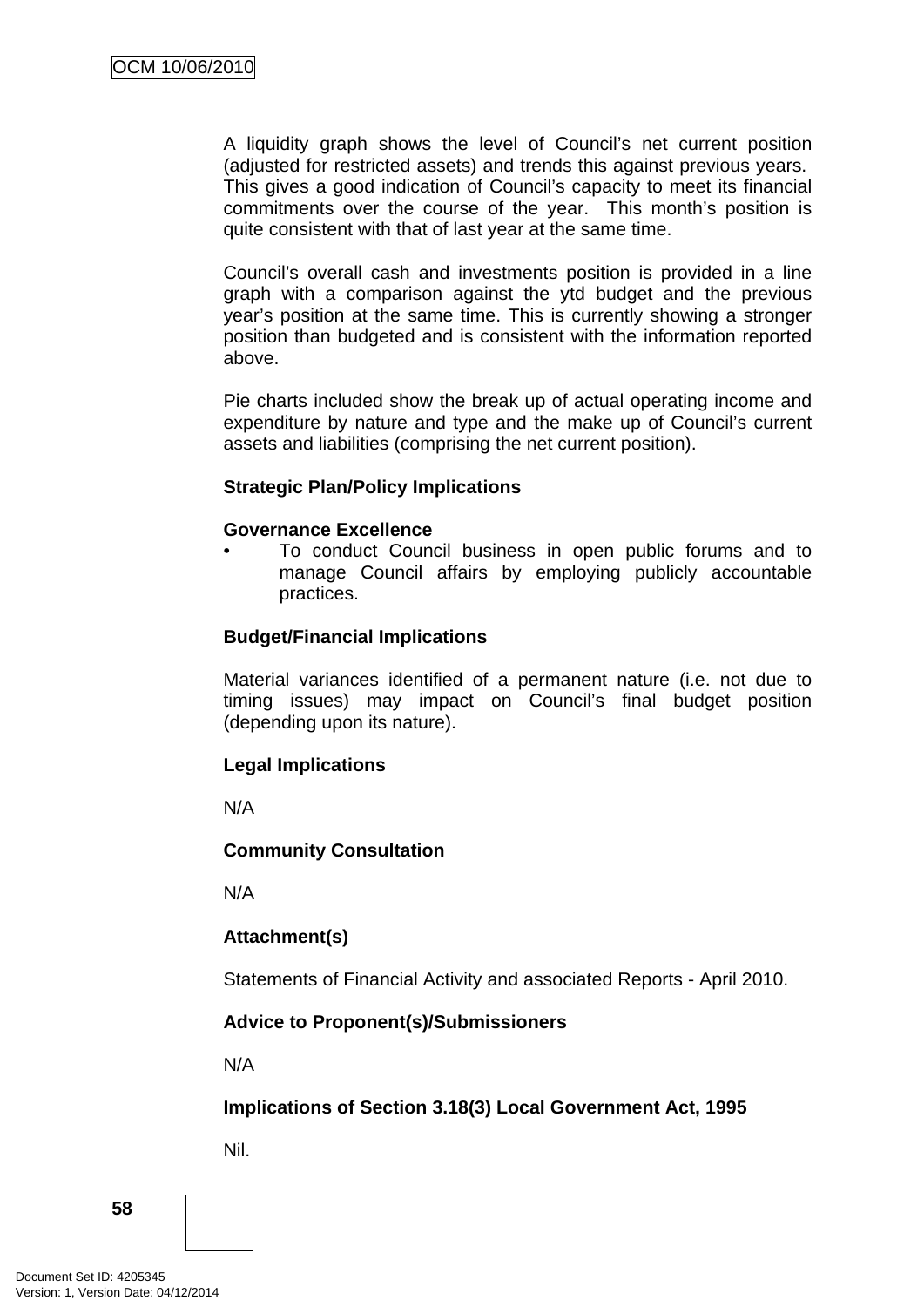A liquidity graph shows the level of Council's net current position (adjusted for restricted assets) and trends this against previous years. This gives a good indication of Council's capacity to meet its financial commitments over the course of the year. This month's position is quite consistent with that of last year at the same time.

Council's overall cash and investments position is provided in a line graph with a comparison against the ytd budget and the previous year's position at the same time. This is currently showing a stronger position than budgeted and is consistent with the information reported above.

Pie charts included show the break up of actual operating income and expenditure by nature and type and the make up of Council's current assets and liabilities (comprising the net current position).

**Strategic Plan/Policy Implications**

**Governance Excellence**

- To conduct Council business in open public forums and to manage Council affairs by employing publicly accountable practices.

**Budget/Financial Implications**

Material variances identified of a permanent nature (i.e. not due to timing issues) may impact on Council's final budget position (depending upon its nature).

**Legal Implications**

N/A

**Community Consultation**

N/A

**Attachment(s)**

Statements of Financial Activity and associated Reports - April 2010.

**Advice to Proponent(s)/Submissioners**

N/A

**Implications of Section 3.18(3) Local Government Act, 1995**

Nil.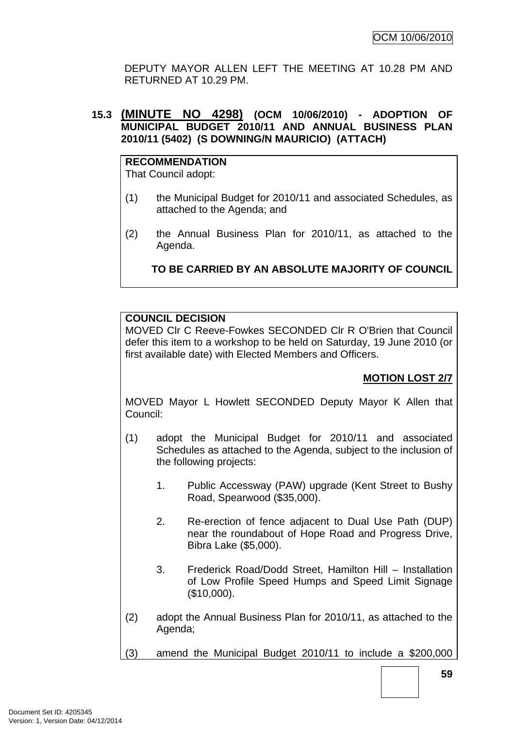DEPUTY MAYOR ALLEN LEFT THE MEETING AT 10.28 PM AND RETURNED AT 10.29 PM.

### 15.3 (MINUTE NO 4298) (OCM 10/06/2010) - ADOPTION OF MUNICIPAL BUDGET 2010/11 AND ANNUAL BUSINESS PLAN 2010/11 (5402) (S DOWNING/N MAURICIO) (ATTACH)

**RECOMMENDATION**

That Council adopt:

(1) the Municipal Budget for 2010/11 and associated Schedules, as attached to the Agenda; and

(2) the Annual Business Plan for 2010/11, as attached to the Agenda.

**TO BE CARRIED BY AN ABSOLUTE MAJORITY OF COUNCIL**

**COUNCIL DECISION**

MOVED Clr C Reeve-Fowkes SECONDED Clr R O'Brien that Council defer this item to a workshop to be held on Saturday, 19 June 2010 (or first available date) with Elected Members and Officers.

**MOTION LOST 2/7**

MOVED Mayor L Howlett SECONDED Deputy Mayor K Allen that Council:

(1) adopt the Municipal Budget for 2010/11 and associated Schedules as attached to the Agenda, subject to the inclusion of the following projects:

   1. Public Accessway (PAW) upgrade (Kent Street to Bushy Road, Spearwood ($35,000).

   2. Re-erection of fence adjacent to Dual Use Path (DUP) near the roundabout of Hope Road and Progress Drive, Bibra Lake ($5,000).

   3. Frederick Road/Dodd Street, Hamilton Hill – Installation of Low Profile Speed Humps and Speed Limit Signage ($10,000).

(2) adopt the Annual Business Plan for 2010/11, as attached to the Agenda;

(3) amend the Municipal Budget 2010/11 to include a $200,000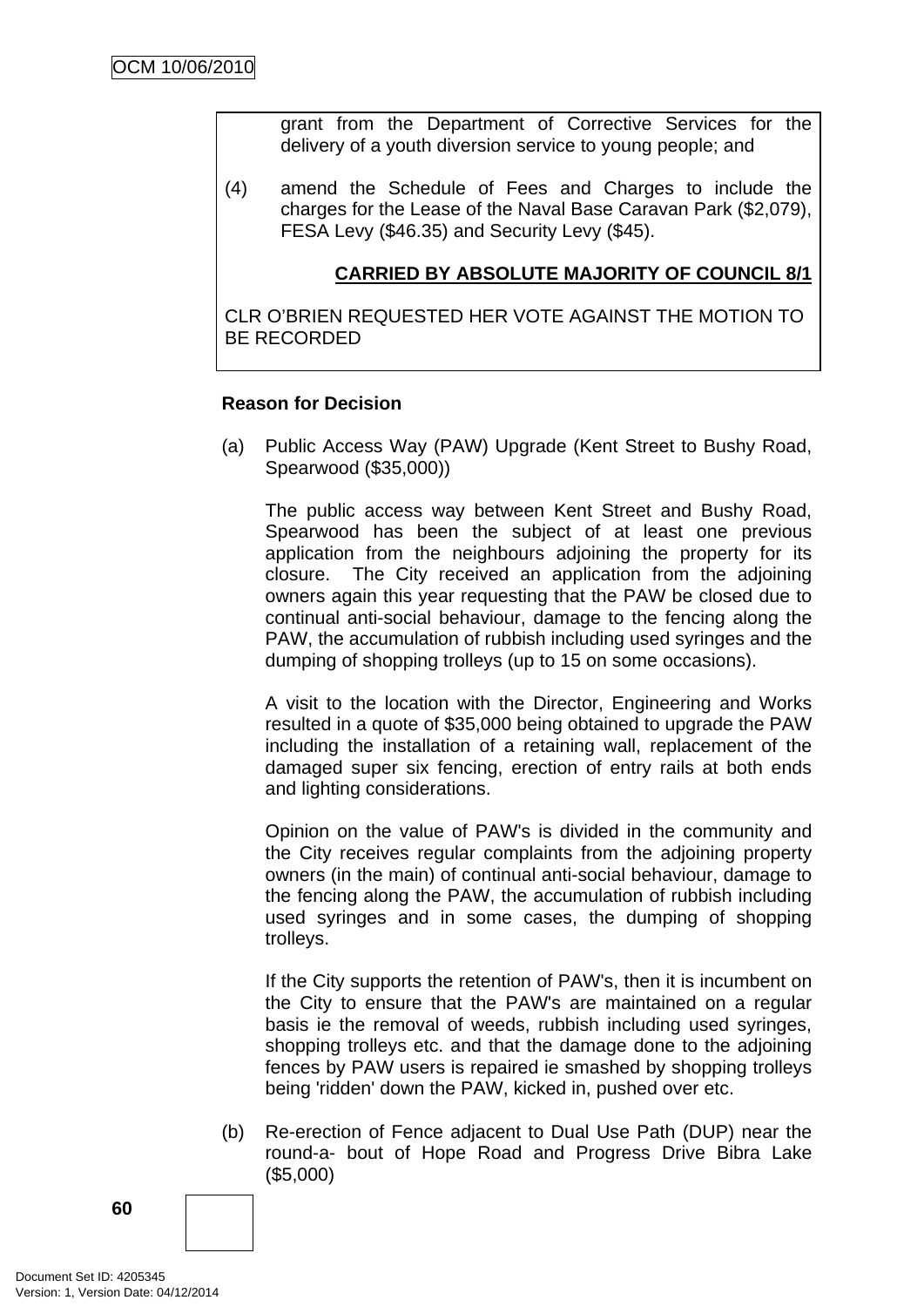grant from the Department of Corrective Services for the delivery of a youth diversion service to young people; and

(4) amend the Schedule of Fees and Charges to include the charges for the Lease of the Naval Base Caravan Park ($2,079), FESA Levy ($46.35) and Security Levy ($45).

**CARRIED BY ABSOLUTE MAJORITY OF COUNCIL 8/1**

CLR O'BRIEN REQUESTED HER VOTE AGAINST THE MOTION TO BE RECORDED

**Reason for Decision**

(a) Public Access Way (PAW) Upgrade (Kent Street to Bushy Road, Spearwood ($35,000))

The public access way between Kent Street and Bushy Road, Spearwood has been the subject of at least one previous application from the neighbours adjoining the property for its closure. The City received an application from the adjoining owners again this year requesting that the PAW be closed due to continual anti-social behaviour, damage to the fencing along the PAW, the accumulation of rubbish including used syringes and the dumping of shopping trolleys (up to 15 on some occasions).

A visit to the location with the Director, Engineering and Works resulted in a quote of $35,000 being obtained to upgrade the PAW including the installation of a retaining wall, replacement of the damaged super six fencing, erection of entry rails at both ends and lighting considerations.

Opinion on the value of PAW's is divided in the community and the City receives regular complaints from the adjoining property owners (in the main) of continual anti-social behaviour, damage to the fencing along the PAW, the accumulation of rubbish including used syringes and in some cases, the dumping of shopping trolleys.

If the City supports the retention of PAW's, then it is incumbent on the City to ensure that the PAW's are maintained on a regular basis ie the removal of weeds, rubbish including used syringes, shopping trolleys etc. and that the damage done to the adjoining fences by PAW users is repaired ie smashed by shopping trolleys being 'ridden' down the PAW, kicked in, pushed over etc.

(b) Re-erection of Fence adjacent to Dual Use Path (DUP) near the round-a- bout of Hope Road and Progress Drive Bibra Lake ($5,000)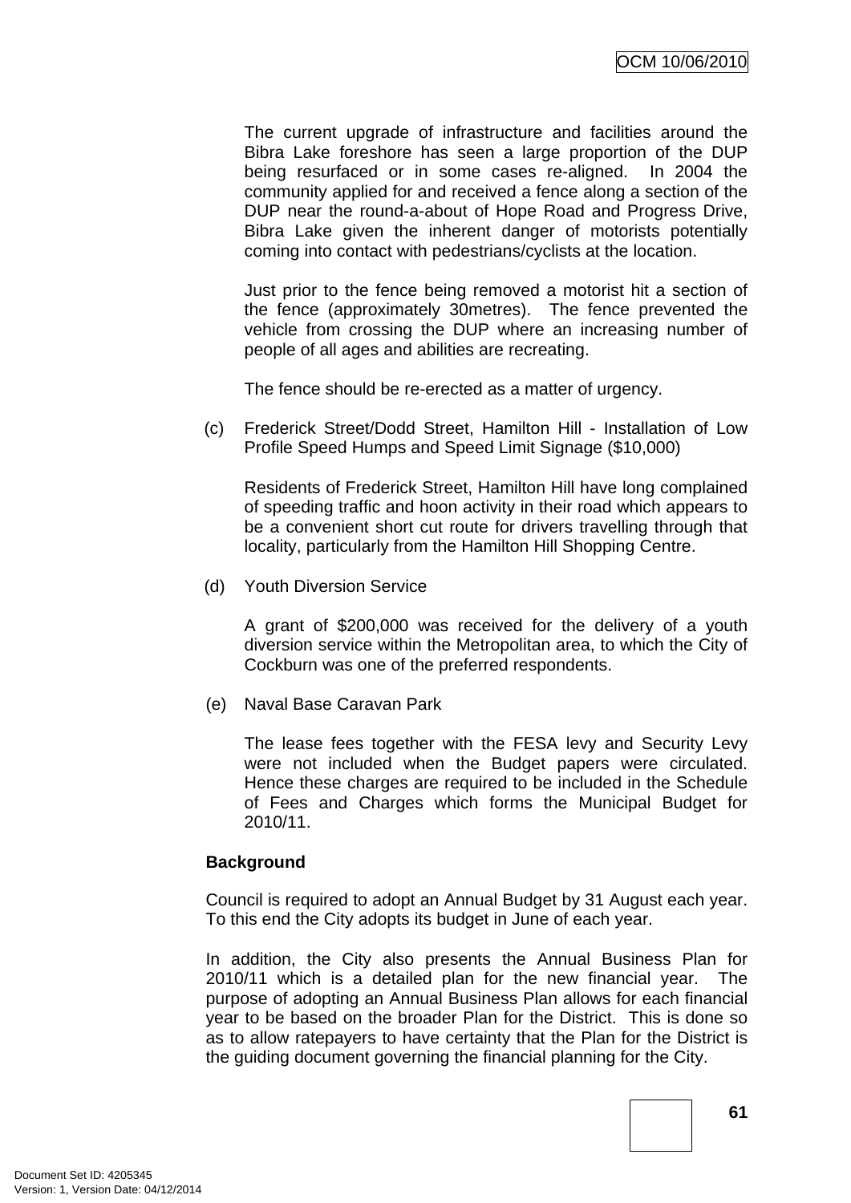The current upgrade of infrastructure and facilities around the Bibra Lake foreshore has seen a large proportion of the DUP being resurfaced or in some cases re-aligned. In 2004 the community applied for and received a fence along a section of the DUP near the round-a-about of Hope Road and Progress Drive, Bibra Lake given the inherent danger of motorists potentially coming into contact with pedestrians/cyclists at the location.

Just prior to the fence being removed a motorist hit a section of the fence (approximately 30metres). The fence prevented the vehicle from crossing the DUP where an increasing number of people of all ages and abilities are recreating.

The fence should be re-erected as a matter of urgency.

(c) Frederick Street/Dodd Street, Hamilton Hill - Installation of Low Profile Speed Humps and Speed Limit Signage ($10,000)

Residents of Frederick Street, Hamilton Hill have long complained of speeding traffic and hoon activity in their road which appears to be a convenient short cut route for drivers travelling through that locality, particularly from the Hamilton Hill Shopping Centre.

(d) Youth Diversion Service

A grant of $200,000 was received for the delivery of a youth diversion service within the Metropolitan area, to which the City of Cockburn was one of the preferred respondents.

(e) Naval Base Caravan Park

The lease fees together with the FESA levy and Security Levy were not included when the Budget papers were circulated. Hence these charges are required to be included in the Schedule of Fees and Charges which forms the Municipal Budget for 2010/11.

**Background**

Council is required to adopt an Annual Budget by 31 August each year. To this end the City adopts its budget in June of each year.

In addition, the City also presents the Annual Business Plan for 2010/11 which is a detailed plan for the new financial year. The purpose of adopting an Annual Business Plan allows for each financial year to be based on the broader Plan for the District. This is done so as to allow ratepayers to have certainty that the Plan for the District is the guiding document governing the financial planning for the City.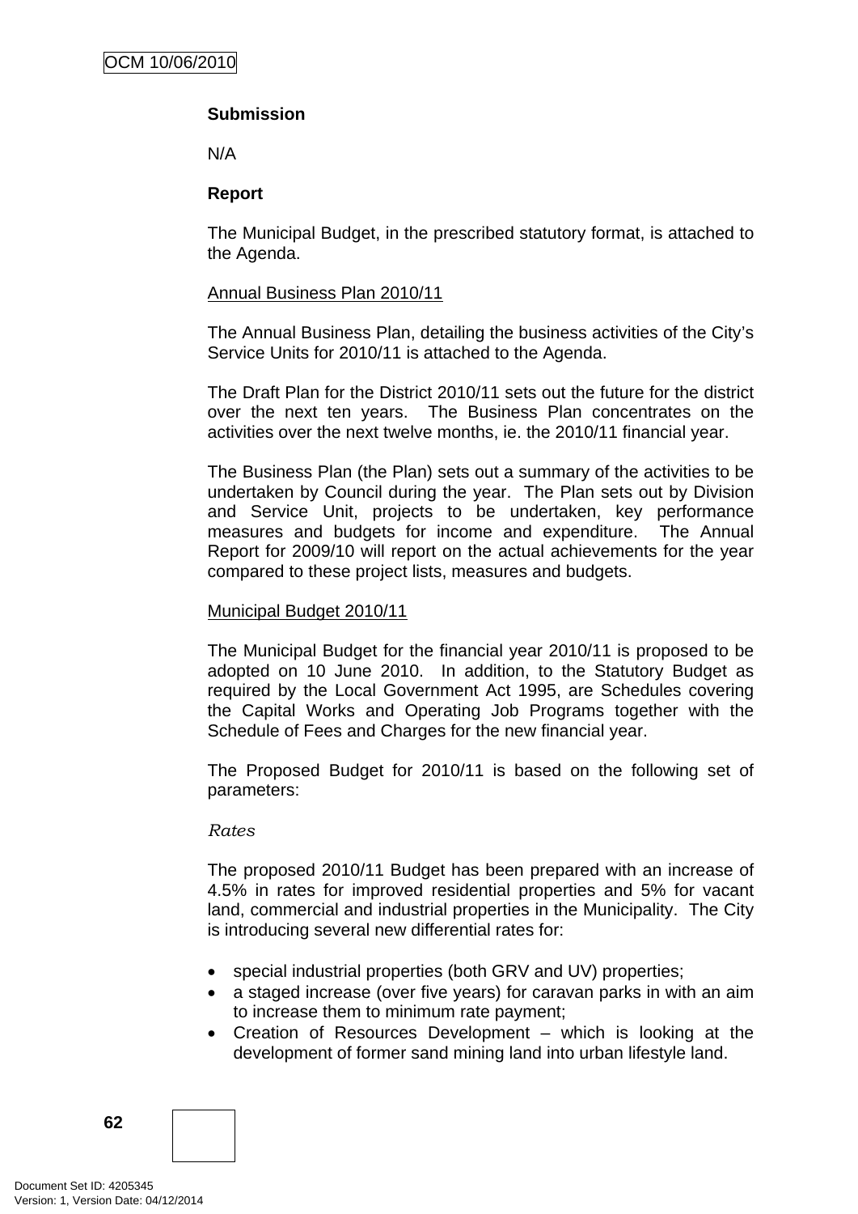**Submission**

N/A

**Report**

The Municipal Budget, in the prescribed statutory format, is attached to the Agenda.

Annual Business Plan 2010/11

The Annual Business Plan, detailing the business activities of the City's Service Units for 2010/11 is attached to the Agenda.

The Draft Plan for the District 2010/11 sets out the future for the district over the next ten years. The Business Plan concentrates on the activities over the next twelve months, ie. the 2010/11 financial year.

The Business Plan (the Plan) sets out a summary of the activities to be undertaken by Council during the year. The Plan sets out by Division and Service Unit, projects to be undertaken, key performance measures and budgets for income and expenditure. The Annual Report for 2009/10 will report on the actual achievements for the year compared to these project lists, measures and budgets.

Municipal Budget 2010/11

The Municipal Budget for the financial year 2010/11 is proposed to be adopted on 10 June 2010. In addition, to the Statutory Budget as required by the Local Government Act 1995, are Schedules covering the Capital Works and Operating Job Programs together with the Schedule of Fees and Charges for the new financial year.

The Proposed Budget for 2010/11 is based on the following set of parameters:

*Rates*

The proposed 2010/11 Budget has been prepared with an increase of 4.5% in rates for improved residential properties and 5% for vacant land, commercial and industrial properties in the Municipality. The City is introducing several new differential rates for:

- special industrial properties (both GRV and UV) properties;
- a staged increase (over five years) for caravan parks in with an aim to increase them to minimum rate payment;
- Creation of Resources Development – which is looking at the development of former sand mining land into urban lifestyle land.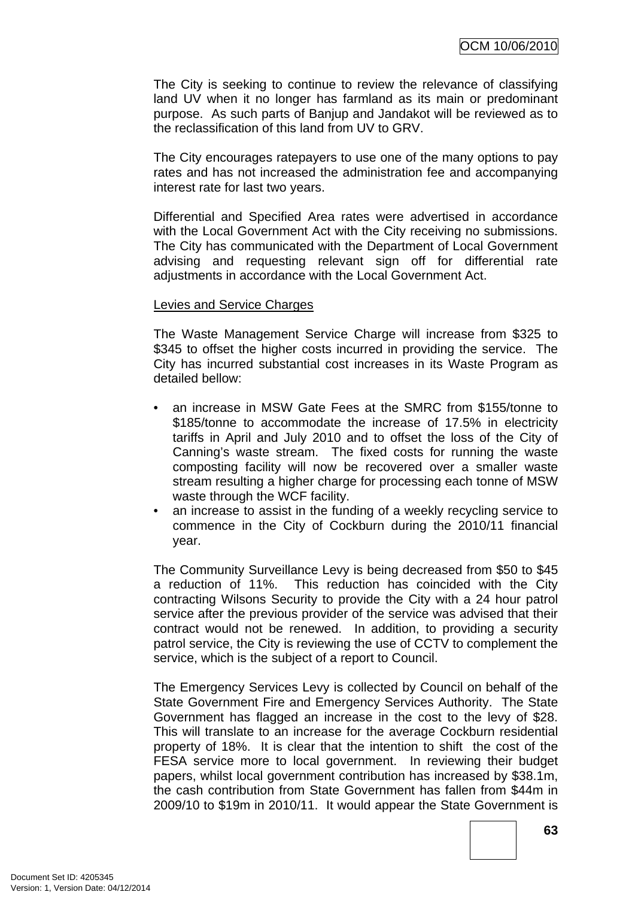The City is seeking to continue to review the relevance of classifying land UV when it no longer has farmland as its main or predominant purpose. As such parts of Banjup and Jandakot will be reviewed as to the reclassification of this land from UV to GRV.

The City encourages ratepayers to use one of the many options to pay rates and has not increased the administration fee and accompanying interest rate for last two years.

Differential and Specified Area rates were advertised in accordance with the Local Government Act with the City receiving no submissions. The City has communicated with the Department of Local Government advising and requesting relevant sign off for differential rate adjustments in accordance with the Local Government Act.

Levies and Service Charges

The Waste Management Service Charge will increase from $325 to $345 to offset the higher costs incurred in providing the service. The City has incurred substantial cost increases in its Waste Program as detailed bellow:

- an increase in MSW Gate Fees at the SMRC from $155/tonne to $185/tonne to accommodate the increase of 17.5% in electricity tariffs in April and July 2010 and to offset the loss of the City of Canning's waste stream. The fixed costs for running the waste composting facility will now be recovered over a smaller waste stream resulting a higher charge for processing each tonne of MSW waste through the WCF facility.
- an increase to assist in the funding of a weekly recycling service to commence in the City of Cockburn during the 2010/11 financial year.

The Community Surveillance Levy is being decreased from $50 to $45 a reduction of 11%. This reduction has coincided with the City contracting Wilsons Security to provide the City with a 24 hour patrol service after the previous provider of the service was advised that their contract would not be renewed. In addition, to providing a security patrol service, the City is reviewing the use of CCTV to complement the service, which is the subject of a report to Council.

The Emergency Services Levy is collected by Council on behalf of the State Government Fire and Emergency Services Authority. The State Government has flagged an increase in the cost to the levy of $28. This will translate to an increase for the average Cockburn residential property of 18%. It is clear that the intention to shift the cost of the FESA service more to local government. In reviewing their budget papers, whilst local government contribution has increased by $38.1m, the cash contribution from State Government has fallen from $44m in 2009/10 to $19m in 2010/11. It would appear the State Government is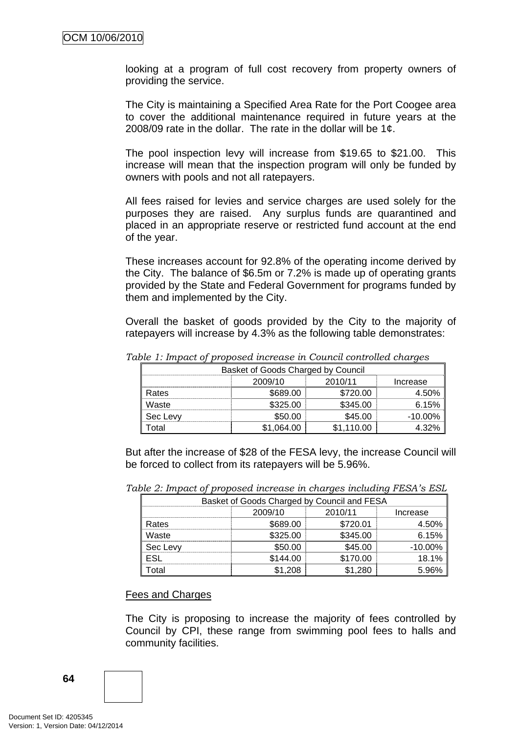looking at a program of full cost recovery from property owners of providing the service.

The City is maintaining a Specified Area Rate for the Port Coogee area to cover the additional maintenance required in future years at the 2008/09 rate in the dollar. The rate in the dollar will be 1¢.

The pool inspection levy will increase from $19.65 to $21.00. This increase will mean that the inspection program will only be funded by owners with pools and not all ratepayers.

All fees raised for levies and service charges are used solely for the purposes they are raised. Any surplus funds are quarantined and placed in an appropriate reserve or restricted fund account at the end of the year.

These increases account for 92.8% of the operating income derived by the City. The balance of $6.5m or 7.2% is made up of operating grants provided by the State and Federal Government for programs funded by them and implemented by the City.

Overall the basket of goods provided by the City to the majority of ratepayers will increase by 4.3% as the following table demonstrates:

*Table 1: Impact of proposed increase in Council controlled charges*

| Basket of Goods Charged by Council | | | |
|---|---|---|---|
| | 2009/10 | 2010/11 | Increase |
| Rates | $689.00 | $720.00 | 4.50% |
| Waste | $325.00 | $345.00 | 6.15% |
| Sec Levy | $50.00 | $45.00 | -10.00% |
| Total | $1,064.00 | $1,110.00 | 4.32% |

But after the increase of $28 of the FESA levy, the increase Council will be forced to collect from its ratepayers will be 5.96%.

*Table 2: Impact of proposed increase in charges including FESA's ESL*

| Basket of Goods Charged by Council and FESA | | | |
|---|---|---|---|
| | 2009/10 | 2010/11 | Increase |
| Rates | $689.00 | $720.01 | 4.50% |
| Waste | $325.00 | $345.00 | 6.15% |
| Sec Levy | $50.00 | $45.00 | -10.00% |
| ESL | $144.00 | $170.00 | 18.1% |
| Total | $1,208 | $1,280 | 5.96% |

<u>Fees and Charges</u>

The City is proposing to increase the majority of fees controlled by Council by CPI, these range from swimming pool fees to halls and community facilities.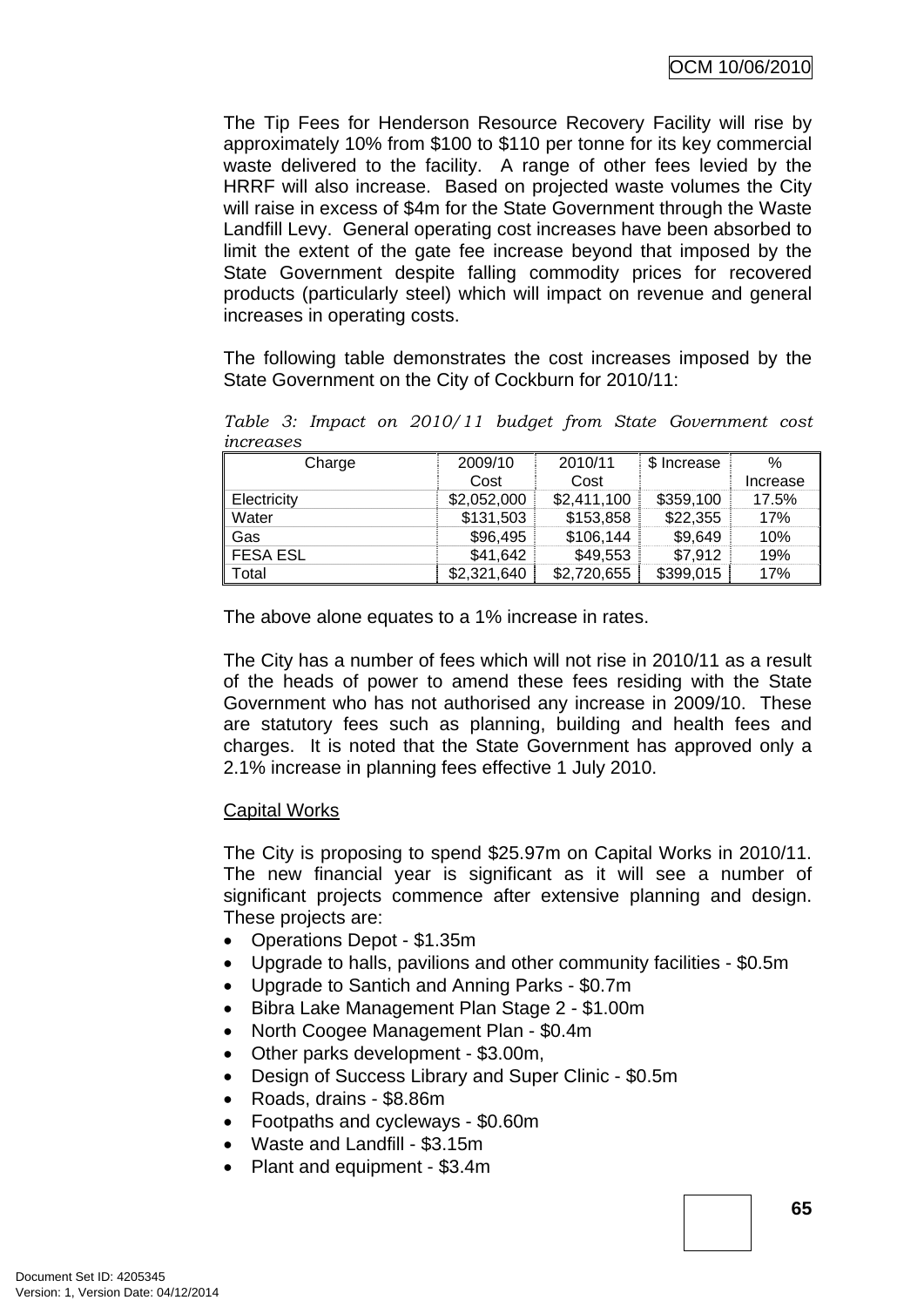The Tip Fees for Henderson Resource Recovery Facility will rise by approximately 10% from $100 to $110 per tonne for its key commercial waste delivered to the facility. A range of other fees levied by the HRRF will also increase. Based on projected waste volumes the City will raise in excess of $4m for the State Government through the Waste Landfill Levy. General operating cost increases have been absorbed to limit the extent of the gate fee increase beyond that imposed by the State Government despite falling commodity prices for recovered products (particularly steel) which will impact on revenue and general increases in operating costs.

The following table demonstrates the cost increases imposed by the State Government on the City of Cockburn for 2010/11:

*Table 3: Impact on 2010/11 budget from State Government cost increases*

| Charge | 2009/10 Cost | 2010/11 Cost | $ Increase | % Increase |
|---|---|---|---|---|
| Electricity | $2,052,000 | $2,411,100 | $359,100 | 17.5% |
| Water | $131,503 | $153,858 | $22,355 | 17% |
| Gas | $96,495 | $106,144 | $9,649 | 10% |
| FESA ESL | $41,642 | $49,553 | $7,912 | 19% |
| Total | $2,321,640 | $2,720,655 | $399,015 | 17% |

The above alone equates to a 1% increase in rates.

The City has a number of fees which will not rise in 2010/11 as a result of the heads of power to amend these fees residing with the State Government who has not authorised any increase in 2009/10. These are statutory fees such as planning, building and health fees and charges. It is noted that the State Government has approved only a 2.1% increase in planning fees effective 1 July 2010.

<u>Capital Works</u>

The City is proposing to spend $25.97m on Capital Works in 2010/11. The new financial year is significant as it will see a number of significant projects commence after extensive planning and design. These projects are:

- Operations Depot - $1.35m
- Upgrade to halls, pavilions and other community facilities - $0.5m
- Upgrade to Santich and Anning Parks - $0.7m
- Bibra Lake Management Plan Stage 2 - $1.00m
- North Coogee Management Plan - $0.4m
- Other parks development - $3.00m,
- Design of Success Library and Super Clinic - $0.5m
- Roads, drains - $8.86m
- Footpaths and cycleways - $0.60m
- Waste and Landfill - $3.15m
- Plant and equipment - $3.4m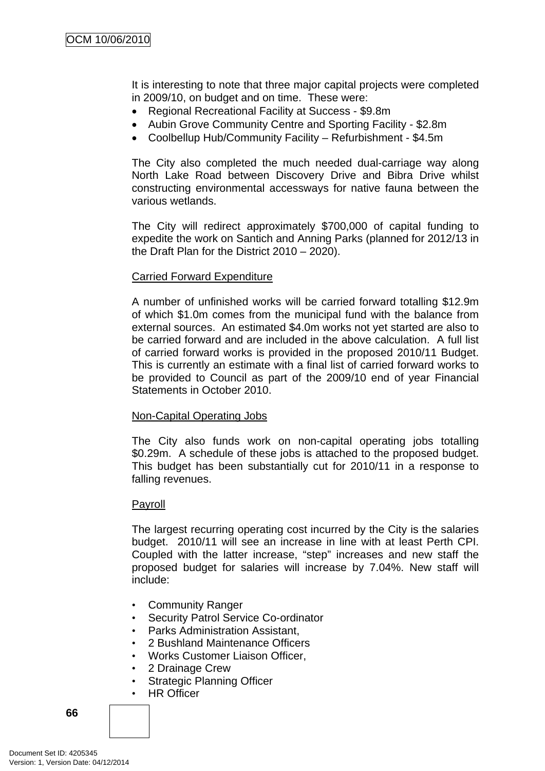It is interesting to note that three major capital projects were completed in 2009/10, on budget and on time. These were:

- Regional Recreational Facility at Success - $9.8m
- Aubin Grove Community Centre and Sporting Facility - $2.8m
- Coolbellup Hub/Community Facility – Refurbishment - $4.5m

The City also completed the much needed dual-carriage way along North Lake Road between Discovery Drive and Bibra Drive whilst constructing environmental accessways for native fauna between the various wetlands.

The City will redirect approximately $700,000 of capital funding to expedite the work on Santich and Anning Parks (planned for 2012/13 in the Draft Plan for the District 2010 – 2020).

<u>Carried Forward Expenditure</u>

A number of unfinished works will be carried forward totalling $12.9m of which $1.0m comes from the municipal fund with the balance from external sources. An estimated $4.0m works not yet started are also to be carried forward and are included in the above calculation. A full list of carried forward works is provided in the proposed 2010/11 Budget. This is currently an estimate with a final list of carried forward works to be provided to Council as part of the 2009/10 end of year Financial Statements in October 2010.

<u>Non-Capital Operating Jobs</u>

The City also funds work on non-capital operating jobs totalling $0.29m. A schedule of these jobs is attached to the proposed budget. This budget has been substantially cut for 2010/11 in a response to falling revenues.

<u>Payroll</u>

The largest recurring operating cost incurred by the City is the salaries budget. 2010/11 will see an increase in line with at least Perth CPI. Coupled with the latter increase, "step" increases and new staff the proposed budget for salaries will increase by 7.04%. New staff will include:

- Community Ranger
- Security Patrol Service Co-ordinator
- Parks Administration Assistant,
- 2 Bushland Maintenance Officers
- Works Customer Liaison Officer,
- 2 Drainage Crew
- Strategic Planning Officer
- HR Officer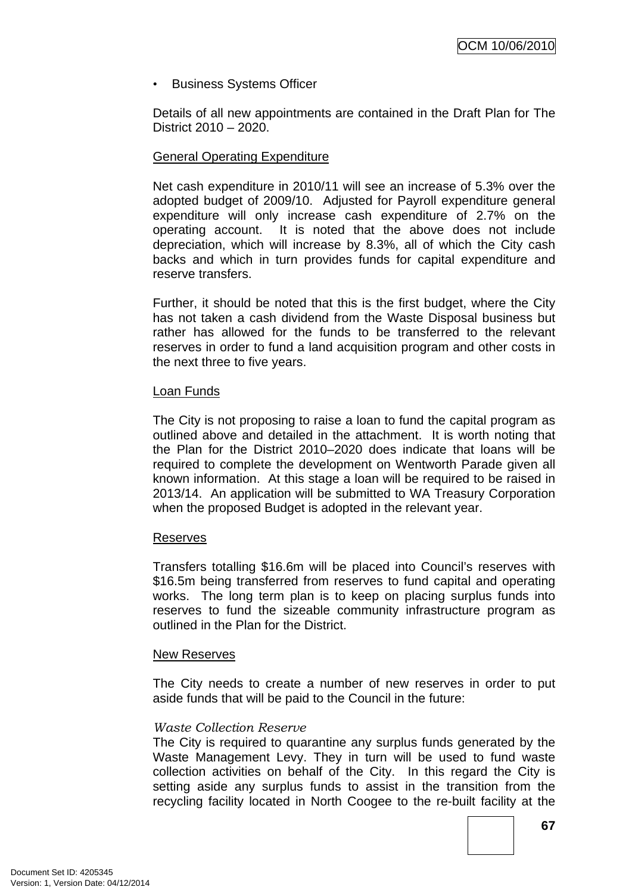- Business Systems Officer

Details of all new appointments are contained in the Draft Plan for The District 2010 – 2020.

General Operating Expenditure

Net cash expenditure in 2010/11 will see an increase of 5.3% over the adopted budget of 2009/10. Adjusted for Payroll expenditure general expenditure will only increase cash expenditure of 2.7% on the operating account. It is noted that the above does not include depreciation, which will increase by 8.3%, all of which the City cash backs and which in turn provides funds for capital expenditure and reserve transfers.

Further, it should be noted that this is the first budget, where the City has not taken a cash dividend from the Waste Disposal business but rather has allowed for the funds to be transferred to the relevant reserves in order to fund a land acquisition program and other costs in the next three to five years.

Loan Funds

The City is not proposing to raise a loan to fund the capital program as outlined above and detailed in the attachment. It is worth noting that the Plan for the District 2010–2020 does indicate that loans will be required to complete the development on Wentworth Parade given all known information. At this stage a loan will be required to be raised in 2013/14. An application will be submitted to WA Treasury Corporation when the proposed Budget is adopted in the relevant year.

Reserves

Transfers totalling $16.6m will be placed into Council's reserves with $16.5m being transferred from reserves to fund capital and operating works. The long term plan is to keep on placing surplus funds into reserves to fund the sizeable community infrastructure program as outlined in the Plan for the District.

New Reserves

The City needs to create a number of new reserves in order to put aside funds that will be paid to the Council in the future:

*Waste Collection Reserve*
The City is required to quarantine any surplus funds generated by the Waste Management Levy. They in turn will be used to fund waste collection activities on behalf of the City. In this regard the City is setting aside any surplus funds to assist in the transition from the recycling facility located in North Coogee to the re-built facility at the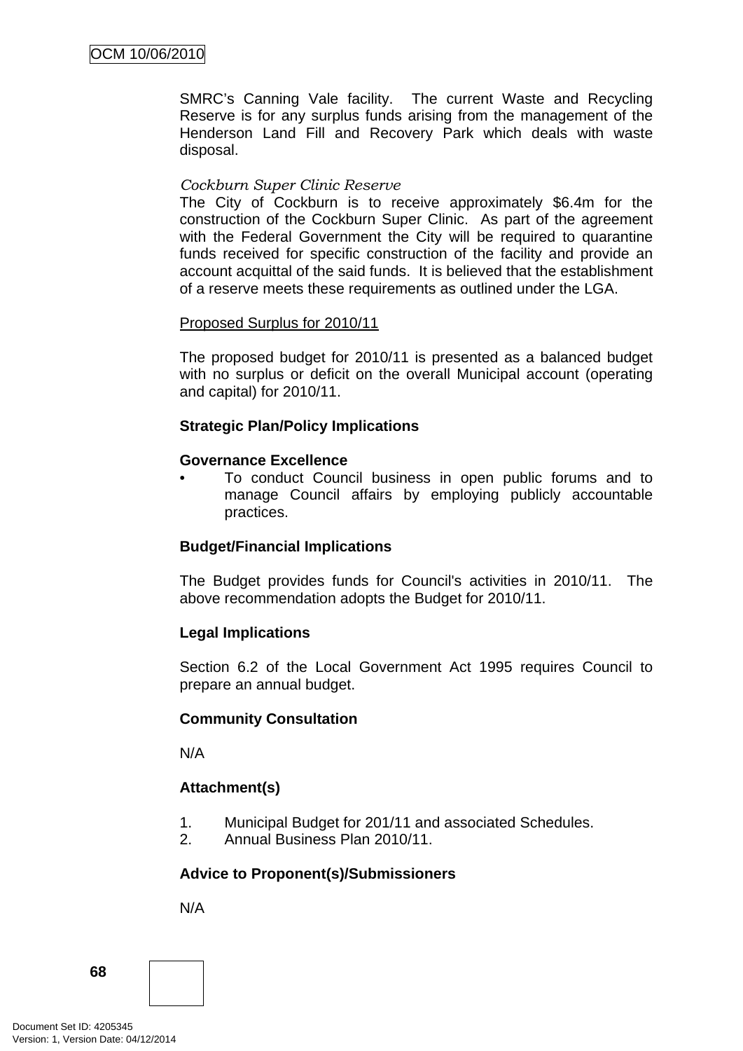SMRC's Canning Vale facility. The current Waste and Recycling Reserve is for any surplus funds arising from the management of the Henderson Land Fill and Recovery Park which deals with waste disposal.

*Cockburn Super Clinic Reserve*
The City of Cockburn is to receive approximately $6.4m for the construction of the Cockburn Super Clinic. As part of the agreement with the Federal Government the City will be required to quarantine funds received for specific construction of the facility and provide an account acquittal of the said funds. It is believed that the establishment of a reserve meets these requirements as outlined under the LGA.

<u>Proposed Surplus for 2010/11</u>

The proposed budget for 2010/11 is presented as a balanced budget with no surplus or deficit on the overall Municipal account (operating and capital) for 2010/11.

**Strategic Plan/Policy Implications**

**Governance Excellence**

- To conduct Council business in open public forums and to manage Council affairs by employing publicly accountable practices.

**Budget/Financial Implications**

The Budget provides funds for Council's activities in 2010/11. The above recommendation adopts the Budget for 2010/11.

**Legal Implications**

Section 6.2 of the Local Government Act 1995 requires Council to prepare an annual budget.

**Community Consultation**

N/A

**Attachment(s)**

1. Municipal Budget for 201/11 and associated Schedules.
2. Annual Business Plan 2010/11.

**Advice to Proponent(s)/Submissioners**

N/A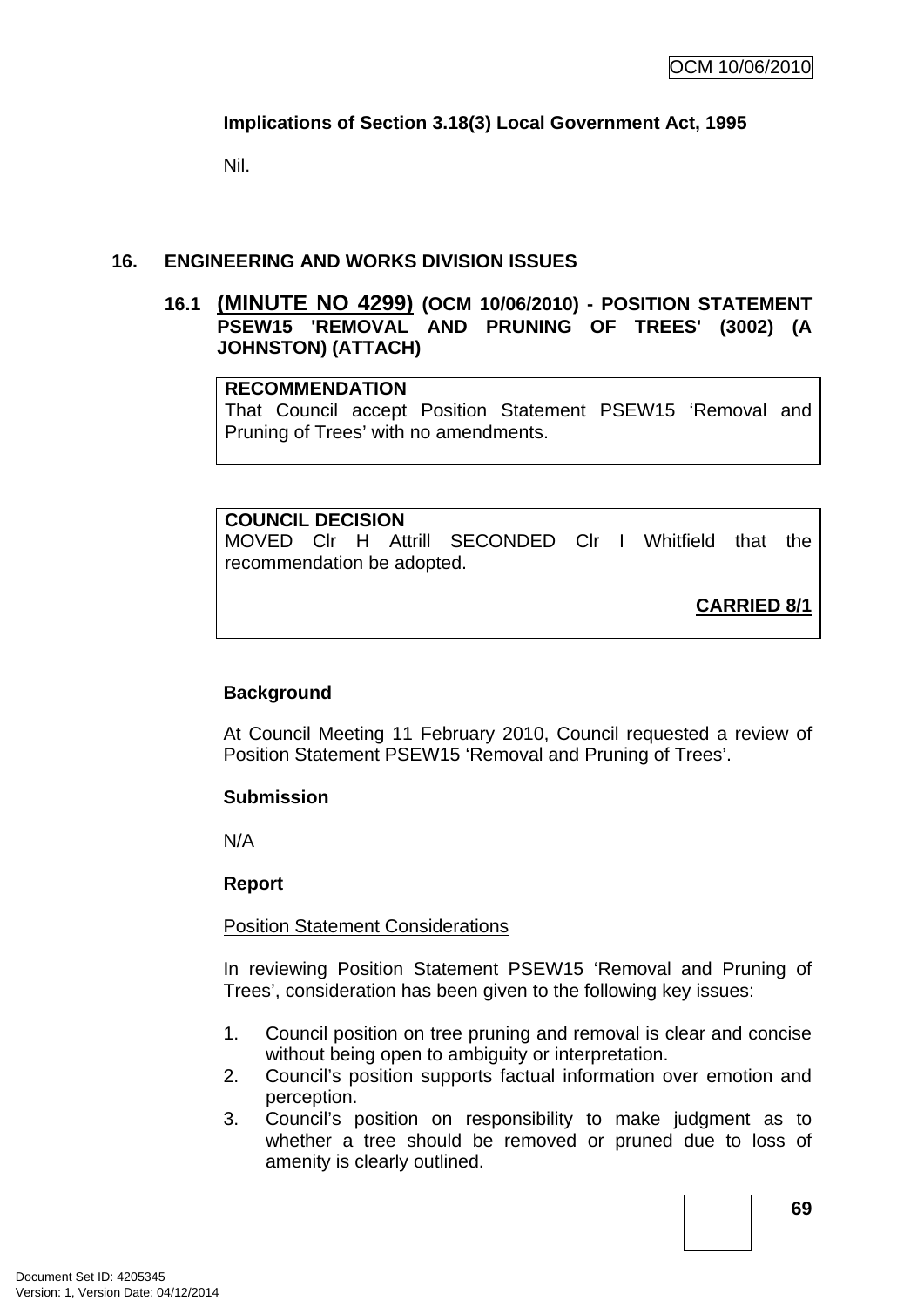**Implications of Section 3.18(3) Local Government Act, 1995**

Nil.

## 16. ENGINEERING AND WORKS DIVISION ISSUES

### 16.1 (MINUTE NO 4299) (OCM 10/06/2010) - POSITION STATEMENT PSEW15 'REMOVAL AND PRUNING OF TREES' (3002) (A JOHNSTON) (ATTACH)

**RECOMMENDATION**
That Council accept Position Statement PSEW15 'Removal and Pruning of Trees' with no amendments.

**COUNCIL DECISION**
MOVED Clr H Attrill SECONDED Clr I Whitfield that the recommendation be adopted.

**CARRIED 8/1**

**Background**

At Council Meeting 11 February 2010, Council requested a review of Position Statement PSEW15 'Removal and Pruning of Trees'.

**Submission**

N/A

**Report**

Position Statement Considerations

In reviewing Position Statement PSEW15 'Removal and Pruning of Trees', consideration has been given to the following key issues:

1. Council position on tree pruning and removal is clear and concise without being open to ambiguity or interpretation.
2. Council's position supports factual information over emotion and perception.
3. Council's position on responsibility to make judgment as to whether a tree should be removed or pruned due to loss of amenity is clearly outlined.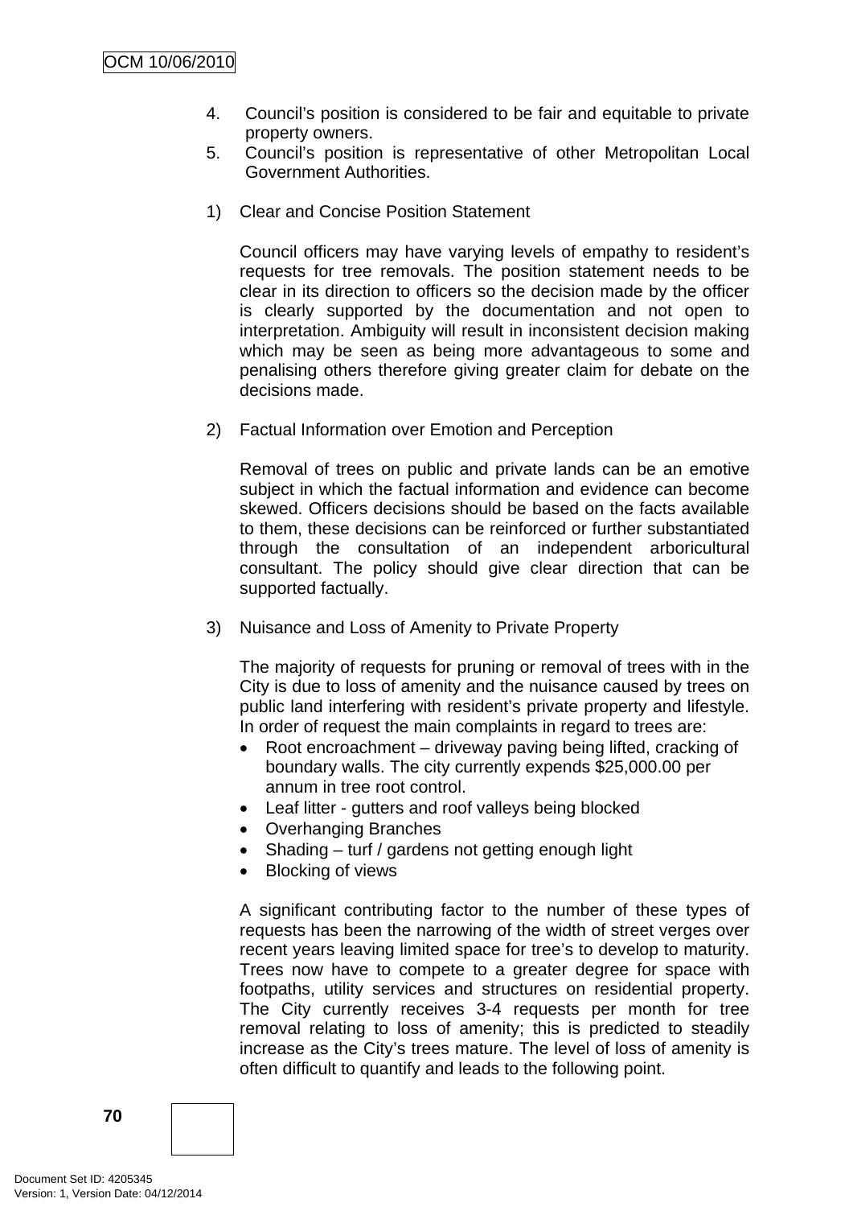4. Council's position is considered to be fair and equitable to private property owners.
5. Council's position is representative of other Metropolitan Local Government Authorities.

1) Clear and Concise Position Statement

   Council officers may have varying levels of empathy to resident's requests for tree removals. The position statement needs to be clear in its direction to officers so the decision made by the officer is clearly supported by the documentation and not open to interpretation. Ambiguity will result in inconsistent decision making which may be seen as being more advantageous to some and penalising others therefore giving greater claim for debate on the decisions made.

2) Factual Information over Emotion and Perception

   Removal of trees on public and private lands can be an emotive subject in which the factual information and evidence can become skewed. Officers decisions should be based on the facts available to them, these decisions can be reinforced or further substantiated through the consultation of an independent arboricultural consultant. The policy should give clear direction that can be supported factually.

3) Nuisance and Loss of Amenity to Private Property

   The majority of requests for pruning or removal of trees with in the City is due to loss of amenity and the nuisance caused by trees on public land interfering with resident's private property and lifestyle. In order of request the main complaints in regard to trees are:

   - Root encroachment – driveway paving being lifted, cracking of boundary walls. The city currently expends $25,000.00 per annum in tree root control.
   - Leaf litter - gutters and roof valleys being blocked
   - Overhanging Branches
   - Shading – turf / gardens not getting enough light
   - Blocking of views

   A significant contributing factor to the number of these types of requests has been the narrowing of the width of street verges over recent years leaving limited space for tree's to develop to maturity. Trees now have to compete to a greater degree for space with footpaths, utility services and structures on residential property. The City currently receives 3-4 requests per month for tree removal relating to loss of amenity; this is predicted to steadily increase as the City's trees mature. The level of loss of amenity is often difficult to quantify and leads to the following point.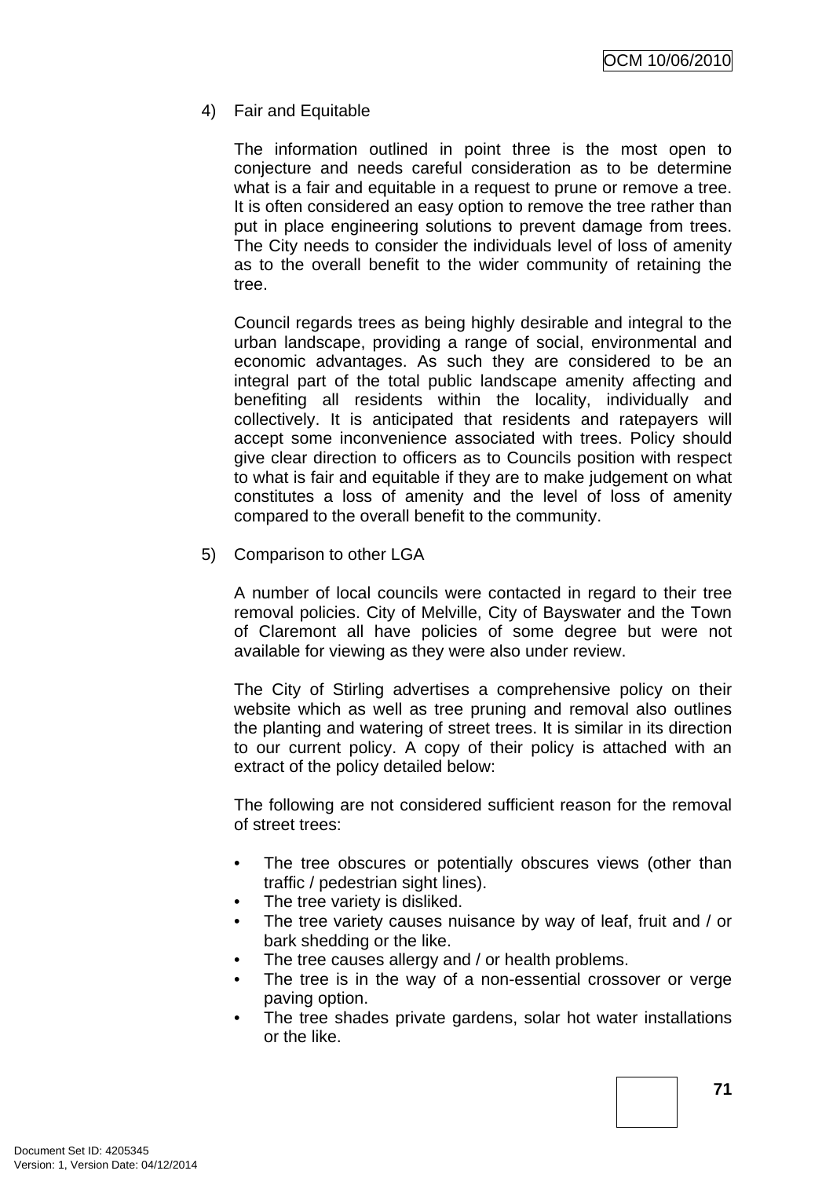4) Fair and Equitable

The information outlined in point three is the most open to conjecture and needs careful consideration as to be determine what is a fair and equitable in a request to prune or remove a tree. It is often considered an easy option to remove the tree rather than put in place engineering solutions to prevent damage from trees. The City needs to consider the individuals level of loss of amenity as to the overall benefit to the wider community of retaining the tree.

Council regards trees as being highly desirable and integral to the urban landscape, providing a range of social, environmental and economic advantages. As such they are considered to be an integral part of the total public landscape amenity affecting and benefiting all residents within the locality, individually and collectively. It is anticipated that residents and ratepayers will accept some inconvenience associated with trees. Policy should give clear direction to officers as to Councils position with respect to what is fair and equitable if they are to make judgement on what constitutes a loss of amenity and the level of loss of amenity compared to the overall benefit to the community.

5) Comparison to other LGA

A number of local councils were contacted in regard to their tree removal policies. City of Melville, City of Bayswater and the Town of Claremont all have policies of some degree but were not available for viewing as they were also under review.

The City of Stirling advertises a comprehensive policy on their website which as well as tree pruning and removal also outlines the planting and watering of street trees. It is similar in its direction to our current policy. A copy of their policy is attached with an extract of the policy detailed below:

The following are not considered sufficient reason for the removal of street trees:

- The tree obscures or potentially obscures views (other than traffic / pedestrian sight lines).
- The tree variety is disliked.
- The tree variety causes nuisance by way of leaf, fruit and / or bark shedding or the like.
- The tree causes allergy and / or health problems.
- The tree is in the way of a non-essential crossover or verge paving option.
- The tree shades private gardens, solar hot water installations or the like.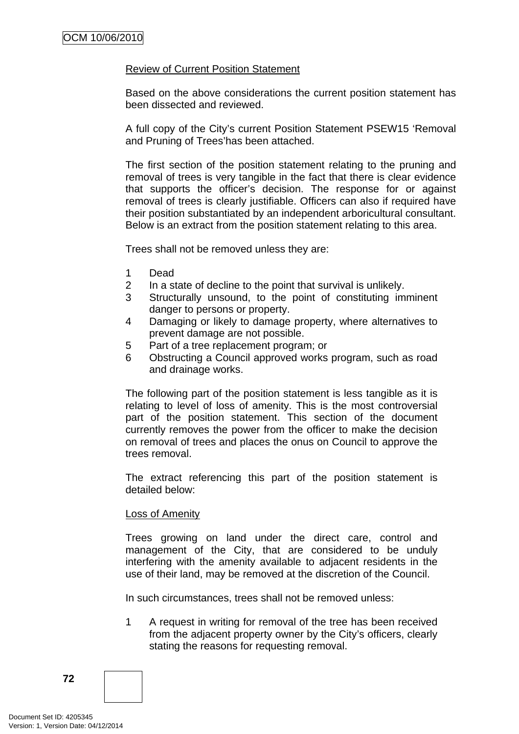Review of Current Position Statement

Based on the above considerations the current position statement has been dissected and reviewed.

A full copy of the City's current Position Statement PSEW15 'Removal and Pruning of Trees'has been attached.

The first section of the position statement relating to the pruning and removal of trees is very tangible in the fact that there is clear evidence that supports the officer's decision. The response for or against removal of trees is clearly justifiable. Officers can also if required have their position substantiated by an independent arboricultural consultant. Below is an extract from the position statement relating to this area.

Trees shall not be removed unless they are:

1. Dead
2. In a state of decline to the point that survival is unlikely.
3. Structurally unsound, to the point of constituting imminent danger to persons or property.
4. Damaging or likely to damage property, where alternatives to prevent damage are not possible.
5. Part of a tree replacement program; or
6. Obstructing a Council approved works program, such as road and drainage works.

The following part of the position statement is less tangible as it is relating to level of loss of amenity. This is the most controversial part of the position statement. This section of the document currently removes the power from the officer to make the decision on removal of trees and places the onus on Council to approve the trees removal.

The extract referencing this part of the position statement is detailed below:

Loss of Amenity

Trees growing on land under the direct care, control and management of the City, that are considered to be unduly interfering with the amenity available to adjacent residents in the use of their land, may be removed at the discretion of the Council.

In such circumstances, trees shall not be removed unless:

1. A request in writing for removal of the tree has been received from the adjacent property owner by the City's officers, clearly stating the reasons for requesting removal.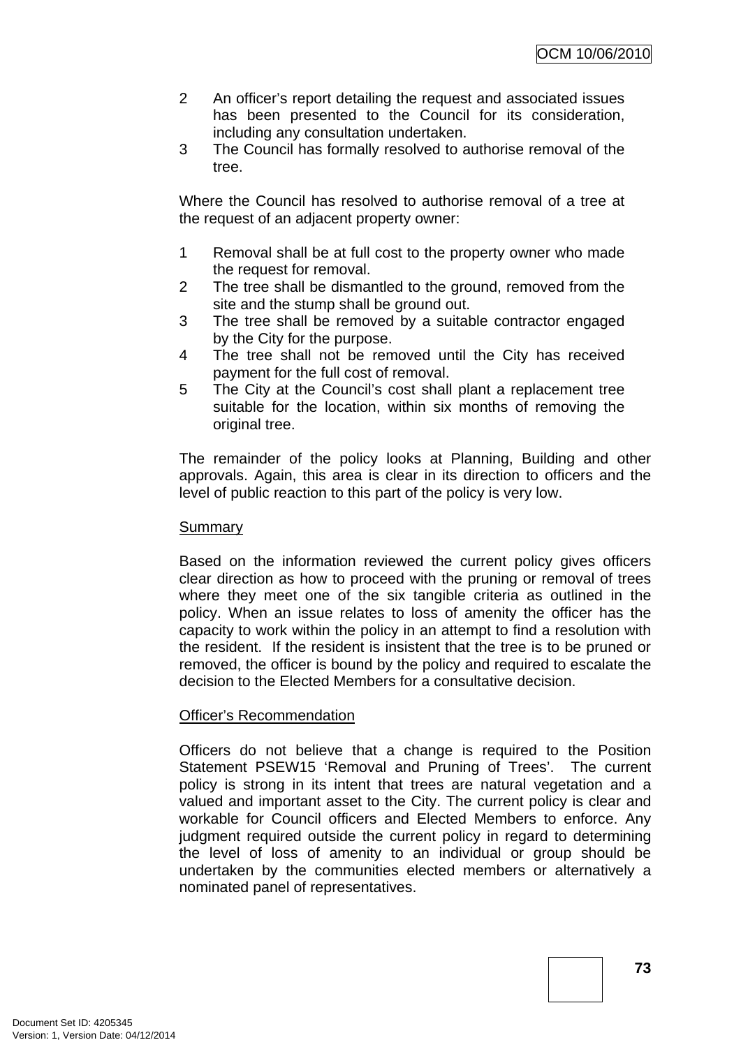2 An officer's report detailing the request and associated issues has been presented to the Council for its consideration, including any consultation undertaken.
3 The Council has formally resolved to authorise removal of the tree.

Where the Council has resolved to authorise removal of a tree at the request of an adjacent property owner:

1 Removal shall be at full cost to the property owner who made the request for removal.
2 The tree shall be dismantled to the ground, removed from the site and the stump shall be ground out.
3 The tree shall be removed by a suitable contractor engaged by the City for the purpose.
4 The tree shall not be removed until the City has received payment for the full cost of removal.
5 The City at the Council's cost shall plant a replacement tree suitable for the location, within six months of removing the original tree.

The remainder of the policy looks at Planning, Building and other approvals. Again, this area is clear in its direction to officers and the level of public reaction to this part of the policy is very low.

Summary

Based on the information reviewed the current policy gives officers clear direction as how to proceed with the pruning or removal of trees where they meet one of the six tangible criteria as outlined in the policy. When an issue relates to loss of amenity the officer has the capacity to work within the policy in an attempt to find a resolution with the resident. If the resident is insistent that the tree is to be pruned or removed, the officer is bound by the policy and required to escalate the decision to the Elected Members for a consultative decision.

Officer's Recommendation

Officers do not believe that a change is required to the Position Statement PSEW15 'Removal and Pruning of Trees'. The current policy is strong in its intent that trees are natural vegetation and a valued and important asset to the City. The current policy is clear and workable for Council officers and Elected Members to enforce. Any judgment required outside the current policy in regard to determining the level of loss of amenity to an individual or group should be undertaken by the communities elected members or alternatively a nominated panel of representatives.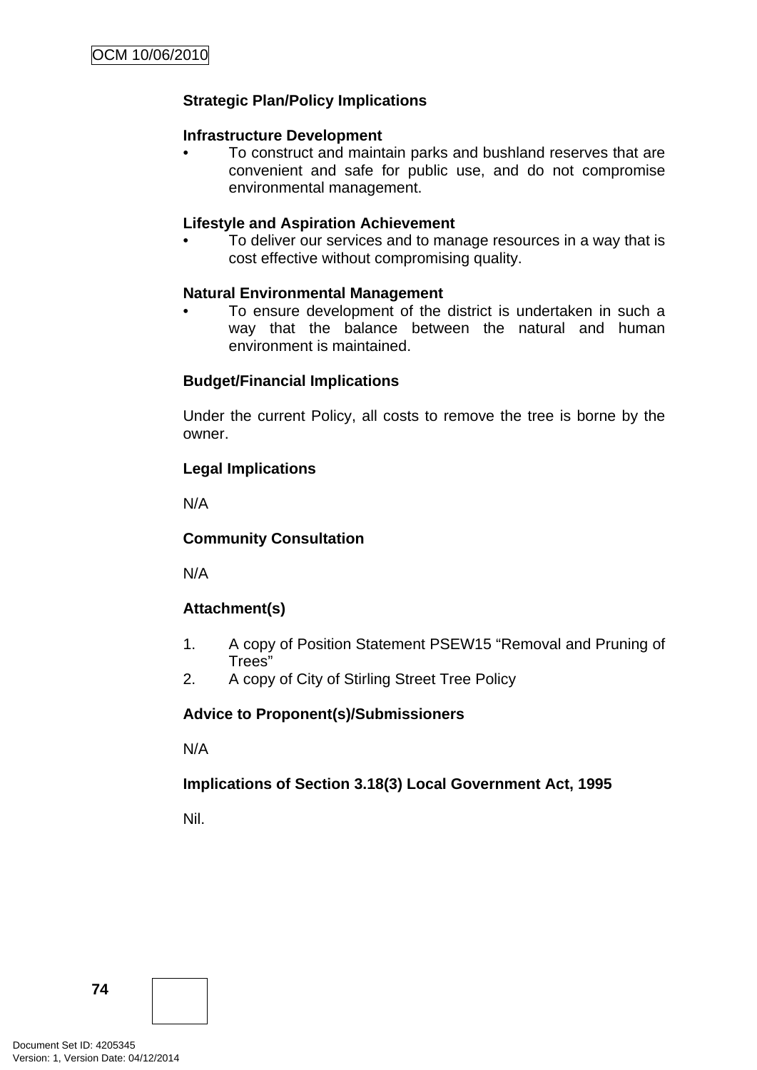**Strategic Plan/Policy Implications**

**Infrastructure Development**

- To construct and maintain parks and bushland reserves that are convenient and safe for public use, and do not compromise environmental management.

**Lifestyle and Aspiration Achievement**

- To deliver our services and to manage resources in a way that is cost effective without compromising quality.

**Natural Environmental Management**

- To ensure development of the district is undertaken in such a way that the balance between the natural and human environment is maintained.

**Budget/Financial Implications**

Under the current Policy, all costs to remove the tree is borne by the owner.

**Legal Implications**

N/A

**Community Consultation**

N/A

**Attachment(s)**

1. A copy of Position Statement PSEW15 "Removal and Pruning of Trees"
2. A copy of City of Stirling Street Tree Policy

**Advice to Proponent(s)/Submissioners**

N/A

**Implications of Section 3.18(3) Local Government Act, 1995**

Nil.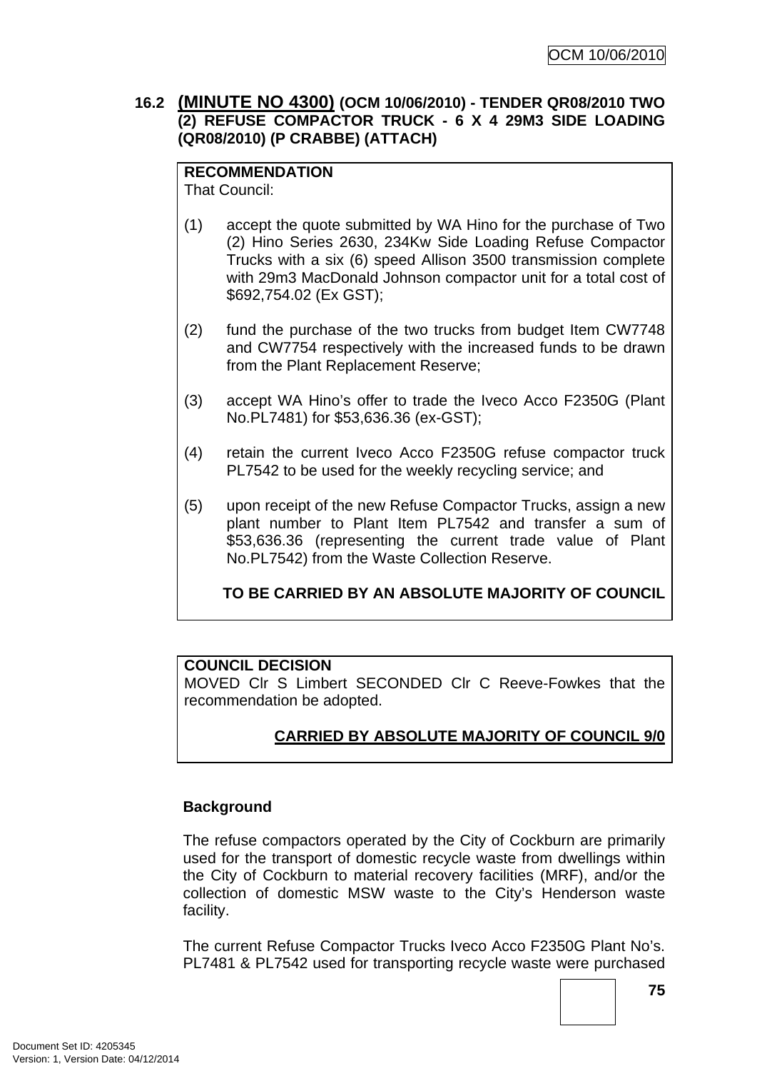### 16.2 (MINUTE NO 4300) (OCM 10/06/2010) - TENDER QR08/2010 TWO (2) REFUSE COMPACTOR TRUCK - 6 X 4 29M3 SIDE LOADING (QR08/2010) (P CRABBE) (ATTACH)

**RECOMMENDATION**
That Council:

(1) accept the quote submitted by WA Hino for the purchase of Two (2) Hino Series 2630, 234Kw Side Loading Refuse Compactor Trucks with a six (6) speed Allison 3500 transmission complete with 29m3 MacDonald Johnson compactor unit for a total cost of $692,754.02 (Ex GST);

(2) fund the purchase of the two trucks from budget Item CW7748 and CW7754 respectively with the increased funds to be drawn from the Plant Replacement Reserve;

(3) accept WA Hino's offer to trade the Iveco Acco F2350G (Plant No.PL7481) for $53,636.36 (ex-GST);

(4) retain the current Iveco Acco F2350G refuse compactor truck PL7542 to be used for the weekly recycling service; and

(5) upon receipt of the new Refuse Compactor Trucks, assign a new plant number to Plant Item PL7542 and transfer a sum of $53,636.36 (representing the current trade value of Plant No.PL7542) from the Waste Collection Reserve.

**TO BE CARRIED BY AN ABSOLUTE MAJORITY OF COUNCIL**

**COUNCIL DECISION**
MOVED Clr S Limbert SECONDED Clr C Reeve-Fowkes that the recommendation be adopted.

**CARRIED BY ABSOLUTE MAJORITY OF COUNCIL 9/0**

**Background**

The refuse compactors operated by the City of Cockburn are primarily used for the transport of domestic recycle waste from dwellings within the City of Cockburn to material recovery facilities (MRF), and/or the collection of domestic MSW waste to the City's Henderson waste facility.

The current Refuse Compactor Trucks Iveco Acco F2350G Plant No's. PL7481 & PL7542 used for transporting recycle waste were purchased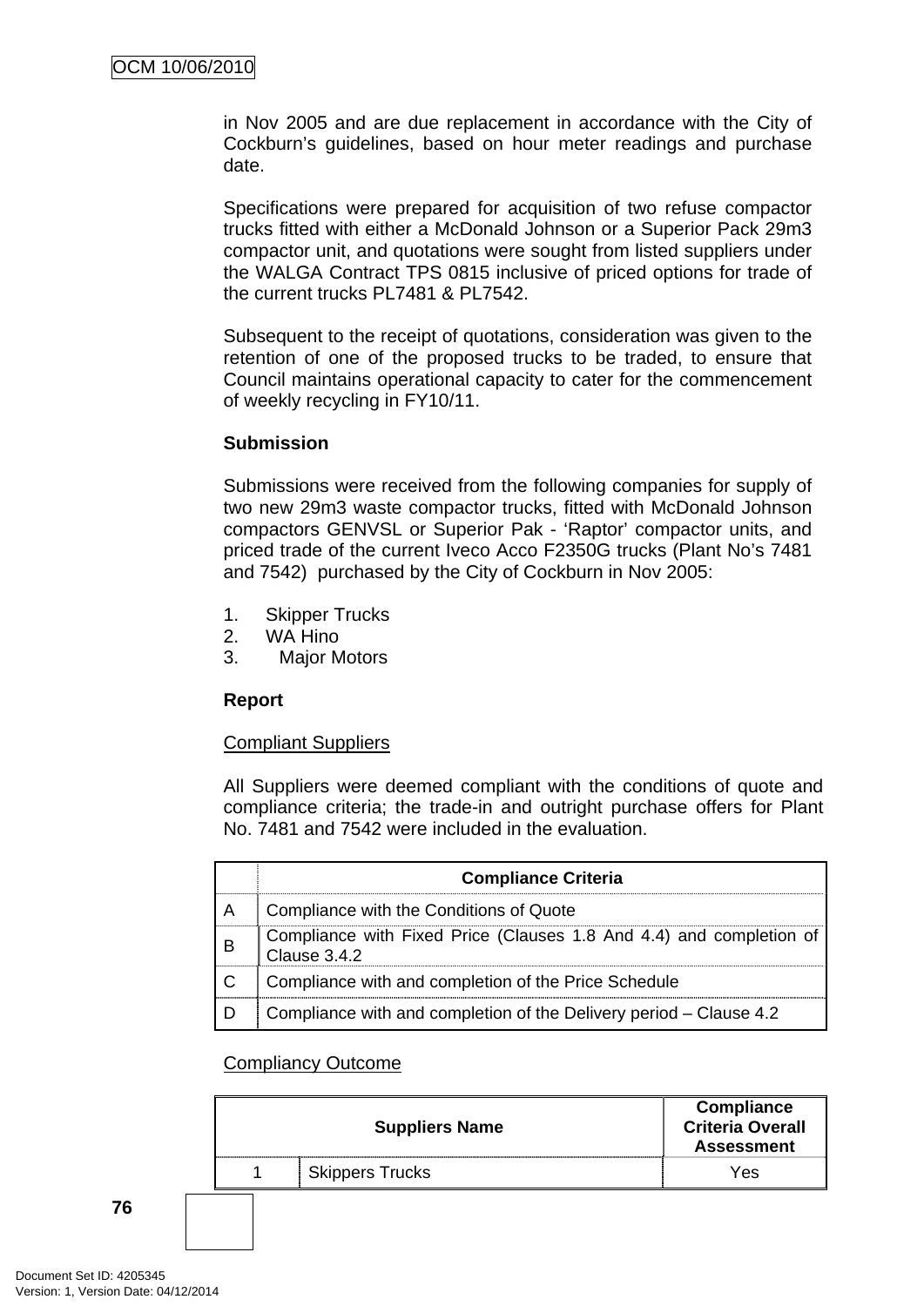in Nov 2005 and are due replacement in accordance with the City of Cockburn's guidelines, based on hour meter readings and purchase date.

Specifications were prepared for acquisition of two refuse compactor trucks fitted with either a McDonald Johnson or a Superior Pack 29m3 compactor unit, and quotations were sought from listed suppliers under the WALGA Contract TPS 0815 inclusive of priced options for trade of the current trucks PL7481 & PL7542.

Subsequent to the receipt of quotations, consideration was given to the retention of one of the proposed trucks to be traded, to ensure that Council maintains operational capacity to cater for the commencement of weekly recycling in FY10/11.

**Submission**

Submissions were received from the following companies for supply of two new 29m3 waste compactor trucks, fitted with McDonald Johnson compactors GENVSL or Superior Pak - 'Raptor' compactor units, and priced trade of the current Iveco Acco F2350G trucks (Plant No's 7481 and 7542) purchased by the City of Cockburn in Nov 2005:

1. Skipper Trucks
2. WA Hino
3. Major Motors

**Report**

Compliant Suppliers

All Suppliers were deemed compliant with the conditions of quote and compliance criteria; the trade-in and outright purchase offers for Plant No. 7481 and 7542 were included in the evaluation.

| | Compliance Criteria |
|---|---|
| A | Compliance with the Conditions of Quote |
| B | Compliance with Fixed Price (Clauses 1.8 And 4.4) and completion of Clause 3.4.2 |
| C | Compliance with and completion of the Price Schedule |
| D | Compliance with and completion of the Delivery period – Clause 4.2 |

Compliancy Outcome

| Suppliers Name | | Compliance Criteria Overall Assessment |
|---|---|---|
| 1 | Skippers Trucks | Yes |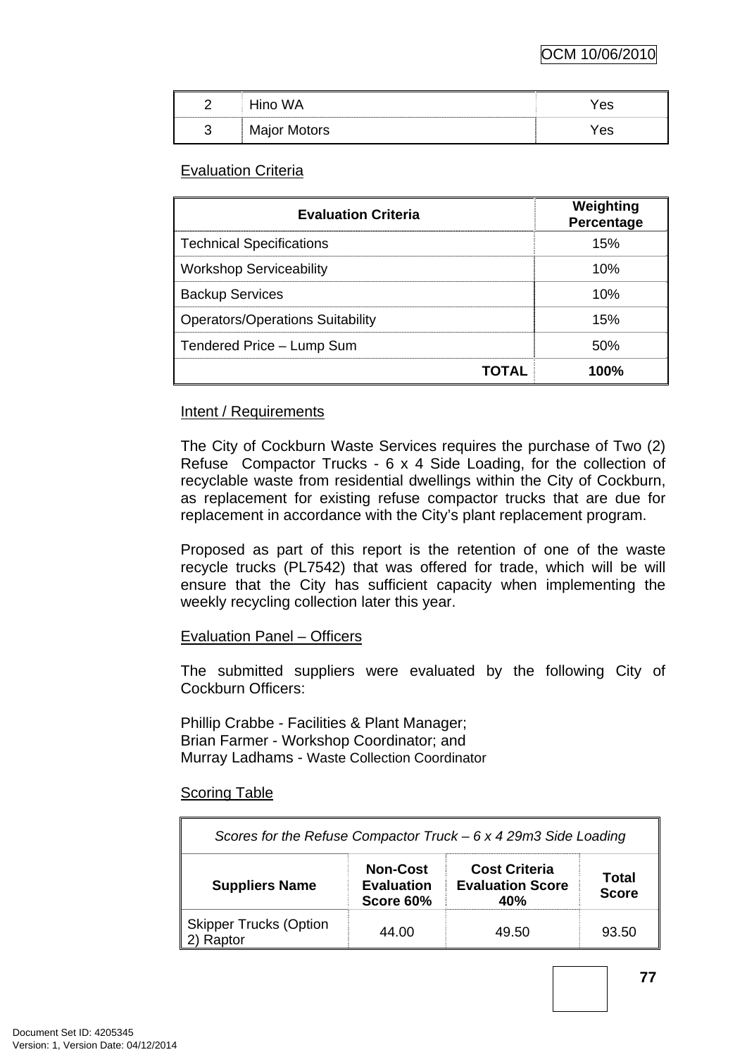| 2 | Hino WA | Yes |
|---|---|---|
| 3 | Major Motors | Yes |

Evaluation Criteria

| Evaluation Criteria | Weighting Percentage |
|---|---|
| Technical Specifications | 15% |
| Workshop Serviceability | 10% |
| Backup Services | 10% |
| Operators/Operations Suitability | 15% |
| Tendered Price – Lump Sum | 50% |
| **TOTAL** | **100%** |

Intent / Requirements

The City of Cockburn Waste Services requires the purchase of Two (2) Refuse Compactor Trucks - 6 x 4 Side Loading, for the collection of recyclable waste from residential dwellings within the City of Cockburn, as replacement for existing refuse compactor trucks that are due for replacement in accordance with the City's plant replacement program.

Proposed as part of this report is the retention of one of the waste recycle trucks (PL7542) that was offered for trade, which will be will ensure that the City has sufficient capacity when implementing the weekly recycling collection later this year.

Evaluation Panel – Officers

The submitted suppliers were evaluated by the following City of Cockburn Officers:

Phillip Crabbe - Facilities & Plant Manager;
Brian Farmer - Workshop Coordinator; and
Murray Ladhams - Waste Collection Coordinator

Scoring Table

| *Scores for the Refuse Compactor Truck – 6 x 4 29m3 Side Loading* | | | |
|---|---|---|---|
| **Suppliers Name** | **Non-Cost Evaluation Score 60%** | **Cost Criteria Evaluation Score 40%** | **Total Score** |
| Skipper Trucks (Option 2) Raptor | 44.00 | 49.50 | 93.50 |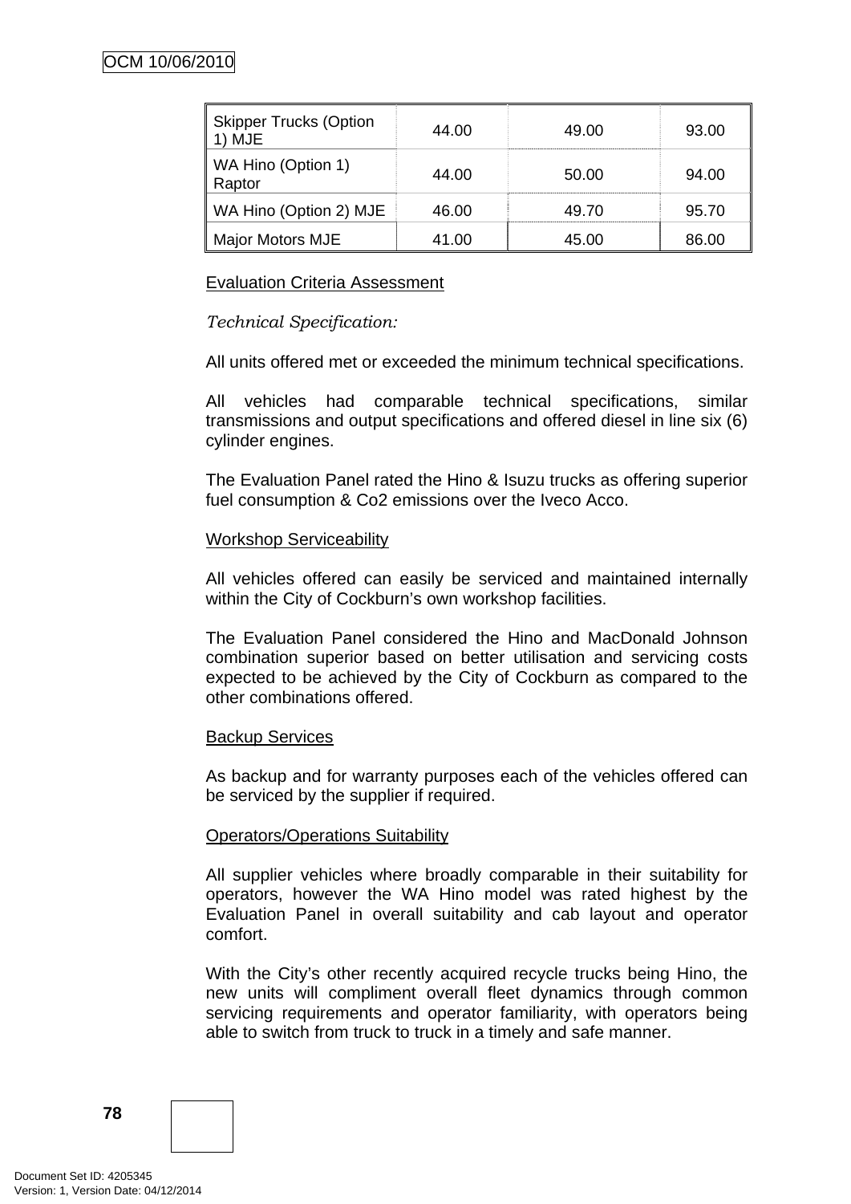| Skipper Trucks (Option 1) MJE | 44.00 | 49.00 | 93.00 |
|---|---|---|---|
| WA Hino (Option 1) Raptor | 44.00 | 50.00 | 94.00 |
| WA Hino (Option 2) MJE | 46.00 | 49.70 | 95.70 |
| Major Motors MJE | 41.00 | 45.00 | 86.00 |

Evaluation Criteria Assessment

*Technical Specification:*

All units offered met or exceeded the minimum technical specifications.

All vehicles had comparable technical specifications, similar transmissions and output specifications and offered diesel in line six (6) cylinder engines.

The Evaluation Panel rated the Hino & Isuzu trucks as offering superior fuel consumption & Co2 emissions over the Iveco Acco.

Workshop Serviceability

All vehicles offered can easily be serviced and maintained internally within the City of Cockburn's own workshop facilities.

The Evaluation Panel considered the Hino and MacDonald Johnson combination superior based on better utilisation and servicing costs expected to be achieved by the City of Cockburn as compared to the other combinations offered.

Backup Services

As backup and for warranty purposes each of the vehicles offered can be serviced by the supplier if required.

Operators/Operations Suitability

All supplier vehicles where broadly comparable in their suitability for operators, however the WA Hino model was rated highest by the Evaluation Panel in overall suitability and cab layout and operator comfort.

With the City's other recently acquired recycle trucks being Hino, the new units will compliment overall fleet dynamics through common servicing requirements and operator familiarity, with operators being able to switch from truck to truck in a timely and safe manner.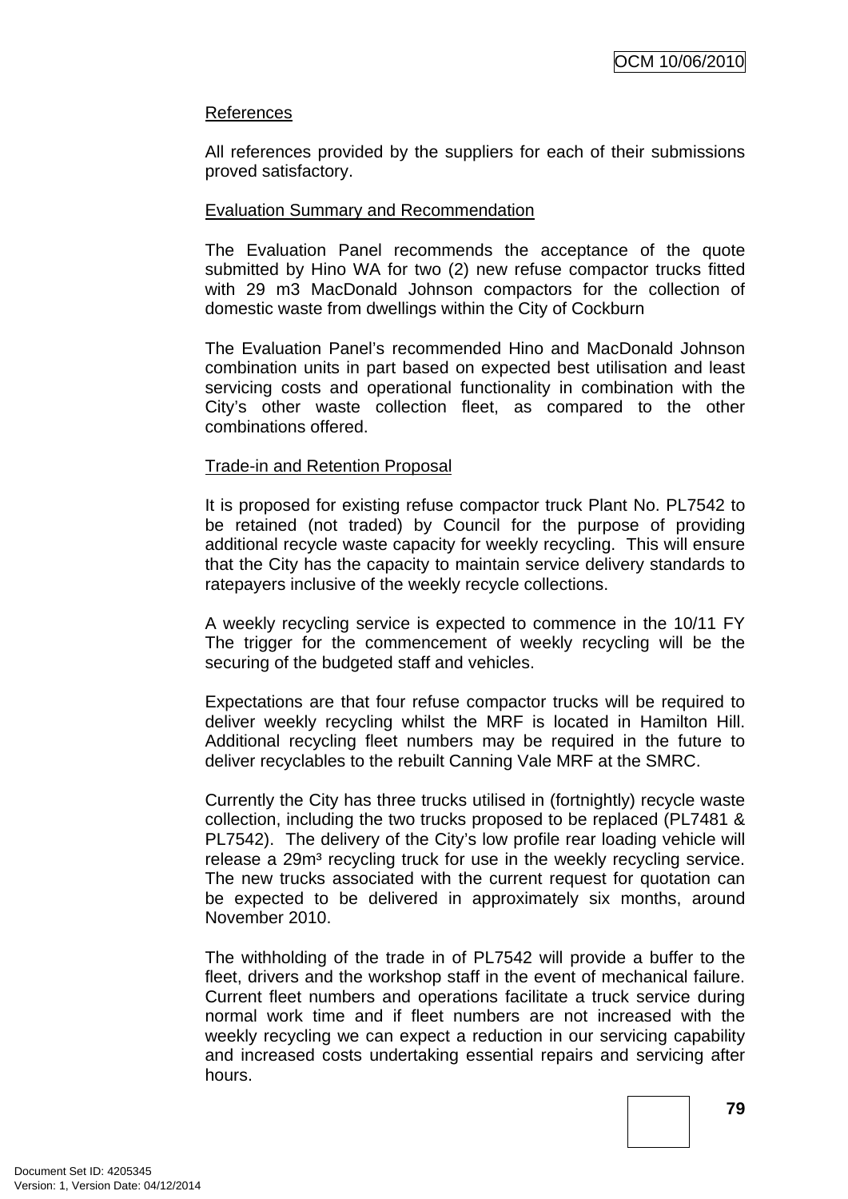References

All references provided by the suppliers for each of their submissions proved satisfactory.

Evaluation Summary and Recommendation

The Evaluation Panel recommends the acceptance of the quote submitted by Hino WA for two (2) new refuse compactor trucks fitted with 29 m3 MacDonald Johnson compactors for the collection of domestic waste from dwellings within the City of Cockburn

The Evaluation Panel's recommended Hino and MacDonald Johnson combination units in part based on expected best utilisation and least servicing costs and operational functionality in combination with the City's other waste collection fleet, as compared to the other combinations offered.

Trade-in and Retention Proposal

It is proposed for existing refuse compactor truck Plant No. PL7542 to be retained (not traded) by Council for the purpose of providing additional recycle waste capacity for weekly recycling. This will ensure that the City has the capacity to maintain service delivery standards to ratepayers inclusive of the weekly recycle collections.

A weekly recycling service is expected to commence in the 10/11 FY The trigger for the commencement of weekly recycling will be the securing of the budgeted staff and vehicles.

Expectations are that four refuse compactor trucks will be required to deliver weekly recycling whilst the MRF is located in Hamilton Hill. Additional recycling fleet numbers may be required in the future to deliver recyclables to the rebuilt Canning Vale MRF at the SMRC.

Currently the City has three trucks utilised in (fortnightly) recycle waste collection, including the two trucks proposed to be replaced (PL7481 & PL7542). The delivery of the City's low profile rear loading vehicle will release a 29m³ recycling truck for use in the weekly recycling service. The new trucks associated with the current request for quotation can be expected to be delivered in approximately six months, around November 2010.

The withholding of the trade in of PL7542 will provide a buffer to the fleet, drivers and the workshop staff in the event of mechanical failure. Current fleet numbers and operations facilitate a truck service during normal work time and if fleet numbers are not increased with the weekly recycling we can expect a reduction in our servicing capability and increased costs undertaking essential repairs and servicing after hours.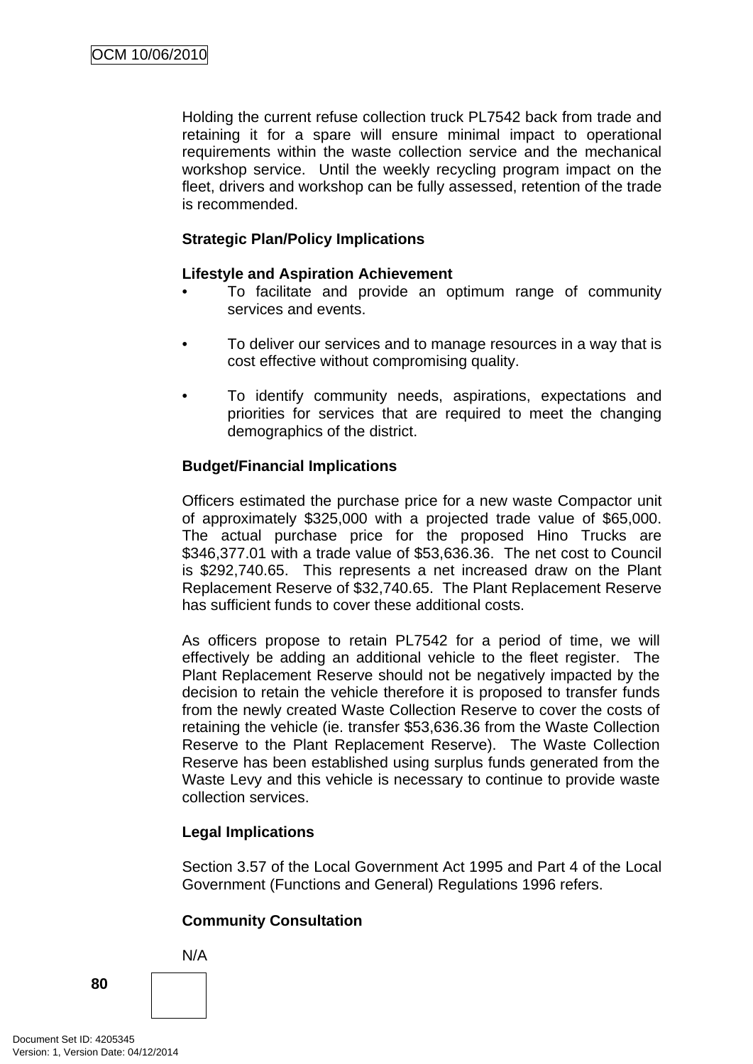Holding the current refuse collection truck PL7542 back from trade and retaining it for a spare will ensure minimal impact to operational requirements within the waste collection service and the mechanical workshop service. Until the weekly recycling program impact on the fleet, drivers and workshop can be fully assessed, retention of the trade is recommended.

**Strategic Plan/Policy Implications**

**Lifestyle and Aspiration Achievement**

- To facilitate and provide an optimum range of community services and events.
- To deliver our services and to manage resources in a way that is cost effective without compromising quality.
- To identify community needs, aspirations, expectations and priorities for services that are required to meet the changing demographics of the district.

**Budget/Financial Implications**

Officers estimated the purchase price for a new waste Compactor unit of approximately $325,000 with a projected trade value of $65,000. The actual purchase price for the proposed Hino Trucks are $346,377.01 with a trade value of $53,636.36. The net cost to Council is $292,740.65. This represents a net increased draw on the Plant Replacement Reserve of $32,740.65. The Plant Replacement Reserve has sufficient funds to cover these additional costs.

As officers propose to retain PL7542 for a period of time, we will effectively be adding an additional vehicle to the fleet register. The Plant Replacement Reserve should not be negatively impacted by the decision to retain the vehicle therefore it is proposed to transfer funds from the newly created Waste Collection Reserve to cover the costs of retaining the vehicle (ie. transfer $53,636.36 from the Waste Collection Reserve to the Plant Replacement Reserve). The Waste Collection Reserve has been established using surplus funds generated from the Waste Levy and this vehicle is necessary to continue to provide waste collection services.

**Legal Implications**

Section 3.57 of the Local Government Act 1995 and Part 4 of the Local Government (Functions and General) Regulations 1996 refers.

**Community Consultation**

N/A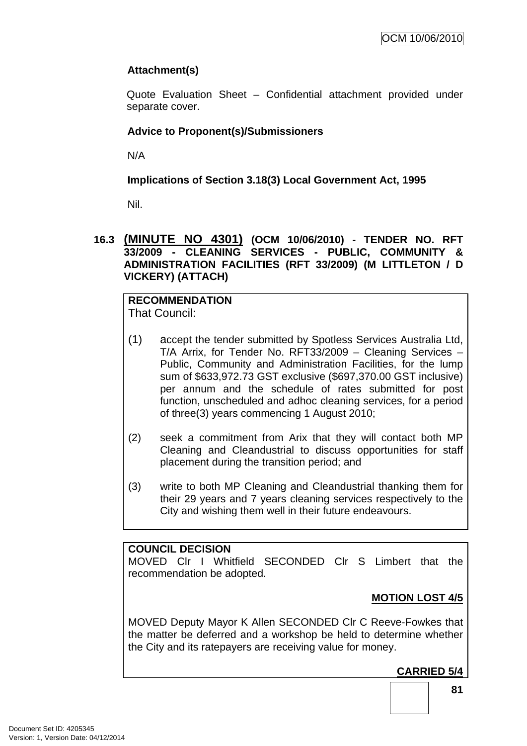**Attachment(s)**

Quote Evaluation Sheet – Confidential attachment provided under separate cover.

**Advice to Proponent(s)/Submissioners**

N/A

**Implications of Section 3.18(3) Local Government Act, 1995**

Nil.

### 16.3 (MINUTE NO 4301) (OCM 10/06/2010) - TENDER NO. RFT 33/2009 - CLEANING SERVICES - PUBLIC, COMMUNITY & ADMINISTRATION FACILITIES (RFT 33/2009) (M LITTLETON / D VICKERY) (ATTACH)

**RECOMMENDATION**

That Council:

(1) accept the tender submitted by Spotless Services Australia Ltd, T/A Arrix, for Tender No. RFT33/2009 – Cleaning Services – Public, Community and Administration Facilities, for the lump sum of $633,972.73 GST exclusive ($697,370.00 GST inclusive) per annum and the schedule of rates submitted for post function, unscheduled and adhoc cleaning services, for a period of three(3) years commencing 1 August 2010;

(2) seek a commitment from Arix that they will contact both MP Cleaning and Cleandustrial to discuss opportunities for staff placement during the transition period; and

(3) write to both MP Cleaning and Cleandustrial thanking them for their 29 years and 7 years cleaning services respectively to the City and wishing them well in their future endeavours.

**COUNCIL DECISION**

MOVED Clr I Whitfield SECONDED Clr S Limbert that the recommendation be adopted.

**MOTION LOST 4/5**

MOVED Deputy Mayor K Allen SECONDED Clr C Reeve-Fowkes that the matter be deferred and a workshop be held to determine whether the City and its ratepayers are receiving value for money.

**CARRIED 5/4**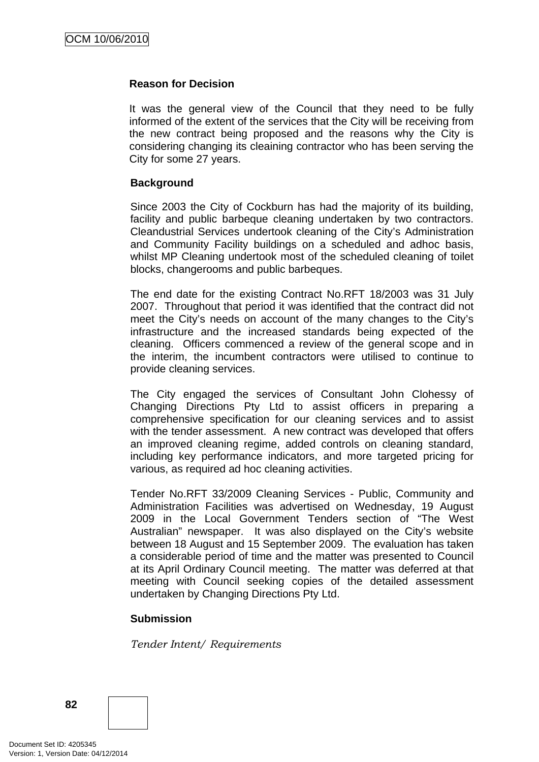**Reason for Decision**

It was the general view of the Council that they need to be fully informed of the extent of the services that the City will be receiving from the new contract being proposed and the reasons why the City is considering changing its cleaining contractor who has been serving the City for some 27 years.

**Background**

Since 2003 the City of Cockburn has had the majority of its building, facility and public barbeque cleaning undertaken by two contractors. Cleandustrial Services undertook cleaning of the City's Administration and Community Facility buildings on a scheduled and adhoc basis, whilst MP Cleaning undertook most of the scheduled cleaning of toilet blocks, changerooms and public barbeques.

The end date for the existing Contract No.RFT 18/2003 was 31 July 2007. Throughout that period it was identified that the contract did not meet the City's needs on account of the many changes to the City's infrastructure and the increased standards being expected of the cleaning. Officers commenced a review of the general scope and in the interim, the incumbent contractors were utilised to continue to provide cleaning services.

The City engaged the services of Consultant John Clohessy of Changing Directions Pty Ltd to assist officers in preparing a comprehensive specification for our cleaning services and to assist with the tender assessment. A new contract was developed that offers an improved cleaning regime, added controls on cleaning standard, including key performance indicators, and more targeted pricing for various, as required ad hoc cleaning activities.

Tender No.RFT 33/2009 Cleaning Services - Public, Community and Administration Facilities was advertised on Wednesday, 19 August 2009 in the Local Government Tenders section of "The West Australian" newspaper. It was also displayed on the City's website between 18 August and 15 September 2009. The evaluation has taken a considerable period of time and the matter was presented to Council at its April Ordinary Council meeting. The matter was deferred at that meeting with Council seeking copies of the detailed assessment undertaken by Changing Directions Pty Ltd.

**Submission**

*Tender Intent/ Requirements*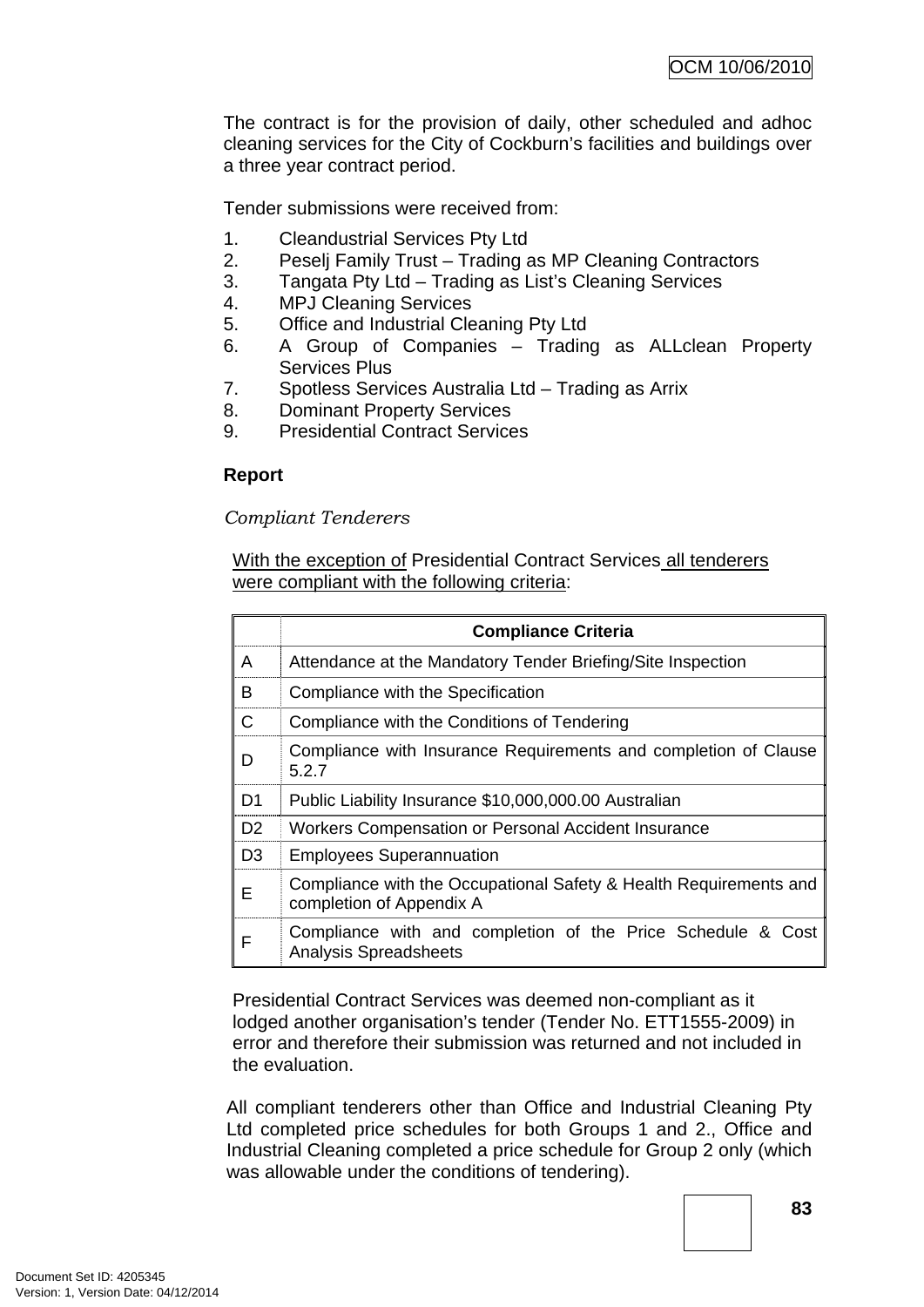The contract is for the provision of daily, other scheduled and adhoc cleaning services for the City of Cockburn's facilities and buildings over a three year contract period.

Tender submissions were received from:

1. Cleandustrial Services Pty Ltd
2. Peselj Family Trust – Trading as MP Cleaning Contractors
3. Tangata Pty Ltd – Trading as List's Cleaning Services
4. MPJ Cleaning Services
5. Office and Industrial Cleaning Pty Ltd
6. A Group of Companies – Trading as ALLclean Property Services Plus
7. Spotless Services Australia Ltd – Trading as Arrix
8. Dominant Property Services
9. Presidential Contract Services

**Report**

*Compliant Tenderers*

<u>With the exception of</u> Presidential Contract Services <u>all tenderers were compliant with the following criteria</u>:

| | Compliance Criteria |
|---|---|
| A | Attendance at the Mandatory Tender Briefing/Site Inspection |
| B | Compliance with the Specification |
| C | Compliance with the Conditions of Tendering |
| D | Compliance with Insurance Requirements and completion of Clause 5.2.7 |
| D1 | Public Liability Insurance $10,000,000.00 Australian |
| D2 | Workers Compensation or Personal Accident Insurance |
| D3 | Employees Superannuation |
| E | Compliance with the Occupational Safety & Health Requirements and completion of Appendix A |
| F | Compliance with and completion of the Price Schedule & Cost Analysis Spreadsheets |

Presidential Contract Services was deemed non-compliant as it lodged another organisation's tender (Tender No. ETT1555-2009) in error and therefore their submission was returned and not included in the evaluation.

All compliant tenderers other than Office and Industrial Cleaning Pty Ltd completed price schedules for both Groups 1 and 2., Office and Industrial Cleaning completed a price schedule for Group 2 only (which was allowable under the conditions of tendering).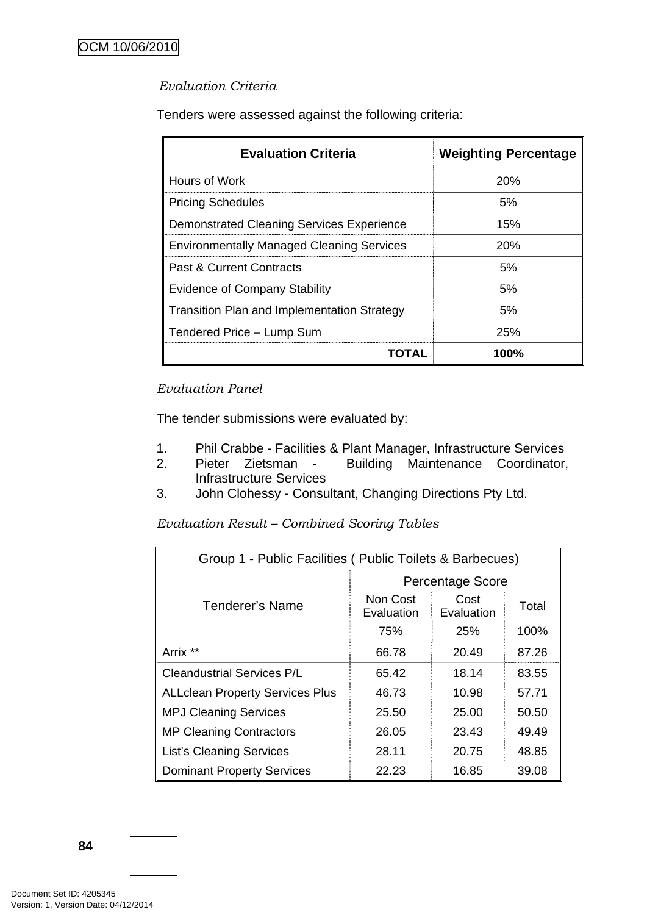*Evaluation Criteria*

Tenders were assessed against the following criteria:

| Evaluation Criteria | Weighting Percentage |
|---|---|
| Hours of Work | 20% |
| Pricing Schedules | 5% |
| Demonstrated Cleaning Services Experience | 15% |
| Environmentally Managed Cleaning Services | 20% |
| Past & Current Contracts | 5% |
| Evidence of Company Stability | 5% |
| Transition Plan and Implementation Strategy | 5% |
| Tendered Price – Lump Sum | 25% |
| **TOTAL** | **100%** |

*Evaluation Panel*

The tender submissions were evaluated by:

1. Phil Crabbe - Facilities & Plant Manager, Infrastructure Services
2. Pieter Zietsman - Building Maintenance Coordinator, Infrastructure Services
3. John Clohessy - Consultant, Changing Directions Pty Ltd.

*Evaluation Result – Combined Scoring Tables*

| Group 1 - Public Facilities ( Public Toilets & Barbecues) | | | |
|---|---|---|---|
| Tenderer's Name | Percentage Score | | |
| | Non Cost Evaluation | Cost Evaluation | Total |
| | 75% | 25% | 100% |
| Arrix ** | 66.78 | 20.49 | 87.26 |
| Cleandustrial Services P/L | 65.42 | 18.14 | 83.55 |
| ALLclean Property Services Plus | 46.73 | 10.98 | 57.71 |
| MPJ Cleaning Services | 25.50 | 25.00 | 50.50 |
| MP Cleaning Contractors | 26.05 | 23.43 | 49.49 |
| List's Cleaning Services | 28.11 | 20.75 | 48.85 |
| Dominant Property Services | 22.23 | 16.85 | 39.08 |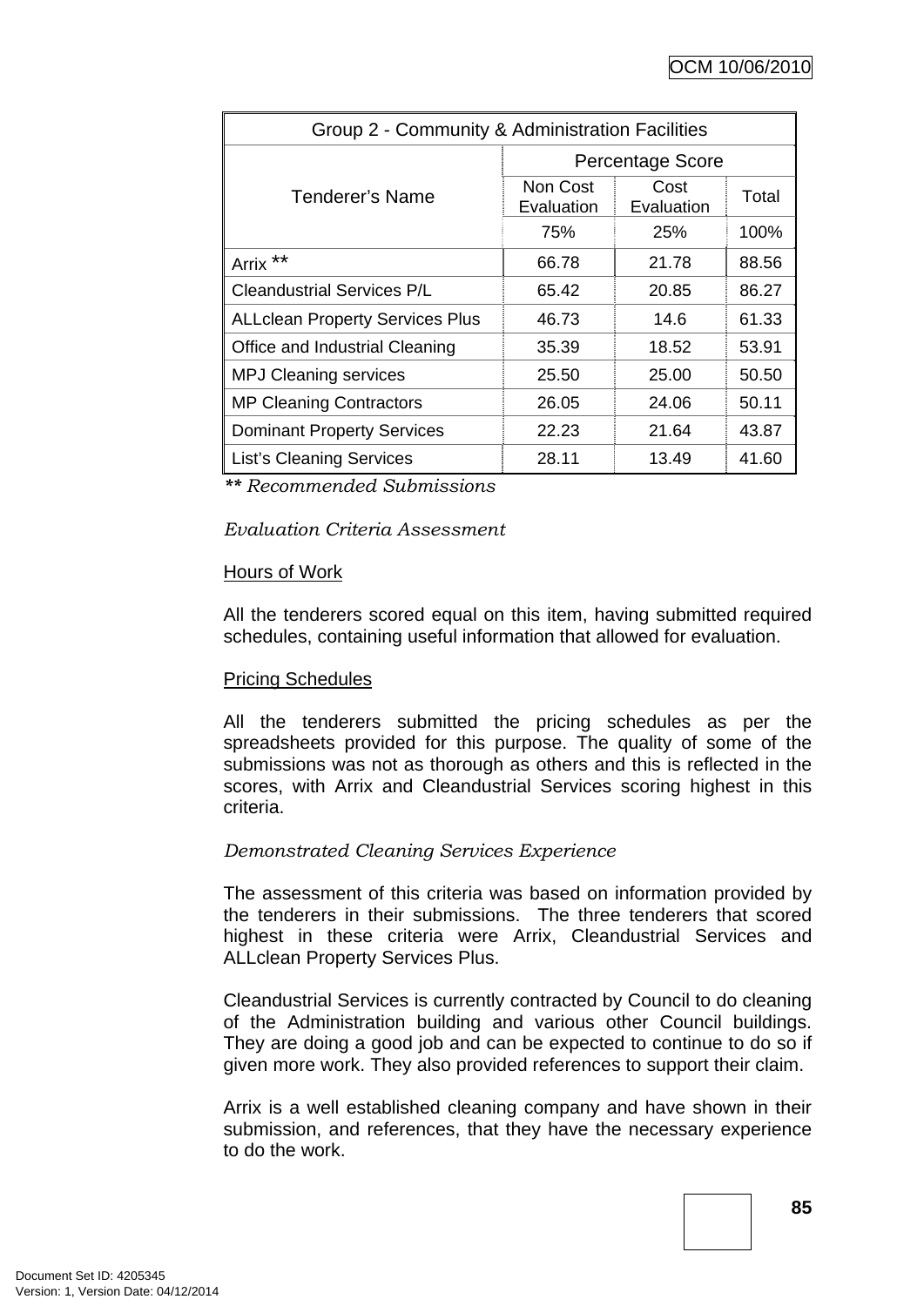| Group 2 - Community & Administration Facilities | | | |
|---|---|---|---|
| Tenderer's Name | Percentage Score | | |
| | Non Cost Evaluation | Cost Evaluation | Total |
| | 75% | 25% | 100% |
| Arrix ** | 66.78 | 21.78 | 88.56 |
| Cleandustrial Services P/L | 65.42 | 20.85 | 86.27 |
| ALLclean Property Services Plus | 46.73 | 14.6 | 61.33 |
| Office and Industrial Cleaning | 35.39 | 18.52 | 53.91 |
| MPJ Cleaning services | 25.50 | 25.00 | 50.50 |
| MP Cleaning Contractors | 26.05 | 24.06 | 50.11 |
| Dominant Property Services | 22.23 | 21.64 | 43.87 |
| List's Cleaning Services | 28.11 | 13.49 | 41.60 |

*** Recommended Submissions*

*Evaluation Criteria Assessment*

<u>Hours of Work</u>

All the tenderers scored equal on this item, having submitted required schedules, containing useful information that allowed for evaluation.

<u>Pricing Schedules</u>

All the tenderers submitted the pricing schedules as per the spreadsheets provided for this purpose. The quality of some of the submissions was not as thorough as others and this is reflected in the scores, with Arrix and Cleandustrial Services scoring highest in this criteria.

*Demonstrated Cleaning Services Experience*

The assessment of this criteria was based on information provided by the tenderers in their submissions. The three tenderers that scored highest in these criteria were Arrix, Cleandustrial Services and ALLclean Property Services Plus.

Cleandustrial Services is currently contracted by Council to do cleaning of the Administration building and various other Council buildings. They are doing a good job and can be expected to continue to do so if given more work. They also provided references to support their claim.

Arrix is a well established cleaning company and have shown in their submission, and references, that they have the necessary experience to do the work.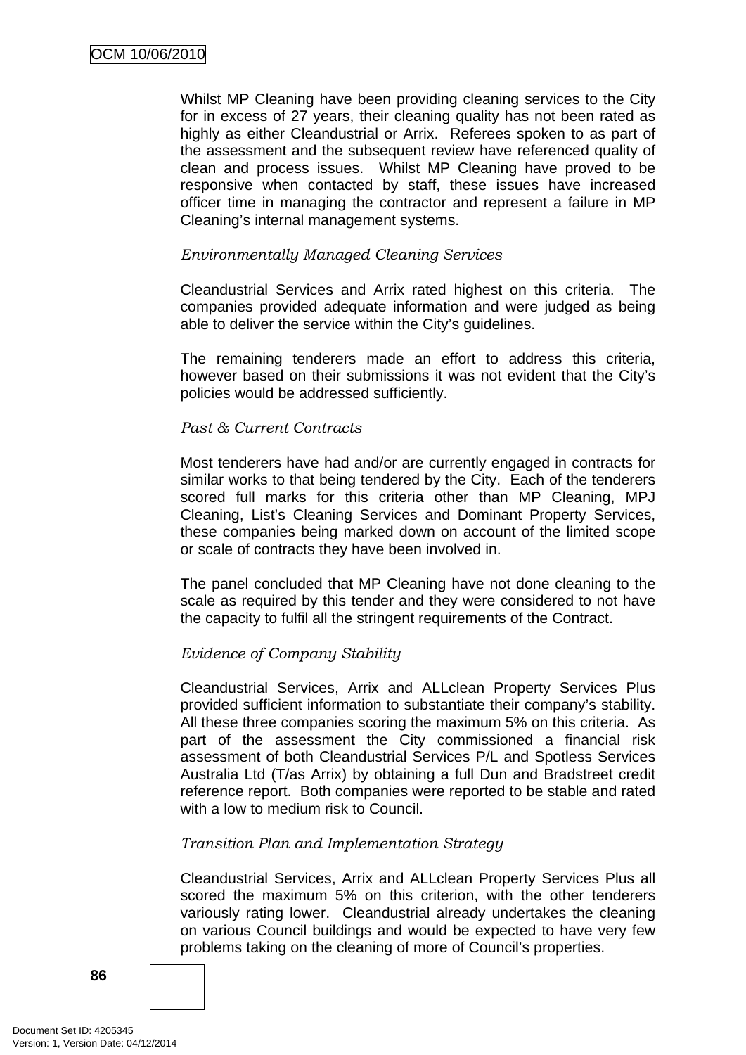Whilst MP Cleaning have been providing cleaning services to the City for in excess of 27 years, their cleaning quality has not been rated as highly as either Cleandustrial or Arrix. Referees spoken to as part of the assessment and the subsequent review have referenced quality of clean and process issues. Whilst MP Cleaning have proved to be responsive when contacted by staff, these issues have increased officer time in managing the contractor and represent a failure in MP Cleaning's internal management systems.

*Environmentally Managed Cleaning Services*

Cleandustrial Services and Arrix rated highest on this criteria. The companies provided adequate information and were judged as being able to deliver the service within the City's guidelines.

The remaining tenderers made an effort to address this criteria, however based on their submissions it was not evident that the City's policies would be addressed sufficiently.

*Past & Current Contracts*

Most tenderers have had and/or are currently engaged in contracts for similar works to that being tendered by the City. Each of the tenderers scored full marks for this criteria other than MP Cleaning, MPJ Cleaning, List's Cleaning Services and Dominant Property Services, these companies being marked down on account of the limited scope or scale of contracts they have been involved in.

The panel concluded that MP Cleaning have not done cleaning to the scale as required by this tender and they were considered to not have the capacity to fulfil all the stringent requirements of the Contract.

*Evidence of Company Stability*

Cleandustrial Services, Arrix and ALLclean Property Services Plus provided sufficient information to substantiate their company's stability. All these three companies scoring the maximum 5% on this criteria. As part of the assessment the City commissioned a financial risk assessment of both Cleandustrial Services P/L and Spotless Services Australia Ltd (T/as Arrix) by obtaining a full Dun and Bradstreet credit reference report. Both companies were reported to be stable and rated with a low to medium risk to Council.

*Transition Plan and Implementation Strategy*

Cleandustrial Services, Arrix and ALLclean Property Services Plus all scored the maximum 5% on this criterion, with the other tenderers variously rating lower. Cleandustrial already undertakes the cleaning on various Council buildings and would be expected to have very few problems taking on the cleaning of more of Council's properties.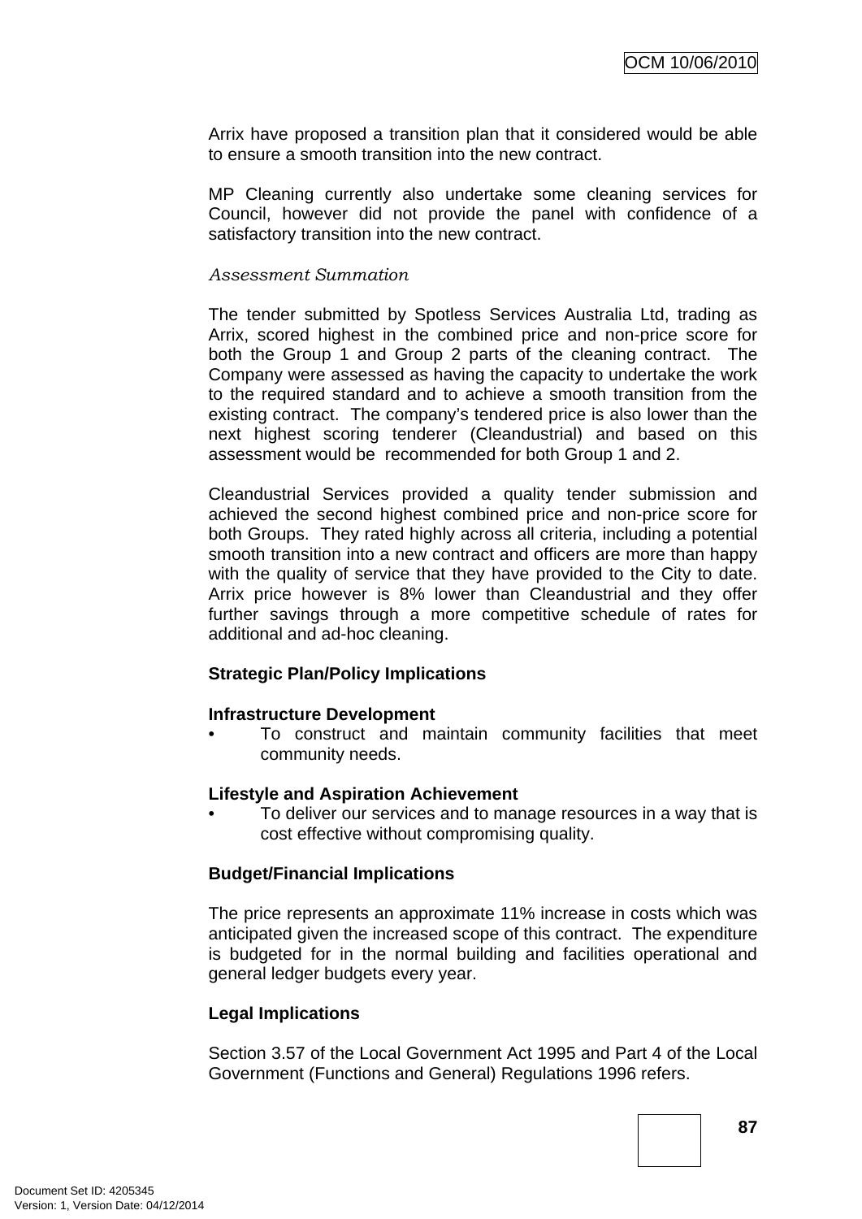Arrix have proposed a transition plan that it considered would be able to ensure a smooth transition into the new contract.

MP Cleaning currently also undertake some cleaning services for Council, however did not provide the panel with confidence of a satisfactory transition into the new contract.

*Assessment Summation*

The tender submitted by Spotless Services Australia Ltd, trading as Arrix, scored highest in the combined price and non-price score for both the Group 1 and Group 2 parts of the cleaning contract. The Company were assessed as having the capacity to undertake the work to the required standard and to achieve a smooth transition from the existing contract. The company's tendered price is also lower than the next highest scoring tenderer (Cleandustrial) and based on this assessment would be recommended for both Group 1 and 2.

Cleandustrial Services provided a quality tender submission and achieved the second highest combined price and non-price score for both Groups. They rated highly across all criteria, including a potential smooth transition into a new contract and officers are more than happy with the quality of service that they have provided to the City to date. Arrix price however is 8% lower than Cleandustrial and they offer further savings through a more competitive schedule of rates for additional and ad-hoc cleaning.

**Strategic Plan/Policy Implications**

**Infrastructure Development**

- To construct and maintain community facilities that meet community needs.

**Lifestyle and Aspiration Achievement**

- To deliver our services and to manage resources in a way that is cost effective without compromising quality.

**Budget/Financial Implications**

The price represents an approximate 11% increase in costs which was anticipated given the increased scope of this contract. The expenditure is budgeted for in the normal building and facilities operational and general ledger budgets every year.

**Legal Implications**

Section 3.57 of the Local Government Act 1995 and Part 4 of the Local Government (Functions and General) Regulations 1996 refers.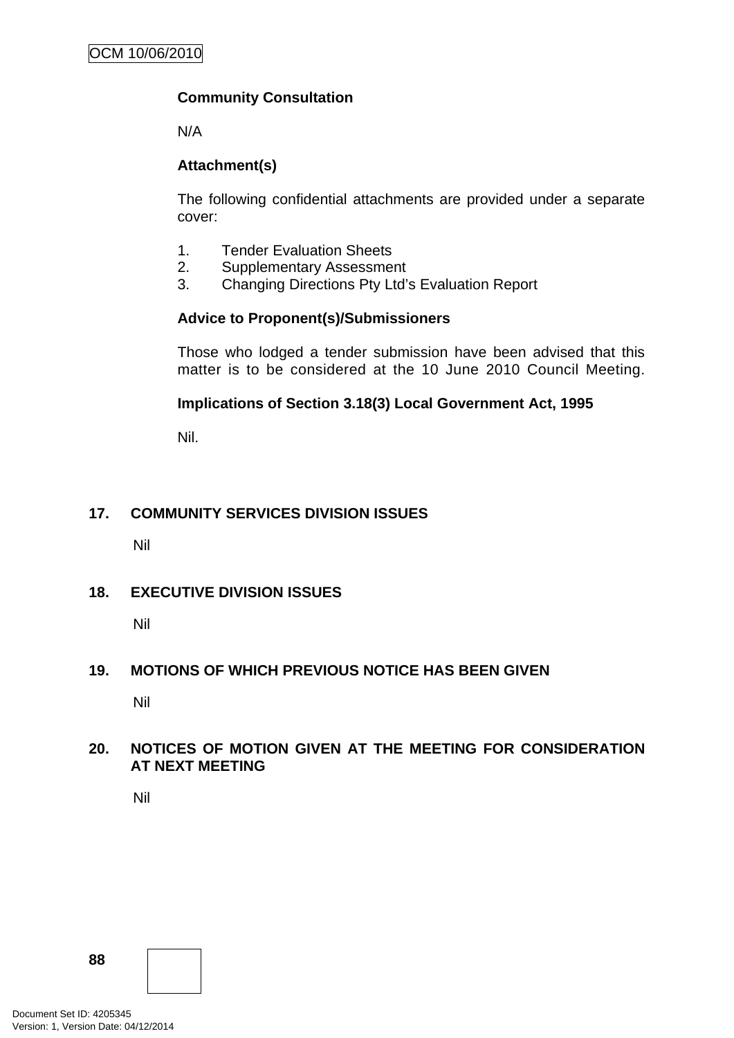**Community Consultation**

N/A

**Attachment(s)**

The following confidential attachments are provided under a separate cover:

1. Tender Evaluation Sheets
2. Supplementary Assessment
3. Changing Directions Pty Ltd's Evaluation Report

**Advice to Proponent(s)/Submissioners**

Those who lodged a tender submission have been advised that this matter is to be considered at the 10 June 2010 Council Meeting.

**Implications of Section 3.18(3) Local Government Act, 1995**

Nil.

## 17. COMMUNITY SERVICES DIVISION ISSUES

Nil

## 18. EXECUTIVE DIVISION ISSUES

Nil

## 19. MOTIONS OF WHICH PREVIOUS NOTICE HAS BEEN GIVEN

Nil

## 20. NOTICES OF MOTION GIVEN AT THE MEETING FOR CONSIDERATION AT NEXT MEETING

Nil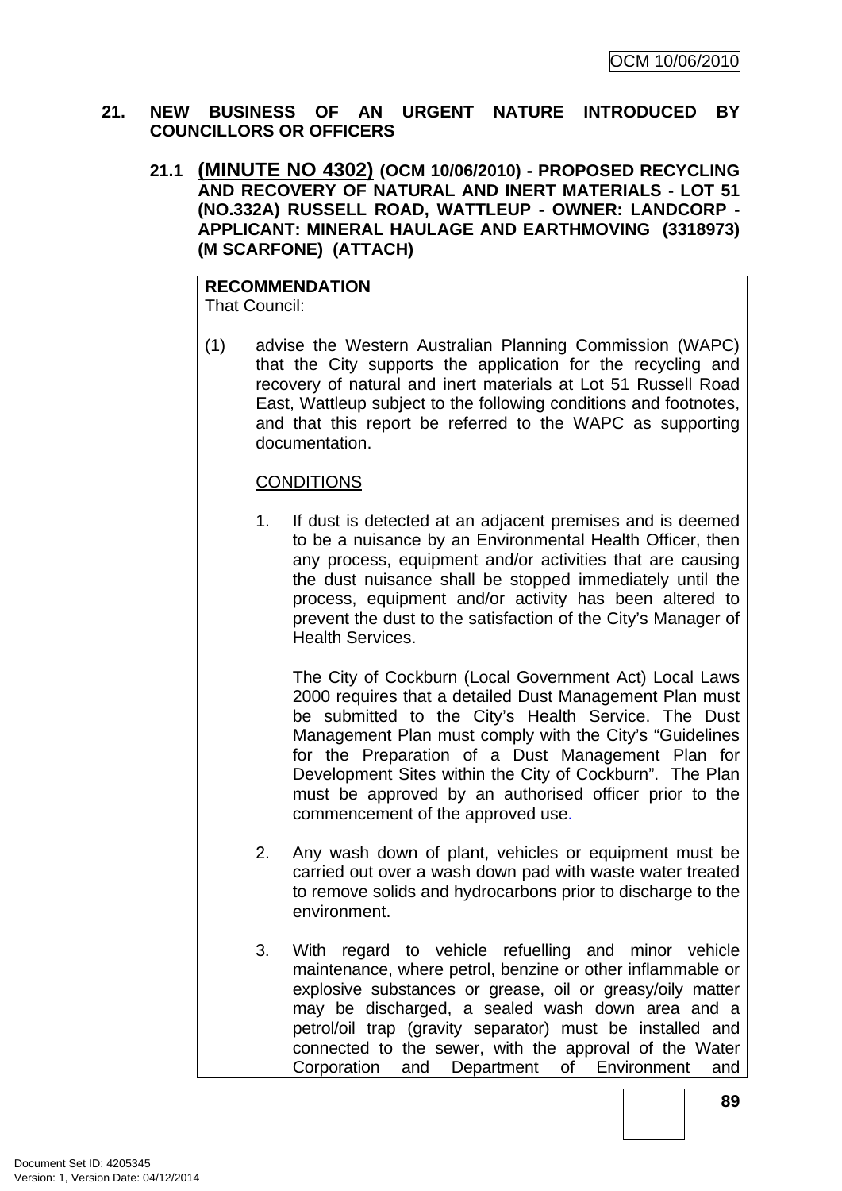## 21. NEW BUSINESS OF AN URGENT NATURE INTRODUCED BY COUNCILLORS OR OFFICERS

### 21.1 (MINUTE NO 4302) (OCM 10/06/2010) - PROPOSED RECYCLING AND RECOVERY OF NATURAL AND INERT MATERIALS - LOT 51 (NO.332A) RUSSELL ROAD, WATTLEUP - OWNER: LANDCORP - APPLICANT: MINERAL HAULAGE AND EARTHMOVING (3318973) (M SCARFONE) (ATTACH)

**RECOMMENDATION**
That Council:

(1) advise the Western Australian Planning Commission (WAPC) that the City supports the application for the recycling and recovery of natural and inert materials at Lot 51 Russell Road East, Wattleup subject to the following conditions and footnotes, and that this report be referred to the WAPC as supporting documentation.

CONDITIONS

1. If dust is detected at an adjacent premises and is deemed to be a nuisance by an Environmental Health Officer, then any process, equipment and/or activities that are causing the dust nuisance shall be stopped immediately until the process, equipment and/or activity has been altered to prevent the dust to the satisfaction of the City's Manager of Health Services.

   The City of Cockburn (Local Government Act) Local Laws 2000 requires that a detailed Dust Management Plan must be submitted to the City's Health Service. The Dust Management Plan must comply with the City's "Guidelines for the Preparation of a Dust Management Plan for Development Sites within the City of Cockburn". The Plan must be approved by an authorised officer prior to the commencement of the approved use.

2. Any wash down of plant, vehicles or equipment must be carried out over a wash down pad with waste water treated to remove solids and hydrocarbons prior to discharge to the environment.

3. With regard to vehicle refuelling and minor vehicle maintenance, where petrol, benzine or other inflammable or explosive substances or grease, oil or greasy/oily matter may be discharged, a sealed wash down area and a petrol/oil trap (gravity separator) must be installed and connected to the sewer, with the approval of the Water Corporation and Department of Environment and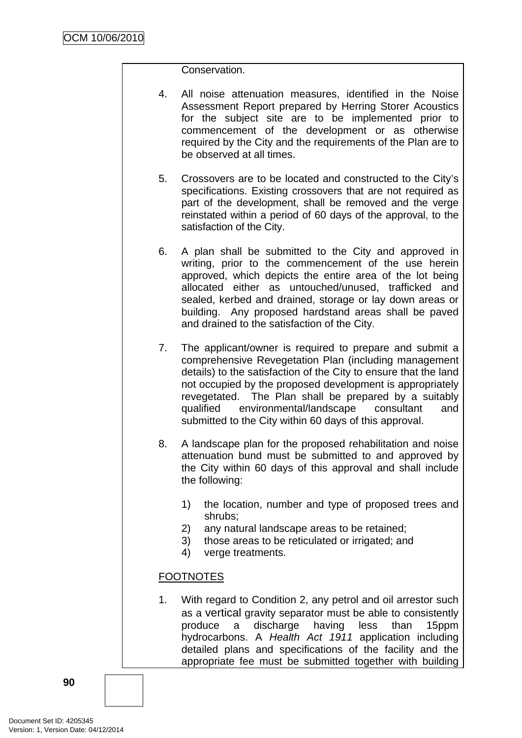Conservation.

4. All noise attenuation measures, identified in the Noise Assessment Report prepared by Herring Storer Acoustics for the subject site are to be implemented prior to commencement of the development or as otherwise required by the City and the requirements of the Plan are to be observed at all times.

5. Crossovers are to be located and constructed to the City's specifications. Existing crossovers that are not required as part of the development, shall be removed and the verge reinstated within a period of 60 days of the approval, to the satisfaction of the City.

6. A plan shall be submitted to the City and approved in writing, prior to the commencement of the use herein approved, which depicts the entire area of the lot being allocated either as untouched/unused, trafficked and sealed, kerbed and drained, storage or lay down areas or building. Any proposed hardstand areas shall be paved and drained to the satisfaction of the City.

7. The applicant/owner is required to prepare and submit a comprehensive Revegetation Plan (including management details) to the satisfaction of the City to ensure that the land not occupied by the proposed development is appropriately revegetated. The Plan shall be prepared by a suitably qualified environmental/landscape consultant and submitted to the City within 60 days of this approval.

8. A landscape plan for the proposed rehabilitation and noise attenuation bund must be submitted to and approved by the City within 60 days of this approval and shall include the following:

   1) the location, number and type of proposed trees and shrubs;
   2) any natural landscape areas to be retained;
   3) those areas to be reticulated or irrigated; and
   4) verge treatments.

FOOTNOTES

1. With regard to Condition 2, any petrol and oil arrestor such as a vertical gravity separator must be able to consistently produce a discharge having less than 15ppm hydrocarbons. A *Health Act 1911* application including detailed plans and specifications of the facility and the appropriate fee must be submitted together with building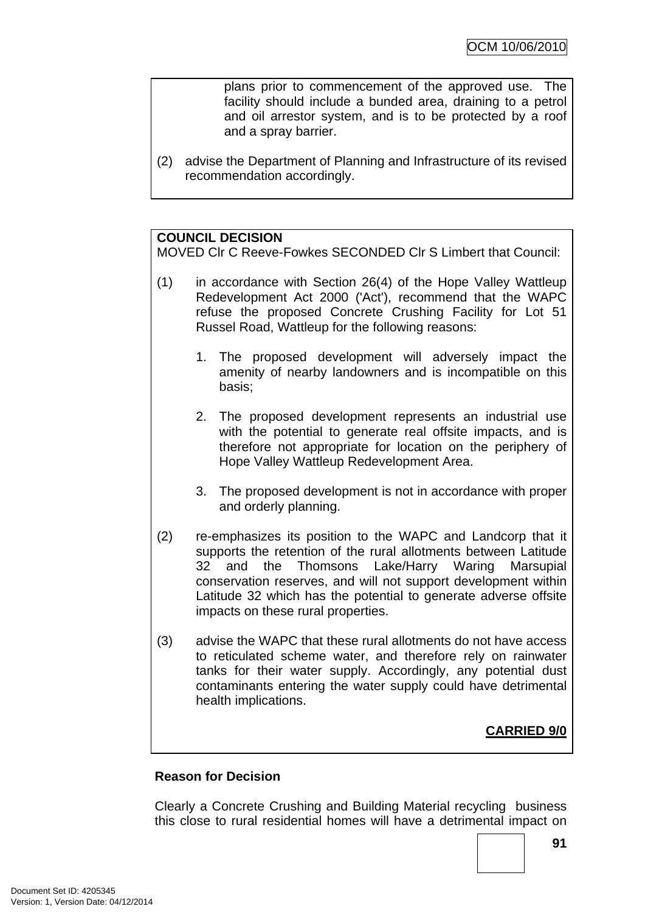plans prior to commencement of the approved use. The facility should include a bunded area, draining to a petrol and oil arrestor system, and is to be protected by a roof and a spray barrier.

(2) advise the Department of Planning and Infrastructure of its revised recommendation accordingly.

**COUNCIL DECISION**
MOVED Clr C Reeve-Fowkes SECONDED Clr S Limbert that Council:

(1) in accordance with Section 26(4) of the Hope Valley Wattleup Redevelopment Act 2000 ('Act'), recommend that the WAPC refuse the proposed Concrete Crushing Facility for Lot 51 Russel Road, Wattleup for the following reasons:

1. The proposed development will adversely impact the amenity of nearby landowners and is incompatible on this basis;

2. The proposed development represents an industrial use with the potential to generate real offsite impacts, and is therefore not appropriate for location on the periphery of Hope Valley Wattleup Redevelopment Area.

3. The proposed development is not in accordance with proper and orderly planning.

(2) re-emphasizes its position to the WAPC and Landcorp that it supports the retention of the rural allotments between Latitude 32 and the Thomsons Lake/Harry Waring Marsupial conservation reserves, and will not support development within Latitude 32 which has the potential to generate adverse offsite impacts on these rural properties.

(3) advise the WAPC that these rural allotments do not have access to reticulated scheme water, and therefore rely on rainwater tanks for their water supply. Accordingly, any potential dust contaminants entering the water supply could have detrimental health implications.

**CARRIED 9/0**

**Reason for Decision**

Clearly a Concrete Crushing and Building Material recycling business this close to rural residential homes will have a detrimental impact on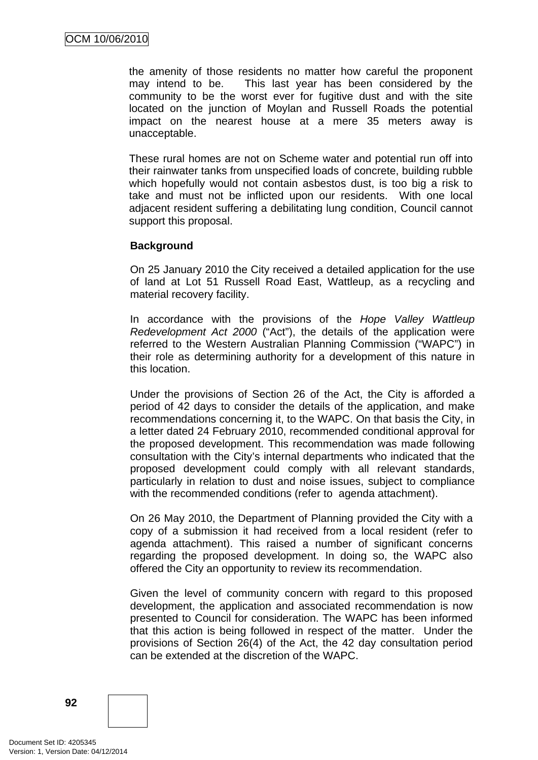the amenity of those residents no matter how careful the proponent may intend to be. This last year has been considered by the community to be the worst ever for fugitive dust and with the site located on the junction of Moylan and Russell Roads the potential impact on the nearest house at a mere 35 meters away is unacceptable.

These rural homes are not on Scheme water and potential run off into their rainwater tanks from unspecified loads of concrete, building rubble which hopefully would not contain asbestos dust, is too big a risk to take and must not be inflicted upon our residents. With one local adjacent resident suffering a debilitating lung condition, Council cannot support this proposal.

**Background**

On 25 January 2010 the City received a detailed application for the use of land at Lot 51 Russell Road East, Wattleup, as a recycling and material recovery facility.

In accordance with the provisions of the *Hope Valley Wattleup Redevelopment Act 2000* ("Act"), the details of the application were referred to the Western Australian Planning Commission ("WAPC") in their role as determining authority for a development of this nature in this location.

Under the provisions of Section 26 of the Act, the City is afforded a period of 42 days to consider the details of the application, and make recommendations concerning it, to the WAPC. On that basis the City, in a letter dated 24 February 2010, recommended conditional approval for the proposed development. This recommendation was made following consultation with the City's internal departments who indicated that the proposed development could comply with all relevant standards, particularly in relation to dust and noise issues, subject to compliance with the recommended conditions (refer to agenda attachment).

On 26 May 2010, the Department of Planning provided the City with a copy of a submission it had received from a local resident (refer to agenda attachment). This raised a number of significant concerns regarding the proposed development. In doing so, the WAPC also offered the City an opportunity to review its recommendation.

Given the level of community concern with regard to this proposed development, the application and associated recommendation is now presented to Council for consideration. The WAPC has been informed that this action is being followed in respect of the matter. Under the provisions of Section 26(4) of the Act, the 42 day consultation period can be extended at the discretion of the WAPC.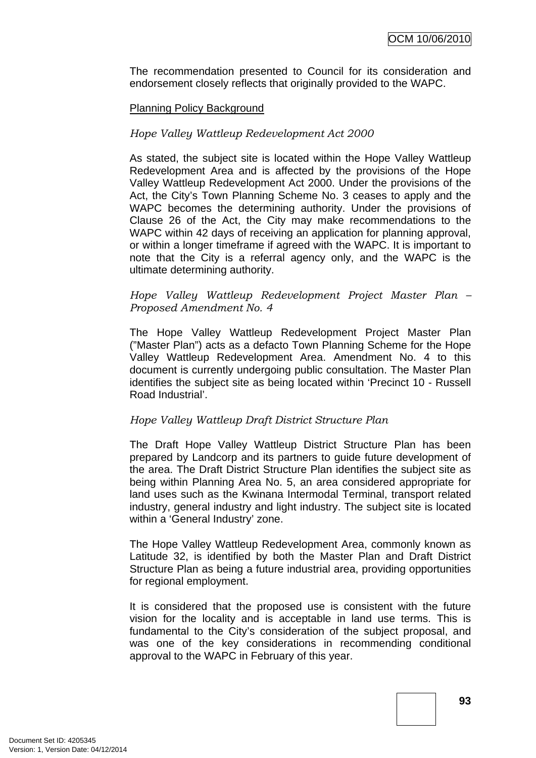The recommendation presented to Council for its consideration and endorsement closely reflects that originally provided to the WAPC.

Planning Policy Background

*Hope Valley Wattleup Redevelopment Act 2000*

As stated, the subject site is located within the Hope Valley Wattleup Redevelopment Area and is affected by the provisions of the Hope Valley Wattleup Redevelopment Act 2000. Under the provisions of the Act, the City's Town Planning Scheme No. 3 ceases to apply and the WAPC becomes the determining authority. Under the provisions of Clause 26 of the Act, the City may make recommendations to the WAPC within 42 days of receiving an application for planning approval, or within a longer timeframe if agreed with the WAPC. It is important to note that the City is a referral agency only, and the WAPC is the ultimate determining authority.

*Hope Valley Wattleup Redevelopment Project Master Plan – Proposed Amendment No. 4*

The Hope Valley Wattleup Redevelopment Project Master Plan ("Master Plan") acts as a defacto Town Planning Scheme for the Hope Valley Wattleup Redevelopment Area. Amendment No. 4 to this document is currently undergoing public consultation. The Master Plan identifies the subject site as being located within 'Precinct 10 - Russell Road Industrial'.

*Hope Valley Wattleup Draft District Structure Plan*

The Draft Hope Valley Wattleup District Structure Plan has been prepared by Landcorp and its partners to guide future development of the area. The Draft District Structure Plan identifies the subject site as being within Planning Area No. 5, an area considered appropriate for land uses such as the Kwinana Intermodal Terminal, transport related industry, general industry and light industry. The subject site is located within a 'General Industry' zone.

The Hope Valley Wattleup Redevelopment Area, commonly known as Latitude 32, is identified by both the Master Plan and Draft District Structure Plan as being a future industrial area, providing opportunities for regional employment.

It is considered that the proposed use is consistent with the future vision for the locality and is acceptable in land use terms. This is fundamental to the City's consideration of the subject proposal, and was one of the key considerations in recommending conditional approval to the WAPC in February of this year.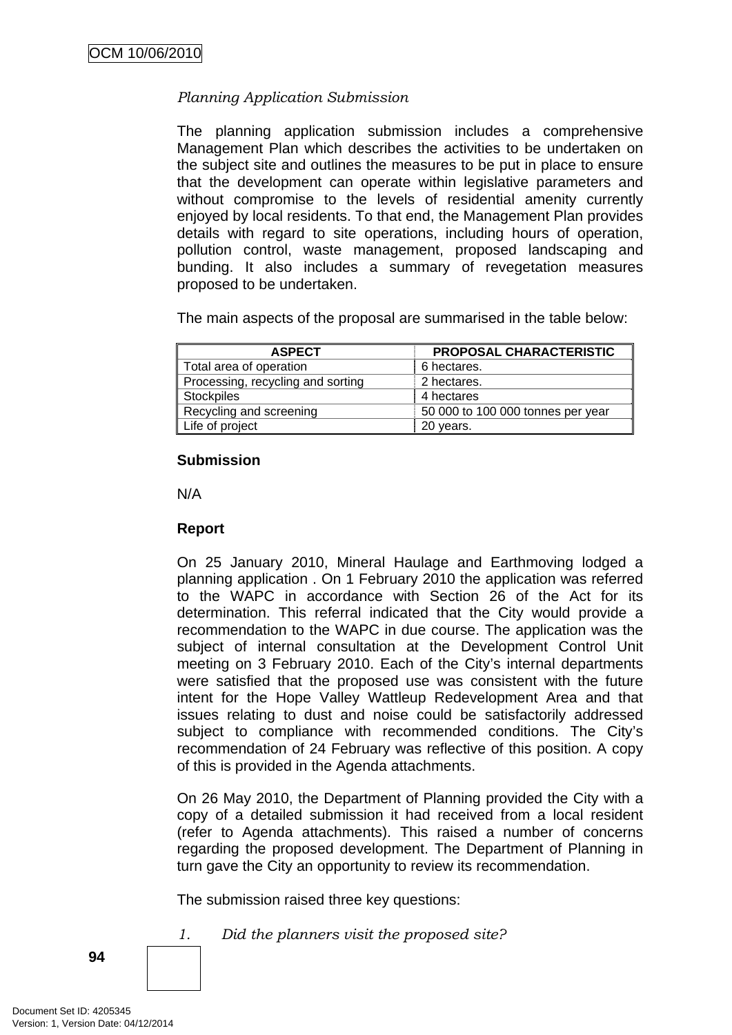*Planning Application Submission*

The planning application submission includes a comprehensive Management Plan which describes the activities to be undertaken on the subject site and outlines the measures to be put in place to ensure that the development can operate within legislative parameters and without compromise to the levels of residential amenity currently enjoyed by local residents. To that end, the Management Plan provides details with regard to site operations, including hours of operation, pollution control, waste management, proposed landscaping and bunding. It also includes a summary of revegetation measures proposed to be undertaken.

The main aspects of the proposal are summarised in the table below:

| ASPECT | PROPOSAL CHARACTERISTIC |
|---|---|
| Total area of operation | 6 hectares. |
| Processing, recycling and sorting | 2 hectares. |
| Stockpiles | 4 hectares |
| Recycling and screening | 50 000 to 100 000 tonnes per year |
| Life of project | 20 years. |

**Submission**

N/A

**Report**

On 25 January 2010, Mineral Haulage and Earthmoving lodged a planning application . On 1 February 2010 the application was referred to the WAPC in accordance with Section 26 of the Act for its determination. This referral indicated that the City would provide a recommendation to the WAPC in due course. The application was the subject of internal consultation at the Development Control Unit meeting on 3 February 2010. Each of the City's internal departments were satisfied that the proposed use was consistent with the future intent for the Hope Valley Wattleup Redevelopment Area and that issues relating to dust and noise could be satisfactorily addressed subject to compliance with recommended conditions. The City's recommendation of 24 February was reflective of this position. A copy of this is provided in the Agenda attachments.

On 26 May 2010, the Department of Planning provided the City with a copy of a detailed submission it had received from a local resident (refer to Agenda attachments). This raised a number of concerns regarding the proposed development. The Department of Planning in turn gave the City an opportunity to review its recommendation.

The submission raised three key questions:

1. *Did the planners visit the proposed site?*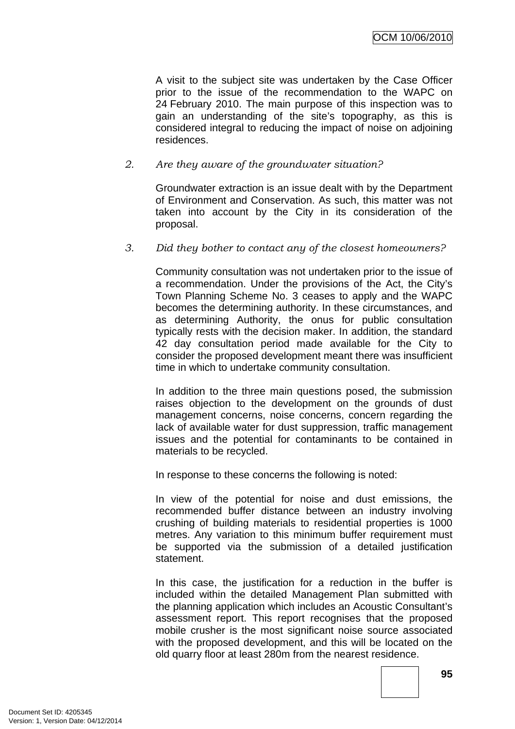A visit to the subject site was undertaken by the Case Officer prior to the issue of the recommendation to the WAPC on 24 February 2010. The main purpose of this inspection was to gain an understanding of the site's topography, as this is considered integral to reducing the impact of noise on adjoining residences.

2. *Are they aware of the groundwater situation?*

Groundwater extraction is an issue dealt with by the Department of Environment and Conservation. As such, this matter was not taken into account by the City in its consideration of the proposal.

3. *Did they bother to contact any of the closest homeowners?*

Community consultation was not undertaken prior to the issue of a recommendation. Under the provisions of the Act, the City's Town Planning Scheme No. 3 ceases to apply and the WAPC becomes the determining authority. In these circumstances, and as determining Authority, the onus for public consultation typically rests with the decision maker. In addition, the standard 42 day consultation period made available for the City to consider the proposed development meant there was insufficient time in which to undertake community consultation.

In addition to the three main questions posed, the submission raises objection to the development on the grounds of dust management concerns, noise concerns, concern regarding the lack of available water for dust suppression, traffic management issues and the potential for contaminants to be contained in materials to be recycled.

In response to these concerns the following is noted:

In view of the potential for noise and dust emissions, the recommended buffer distance between an industry involving crushing of building materials to residential properties is 1000 metres. Any variation to this minimum buffer requirement must be supported via the submission of a detailed justification statement.

In this case, the justification for a reduction in the buffer is included within the detailed Management Plan submitted with the planning application which includes an Acoustic Consultant's assessment report. This report recognises that the proposed mobile crusher is the most significant noise source associated with the proposed development, and this will be located on the old quarry floor at least 280m from the nearest residence.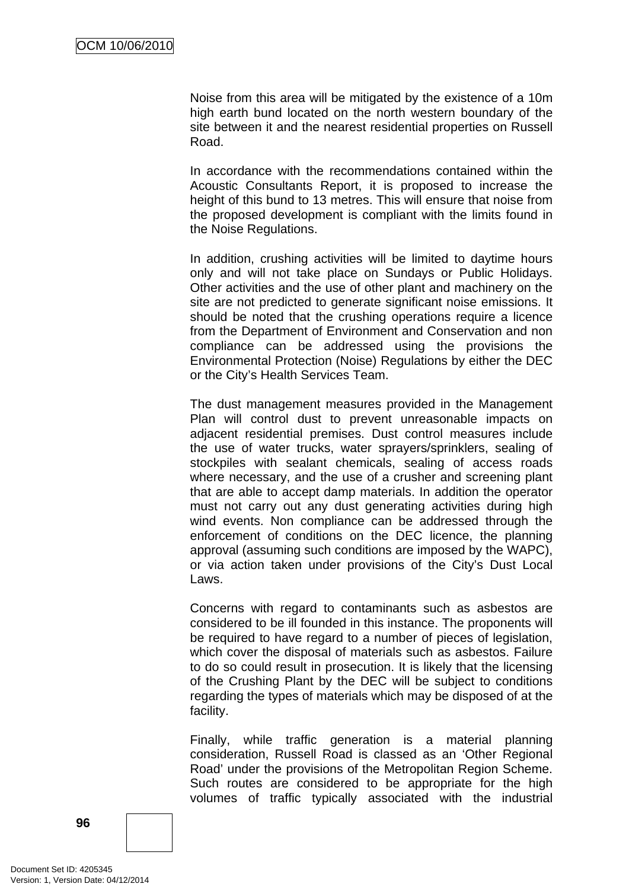Noise from this area will be mitigated by the existence of a 10m high earth bund located on the north western boundary of the site between it and the nearest residential properties on Russell Road.

In accordance with the recommendations contained within the Acoustic Consultants Report, it is proposed to increase the height of this bund to 13 metres. This will ensure that noise from the proposed development is compliant with the limits found in the Noise Regulations.

In addition, crushing activities will be limited to daytime hours only and will not take place on Sundays or Public Holidays. Other activities and the use of other plant and machinery on the site are not predicted to generate significant noise emissions. It should be noted that the crushing operations require a licence from the Department of Environment and Conservation and non compliance can be addressed using the provisions the Environmental Protection (Noise) Regulations by either the DEC or the City's Health Services Team.

The dust management measures provided in the Management Plan will control dust to prevent unreasonable impacts on adjacent residential premises. Dust control measures include the use of water trucks, water sprayers/sprinklers, sealing of stockpiles with sealant chemicals, sealing of access roads where necessary, and the use of a crusher and screening plant that are able to accept damp materials. In addition the operator must not carry out any dust generating activities during high wind events. Non compliance can be addressed through the enforcement of conditions on the DEC licence, the planning approval (assuming such conditions are imposed by the WAPC), or via action taken under provisions of the City's Dust Local Laws.

Concerns with regard to contaminants such as asbestos are considered to be ill founded in this instance. The proponents will be required to have regard to a number of pieces of legislation, which cover the disposal of materials such as asbestos. Failure to do so could result in prosecution. It is likely that the licensing of the Crushing Plant by the DEC will be subject to conditions regarding the types of materials which may be disposed of at the facility.

Finally, while traffic generation is a material planning consideration, Russell Road is classed as an 'Other Regional Road' under the provisions of the Metropolitan Region Scheme. Such routes are considered to be appropriate for the high volumes of traffic typically associated with the industrial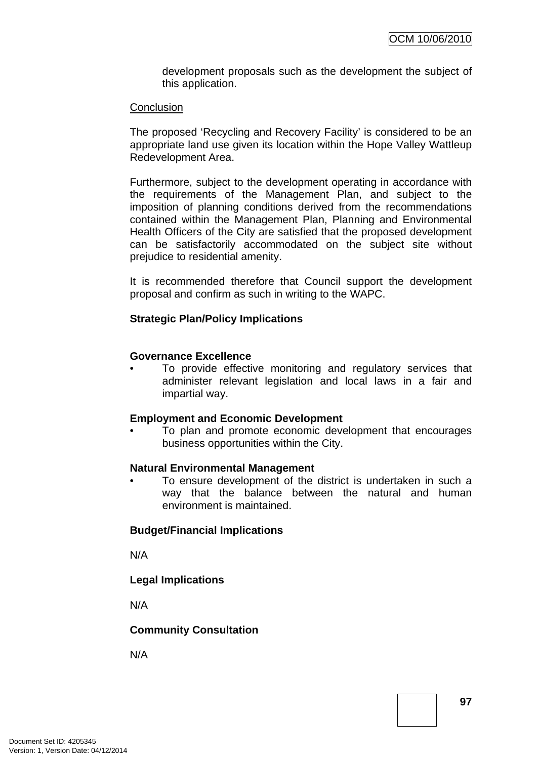development proposals such as the development the subject of this application.

Conclusion

The proposed 'Recycling and Recovery Facility' is considered to be an appropriate land use given its location within the Hope Valley Wattleup Redevelopment Area.

Furthermore, subject to the development operating in accordance with the requirements of the Management Plan, and subject to the imposition of planning conditions derived from the recommendations contained within the Management Plan, Planning and Environmental Health Officers of the City are satisfied that the proposed development can be satisfactorily accommodated on the subject site without prejudice to residential amenity.

It is recommended therefore that Council support the development proposal and confirm as such in writing to the WAPC.

**Strategic Plan/Policy Implications**

**Governance Excellence**

- To provide effective monitoring and regulatory services that administer relevant legislation and local laws in a fair and impartial way.

**Employment and Economic Development**

- To plan and promote economic development that encourages business opportunities within the City.

**Natural Environmental Management**

- To ensure development of the district is undertaken in such a way that the balance between the natural and human environment is maintained.

**Budget/Financial Implications**

N/A

**Legal Implications**

N/A

**Community Consultation**

N/A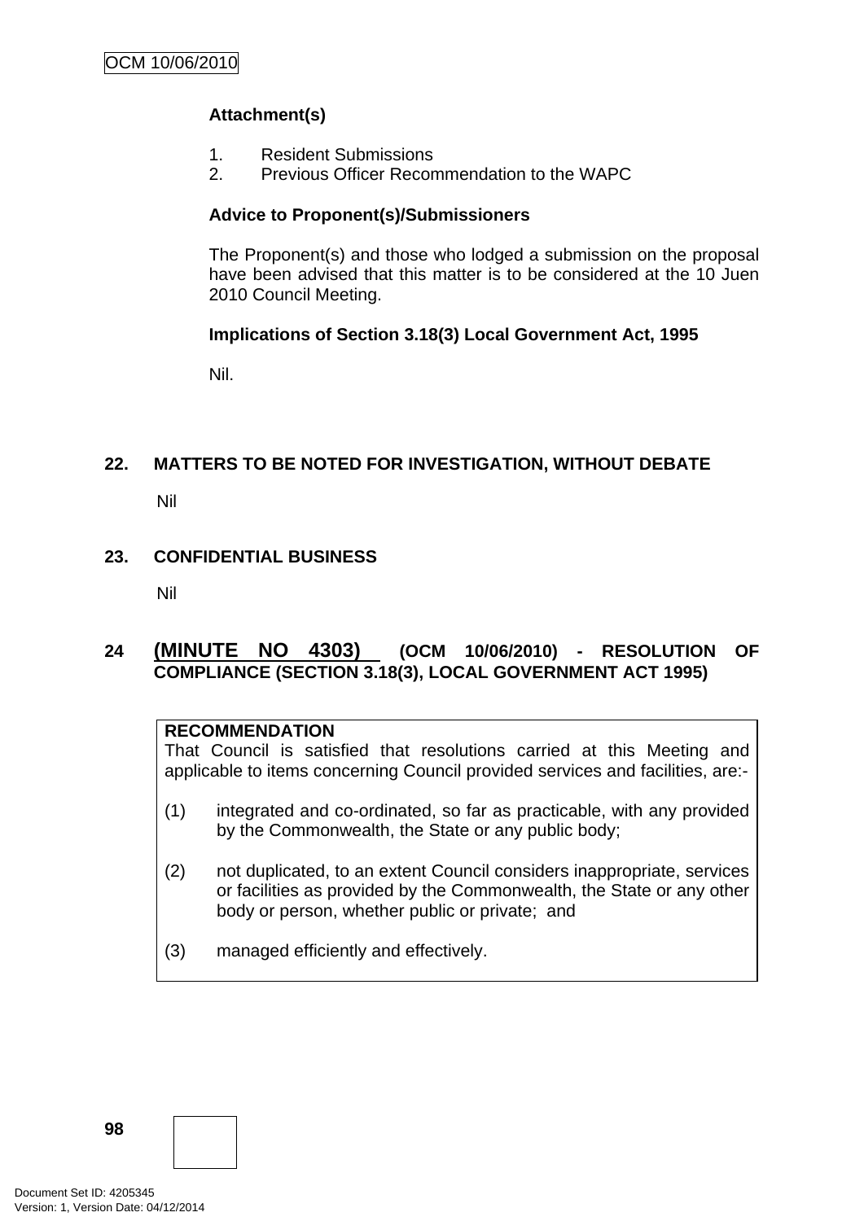**Attachment(s)**

1. Resident Submissions
2. Previous Officer Recommendation to the WAPC

**Advice to Proponent(s)/Submissioners**

The Proponent(s) and those who lodged a submission on the proposal have been advised that this matter is to be considered at the 10 Juen 2010 Council Meeting.

**Implications of Section 3.18(3) Local Government Act, 1995**

Nil.

## 22. MATTERS TO BE NOTED FOR INVESTIGATION, WITHOUT DEBATE

Nil

## 23. CONFIDENTIAL BUSINESS

Nil

## 24 (MINUTE NO 4303) (OCM 10/06/2010) - RESOLUTION OF COMPLIANCE (SECTION 3.18(3), LOCAL GOVERNMENT ACT 1995)

**RECOMMENDATION**

That Council is satisfied that resolutions carried at this Meeting and applicable to items concerning Council provided services and facilities, are:-

(1) integrated and co-ordinated, so far as practicable, with any provided by the Commonwealth, the State or any public body;

(2) not duplicated, to an extent Council considers inappropriate, services or facilities as provided by the Commonwealth, the State or any other body or person, whether public or private; and

(3) managed efficiently and effectively.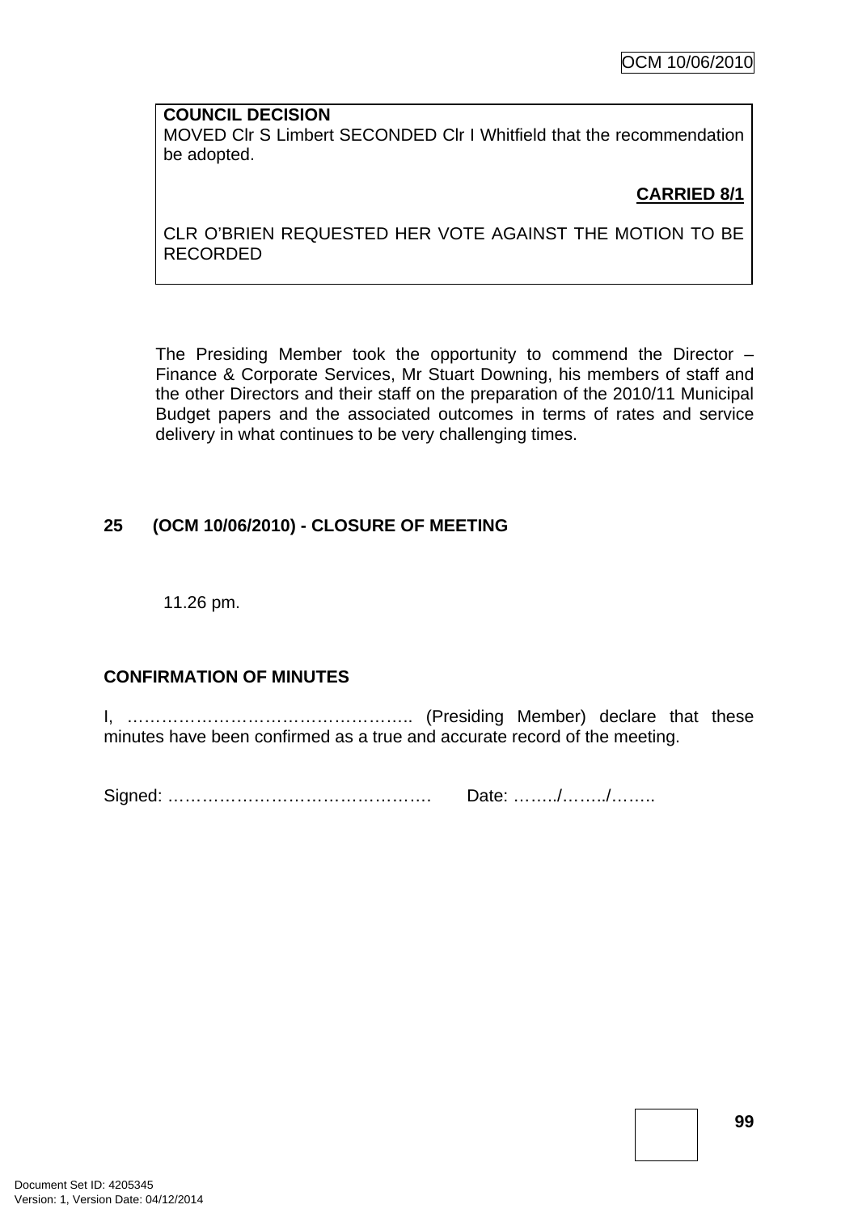**COUNCIL DECISION**
MOVED Clr S Limbert SECONDED Clr I Whitfield that the recommendation be adopted.

**CARRIED 8/1**

CLR O'BRIEN REQUESTED HER VOTE AGAINST THE MOTION TO BE RECORDED

The Presiding Member took the opportunity to commend the Director – Finance & Corporate Services, Mr Stuart Downing, his members of staff and the other Directors and their staff on the preparation of the 2010/11 Municipal Budget papers and the associated outcomes in terms of rates and service delivery in what continues to be very challenging times.

## 25 (OCM 10/06/2010) - CLOSURE OF MEETING

11.26 pm.

## CONFIRMATION OF MINUTES

I, ………………………………………….. (Presiding Member) declare that these minutes have been confirmed as a true and accurate record of the meeting.

Signed: ……………………………………… Date: ……../……../……..

Document Set ID: 4205345
Version: 1, Version Date: 04/12/2014